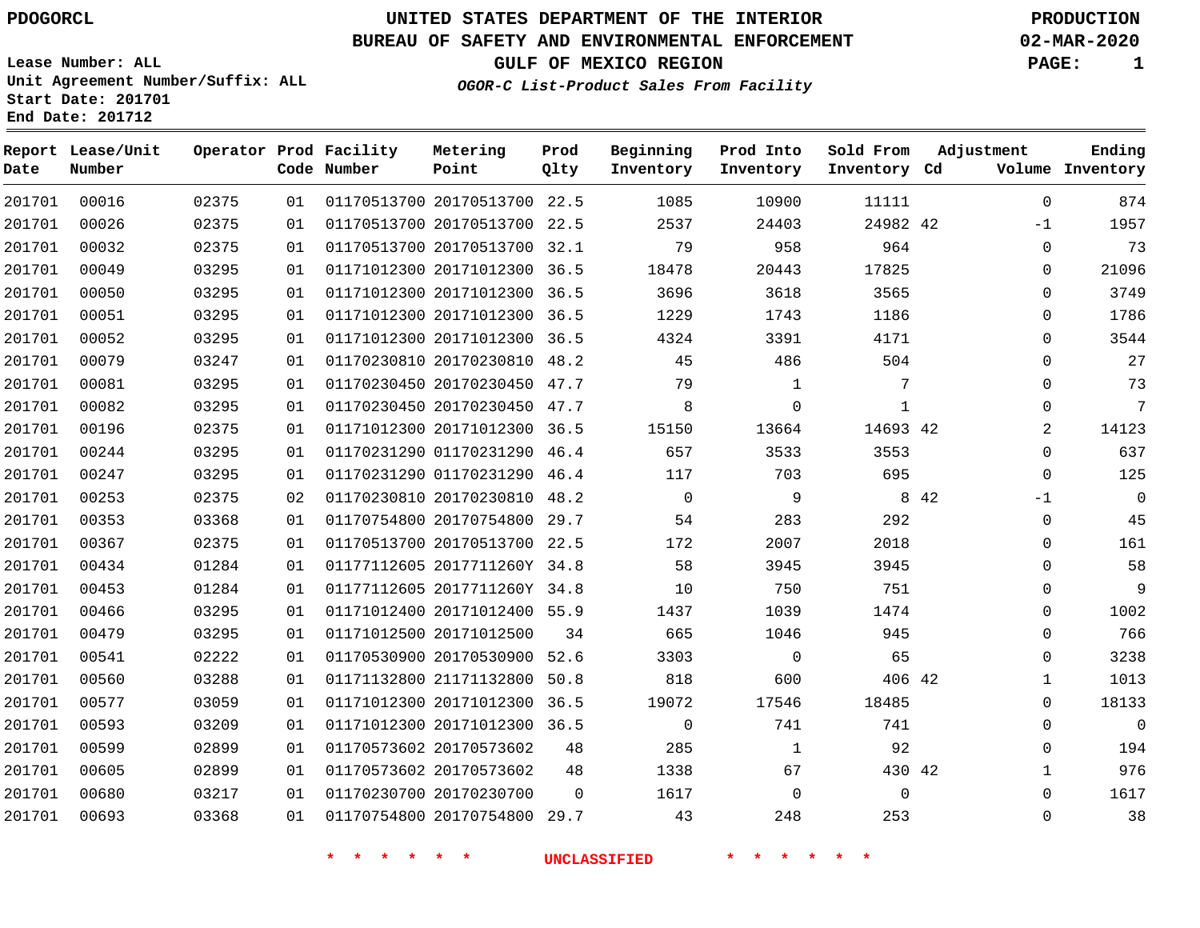PDOGORCL

# UNITED STATES DEPARTMENT OF THE INTERIOR
## BUREAU OF SAFETY AND ENVIRONMENTAL ENFORCEMENT
### GULF OF MEXICO REGION
*OGOR-C List-Product Sales From Facility*

PRODUCTION
02-MAR-2020

Lease Number: ALL
Unit Agreement Number/Suffix: ALL
Start Date: 201701
End Date: 201712

| Report Date | Lease/Unit Number | Operator | Prod Code | Facility Number | Metering Point | Prod Qlty | Beginning Inventory | Prod Into Inventory | Sold From Inventory | Adjustment Cd | Volume | Ending Inventory |
|---|---|---|---|---|---|---|---|---|---|---|---|---|
| 201701 | 00016 | 02375 | 01 | 01170513700 | 20170513700 | 22.5 | 1085 | 10900 | 11111 | | 0 | 874 |
| 201701 | 00026 | 02375 | 01 | 01170513700 | 20170513700 | 22.5 | 2537 | 24403 | 24982 | 42 | -1 | 1957 |
| 201701 | 00032 | 02375 | 01 | 01170513700 | 20170513700 | 32.1 | 79 | 958 | 964 | | 0 | 73 |
| 201701 | 00049 | 03295 | 01 | 01171012300 | 20171012300 | 36.5 | 18478 | 20443 | 17825 | | 0 | 21096 |
| 201701 | 00050 | 03295 | 01 | 01171012300 | 20171012300 | 36.5 | 3696 | 3618 | 3565 | | 0 | 3749 |
| 201701 | 00051 | 03295 | 01 | 01171012300 | 20171012300 | 36.5 | 1229 | 1743 | 1186 | | 0 | 1786 |
| 201701 | 00052 | 03295 | 01 | 01171012300 | 20171012300 | 36.5 | 4324 | 3391 | 4171 | | 0 | 3544 |
| 201701 | 00079 | 03247 | 01 | 01170230810 | 20170230810 | 48.2 | 45 | 486 | 504 | | 0 | 27 |
| 201701 | 00081 | 03295 | 01 | 01170230450 | 20170230450 | 47.7 | 79 | 1 | 7 | | 0 | 73 |
| 201701 | 00082 | 03295 | 01 | 01170230450 | 20170230450 | 47.7 | 8 | 0 | 1 | | 0 | 7 |
| 201701 | 00196 | 02375 | 01 | 01171012300 | 20171012300 | 36.5 | 15150 | 13664 | 14693 | 42 | 2 | 14123 |
| 201701 | 00244 | 03295 | 01 | 01170231290 | 01170231290 | 46.4 | 657 | 3533 | 3553 | | 0 | 637 |
| 201701 | 00247 | 03295 | 01 | 01170231290 | 01170231290 | 46.4 | 117 | 703 | 695 | | 0 | 125 |
| 201701 | 00253 | 02375 | 02 | 01170230810 | 20170230810 | 48.2 | 0 | 9 | 8 | 42 | -1 | 0 |
| 201701 | 00353 | 03368 | 01 | 01170754800 | 20170754800 | 29.7 | 54 | 283 | 292 | | 0 | 45 |
| 201701 | 00367 | 02375 | 01 | 01170513700 | 20170513700 | 22.5 | 172 | 2007 | 2018 | | 0 | 161 |
| 201701 | 00434 | 01284 | 01 | 01177112605 | 2017711260Y | 34.8 | 58 | 3945 | 3945 | | 0 | 58 |
| 201701 | 00453 | 01284 | 01 | 01177112605 | 2017711260Y | 34.8 | 10 | 750 | 751 | | 0 | 9 |
| 201701 | 00466 | 03295 | 01 | 01171012400 | 20171012400 | 55.9 | 1437 | 1039 | 1474 | | 0 | 1002 |
| 201701 | 00479 | 03295 | 01 | 01171012500 | 20171012500 | 34 | 665 | 1046 | 945 | | 0 | 766 |
| 201701 | 00541 | 02222 | 01 | 01170530900 | 20170530900 | 52.6 | 3303 | 0 | 65 | | 0 | 3238 |
| 201701 | 00560 | 03288 | 01 | 01171132800 | 21171132800 | 50.8 | 818 | 600 | 406 | 42 | 1 | 1013 |
| 201701 | 00577 | 03059 | 01 | 01171012300 | 20171012300 | 36.5 | 19072 | 17546 | 18485 | | 0 | 18133 |
| 201701 | 00593 | 03209 | 01 | 01171012300 | 20171012300 | 36.5 | 0 | 741 | 741 | | 0 | 0 |
| 201701 | 00599 | 02899 | 01 | 01170573602 | 20170573602 | 48 | 285 | 1 | 92 | | 0 | 194 |
| 201701 | 00605 | 02899 | 01 | 01170573602 | 20170573602 | 48 | 1338 | 67 | 430 | 42 | 1 | 976 |
| 201701 | 00680 | 03217 | 01 | 01170230700 | 20170230700 | 0 | 1617 | 0 | 0 | | 0 | 1617 |
| 201701 | 00693 | 03368 | 01 | 01170754800 | 20170754800 | 29.7 | 43 | 248 | 253 | | 0 | 38 |

* * * * * * UNCLASSIFIED * * * * * *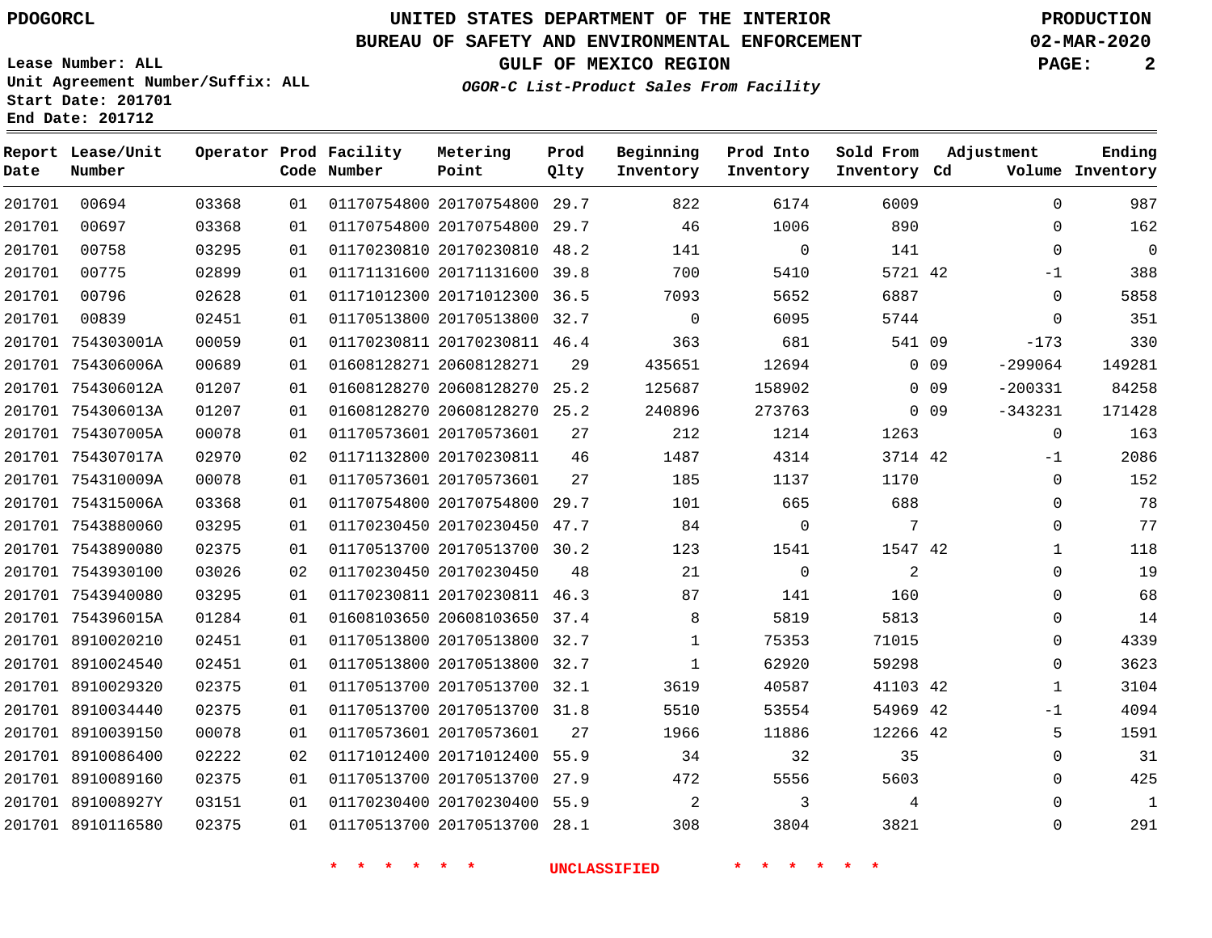PDOGORCL

# UNITED STATES DEPARTMENT OF THE INTERIOR
## BUREAU OF SAFETY AND ENVIRONMENTAL ENFORCEMENT
### GULF OF MEXICO REGION

*OGOR-C List-Product Sales From Facility*

PRODUCTION
02-MAR-2020

Lease Number: ALL
Unit Agreement Number/Suffix: ALL
Start Date: 201701
End Date: 201712

| Report Date | Lease/Unit Number | Operator | Prod Code | Facility Number | Metering Point | Prod Qlty | Beginning Inventory | Prod Into Inventory | Sold From Inventory | Adjustment Cd | Adjustment Volume | Ending Inventory |
|---|---|---|---|---|---|---|---|---|---|---|---|---|
| 201701 | 00694 | 03368 | 01 | 01170754800 | 20170754800 | 29.7 | 822 | 6174 | 6009 | | 0 | 987 |
| 201701 | 00697 | 03368 | 01 | 01170754800 | 20170754800 | 29.7 | 46 | 1006 | 890 | | 0 | 162 |
| 201701 | 00758 | 03295 | 01 | 01170230810 | 20170230810 | 48.2 | 141 | 0 | 141 | | 0 | 0 |
| 201701 | 00775 | 02899 | 01 | 01171131600 | 20171131600 | 39.8 | 700 | 5410 | 5721 | 42 | -1 | 388 |
| 201701 | 00796 | 02628 | 01 | 01171012300 | 20171012300 | 36.5 | 7093 | 5652 | 6887 | | 0 | 5858 |
| 201701 | 00839 | 02451 | 01 | 01170513800 | 20170513800 | 32.7 | 0 | 6095 | 5744 | | 0 | 351 |
| 201701 | 754303001A | 00059 | 01 | 01170230811 | 20170230811 | 46.4 | 363 | 681 | 541 | 09 | -173 | 330 |
| 201701 | 754306006A | 00689 | 01 | 01608128271 | 20608128271 | 29 | 435651 | 12694 | 0 | 09 | -299064 | 149281 |
| 201701 | 754306012A | 01207 | 01 | 01608128270 | 20608128270 | 25.2 | 125687 | 158902 | 0 | 09 | -200331 | 84258 |
| 201701 | 754306013A | 01207 | 01 | 01608128270 | 20608128270 | 25.2 | 240896 | 273763 | 0 | 09 | -343231 | 171428 |
| 201701 | 754307005A | 00078 | 01 | 01170573601 | 20170573601 | 27 | 212 | 1214 | 1263 | | 0 | 163 |
| 201701 | 754307017A | 02970 | 02 | 01171132800 | 20170230811 | 46 | 1487 | 4314 | 3714 | 42 | -1 | 2086 |
| 201701 | 754310009A | 00078 | 01 | 01170573601 | 20170573601 | 27 | 185 | 1137 | 1170 | | 0 | 152 |
| 201701 | 754315006A | 03368 | 01 | 01170754800 | 20170754800 | 29.7 | 101 | 665 | 688 | | 0 | 78 |
| 201701 | 7543880060 | 03295 | 01 | 01170230450 | 20170230450 | 47.7 | 84 | 0 | 7 | | 0 | 77 |
| 201701 | 7543890080 | 02375 | 01 | 01170513700 | 20170513700 | 30.2 | 123 | 1541 | 1547 | 42 | 1 | 118 |
| 201701 | 7543930100 | 03026 | 02 | 01170230450 | 20170230450 | 48 | 21 | 0 | 2 | | 0 | 19 |
| 201701 | 7543940080 | 03295 | 01 | 01170230811 | 20170230811 | 46.3 | 87 | 141 | 160 | | 0 | 68 |
| 201701 | 754396015A | 01284 | 01 | 01608103650 | 20608103650 | 37.4 | 8 | 5819 | 5813 | | 0 | 14 |
| 201701 | 8910020210 | 02451 | 01 | 01170513800 | 20170513800 | 32.7 | 1 | 75353 | 71015 | | 0 | 4339 |
| 201701 | 8910024540 | 02451 | 01 | 01170513800 | 20170513800 | 32.7 | 1 | 62920 | 59298 | | 0 | 3623 |
| 201701 | 8910029320 | 02375 | 01 | 01170513700 | 20170513700 | 32.1 | 3619 | 40587 | 41103 | 42 | 1 | 3104 |
| 201701 | 8910034440 | 02375 | 01 | 01170513700 | 20170513700 | 31.8 | 5510 | 53554 | 54969 | 42 | -1 | 4094 |
| 201701 | 8910039150 | 00078 | 01 | 01170573601 | 20170573601 | 27 | 1966 | 11886 | 12266 | 42 | 5 | 1591 |
| 201701 | 8910086400 | 02222 | 02 | 01171012400 | 20171012400 | 55.9 | 34 | 32 | 35 | | 0 | 31 |
| 201701 | 8910089160 | 02375 | 01 | 01170513700 | 20170513700 | 27.9 | 472 | 5556 | 5603 | | 0 | 425 |
| 201701 | 891008927Y | 03151 | 01 | 01170230400 | 20170230400 | 55.9 | 2 | 3 | 4 | | 0 | 1 |
| 201701 | 8910116580 | 02375 | 01 | 01170513700 | 20170513700 | 28.1 | 308 | 3804 | 3821 | | 0 | 291 |

* * * * * * UNCLASSIFIED * * * * * *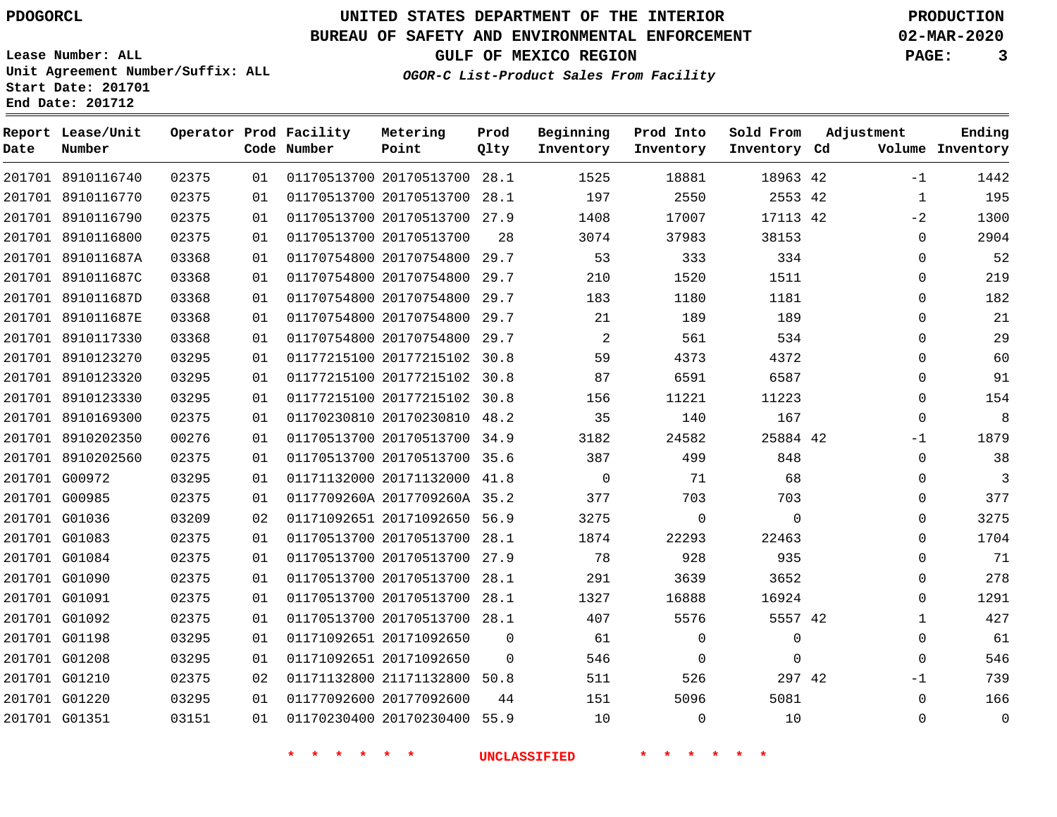PDOGORCL

Lease Number: ALL
Unit Agreement Number/Suffix: ALL
Start Date: 201701
End Date: 201712

# UNITED STATES DEPARTMENT OF THE INTERIOR
## BUREAU OF SAFETY AND ENVIRONMENTAL ENFORCEMENT
### GULF OF MEXICO REGION
*OGOR-C List-Product Sales From Facility*

PRODUCTION
02-MAR-2020

| Report Date | Lease/Unit Number | Operator | Prod Code | Facility Number | Metering Point | Prod Qlty | Beginning Inventory | Prod Into Inventory | Sold From Inventory | Adjustment Cd | Adjustment Volume | Ending Inventory |
|---|---|---|---|---|---|---|---|---|---|---|---|---|
| 201701 | 8910116740 | 02375 | 01 | 01170513700 | 20170513700 | 28.1 | 1525 | 18881 | 18963 | 42 | -1 | 1442 |
| 201701 | 8910116770 | 02375 | 01 | 01170513700 | 20170513700 | 28.1 | 197 | 2550 | 2553 | 42 | 1 | 195 |
| 201701 | 8910116790 | 02375 | 01 | 01170513700 | 20170513700 | 27.9 | 1408 | 17007 | 17113 | 42 | -2 | 1300 |
| 201701 | 8910116800 | 02375 | 01 | 01170513700 | 20170513700 | 28 | 3074 | 37983 | 38153 | | 0 | 2904 |
| 201701 | 891011687A | 03368 | 01 | 01170754800 | 20170754800 | 29.7 | 53 | 333 | 334 | | 0 | 52 |
| 201701 | 891011687C | 03368 | 01 | 01170754800 | 20170754800 | 29.7 | 210 | 1520 | 1511 | | 0 | 219 |
| 201701 | 891011687D | 03368 | 01 | 01170754800 | 20170754800 | 29.7 | 183 | 1180 | 1181 | | 0 | 182 |
| 201701 | 891011687E | 03368 | 01 | 01170754800 | 20170754800 | 29.7 | 21 | 189 | 189 | | 0 | 21 |
| 201701 | 8910117330 | 03368 | 01 | 01170754800 | 20170754800 | 29.7 | 2 | 561 | 534 | | 0 | 29 |
| 201701 | 8910123270 | 03295 | 01 | 01177215100 | 20177215102 | 30.8 | 59 | 4373 | 4372 | | 0 | 60 |
| 201701 | 8910123320 | 03295 | 01 | 01177215100 | 20177215102 | 30.8 | 87 | 6591 | 6587 | | 0 | 91 |
| 201701 | 8910123330 | 03295 | 01 | 01177215100 | 20177215102 | 30.8 | 156 | 11221 | 11223 | | 0 | 154 |
| 201701 | 8910169300 | 02375 | 01 | 01170230810 | 20170230810 | 48.2 | 35 | 140 | 167 | | 0 | 8 |
| 201701 | 8910202350 | 00276 | 01 | 01170513700 | 20170513700 | 34.9 | 3182 | 24582 | 25884 | 42 | -1 | 1879 |
| 201701 | 8910202560 | 02375 | 01 | 01170513700 | 20170513700 | 35.6 | 387 | 499 | 848 | | 0 | 38 |
| 201701 | G00972 | 03295 | 01 | 01171132000 | 20171132000 | 41.8 | 0 | 71 | 68 | | 0 | 3 |
| 201701 | G00985 | 02375 | 01 | 0117709260A | 2017709260A | 35.2 | 377 | 703 | 703 | | 0 | 377 |
| 201701 | G01036 | 03209 | 02 | 01171092651 | 20171092650 | 56.9 | 3275 | 0 | 0 | | 0 | 3275 |
| 201701 | G01083 | 02375 | 01 | 01170513700 | 20170513700 | 28.1 | 1874 | 22293 | 22463 | | 0 | 1704 |
| 201701 | G01084 | 02375 | 01 | 01170513700 | 20170513700 | 27.9 | 78 | 928 | 935 | | 0 | 71 |
| 201701 | G01090 | 02375 | 01 | 01170513700 | 20170513700 | 28.1 | 291 | 3639 | 3652 | | 0 | 278 |
| 201701 | G01091 | 02375 | 01 | 01170513700 | 20170513700 | 28.1 | 1327 | 16888 | 16924 | | 0 | 1291 |
| 201701 | G01092 | 02375 | 01 | 01170513700 | 20170513700 | 28.1 | 407 | 5576 | 5557 | 42 | 1 | 427 |
| 201701 | G01198 | 03295 | 01 | 01171092651 | 20171092650 | 0 | 61 | 0 | 0 | | 0 | 61 |
| 201701 | G01208 | 03295 | 01 | 01171092651 | 20171092650 | 0 | 546 | 0 | 0 | | 0 | 546 |
| 201701 | G01210 | 02375 | 02 | 01171132800 | 21171132800 | 50.8 | 511 | 526 | 297 | 42 | -1 | 739 |
| 201701 | G01220 | 03295 | 01 | 01177092600 | 20177092600 | 44 | 151 | 5096 | 5081 | | 0 | 166 |
| 201701 | G01351 | 03151 | 01 | 01170230400 | 20170230400 | 55.9 | 10 | 0 | 10 | | 0 | 0 |

\* \* \* \* \* \* UNCLASSIFIED \* \* \* \* \* \*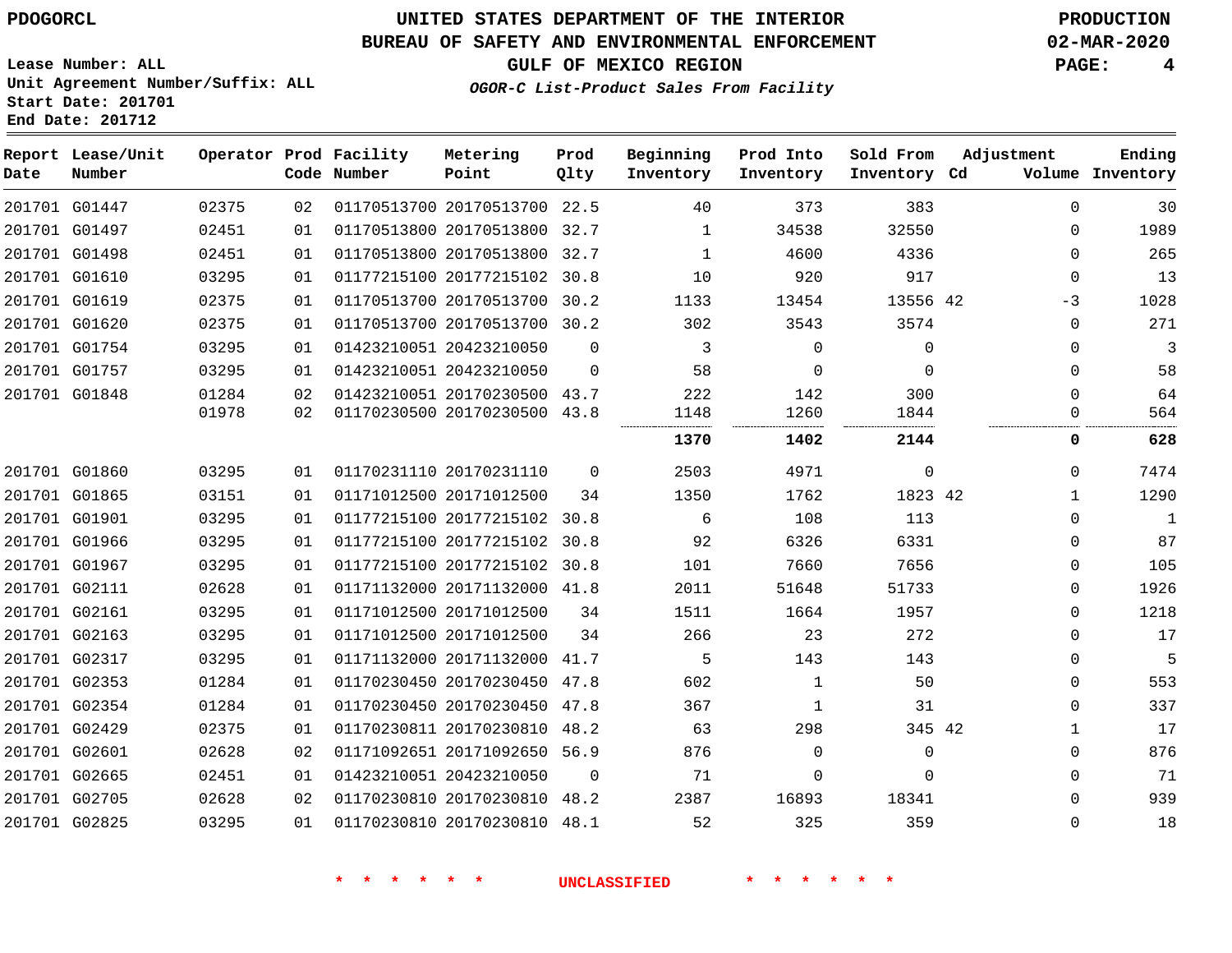PDOGORCL

# UNITED STATES DEPARTMENT OF THE INTERIOR
## BUREAU OF SAFETY AND ENVIRONMENTAL ENFORCEMENT
### GULF OF MEXICO REGION
*OGOR-C List-Product Sales From Facility*

PRODUCTION
02-MAR-2020

Lease Number: ALL
Unit Agreement Number/Suffix: ALL
Start Date: 201701
End Date: 201712

| Report Date | Lease/Unit Number | Operator | Prod Code | Facility Number | Metering Point | Prod Qlty | Beginning Inventory | Prod Into Inventory | Sold From Inventory | Adjustment Cd | Volume | Ending Inventory |
|---|---|---|---|---|---|---|---|---|---|---|---|---|
| 201701 | G01447 | 02375 | 02 | 01170513700 | 20170513700 | 22.5 | 40 | 373 | 383 | | 0 | 30 |
| 201701 | G01497 | 02451 | 01 | 01170513800 | 20170513800 | 32.7 | 1 | 34538 | 32550 | | 0 | 1989 |
| 201701 | G01498 | 02451 | 01 | 01170513800 | 20170513800 | 32.7 | 1 | 4600 | 4336 | | 0 | 265 |
| 201701 | G01610 | 03295 | 01 | 01177215100 | 20177215102 | 30.8 | 10 | 920 | 917 | | 0 | 13 |
| 201701 | G01619 | 02375 | 01 | 01170513700 | 20170513700 | 30.2 | 1133 | 13454 | 13556 | 42 | -3 | 1028 |
| 201701 | G01620 | 02375 | 01 | 01170513700 | 20170513700 | 30.2 | 302 | 3543 | 3574 | | 0 | 271 |
| 201701 | G01754 | 03295 | 01 | 01423210051 | 20423210050 | 0 | 3 | 0 | 0 | | 0 | 3 |
| 201701 | G01757 | 03295 | 01 | 01423210051 | 20423210050 | 0 | 58 | 0 | 0 | | 0 | 58 |
| 201701 | G01848 | 01284 | 02 | 01423210051 | 20170230500 | 43.7 | 222 | 142 | 300 | | 0 | 64 |
| | | 01978 | 02 | 01170230500 | 20170230500 | 43.8 | 1148 | 1260 | 1844 | | 0 | 564 |
| | | | | | | | **1370** | **1402** | **2144** | | **0** | **628** |
| 201701 | G01860 | 03295 | 01 | 01170231110 | 20170231110 | 0 | 2503 | 4971 | 0 | | 0 | 7474 |
| 201701 | G01865 | 03151 | 01 | 01171012500 | 20171012500 | 34 | 1350 | 1762 | 1823 | 42 | 1 | 1290 |
| 201701 | G01901 | 03295 | 01 | 01177215100 | 20177215102 | 30.8 | 6 | 108 | 113 | | 0 | 1 |
| 201701 | G01966 | 03295 | 01 | 01177215100 | 20177215102 | 30.8 | 92 | 6326 | 6331 | | 0 | 87 |
| 201701 | G01967 | 03295 | 01 | 01177215100 | 20177215102 | 30.8 | 101 | 7660 | 7656 | | 0 | 105 |
| 201701 | G02111 | 02628 | 01 | 01171132000 | 20171132000 | 41.8 | 2011 | 51648 | 51733 | | 0 | 1926 |
| 201701 | G02161 | 03295 | 01 | 01171012500 | 20171012500 | 34 | 1511 | 1664 | 1957 | | 0 | 1218 |
| 201701 | G02163 | 03295 | 01 | 01171012500 | 20171012500 | 34 | 266 | 23 | 272 | | 0 | 17 |
| 201701 | G02317 | 03295 | 01 | 01171132000 | 20171132000 | 41.7 | 5 | 143 | 143 | | 0 | 5 |
| 201701 | G02353 | 01284 | 01 | 01170230450 | 20170230450 | 47.8 | 602 | 1 | 50 | | 0 | 553 |
| 201701 | G02354 | 01284 | 01 | 01170230450 | 20170230450 | 47.8 | 367 | 1 | 31 | | 0 | 337 |
| 201701 | G02429 | 02375 | 01 | 01170230811 | 20170230810 | 48.2 | 63 | 298 | 345 | 42 | 1 | 17 |
| 201701 | G02601 | 02628 | 02 | 01171092651 | 20171092650 | 56.9 | 876 | 0 | 0 | | 0 | 876 |
| 201701 | G02665 | 02451 | 01 | 01423210051 | 20423210050 | 0 | 71 | 0 | 0 | | 0 | 71 |
| 201701 | G02705 | 02628 | 02 | 01170230810 | 20170230810 | 48.2 | 2387 | 16893 | 18341 | | 0 | 939 |
| 201701 | G02825 | 03295 | 01 | 01170230810 | 20170230810 | 48.1 | 52 | 325 | 359 | | 0 | 18 |

\* \* \* \* \* \* UNCLASSIFIED \* \* \* \* \* \*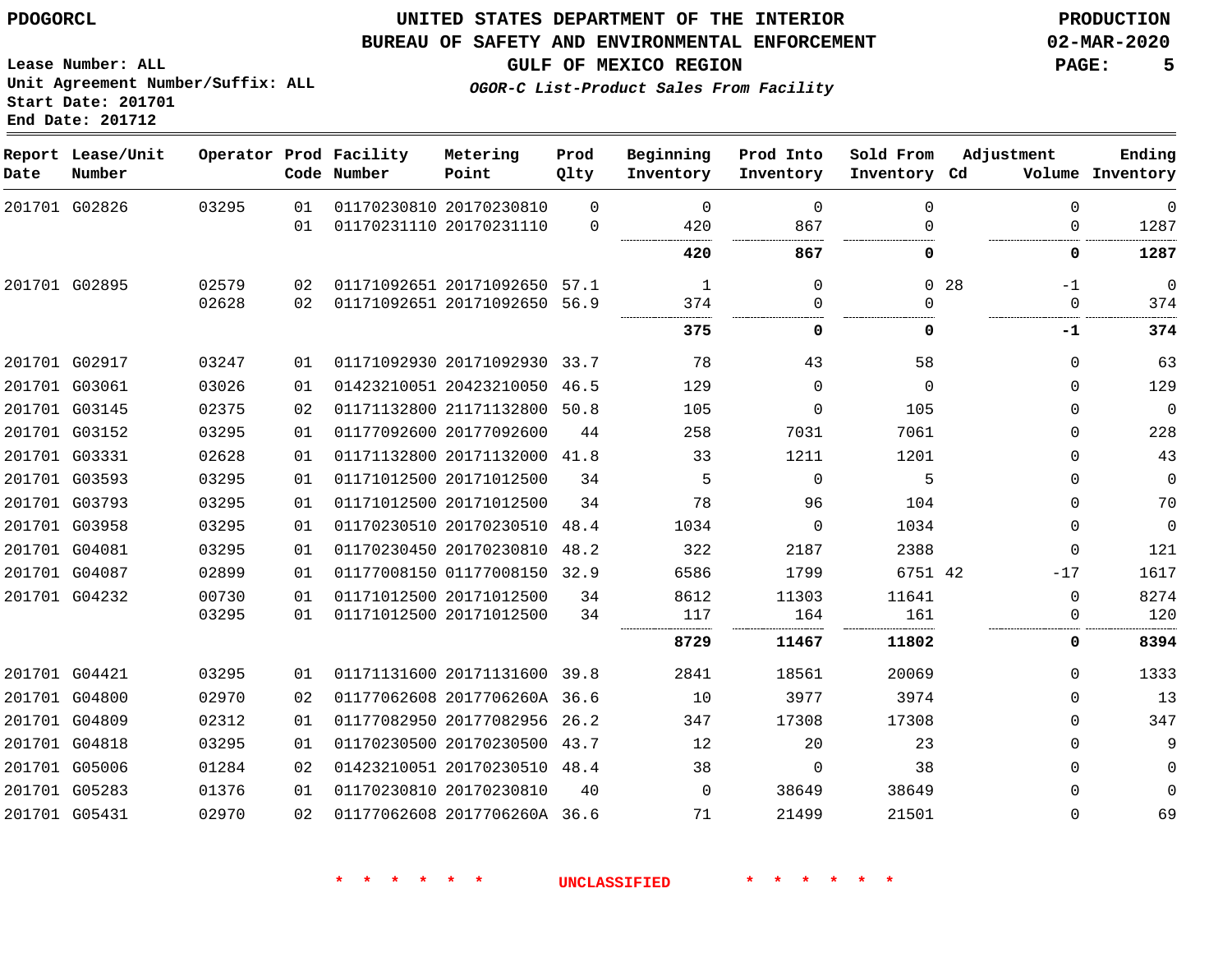PDOGORCL

# UNITED STATES DEPARTMENT OF THE INTERIOR
## BUREAU OF SAFETY AND ENVIRONMENTAL ENFORCEMENT
### GULF OF MEXICO REGION

*OGOR-C List-Product Sales From Facility*

PRODUCTION
02-MAR-2020

Lease Number: ALL
Unit Agreement Number/Suffix: ALL
Start Date: 201701
End Date: 201712

| Report Date | Lease/Unit Number | Operator | Prod Code | Facility Number | Metering Point | Prod Qlty | Beginning Inventory | Prod Into Inventory | Sold From Inventory | Adjustment Cd | Adjustment Volume | Ending Inventory |
|---|---|---|---|---|---|---|---|---|---|---|---|---|
| 201701 | G02826 | 03295 | 01 | 01170230810 | 20170230810 | 0 | 0 | 0 | 0 | | 0 | 0 |
| | | | 01 | 01170231110 | 20170231110 | 0 | 420 | 867 | 0 | | 0 | 1287 |
| | | | | | | | **420** | **867** | **0** | | **0** | **1287** |
| 201701 | G02895 | 02579 | 02 | 01171092651 | 20171092650 | 57.1 | 1 | 0 | 0 | 28 | -1 | 0 |
| | | 02628 | 02 | 01171092651 | 20171092650 | 56.9 | 374 | 0 | 0 | | 0 | 374 |
| | | | | | | | **375** | **0** | **0** | | **-1** | **374** |
| 201701 | G02917 | 03247 | 01 | 01171092930 | 20171092930 | 33.7 | 78 | 43 | 58 | | 0 | 63 |
| 201701 | G03061 | 03026 | 01 | 01423210051 | 20423210050 | 46.5 | 129 | 0 | 0 | | 0 | 129 |
| 201701 | G03145 | 02375 | 02 | 01171132800 | 21171132800 | 50.8 | 105 | 0 | 105 | | 0 | 0 |
| 201701 | G03152 | 03295 | 01 | 01177092600 | 20177092600 | 44 | 258 | 7031 | 7061 | | 0 | 228 |
| 201701 | G03331 | 02628 | 01 | 01171132800 | 20171132000 | 41.8 | 33 | 1211 | 1201 | | 0 | 43 |
| 201701 | G03593 | 03295 | 01 | 01171012500 | 20171012500 | 34 | 5 | 0 | 5 | | 0 | 0 |
| 201701 | G03793 | 03295 | 01 | 01171012500 | 20171012500 | 34 | 78 | 96 | 104 | | 0 | 70 |
| 201701 | G03958 | 03295 | 01 | 01170230510 | 20170230510 | 48.4 | 1034 | 0 | 1034 | | 0 | 0 |
| 201701 | G04081 | 03295 | 01 | 01170230450 | 20170230810 | 48.2 | 322 | 2187 | 2388 | | 0 | 121 |
| 201701 | G04087 | 02899 | 01 | 01177008150 | 01177008150 | 32.9 | 6586 | 1799 | 6751 | 42 | -17 | 1617 |
| 201701 | G04232 | 00730 | 01 | 01171012500 | 20171012500 | 34 | 8612 | 11303 | 11641 | | 0 | 8274 |
| | | 03295 | 01 | 01171012500 | 20171012500 | 34 | 117 | 164 | 161 | | 0 | 120 |
| | | | | | | | **8729** | **11467** | **11802** | | **0** | **8394** |
| 201701 | G04421 | 03295 | 01 | 01171131600 | 20171131600 | 39.8 | 2841 | 18561 | 20069 | | 0 | 1333 |
| 201701 | G04800 | 02970 | 02 | 01177062608 | 2017706260A | 36.6 | 10 | 3977 | 3974 | | 0 | 13 |
| 201701 | G04809 | 02312 | 01 | 01177082950 | 20177082956 | 26.2 | 347 | 17308 | 17308 | | 0 | 347 |
| 201701 | G04818 | 03295 | 01 | 01170230500 | 20170230500 | 43.7 | 12 | 20 | 23 | | 0 | 9 |
| 201701 | G05006 | 01284 | 02 | 01423210051 | 20170230510 | 48.4 | 38 | 0 | 38 | | 0 | 0 |
| 201701 | G05283 | 01376 | 01 | 01170230810 | 20170230810 | 40 | 0 | 38649 | 38649 | | 0 | 0 |
| 201701 | G05431 | 02970 | 02 | 01177062608 | 2017706260A | 36.6 | 71 | 21499 | 21501 | | 0 | 69 |

* * * * * * UNCLASSIFIED * * * * * *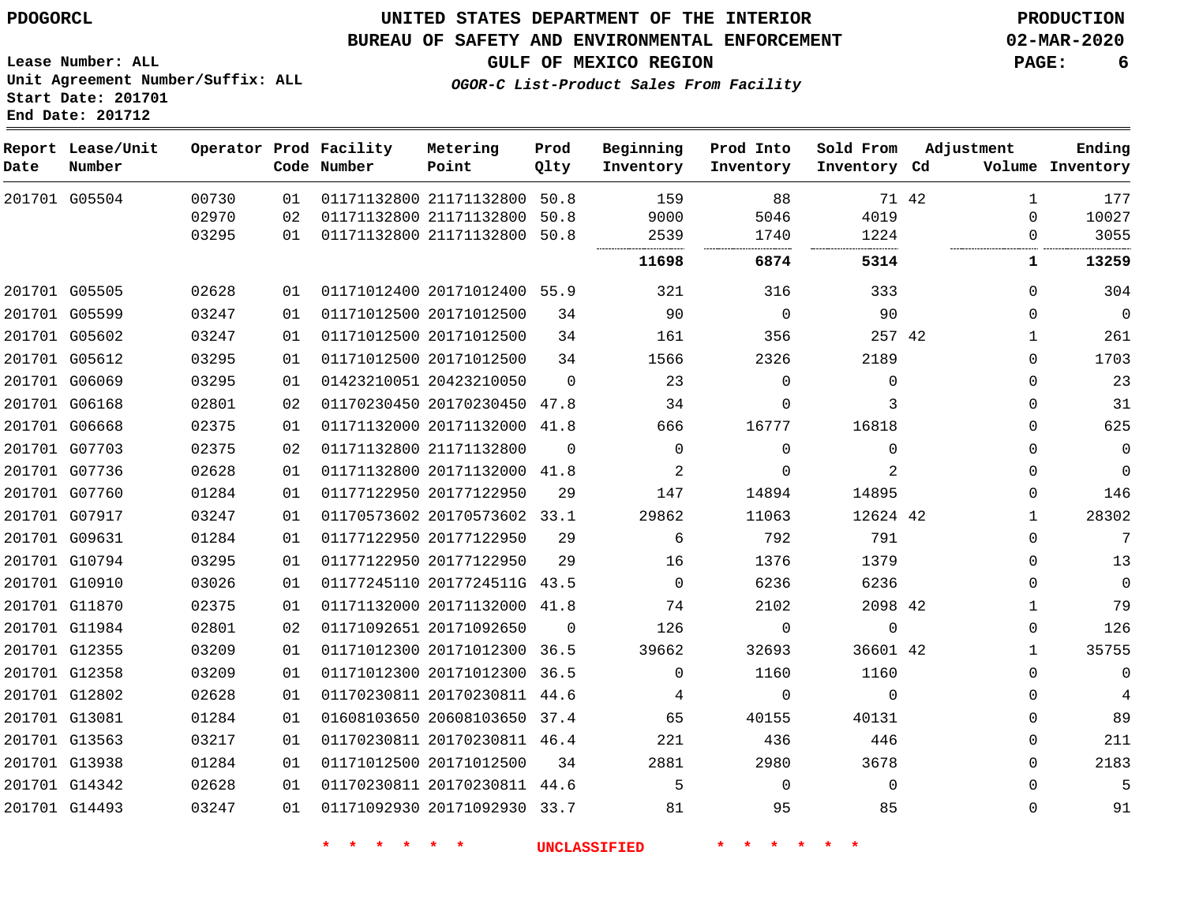PDOGORCL

# UNITED STATES DEPARTMENT OF THE INTERIOR
## BUREAU OF SAFETY AND ENVIRONMENTAL ENFORCEMENT
### GULF OF MEXICO REGION
*OGOR-C List-Product Sales From Facility*

PRODUCTION
02-MAR-2020

Lease Number: ALL
Unit Agreement Number/Suffix: ALL
Start Date: 201701
End Date: 201712

| Report Date | Lease/Unit Number | Operator | Prod Code | Facility Number | Metering Point | Prod Qlty | Beginning Inventory | Prod Into Inventory | Sold From Inventory | Adjustment Cd | Adjustment Volume | Ending Inventory |
|---|---|---|---|---|---|---|---|---|---|---|---|---|
| 201701 | G05504 | 00730 | 01 | 01171132800 | 21171132800 | 50.8 | 159 | 88 | 71 | 42 | 1 | 177 |
| | | 02970 | 02 | 01171132800 | 21171132800 | 50.8 | 9000 | 5046 | 4019 | | 0 | 10027 |
| | | 03295 | 01 | 01171132800 | 21171132800 | 50.8 | 2539 | 1740 | 1224 | | 0 | 3055 |
| | | | | | | | **11698** | **6874** | **5314** | | **1** | **13259** |
| 201701 | G05505 | 02628 | 01 | 01171012400 | 20171012400 | 55.9 | 321 | 316 | 333 | | 0 | 304 |
| 201701 | G05599 | 03247 | 01 | 01171012500 | 20171012500 | 34 | 90 | 0 | 90 | | 0 | 0 |
| 201701 | G05602 | 03247 | 01 | 01171012500 | 20171012500 | 34 | 161 | 356 | 257 | 42 | 1 | 261 |
| 201701 | G05612 | 03295 | 01 | 01171012500 | 20171012500 | 34 | 1566 | 2326 | 2189 | | 0 | 1703 |
| 201701 | G06069 | 03295 | 01 | 01423210051 | 20423210050 | 0 | 23 | 0 | 0 | | 0 | 23 |
| 201701 | G06168 | 02801 | 02 | 01170230450 | 20170230450 | 47.8 | 34 | 0 | 3 | | 0 | 31 |
| 201701 | G06668 | 02375 | 01 | 01171132000 | 20171132000 | 41.8 | 666 | 16777 | 16818 | | 0 | 625 |
| 201701 | G07703 | 02375 | 02 | 01171132800 | 21171132800 | 0 | 0 | 0 | 0 | | 0 | 0 |
| 201701 | G07736 | 02628 | 01 | 01171132800 | 20171132000 | 41.8 | 2 | 0 | 2 | | 0 | 0 |
| 201701 | G07760 | 01284 | 01 | 01177122950 | 20177122950 | 29 | 147 | 14894 | 14895 | | 0 | 146 |
| 201701 | G07917 | 03247 | 01 | 01170573602 | 20170573602 | 33.1 | 29862 | 11063 | 12624 | 42 | 1 | 28302 |
| 201701 | G09631 | 01284 | 01 | 01177122950 | 20177122950 | 29 | 6 | 792 | 791 | | 0 | 7 |
| 201701 | G10794 | 03295 | 01 | 01177122950 | 20177122950 | 29 | 16 | 1376 | 1379 | | 0 | 13 |
| 201701 | G10910 | 03026 | 01 | 01177245110 | 2017724511G | 43.5 | 0 | 6236 | 6236 | | 0 | 0 |
| 201701 | G11870 | 02375 | 01 | 01171132000 | 20171132000 | 41.8 | 74 | 2102 | 2098 | 42 | 1 | 79 |
| 201701 | G11984 | 02801 | 02 | 01171092651 | 20171092650 | 0 | 126 | 0 | 0 | | 0 | 126 |
| 201701 | G12355 | 03209 | 01 | 01171012300 | 20171012300 | 36.5 | 39662 | 32693 | 36601 | 42 | 1 | 35755 |
| 201701 | G12358 | 03209 | 01 | 01171012300 | 20171012300 | 36.5 | 0 | 1160 | 1160 | | 0 | 0 |
| 201701 | G12802 | 02628 | 01 | 01170230811 | 20170230811 | 44.6 | 4 | 0 | 0 | | 0 | 4 |
| 201701 | G13081 | 01284 | 01 | 01608103650 | 20608103650 | 37.4 | 65 | 40155 | 40131 | | 0 | 89 |
| 201701 | G13563 | 03217 | 01 | 01170230811 | 20170230811 | 46.4 | 221 | 436 | 446 | | 0 | 211 |
| 201701 | G13938 | 01284 | 01 | 01171012500 | 20171012500 | 34 | 2881 | 2980 | 3678 | | 0 | 2183 |
| 201701 | G14342 | 02628 | 01 | 01170230811 | 20170230811 | 44.6 | 5 | 0 | 0 | | 0 | 5 |
| 201701 | G14493 | 03247 | 01 | 01171092930 | 20171092930 | 33.7 | 81 | 95 | 85 | | 0 | 91 |

\* \* \* \* \* \* UNCLASSIFIED \* \* \* \* \* \*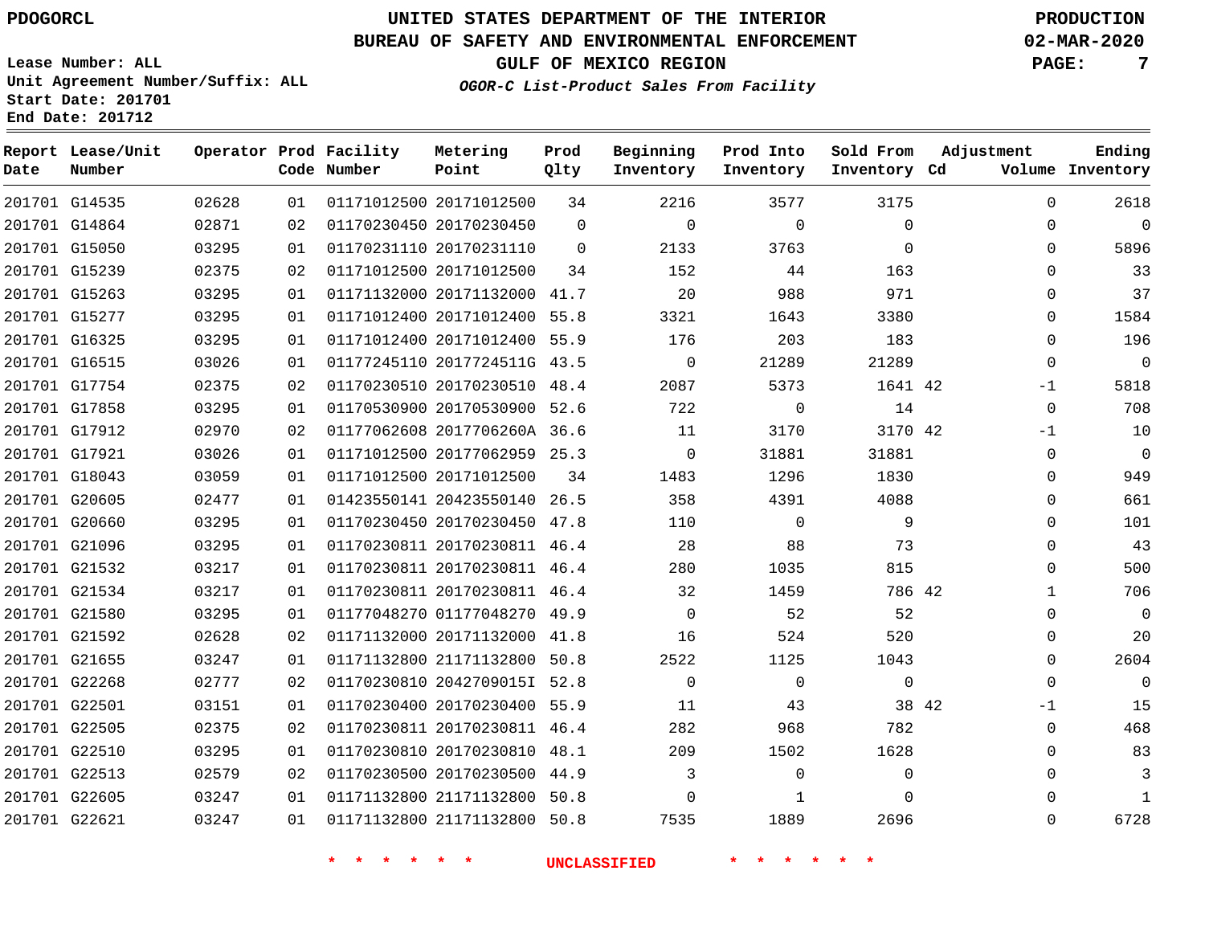PDOGORCL

# UNITED STATES DEPARTMENT OF THE INTERIOR
## BUREAU OF SAFETY AND ENVIRONMENTAL ENFORCEMENT
### GULF OF MEXICO REGION

*OGOR-C List-Product Sales From Facility*

PRODUCTION
02-MAR-2020

Lease Number: ALL
Unit Agreement Number/Suffix: ALL
Start Date: 201701
End Date: 201712

| Report Date | Lease/Unit Number | Operator | Prod Code | Facility Number | Metering Point | Prod Qlty | Beginning Inventory | Prod Into Inventory | Sold From Inventory | Adjustment Cd | Volume | Ending Inventory |
|---|---|---|---|---|---|---|---|---|---|---|---|---|
| 201701 | G14535 | 02628 | 01 | 01171012500 | 20171012500 | 34 | 2216 | 3577 | 3175 | | 0 | 2618 |
| 201701 | G14864 | 02871 | 02 | 01170230450 | 20170230450 | 0 | 0 | 0 | 0 | | 0 | 0 |
| 201701 | G15050 | 03295 | 01 | 01170231110 | 20170231110 | 0 | 2133 | 3763 | 0 | | 0 | 5896 |
| 201701 | G15239 | 02375 | 02 | 01171012500 | 20171012500 | 34 | 152 | 44 | 163 | | 0 | 33 |
| 201701 | G15263 | 03295 | 01 | 01171132000 | 20171132000 | 41.7 | 20 | 988 | 971 | | 0 | 37 |
| 201701 | G15277 | 03295 | 01 | 01171012400 | 20171012400 | 55.8 | 3321 | 1643 | 3380 | | 0 | 1584 |
| 201701 | G16325 | 03295 | 01 | 01171012400 | 20171012400 | 55.9 | 176 | 203 | 183 | | 0 | 196 |
| 201701 | G16515 | 03026 | 01 | 01177245110 | 2017724511G | 43.5 | 0 | 21289 | 21289 | | 0 | 0 |
| 201701 | G17754 | 02375 | 02 | 01170230510 | 20170230510 | 48.4 | 2087 | 5373 | 1641 | 42 | -1 | 5818 |
| 201701 | G17858 | 03295 | 01 | 01170530900 | 20170530900 | 52.6 | 722 | 0 | 14 | | 0 | 708 |
| 201701 | G17912 | 02970 | 02 | 01177062608 | 2017706260A | 36.6 | 11 | 3170 | 3170 | 42 | -1 | 10 |
| 201701 | G17921 | 03026 | 01 | 01171012500 | 20177062959 | 25.3 | 0 | 31881 | 31881 | | 0 | 0 |
| 201701 | G18043 | 03059 | 01 | 01171012500 | 20171012500 | 34 | 1483 | 1296 | 1830 | | 0 | 949 |
| 201701 | G20605 | 02477 | 01 | 01423550141 | 20423550140 | 26.5 | 358 | 4391 | 4088 | | 0 | 661 |
| 201701 | G20660 | 03295 | 01 | 01170230450 | 20170230450 | 47.8 | 110 | 0 | 9 | | 0 | 101 |
| 201701 | G21096 | 03295 | 01 | 01170230811 | 20170230811 | 46.4 | 28 | 88 | 73 | | 0 | 43 |
| 201701 | G21532 | 03217 | 01 | 01170230811 | 20170230811 | 46.4 | 280 | 1035 | 815 | | 0 | 500 |
| 201701 | G21534 | 03217 | 01 | 01170230811 | 20170230811 | 46.4 | 32 | 1459 | 786 | 42 | 1 | 706 |
| 201701 | G21580 | 03295 | 01 | 01177048270 | 01177048270 | 49.9 | 0 | 52 | 52 | | 0 | 0 |
| 201701 | G21592 | 02628 | 02 | 01171132000 | 20171132000 | 41.8 | 16 | 524 | 520 | | 0 | 20 |
| 201701 | G21655 | 03247 | 01 | 01171132800 | 21171132800 | 50.8 | 2522 | 1125 | 1043 | | 0 | 2604 |
| 201701 | G22268 | 02777 | 02 | 01170230810 | 2042709015I | 52.8 | 0 | 0 | 0 | | 0 | 0 |
| 201701 | G22501 | 03151 | 01 | 01170230400 | 20170230400 | 55.9 | 11 | 43 | 38 | 42 | -1 | 15 |
| 201701 | G22505 | 02375 | 02 | 01170230811 | 20170230811 | 46.4 | 282 | 968 | 782 | | 0 | 468 |
| 201701 | G22510 | 03295 | 01 | 01170230810 | 20170230810 | 48.1 | 209 | 1502 | 1628 | | 0 | 83 |
| 201701 | G22513 | 02579 | 02 | 01170230500 | 20170230500 | 44.9 | 3 | 0 | 0 | | 0 | 3 |
| 201701 | G22605 | 03247 | 01 | 01171132800 | 21171132800 | 50.8 | 0 | 1 | 0 | | 0 | 1 |
| 201701 | G22621 | 03247 | 01 | 01171132800 | 21171132800 | 50.8 | 7535 | 1889 | 2696 | | 0 | 6728 |

* * * * * * UNCLASSIFIED * * * * * *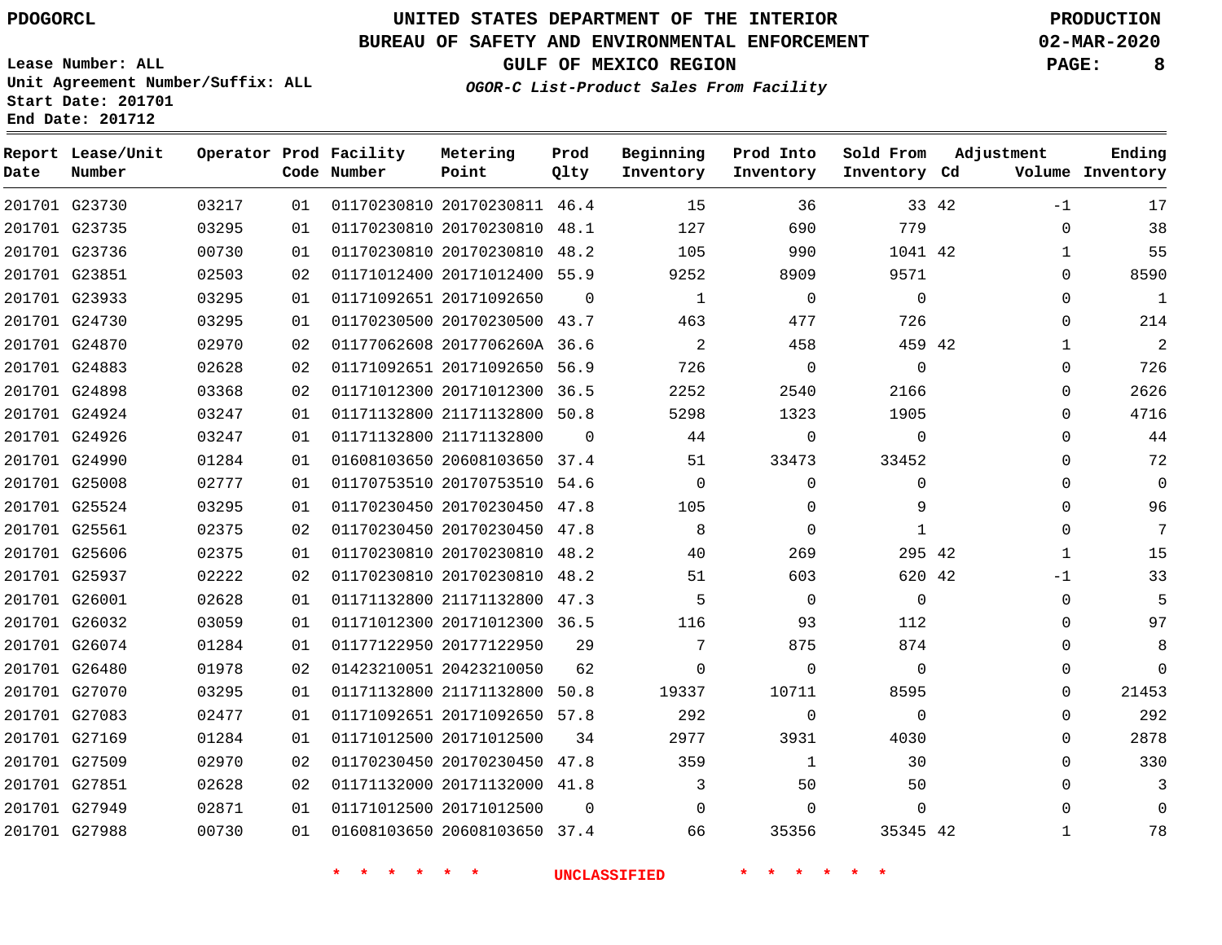PDOGORCL

# UNITED STATES DEPARTMENT OF THE INTERIOR
## BUREAU OF SAFETY AND ENVIRONMENTAL ENFORCEMENT
### GULF OF MEXICO REGION

*OGOR-C List-Product Sales From Facility*

PRODUCTION
02-MAR-2020

Lease Number: ALL
Unit Agreement Number/Suffix: ALL
Start Date: 201701
End Date: 201712

| Report Date | Lease/Unit Number | Operator | Prod Code | Facility Number | Metering Point | Prod Qlty | Beginning Inventory | Prod Into Inventory | Sold From Inventory | Adjustment Cd | Adjustment Volume | Ending Inventory |
|---|---|---|---|---|---|---|---|---|---|---|---|---|
| 201701 | G23730 | 03217 | 01 | 01170230810 | 20170230811 | 46.4 | 15 | 36 | 33 | 42 | -1 | 17 |
| 201701 | G23735 | 03295 | 01 | 01170230810 | 20170230810 | 48.1 | 127 | 690 | 779 | | 0 | 38 |
| 201701 | G23736 | 00730 | 01 | 01170230810 | 20170230810 | 48.2 | 105 | 990 | 1041 | 42 | 1 | 55 |
| 201701 | G23851 | 02503 | 02 | 01171012400 | 20171012400 | 55.9 | 9252 | 8909 | 9571 | | 0 | 8590 |
| 201701 | G23933 | 03295 | 01 | 01171092651 | 20171092650 | 0 | 1 | 0 | 0 | | 0 | 1 |
| 201701 | G24730 | 03295 | 01 | 01170230500 | 20170230500 | 43.7 | 463 | 477 | 726 | | 0 | 214 |
| 201701 | G24870 | 02970 | 02 | 01177062608 | 2017706260A | 36.6 | 2 | 458 | 459 | 42 | 1 | 2 |
| 201701 | G24883 | 02628 | 02 | 01171092651 | 20171092650 | 56.9 | 726 | 0 | 0 | | 0 | 726 |
| 201701 | G24898 | 03368 | 02 | 01171012300 | 20171012300 | 36.5 | 2252 | 2540 | 2166 | | 0 | 2626 |
| 201701 | G24924 | 03247 | 01 | 01171132800 | 21171132800 | 50.8 | 5298 | 1323 | 1905 | | 0 | 4716 |
| 201701 | G24926 | 03247 | 01 | 01171132800 | 21171132800 | 0 | 44 | 0 | 0 | | 0 | 44 |
| 201701 | G24990 | 01284 | 01 | 01608103650 | 20608103650 | 37.4 | 51 | 33473 | 33452 | | 0 | 72 |
| 201701 | G25008 | 02777 | 01 | 01170753510 | 20170753510 | 54.6 | 0 | 0 | 0 | | 0 | 0 |
| 201701 | G25524 | 03295 | 01 | 01170230450 | 20170230450 | 47.8 | 105 | 0 | 9 | | 0 | 96 |
| 201701 | G25561 | 02375 | 02 | 01170230450 | 20170230450 | 47.8 | 8 | 0 | 1 | | 0 | 7 |
| 201701 | G25606 | 02375 | 01 | 01170230810 | 20170230810 | 48.2 | 40 | 269 | 295 | 42 | 1 | 15 |
| 201701 | G25937 | 02222 | 02 | 01170230810 | 20170230810 | 48.2 | 51 | 603 | 620 | 42 | -1 | 33 |
| 201701 | G26001 | 02628 | 01 | 01171132800 | 21171132800 | 47.3 | 5 | 0 | 0 | | 0 | 5 |
| 201701 | G26032 | 03059 | 01 | 01171012300 | 20171012300 | 36.5 | 116 | 93 | 112 | | 0 | 97 |
| 201701 | G26074 | 01284 | 01 | 01177122950 | 20177122950 | 29 | 7 | 875 | 874 | | 0 | 8 |
| 201701 | G26480 | 01978 | 02 | 01423210051 | 20423210050 | 62 | 0 | 0 | 0 | | 0 | 0 |
| 201701 | G27070 | 03295 | 01 | 01171132800 | 21171132800 | 50.8 | 19337 | 10711 | 8595 | | 0 | 21453 |
| 201701 | G27083 | 02477 | 01 | 01171092651 | 20171092650 | 57.8 | 292 | 0 | 0 | | 0 | 292 |
| 201701 | G27169 | 01284 | 01 | 01171012500 | 20171012500 | 34 | 2977 | 3931 | 4030 | | 0 | 2878 |
| 201701 | G27509 | 02970 | 02 | 01170230450 | 20170230450 | 47.8 | 359 | 1 | 30 | | 0 | 330 |
| 201701 | G27851 | 02628 | 02 | 01171132000 | 20171132000 | 41.8 | 3 | 50 | 50 | | 0 | 3 |
| 201701 | G27949 | 02871 | 01 | 01171012500 | 20171012500 | 0 | 0 | 0 | 0 | | 0 | 0 |
| 201701 | G27988 | 00730 | 01 | 01608103650 | 20608103650 | 37.4 | 66 | 35356 | 35345 | 42 | 1 | 78 |

\* \* \* \* \* \* UNCLASSIFIED \* \* \* \* \* \*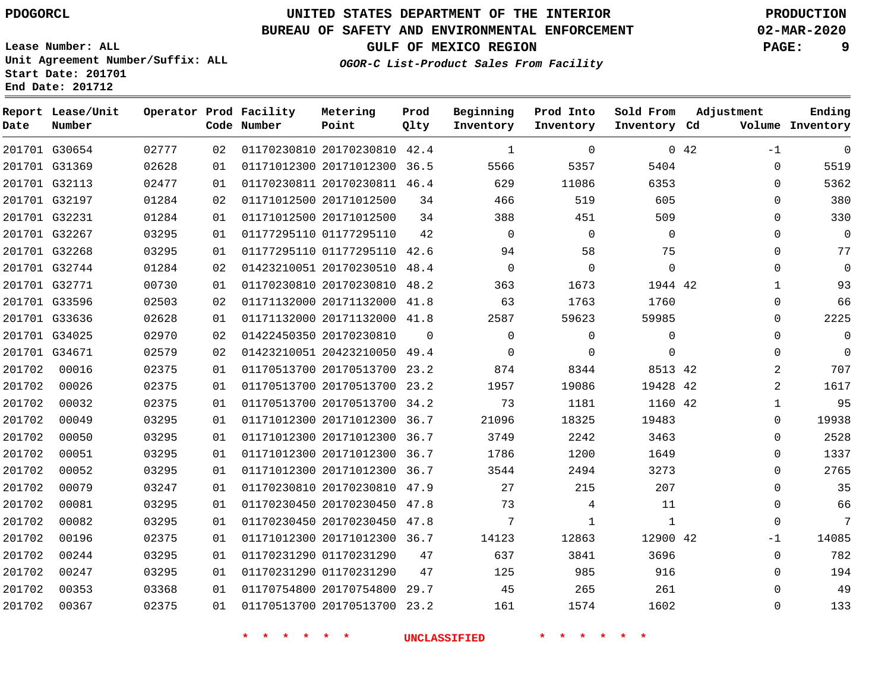PDOGORCL

# UNITED STATES DEPARTMENT OF THE INTERIOR
## BUREAU OF SAFETY AND ENVIRONMENTAL ENFORCEMENT
### GULF OF MEXICO REGION
*OGOR-C List-Product Sales From Facility*

PRODUCTION
02-MAR-2020

Lease Number: ALL
Unit Agreement Number/Suffix: ALL
Start Date: 201701
End Date: 201712

| Report Date | Lease/Unit Number | Operator | Prod Code | Facility Number | Metering Point | Prod Qlty | Beginning Inventory | Prod Into Inventory | Sold From Inventory | Adjustment Cd | Volume | Ending Inventory |
|---|---|---|---|---|---|---|---|---|---|---|---|---|
| 201701 | G30654 | 02777 | 02 | 01170230810 | 20170230810 | 42.4 | 1 | 0 | 0 | 42 | -1 | 0 |
| 201701 | G31369 | 02628 | 01 | 01171012300 | 20171012300 | 36.5 | 5566 | 5357 | 5404 | | 0 | 5519 |
| 201701 | G32113 | 02477 | 01 | 01170230811 | 20170230811 | 46.4 | 629 | 11086 | 6353 | | 0 | 5362 |
| 201701 | G32197 | 01284 | 02 | 01171012500 | 20171012500 | 34 | 466 | 519 | 605 | | 0 | 380 |
| 201701 | G32231 | 01284 | 01 | 01171012500 | 20171012500 | 34 | 388 | 451 | 509 | | 0 | 330 |
| 201701 | G32267 | 03295 | 01 | 01177295110 | 01177295110 | 42 | 0 | 0 | 0 | | 0 | 0 |
| 201701 | G32268 | 03295 | 01 | 01177295110 | 01177295110 | 42.6 | 94 | 58 | 75 | | 0 | 77 |
| 201701 | G32744 | 01284 | 02 | 01423210051 | 20170230510 | 48.4 | 0 | 0 | 0 | | 0 | 0 |
| 201701 | G32771 | 00730 | 01 | 01170230810 | 20170230810 | 48.2 | 363 | 1673 | 1944 | 42 | 1 | 93 |
| 201701 | G33596 | 02503 | 02 | 01171132000 | 20171132000 | 41.8 | 63 | 1763 | 1760 | | 0 | 66 |
| 201701 | G33636 | 02628 | 01 | 01171132000 | 20171132000 | 41.8 | 2587 | 59623 | 59985 | | 0 | 2225 |
| 201701 | G34025 | 02970 | 02 | 01422450350 | 20170230810 | 0 | 0 | 0 | 0 | | 0 | 0 |
| 201701 | G34671 | 02579 | 02 | 01423210051 | 20423210050 | 49.4 | 0 | 0 | 0 | | 0 | 0 |
| 201702 | 00016 | 02375 | 01 | 01170513700 | 20170513700 | 23.2 | 874 | 8344 | 8513 | 42 | 2 | 707 |
| 201702 | 00026 | 02375 | 01 | 01170513700 | 20170513700 | 23.2 | 1957 | 19086 | 19428 | 42 | 2 | 1617 |
| 201702 | 00032 | 02375 | 01 | 01170513700 | 20170513700 | 34.2 | 73 | 1181 | 1160 | 42 | 1 | 95 |
| 201702 | 00049 | 03295 | 01 | 01171012300 | 20171012300 | 36.7 | 21096 | 18325 | 19483 | | 0 | 19938 |
| 201702 | 00050 | 03295 | 01 | 01171012300 | 20171012300 | 36.7 | 3749 | 2242 | 3463 | | 0 | 2528 |
| 201702 | 00051 | 03295 | 01 | 01171012300 | 20171012300 | 36.7 | 1786 | 1200 | 1649 | | 0 | 1337 |
| 201702 | 00052 | 03295 | 01 | 01171012300 | 20171012300 | 36.7 | 3544 | 2494 | 3273 | | 0 | 2765 |
| 201702 | 00079 | 03247 | 01 | 01170230810 | 20170230810 | 47.9 | 27 | 215 | 207 | | 0 | 35 |
| 201702 | 00081 | 03295 | 01 | 01170230450 | 20170230450 | 47.8 | 73 | 4 | 11 | | 0 | 66 |
| 201702 | 00082 | 03295 | 01 | 01170230450 | 20170230450 | 47.8 | 7 | 1 | 1 | | 0 | 7 |
| 201702 | 00196 | 02375 | 01 | 01171012300 | 20171012300 | 36.7 | 14123 | 12863 | 12900 | 42 | -1 | 14085 |
| 201702 | 00244 | 03295 | 01 | 01170231290 | 01170231290 | 47 | 637 | 3841 | 3696 | | 0 | 782 |
| 201702 | 00247 | 03295 | 01 | 01170231290 | 01170231290 | 47 | 125 | 985 | 916 | | 0 | 194 |
| 201702 | 00353 | 03368 | 01 | 01170754800 | 20170754800 | 29.7 | 45 | 265 | 261 | | 0 | 49 |
| 201702 | 00367 | 02375 | 01 | 01170513700 | 20170513700 | 23.2 | 161 | 1574 | 1602 | | 0 | 133 |

* * * * * * UNCLASSIFIED * * * * * *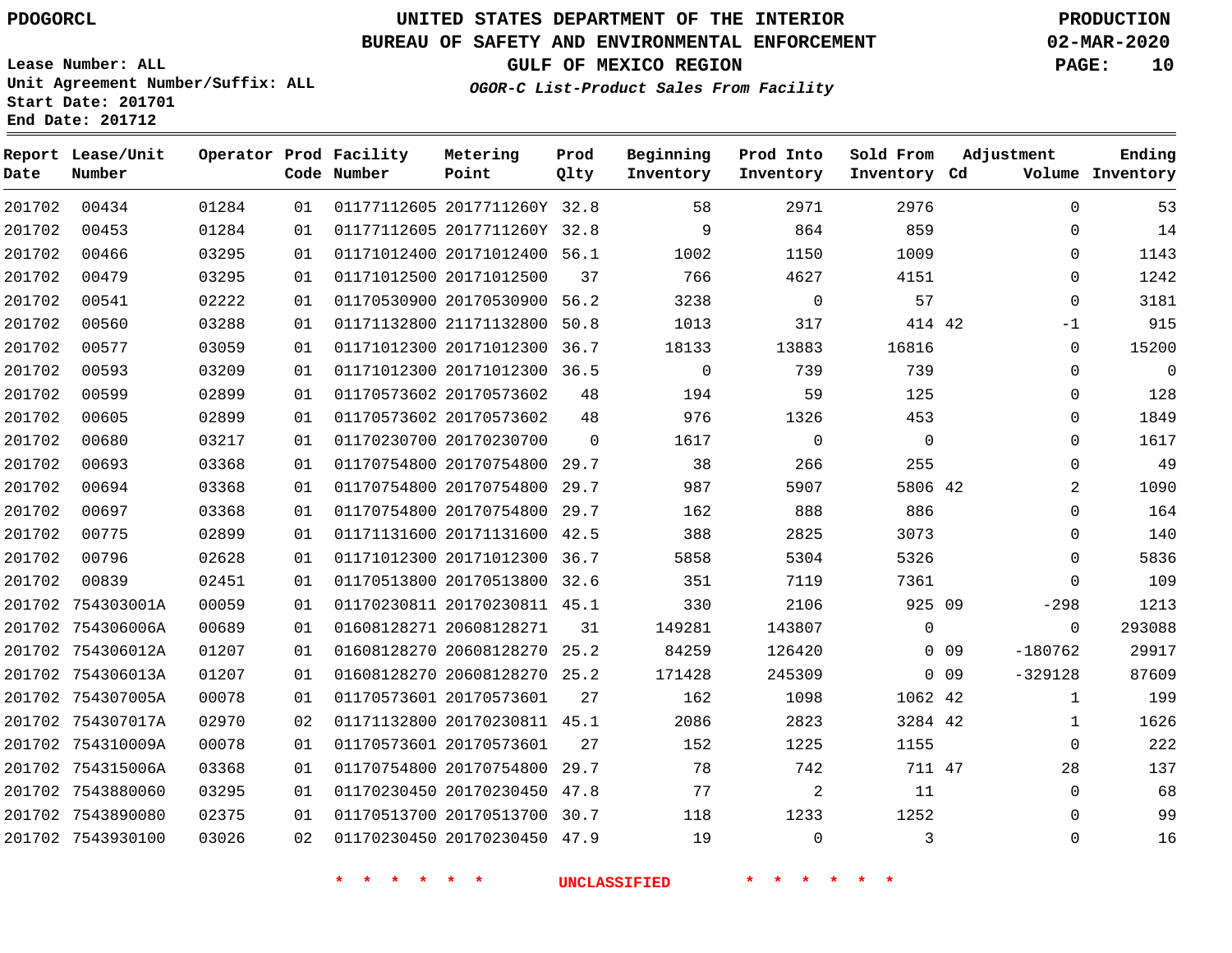PDOGORCL

# UNITED STATES DEPARTMENT OF THE INTERIOR
## BUREAU OF SAFETY AND ENVIRONMENTAL ENFORCEMENT
## GULF OF MEXICO REGION
### *OGOR-C List-Product Sales From Facility*

PRODUCTION
02-MAR-2020

Lease Number: ALL
Unit Agreement Number/Suffix: ALL
Start Date: 201701
End Date: 201712

| Report Date | Lease/Unit Number | Operator | Prod Code | Facility Number | Metering Point | Prod Qlty | Beginning Inventory | Prod Into Inventory | Sold From Inventory | Adjustment Cd | Adjustment Volume | Ending Inventory |
|---|---|---|---|---|---|---|---|---|---|---|---|---|
| 201702 | 00434 | 01284 | 01 | 01177112605 | 2017711260Y | 32.8 | 58 | 2971 | 2976 | | 0 | 53 |
| 201702 | 00453 | 01284 | 01 | 01177112605 | 2017711260Y | 32.8 | 9 | 864 | 859 | | 0 | 14 |
| 201702 | 00466 | 03295 | 01 | 01171012400 | 20171012400 | 56.1 | 1002 | 1150 | 1009 | | 0 | 1143 |
| 201702 | 00479 | 03295 | 01 | 01171012500 | 20171012500 | 37 | 766 | 4627 | 4151 | | 0 | 1242 |
| 201702 | 00541 | 02222 | 01 | 01170530900 | 20170530900 | 56.2 | 3238 | 0 | 57 | | 0 | 3181 |
| 201702 | 00560 | 03288 | 01 | 01171132800 | 21171132800 | 50.8 | 1013 | 317 | 414 | 42 | -1 | 915 |
| 201702 | 00577 | 03059 | 01 | 01171012300 | 20171012300 | 36.7 | 18133 | 13883 | 16816 | | 0 | 15200 |
| 201702 | 00593 | 03209 | 01 | 01171012300 | 20171012300 | 36.5 | 0 | 739 | 739 | | 0 | 0 |
| 201702 | 00599 | 02899 | 01 | 01170573602 | 20170573602 | 48 | 194 | 59 | 125 | | 0 | 128 |
| 201702 | 00605 | 02899 | 01 | 01170573602 | 20170573602 | 48 | 976 | 1326 | 453 | | 0 | 1849 |
| 201702 | 00680 | 03217 | 01 | 01170230700 | 20170230700 | 0 | 1617 | 0 | 0 | | 0 | 1617 |
| 201702 | 00693 | 03368 | 01 | 01170754800 | 20170754800 | 29.7 | 38 | 266 | 255 | | 0 | 49 |
| 201702 | 00694 | 03368 | 01 | 01170754800 | 20170754800 | 29.7 | 987 | 5907 | 5806 | 42 | 2 | 1090 |
| 201702 | 00697 | 03368 | 01 | 01170754800 | 20170754800 | 29.7 | 162 | 888 | 886 | | 0 | 164 |
| 201702 | 00775 | 02899 | 01 | 01171131600 | 20171131600 | 42.5 | 388 | 2825 | 3073 | | 0 | 140 |
| 201702 | 00796 | 02628 | 01 | 01171012300 | 20171012300 | 36.7 | 5858 | 5304 | 5326 | | 0 | 5836 |
| 201702 | 00839 | 02451 | 01 | 01170513800 | 20170513800 | 32.6 | 351 | 7119 | 7361 | | 0 | 109 |
| 201702 | 754303001A | 00059 | 01 | 01170230811 | 20170230811 | 45.1 | 330 | 2106 | 925 | 09 | -298 | 1213 |
| 201702 | 754306006A | 00689 | 01 | 01608128271 | 20608128271 | 31 | 149281 | 143807 | 0 | | 0 | 293088 |
| 201702 | 754306012A | 01207 | 01 | 01608128270 | 20608128270 | 25.2 | 84259 | 126420 | 0 | 09 | -180762 | 29917 |
| 201702 | 754306013A | 01207 | 01 | 01608128270 | 20608128270 | 25.2 | 171428 | 245309 | 0 | 09 | -329128 | 87609 |
| 201702 | 754307005A | 00078 | 01 | 01170573601 | 20170573601 | 27 | 162 | 1098 | 1062 | 42 | 1 | 199 |
| 201702 | 754307017A | 02970 | 02 | 01171132800 | 20170230811 | 45.1 | 2086 | 2823 | 3284 | 42 | 1 | 1626 |
| 201702 | 754310009A | 00078 | 01 | 01170573601 | 20170573601 | 27 | 152 | 1225 | 1155 | | 0 | 222 |
| 201702 | 754315006A | 03368 | 01 | 01170754800 | 20170754800 | 29.7 | 78 | 742 | 711 | 47 | 28 | 137 |
| 201702 | 7543880060 | 03295 | 01 | 01170230450 | 20170230450 | 47.8 | 77 | 2 | 11 | | 0 | 68 |
| 201702 | 7543890080 | 02375 | 01 | 01170513700 | 20170513700 | 30.7 | 118 | 1233 | 1252 | | 0 | 99 |
| 201702 | 7543930100 | 03026 | 02 | 01170230450 | 20170230450 | 47.9 | 19 | 0 | 3 | | 0 | 16 |

* * * * * * UNCLASSIFIED * * * * * *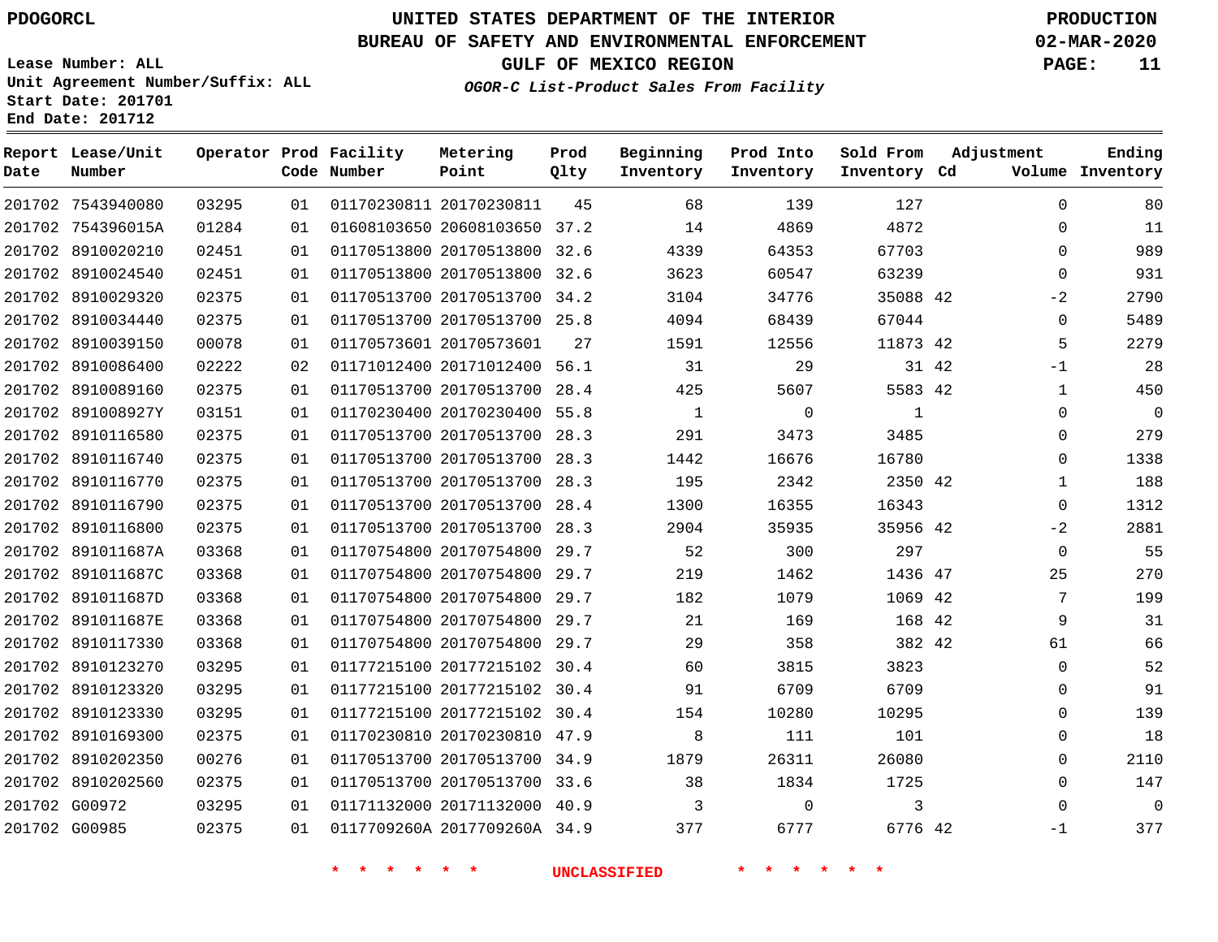PDOGORCL

# UNITED STATES DEPARTMENT OF THE INTERIOR
## BUREAU OF SAFETY AND ENVIRONMENTAL ENFORCEMENT
### GULF OF MEXICO REGION

*OGOR-C List-Product Sales From Facility*

PRODUCTION
02-MAR-2020

Lease Number: ALL
Unit Agreement Number/Suffix: ALL
Start Date: 201701
End Date: 201712

| Report Date | Lease/Unit Number | Operator | Prod Code | Facility Number | Metering Point | Prod Qlty | Beginning Inventory | Prod Into Inventory | Sold From Inventory | Adjustment Cd | Volume | Ending Inventory |
|---|---|---|---|---|---|---|---|---|---|---|---|---|
| 201702 | 7543940080 | 03295 | 01 | 01170230811 | 20170230811 | 45 | 68 | 139 | 127 | | 0 | 80 |
| 201702 | 754396015A | 01284 | 01 | 01608103650 | 20608103650 | 37.2 | 14 | 4869 | 4872 | | 0 | 11 |
| 201702 | 8910020210 | 02451 | 01 | 01170513800 | 20170513800 | 32.6 | 4339 | 64353 | 67703 | | 0 | 989 |
| 201702 | 8910024540 | 02451 | 01 | 01170513800 | 20170513800 | 32.6 | 3623 | 60547 | 63239 | | 0 | 931 |
| 201702 | 8910029320 | 02375 | 01 | 01170513700 | 20170513700 | 34.2 | 3104 | 34776 | 35088 | 42 | -2 | 2790 |
| 201702 | 8910034440 | 02375 | 01 | 01170513700 | 20170513700 | 25.8 | 4094 | 68439 | 67044 | | 0 | 5489 |
| 201702 | 8910039150 | 00078 | 01 | 01170573601 | 20170573601 | 27 | 1591 | 12556 | 11873 | 42 | 5 | 2279 |
| 201702 | 8910086400 | 02222 | 02 | 01171012400 | 20171012400 | 56.1 | 31 | 29 | 31 | 42 | -1 | 28 |
| 201702 | 8910089160 | 02375 | 01 | 01170513700 | 20170513700 | 28.4 | 425 | 5607 | 5583 | 42 | 1 | 450 |
| 201702 | 891008927Y | 03151 | 01 | 01170230400 | 20170230400 | 55.8 | 1 | 0 | 1 | | 0 | 0 |
| 201702 | 8910116580 | 02375 | 01 | 01170513700 | 20170513700 | 28.3 | 291 | 3473 | 3485 | | 0 | 279 |
| 201702 | 8910116740 | 02375 | 01 | 01170513700 | 20170513700 | 28.3 | 1442 | 16676 | 16780 | | 0 | 1338 |
| 201702 | 8910116770 | 02375 | 01 | 01170513700 | 20170513700 | 28.3 | 195 | 2342 | 2350 | 42 | 1 | 188 |
| 201702 | 8910116790 | 02375 | 01 | 01170513700 | 20170513700 | 28.4 | 1300 | 16355 | 16343 | | 0 | 1312 |
| 201702 | 8910116800 | 02375 | 01 | 01170513700 | 20170513700 | 28.3 | 2904 | 35935 | 35956 | 42 | -2 | 2881 |
| 201702 | 891011687A | 03368 | 01 | 01170754800 | 20170754800 | 29.7 | 52 | 300 | 297 | | 0 | 55 |
| 201702 | 891011687C | 03368 | 01 | 01170754800 | 20170754800 | 29.7 | 219 | 1462 | 1436 | 47 | 25 | 270 |
| 201702 | 891011687D | 03368 | 01 | 01170754800 | 20170754800 | 29.7 | 182 | 1079 | 1069 | 42 | 7 | 199 |
| 201702 | 891011687E | 03368 | 01 | 01170754800 | 20170754800 | 29.7 | 21 | 169 | 168 | 42 | 9 | 31 |
| 201702 | 8910117330 | 03368 | 01 | 01170754800 | 20170754800 | 29.7 | 29 | 358 | 382 | 42 | 61 | 66 |
| 201702 | 8910123270 | 03295 | 01 | 01177215100 | 20177215102 | 30.4 | 60 | 3815 | 3823 | | 0 | 52 |
| 201702 | 8910123320 | 03295 | 01 | 01177215100 | 20177215102 | 30.4 | 91 | 6709 | 6709 | | 0 | 91 |
| 201702 | 8910123330 | 03295 | 01 | 01177215100 | 20177215102 | 30.4 | 154 | 10280 | 10295 | | 0 | 139 |
| 201702 | 8910169300 | 02375 | 01 | 01170230810 | 20170230810 | 47.9 | 8 | 111 | 101 | | 0 | 18 |
| 201702 | 8910202350 | 00276 | 01 | 01170513700 | 20170513700 | 34.9 | 1879 | 26311 | 26080 | | 0 | 2110 |
| 201702 | 8910202560 | 02375 | 01 | 01170513700 | 20170513700 | 33.6 | 38 | 1834 | 1725 | | 0 | 147 |
| 201702 | G00972 | 03295 | 01 | 01171132000 | 20171132000 | 40.9 | 3 | 0 | 3 | | 0 | 0 |
| 201702 | G00985 | 02375 | 01 | 0117709260A | 2017709260A | 34.9 | 377 | 6777 | 6776 | 42 | -1 | 377 |

\* \* \* \* \* \* UNCLASSIFIED \* \* \* \* \* \*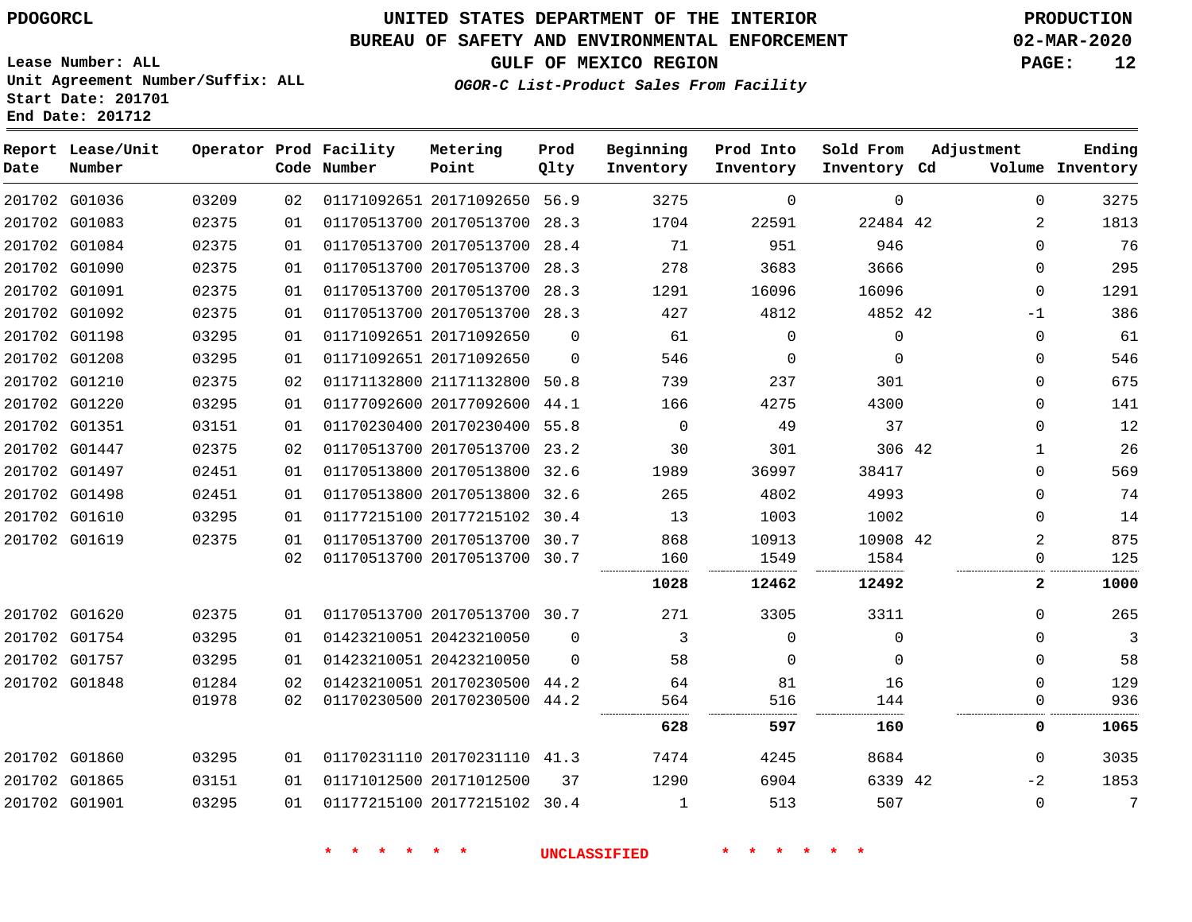# UNITED STATES DEPARTMENT OF THE INTERIOR
## BUREAU OF SAFETY AND ENVIRONMENTAL ENFORCEMENT
### GULF OF MEXICO REGION
*OGOR-C List-Product Sales From Facility*

PDOGORCL

PRODUCTION
02-MAR-2020

Lease Number: ALL
Unit Agreement Number/Suffix: ALL
Start Date: 201701
End Date: 201712

| Report Date | Lease/Unit Number | Operator | Prod Code | Facility Number | Metering Point | Prod Qlty | Beginning Inventory | Prod Into Inventory | Sold From Inventory | Adjustment Cd | Adjustment Volume | Ending Inventory |
|---|---|---|---|---|---|---|---|---|---|---|---|---|
| 201702 | G01036 | 03209 | 02 | 01171092651 | 20171092650 | 56.9 | 3275 | 0 | 0 | | 0 | 3275 |
| 201702 | G01083 | 02375 | 01 | 01170513700 | 20170513700 | 28.3 | 1704 | 22591 | 22484 | 42 | 2 | 1813 |
| 201702 | G01084 | 02375 | 01 | 01170513700 | 20170513700 | 28.4 | 71 | 951 | 946 | | 0 | 76 |
| 201702 | G01090 | 02375 | 01 | 01170513700 | 20170513700 | 28.3 | 278 | 3683 | 3666 | | 0 | 295 |
| 201702 | G01091 | 02375 | 01 | 01170513700 | 20170513700 | 28.3 | 1291 | 16096 | 16096 | | 0 | 1291 |
| 201702 | G01092 | 02375 | 01 | 01170513700 | 20170513700 | 28.3 | 427 | 4812 | 4852 | 42 | -1 | 386 |
| 201702 | G01198 | 03295 | 01 | 01171092651 | 20171092650 | 0 | 61 | 0 | 0 | | 0 | 61 |
| 201702 | G01208 | 03295 | 01 | 01171092651 | 20171092650 | 0 | 546 | 0 | 0 | | 0 | 546 |
| 201702 | G01210 | 02375 | 02 | 01171132800 | 21171132800 | 50.8 | 739 | 237 | 301 | | 0 | 675 |
| 201702 | G01220 | 03295 | 01 | 01177092600 | 20177092600 | 44.1 | 166 | 4275 | 4300 | | 0 | 141 |
| 201702 | G01351 | 03151 | 01 | 01170230400 | 20170230400 | 55.8 | 0 | 49 | 37 | | 0 | 12 |
| 201702 | G01447 | 02375 | 02 | 01170513700 | 20170513700 | 23.2 | 30 | 301 | 306 | 42 | 1 | 26 |
| 201702 | G01497 | 02451 | 01 | 01170513800 | 20170513800 | 32.6 | 1989 | 36997 | 38417 | | 0 | 569 |
| 201702 | G01498 | 02451 | 01 | 01170513800 | 20170513800 | 32.6 | 265 | 4802 | 4993 | | 0 | 74 |
| 201702 | G01610 | 03295 | 01 | 01177215100 | 20177215102 | 30.4 | 13 | 1003 | 1002 | | 0 | 14 |
| 201702 | G01619 | 02375 | 01 | 01170513700 | 20170513700 | 30.7 | 868 | 10913 | 10908 | 42 | 2 | 875 |
| | | | 02 | 01170513700 | 20170513700 | 30.7 | 160 | 1549 | 1584 | | 0 | 125 |
| | | | | | | | **1028** | **12462** | **12492** | | **2** | **1000** |
| 201702 | G01620 | 02375 | 01 | 01170513700 | 20170513700 | 30.7 | 271 | 3305 | 3311 | | 0 | 265 |
| 201702 | G01754 | 03295 | 01 | 01423210051 | 20423210050 | 0 | 3 | 0 | 0 | | 0 | 3 |
| 201702 | G01757 | 03295 | 01 | 01423210051 | 20423210050 | 0 | 58 | 0 | 0 | | 0 | 58 |
| 201702 | G01848 | 01284 | 02 | 01423210051 | 20170230500 | 44.2 | 64 | 81 | 16 | | 0 | 129 |
| | | 01978 | 02 | 01170230500 | 20170230500 | 44.2 | 564 | 516 | 144 | | 0 | 936 |
| | | | | | | | **628** | **597** | **160** | | **0** | **1065** |
| 201702 | G01860 | 03295 | 01 | 01170231110 | 20170231110 | 41.3 | 7474 | 4245 | 8684 | | 0 | 3035 |
| 201702 | G01865 | 03151 | 01 | 01171012500 | 20171012500 | 37 | 1290 | 6904 | 6339 | 42 | -2 | 1853 |
| 201702 | G01901 | 03295 | 01 | 01177215100 | 20177215102 | 30.4 | 1 | 513 | 507 | | 0 | 7 |

* * * * * * UNCLASSIFIED * * * * * *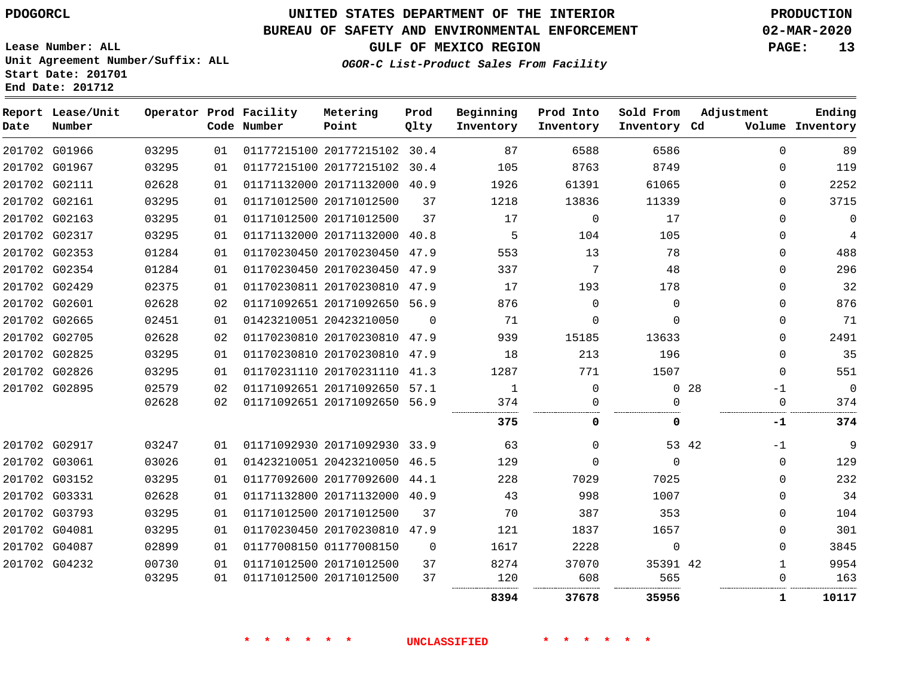PDOGORCL

Lease Number: ALL
Unit Agreement Number/Suffix: ALL
Start Date: 201701
End Date: 201712

# UNITED STATES DEPARTMENT OF THE INTERIOR
## BUREAU OF SAFETY AND ENVIRONMENTAL ENFORCEMENT
### GULF OF MEXICO REGION
*OGOR-C List-Product Sales From Facility*

PRODUCTION
02-MAR-2020

| Report Date | Lease/Unit Number | Operator | Prod Code | Facility Number | Metering Point | Prod Qlty | Beginning Inventory | Prod Into Inventory | Sold From Inventory | Adjustment Cd | Adjustment Volume | Ending Inventory |
|---|---|---|---|---|---|---|---|---|---|---|---|---|
| 201702 | G01966 | 03295 | 01 | 01177215100 | 20177215102 | 30.4 | 87 | 6588 | 6586 | | 0 | 89 |
| 201702 | G01967 | 03295 | 01 | 01177215100 | 20177215102 | 30.4 | 105 | 8763 | 8749 | | 0 | 119 |
| 201702 | G02111 | 02628 | 01 | 01171132000 | 20171132000 | 40.9 | 1926 | 61391 | 61065 | | 0 | 2252 |
| 201702 | G02161 | 03295 | 01 | 01171012500 | 20171012500 | 37 | 1218 | 13836 | 11339 | | 0 | 3715 |
| 201702 | G02163 | 03295 | 01 | 01171012500 | 20171012500 | 37 | 17 | 0 | 17 | | 0 | 0 |
| 201702 | G02317 | 03295 | 01 | 01171132000 | 20171132000 | 40.8 | 5 | 104 | 105 | | 0 | 4 |
| 201702 | G02353 | 01284 | 01 | 01170230450 | 20170230450 | 47.9 | 553 | 13 | 78 | | 0 | 488 |
| 201702 | G02354 | 01284 | 01 | 01170230450 | 20170230450 | 47.9 | 337 | 7 | 48 | | 0 | 296 |
| 201702 | G02429 | 02375 | 01 | 01170230811 | 20170230810 | 47.9 | 17 | 193 | 178 | | 0 | 32 |
| 201702 | G02601 | 02628 | 02 | 01171092651 | 20171092650 | 56.9 | 876 | 0 | 0 | | 0 | 876 |
| 201702 | G02665 | 02451 | 01 | 01423210051 | 20423210050 | 0 | 71 | 0 | 0 | | 0 | 71 |
| 201702 | G02705 | 02628 | 02 | 01170230810 | 20170230810 | 47.9 | 939 | 15185 | 13633 | | 0 | 2491 |
| 201702 | G02825 | 03295 | 01 | 01170230810 | 20170230810 | 47.9 | 18 | 213 | 196 | | 0 | 35 |
| 201702 | G02826 | 03295 | 01 | 01170231110 | 20170231110 | 41.3 | 1287 | 771 | 1507 | | 0 | 551 |
| 201702 | G02895 | 02579 | 02 | 01171092651 | 20171092650 | 57.1 | 1 | 0 | 0 | 28 | -1 | 0 |
| | | 02628 | 02 | 01171092651 | 20171092650 | 56.9 | 374 | 0 | 0 | | 0 | 374 |
| | | | | | | | **375** | **0** | **0** | | **-1** | **374** |
| 201702 | G02917 | 03247 | 01 | 01171092930 | 20171092930 | 33.9 | 63 | 0 | 53 | 42 | -1 | 9 |
| 201702 | G03061 | 03026 | 01 | 01423210051 | 20423210050 | 46.5 | 129 | 0 | 0 | | 0 | 129 |
| 201702 | G03152 | 03295 | 01 | 01177092600 | 20177092600 | 44.1 | 228 | 7029 | 7025 | | 0 | 232 |
| 201702 | G03331 | 02628 | 01 | 01171132800 | 20171132000 | 40.9 | 43 | 998 | 1007 | | 0 | 34 |
| 201702 | G03793 | 03295 | 01 | 01171012500 | 20171012500 | 37 | 70 | 387 | 353 | | 0 | 104 |
| 201702 | G04081 | 03295 | 01 | 01170230450 | 20170230810 | 47.9 | 121 | 1837 | 1657 | | 0 | 301 |
| 201702 | G04087 | 02899 | 01 | 01177008150 | 01177008150 | 0 | 1617 | 2228 | 0 | | 0 | 3845 |
| 201702 | G04232 | 00730 | 01 | 01171012500 | 20171012500 | 37 | 8274 | 37070 | 35391 | 42 | 1 | 9954 |
| | | 03295 | 01 | 01171012500 | 20171012500 | 37 | 120 | 608 | 565 | | 0 | 163 |
| | | | | | | | **8394** | **37678** | **35956** | | **1** | **10117** |

\* \* \* \* \* \* UNCLASSIFIED \* \* \* \* \* \*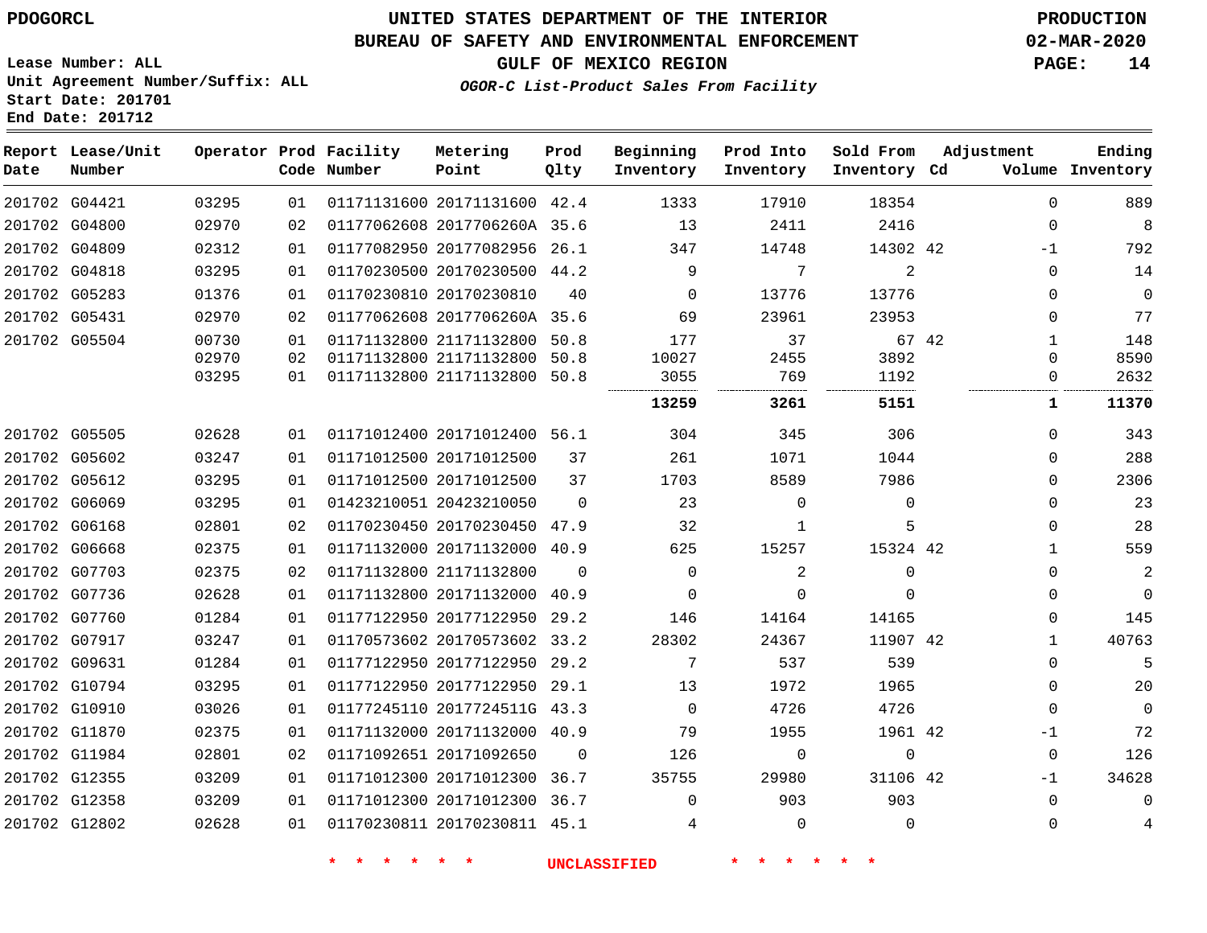PDOGORCL

# UNITED STATES DEPARTMENT OF THE INTERIOR
## BUREAU OF SAFETY AND ENVIRONMENTAL ENFORCEMENT
### GULF OF MEXICO REGION
*OGOR-C List-Product Sales From Facility*

PRODUCTION
02-MAR-2020

Lease Number: ALL
Unit Agreement Number/Suffix: ALL
Start Date: 201701
End Date: 201712

| Report Date | Lease/Unit Number | Operator | Prod Code | Facility Number | Metering Point | Prod Qlty | Beginning Inventory | Prod Into Inventory | Sold From Inventory | Adjustment Cd | Volume | Ending Inventory |
|---|---|---|---|---|---|---|---|---|---|---|---|---|
| 201702 | G04421 | 03295 | 01 | 01171131600 | 20171131600 | 42.4 | 1333 | 17910 | 18354 | | 0 | 889 |
| 201702 | G04800 | 02970 | 02 | 01177062608 | 2017706260A | 35.6 | 13 | 2411 | 2416 | | 0 | 8 |
| 201702 | G04809 | 02312 | 01 | 01177082950 | 20177082956 | 26.1 | 347 | 14748 | 14302 | 42 | -1 | 792 |
| 201702 | G04818 | 03295 | 01 | 01170230500 | 20170230500 | 44.2 | 9 | 7 | 2 | | 0 | 14 |
| 201702 | G05283 | 01376 | 01 | 01170230810 | 20170230810 | 40 | 0 | 13776 | 13776 | | 0 | 0 |
| 201702 | G05431 | 02970 | 02 | 01177062608 | 2017706260A | 35.6 | 69 | 23961 | 23953 | | 0 | 77 |
| 201702 | G05504 | 00730 | 01 | 01171132800 | 21171132800 | 50.8 | 177 | 37 | 67 | 42 | 1 | 148 |
| | | 02970 | 02 | 01171132800 | 21171132800 | 50.8 | 10027 | 2455 | 3892 | | 0 | 8590 |
| | | 03295 | 01 | 01171132800 | 21171132800 | 50.8 | 3055 | 769 | 1192 | | 0 | 2632 |
| | | | | | | | **13259** | **3261** | **5151** | | **1** | **11370** |
| 201702 | G05505 | 02628 | 01 | 01171012400 | 20171012400 | 56.1 | 304 | 345 | 306 | | 0 | 343 |
| 201702 | G05602 | 03247 | 01 | 01171012500 | 20171012500 | 37 | 261 | 1071 | 1044 | | 0 | 288 |
| 201702 | G05612 | 03295 | 01 | 01171012500 | 20171012500 | 37 | 1703 | 8589 | 7986 | | 0 | 2306 |
| 201702 | G06069 | 03295 | 01 | 01423210051 | 20423210050 | 0 | 23 | 0 | 0 | | 0 | 23 |
| 201702 | G06168 | 02801 | 02 | 01170230450 | 20170230450 | 47.9 | 32 | 1 | 5 | | 0 | 28 |
| 201702 | G06668 | 02375 | 01 | 01171132000 | 20171132000 | 40.9 | 625 | 15257 | 15324 | 42 | 1 | 559 |
| 201702 | G07703 | 02375 | 02 | 01171132800 | 21171132800 | 0 | 0 | 2 | 0 | | 0 | 2 |
| 201702 | G07736 | 02628 | 01 | 01171132800 | 20171132000 | 40.9 | 0 | 0 | 0 | | 0 | 0 |
| 201702 | G07760 | 01284 | 01 | 01177122950 | 20177122950 | 29.2 | 146 | 14164 | 14165 | | 0 | 145 |
| 201702 | G07917 | 03247 | 01 | 01170573602 | 20170573602 | 33.2 | 28302 | 24367 | 11907 | 42 | 1 | 40763 |
| 201702 | G09631 | 01284 | 01 | 01177122950 | 20177122950 | 29.2 | 7 | 537 | 539 | | 0 | 5 |
| 201702 | G10794 | 03295 | 01 | 01177122950 | 20177122950 | 29.1 | 13 | 1972 | 1965 | | 0 | 20 |
| 201702 | G10910 | 03026 | 01 | 01177245110 | 2017724511G | 43.3 | 0 | 4726 | 4726 | | 0 | 0 |
| 201702 | G11870 | 02375 | 01 | 01171132000 | 20171132000 | 40.9 | 79 | 1955 | 1961 | 42 | -1 | 72 |
| 201702 | G11984 | 02801 | 02 | 01171092651 | 20171092650 | 0 | 126 | 0 | 0 | | 0 | 126 |
| 201702 | G12355 | 03209 | 01 | 01171012300 | 20171012300 | 36.7 | 35755 | 29980 | 31106 | 42 | -1 | 34628 |
| 201702 | G12358 | 03209 | 01 | 01171012300 | 20171012300 | 36.7 | 0 | 903 | 903 | | 0 | 0 |
| 201702 | G12802 | 02628 | 01 | 01170230811 | 20170230811 | 45.1 | 4 | 0 | 0 | | 0 | 4 |

\* \* \* \* \* \* UNCLASSIFIED \* \* \* \* \* \*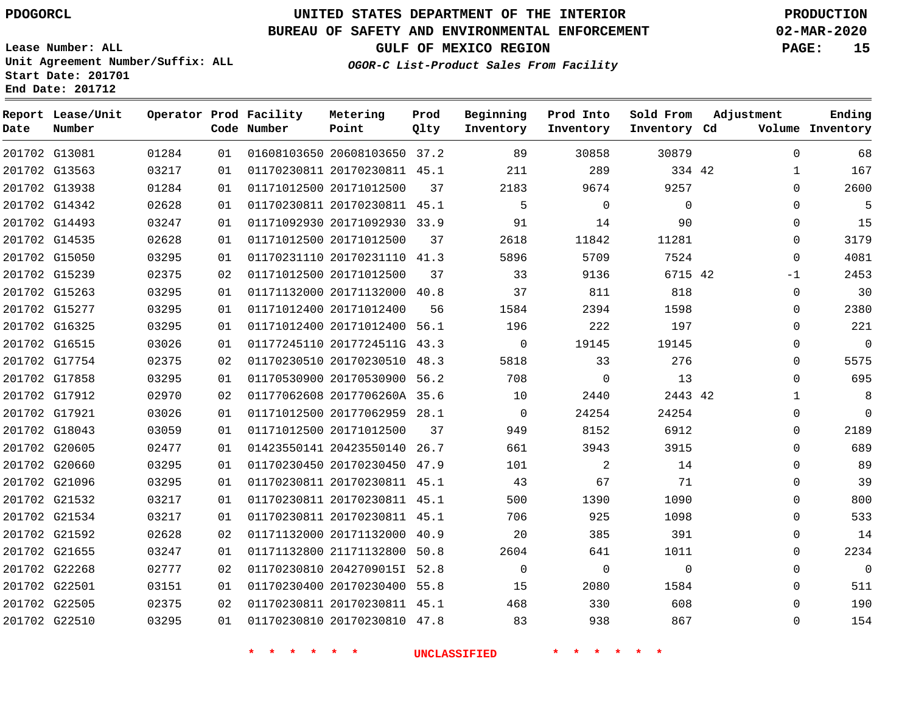PDOGORCL

# UNITED STATES DEPARTMENT OF THE INTERIOR
## BUREAU OF SAFETY AND ENVIRONMENTAL ENFORCEMENT
### GULF OF MEXICO REGION

PRODUCTION
02-MAR-2020

*OGOR-C List-Product Sales From Facility*

Lease Number: ALL
Unit Agreement Number/Suffix: ALL
Start Date: 201701
End Date: 201712

| Report Date | Lease/Unit Number | Operator | Prod Code | Facility Number | Metering Point | Prod Qlty | Beginning Inventory | Prod Into Inventory | Sold From Inventory | Adjustment Cd | Volume | Ending Inventory |
|---|---|---|---|---|---|---|---|---|---|---|---|---|
| 201702 | G13081 | 01284 | 01 | 01608103650 | 20608103650 | 37.2 | 89 | 30858 | 30879 | | 0 | 68 |
| 201702 | G13563 | 03217 | 01 | 01170230811 | 20170230811 | 45.1 | 211 | 289 | 334 | 42 | 1 | 167 |
| 201702 | G13938 | 01284 | 01 | 01171012500 | 20171012500 | 37 | 2183 | 9674 | 9257 | | 0 | 2600 |
| 201702 | G14342 | 02628 | 01 | 01170230811 | 20170230811 | 45.1 | 5 | 0 | 0 | | 0 | 5 |
| 201702 | G14493 | 03247 | 01 | 01171092930 | 20171092930 | 33.9 | 91 | 14 | 90 | | 0 | 15 |
| 201702 | G14535 | 02628 | 01 | 01171012500 | 20171012500 | 37 | 2618 | 11842 | 11281 | | 0 | 3179 |
| 201702 | G15050 | 03295 | 01 | 01170231110 | 20170231110 | 41.3 | 5896 | 5709 | 7524 | | 0 | 4081 |
| 201702 | G15239 | 02375 | 02 | 01171012500 | 20171012500 | 37 | 33 | 9136 | 6715 | 42 | -1 | 2453 |
| 201702 | G15263 | 03295 | 01 | 01171132000 | 20171132000 | 40.8 | 37 | 811 | 818 | | 0 | 30 |
| 201702 | G15277 | 03295 | 01 | 01171012400 | 20171012400 | 56 | 1584 | 2394 | 1598 | | 0 | 2380 |
| 201702 | G16325 | 03295 | 01 | 01171012400 | 20171012400 | 56.1 | 196 | 222 | 197 | | 0 | 221 |
| 201702 | G16515 | 03026 | 01 | 01177245110 | 2017724511G | 43.3 | 0 | 19145 | 19145 | | 0 | 0 |
| 201702 | G17754 | 02375 | 02 | 01170230510 | 20170230510 | 48.3 | 5818 | 33 | 276 | | 0 | 5575 |
| 201702 | G17858 | 03295 | 01 | 01170530900 | 20170530900 | 56.2 | 708 | 0 | 13 | | 0 | 695 |
| 201702 | G17912 | 02970 | 02 | 01177062608 | 2017706260A | 35.6 | 10 | 2440 | 2443 | 42 | 1 | 8 |
| 201702 | G17921 | 03026 | 01 | 01171012500 | 20177062959 | 28.1 | 0 | 24254 | 24254 | | 0 | 0 |
| 201702 | G18043 | 03059 | 01 | 01171012500 | 20171012500 | 37 | 949 | 8152 | 6912 | | 0 | 2189 |
| 201702 | G20605 | 02477 | 01 | 01423550141 | 20423550140 | 26.7 | 661 | 3943 | 3915 | | 0 | 689 |
| 201702 | G20660 | 03295 | 01 | 01170230450 | 20170230450 | 47.9 | 101 | 2 | 14 | | 0 | 89 |
| 201702 | G21096 | 03295 | 01 | 01170230811 | 20170230811 | 45.1 | 43 | 67 | 71 | | 0 | 39 |
| 201702 | G21532 | 03217 | 01 | 01170230811 | 20170230811 | 45.1 | 500 | 1390 | 1090 | | 0 | 800 |
| 201702 | G21534 | 03217 | 01 | 01170230811 | 20170230811 | 45.1 | 706 | 925 | 1098 | | 0 | 533 |
| 201702 | G21592 | 02628 | 02 | 01171132000 | 20171132000 | 40.9 | 20 | 385 | 391 | | 0 | 14 |
| 201702 | G21655 | 03247 | 01 | 01171132800 | 21171132800 | 50.8 | 2604 | 641 | 1011 | | 0 | 2234 |
| 201702 | G22268 | 02777 | 02 | 01170230810 | 2042709015I | 52.8 | 0 | 0 | 0 | | 0 | 0 |
| 201702 | G22501 | 03151 | 01 | 01170230400 | 20170230400 | 55.8 | 15 | 2080 | 1584 | | 0 | 511 |
| 201702 | G22505 | 02375 | 02 | 01170230811 | 20170230811 | 45.1 | 468 | 330 | 608 | | 0 | 190 |
| 201702 | G22510 | 03295 | 01 | 01170230810 | 20170230810 | 47.8 | 83 | 938 | 867 | | 0 | 154 |

* * * * * * UNCLASSIFIED * * * * * *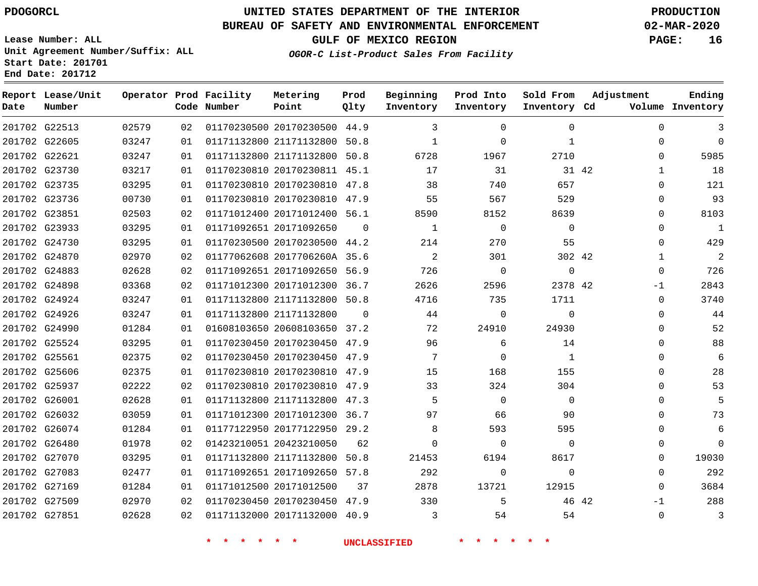PDOGORCL

Lease Number: ALL
Unit Agreement Number/Suffix: ALL
Start Date: 201701
End Date: 201712

# UNITED STATES DEPARTMENT OF THE INTERIOR
## BUREAU OF SAFETY AND ENVIRONMENTAL ENFORCEMENT
### GULF OF MEXICO REGION
*OGOR-C List-Product Sales From Facility*

PRODUCTION
02-MAR-2020

| Report Date | Lease/Unit Number | Operator | Prod Code | Facility Number | Metering Point | Prod Qlty | Beginning Inventory | Prod Into Inventory | Sold From Inventory | Adjustment Cd | Adjustment Volume | Ending Inventory |
|---|---|---|---|---|---|---|---|---|---|---|---|---|
| 201702 | G22513 | 02579 | 02 | 01170230500 | 20170230500 | 44.9 | 3 | 0 | 0 | | 0 | 3 |
| 201702 | G22605 | 03247 | 01 | 01171132800 | 21171132800 | 50.8 | 1 | 0 | 1 | | 0 | 0 |
| 201702 | G22621 | 03247 | 01 | 01171132800 | 21171132800 | 50.8 | 6728 | 1967 | 2710 | | 0 | 5985 |
| 201702 | G23730 | 03217 | 01 | 01170230810 | 20170230811 | 45.1 | 17 | 31 | 31 | 42 | 1 | 18 |
| 201702 | G23735 | 03295 | 01 | 01170230810 | 20170230810 | 47.8 | 38 | 740 | 657 | | 0 | 121 |
| 201702 | G23736 | 00730 | 01 | 01170230810 | 20170230810 | 47.9 | 55 | 567 | 529 | | 0 | 93 |
| 201702 | G23851 | 02503 | 02 | 01171012400 | 20171012400 | 56.1 | 8590 | 8152 | 8639 | | 0 | 8103 |
| 201702 | G23933 | 03295 | 01 | 01171092651 | 20171092650 | 0 | 1 | 0 | 0 | | 0 | 1 |
| 201702 | G24730 | 03295 | 01 | 01170230500 | 20170230500 | 44.2 | 214 | 270 | 55 | | 0 | 429 |
| 201702 | G24870 | 02970 | 02 | 01177062608 | 2017706260A | 35.6 | 2 | 301 | 302 | 42 | 1 | 2 |
| 201702 | G24883 | 02628 | 02 | 01171092651 | 20171092650 | 56.9 | 726 | 0 | 0 | | 0 | 726 |
| 201702 | G24898 | 03368 | 02 | 01171012300 | 20171012300 | 36.7 | 2626 | 2596 | 2378 | 42 | -1 | 2843 |
| 201702 | G24924 | 03247 | 01 | 01171132800 | 21171132800 | 50.8 | 4716 | 735 | 1711 | | 0 | 3740 |
| 201702 | G24926 | 03247 | 01 | 01171132800 | 21171132800 | 0 | 44 | 0 | 0 | | 0 | 44 |
| 201702 | G24990 | 01284 | 01 | 01608103650 | 20608103650 | 37.2 | 72 | 24910 | 24930 | | 0 | 52 |
| 201702 | G25524 | 03295 | 01 | 01170230450 | 20170230450 | 47.9 | 96 | 6 | 14 | | 0 | 88 |
| 201702 | G25561 | 02375 | 02 | 01170230450 | 20170230450 | 47.9 | 7 | 0 | 1 | | 0 | 6 |
| 201702 | G25606 | 02375 | 01 | 01170230810 | 20170230810 | 47.9 | 15 | 168 | 155 | | 0 | 28 |
| 201702 | G25937 | 02222 | 02 | 01170230810 | 20170230810 | 47.9 | 33 | 324 | 304 | | 0 | 53 |
| 201702 | G26001 | 02628 | 01 | 01171132800 | 21171132800 | 47.3 | 5 | 0 | 0 | | 0 | 5 |
| 201702 | G26032 | 03059 | 01 | 01171012300 | 20171012300 | 36.7 | 97 | 66 | 90 | | 0 | 73 |
| 201702 | G26074 | 01284 | 01 | 01177122950 | 20177122950 | 29.2 | 8 | 593 | 595 | | 0 | 6 |
| 201702 | G26480 | 01978 | 02 | 01423210051 | 20423210050 | 62 | 0 | 0 | 0 | | 0 | 0 |
| 201702 | G27070 | 03295 | 01 | 01171132800 | 21171132800 | 50.8 | 21453 | 6194 | 8617 | | 0 | 19030 |
| 201702 | G27083 | 02477 | 01 | 01171092651 | 20171092650 | 57.8 | 292 | 0 | 0 | | 0 | 292 |
| 201702 | G27169 | 01284 | 01 | 01171012500 | 20171012500 | 37 | 2878 | 13721 | 12915 | | 0 | 3684 |
| 201702 | G27509 | 02970 | 02 | 01170230450 | 20170230450 | 47.9 | 330 | 5 | 46 | 42 | -1 | 288 |
| 201702 | G27851 | 02628 | 02 | 01171132000 | 20171132000 | 40.9 | 3 | 54 | 54 | | 0 | 3 |

\* \* \* \* \* \* UNCLASSIFIED \* \* \* \* \* \*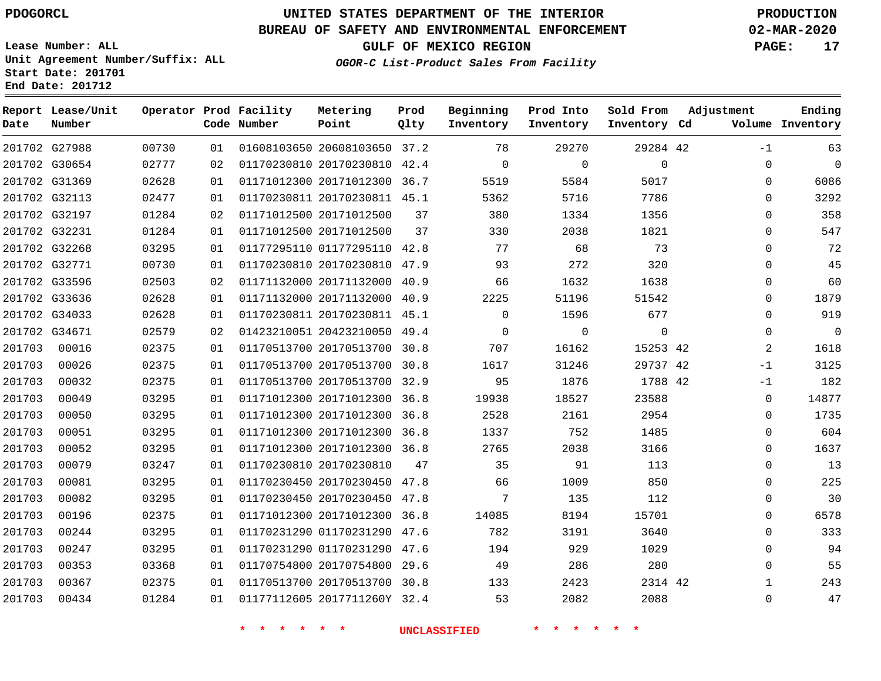PDOGORCL

Lease Number: ALL
Unit Agreement Number/Suffix: ALL
Start Date: 201701
End Date: 201712

# UNITED STATES DEPARTMENT OF THE INTERIOR
## BUREAU OF SAFETY AND ENVIRONMENTAL ENFORCEMENT
### GULF OF MEXICO REGION
*OGOR-C List-Product Sales From Facility*

PRODUCTION
02-MAR-2020

| Report Date | Lease/Unit Number | Operator | Prod Code | Facility Number | Metering Point | Prod Qlty | Beginning Inventory | Prod Into Inventory | Sold From Inventory | Adjustment Cd | Adjustment Volume | Ending Inventory |
|---|---|---|---|---|---|---|---|---|---|---|---|---|
| 201702 | G27988 | 00730 | 01 | 01608103650 | 20608103650 | 37.2 | 78 | 29270 | 29284 | 42 | -1 | 63 |
| 201702 | G30654 | 02777 | 02 | 01170230810 | 20170230810 | 42.4 | 0 | 0 | 0 | | 0 | 0 |
| 201702 | G31369 | 02628 | 01 | 01171012300 | 20171012300 | 36.7 | 5519 | 5584 | 5017 | | 0 | 6086 |
| 201702 | G32113 | 02477 | 01 | 01170230811 | 20170230811 | 45.1 | 5362 | 5716 | 7786 | | 0 | 3292 |
| 201702 | G32197 | 01284 | 02 | 01171012500 | 20171012500 | 37 | 380 | 1334 | 1356 | | 0 | 358 |
| 201702 | G32231 | 01284 | 01 | 01171012500 | 20171012500 | 37 | 330 | 2038 | 1821 | | 0 | 547 |
| 201702 | G32268 | 03295 | 01 | 01177295110 | 01177295110 | 42.8 | 77 | 68 | 73 | | 0 | 72 |
| 201702 | G32771 | 00730 | 01 | 01170230810 | 20170230810 | 47.9 | 93 | 272 | 320 | | 0 | 45 |
| 201702 | G33596 | 02503 | 02 | 01171132000 | 20171132000 | 40.9 | 66 | 1632 | 1638 | | 0 | 60 |
| 201702 | G33636 | 02628 | 01 | 01171132000 | 20171132000 | 40.9 | 2225 | 51196 | 51542 | | 0 | 1879 |
| 201702 | G34033 | 02628 | 01 | 01170230811 | 20170230811 | 45.1 | 0 | 1596 | 677 | | 0 | 919 |
| 201702 | G34671 | 02579 | 02 | 01423210051 | 20423210050 | 49.4 | 0 | 0 | 0 | | 0 | 0 |
| 201703 | 00016 | 02375 | 01 | 01170513700 | 20170513700 | 30.8 | 707 | 16162 | 15253 | 42 | 2 | 1618 |
| 201703 | 00026 | 02375 | 01 | 01170513700 | 20170513700 | 30.8 | 1617 | 31246 | 29737 | 42 | -1 | 3125 |
| 201703 | 00032 | 02375 | 01 | 01170513700 | 20170513700 | 32.9 | 95 | 1876 | 1788 | 42 | -1 | 182 |
| 201703 | 00049 | 03295 | 01 | 01171012300 | 20171012300 | 36.8 | 19938 | 18527 | 23588 | | 0 | 14877 |
| 201703 | 00050 | 03295 | 01 | 01171012300 | 20171012300 | 36.8 | 2528 | 2161 | 2954 | | 0 | 1735 |
| 201703 | 00051 | 03295 | 01 | 01171012300 | 20171012300 | 36.8 | 1337 | 752 | 1485 | | 0 | 604 |
| 201703 | 00052 | 03295 | 01 | 01171012300 | 20171012300 | 36.8 | 2765 | 2038 | 3166 | | 0 | 1637 |
| 201703 | 00079 | 03247 | 01 | 01170230810 | 20170230810 | 47 | 35 | 91 | 113 | | 0 | 13 |
| 201703 | 00081 | 03295 | 01 | 01170230450 | 20170230450 | 47.8 | 66 | 1009 | 850 | | 0 | 225 |
| 201703 | 00082 | 03295 | 01 | 01170230450 | 20170230450 | 47.8 | 7 | 135 | 112 | | 0 | 30 |
| 201703 | 00196 | 02375 | 01 | 01171012300 | 20171012300 | 36.8 | 14085 | 8194 | 15701 | | 0 | 6578 |
| 201703 | 00244 | 03295 | 01 | 01170231290 | 01170231290 | 47.6 | 782 | 3191 | 3640 | | 0 | 333 |
| 201703 | 00247 | 03295 | 01 | 01170231290 | 01170231290 | 47.6 | 194 | 929 | 1029 | | 0 | 94 |
| 201703 | 00353 | 03368 | 01 | 01170754800 | 20170754800 | 29.6 | 49 | 286 | 280 | | 0 | 55 |
| 201703 | 00367 | 02375 | 01 | 01170513700 | 20170513700 | 30.8 | 133 | 2423 | 2314 | 42 | 1 | 243 |
| 201703 | 00434 | 01284 | 01 | 01177112605 | 2017711260Y | 32.4 | 53 | 2082 | 2088 | | 0 | 47 |

\* \* \* \* \* \* UNCLASSIFIED \* \* \* \* \* \*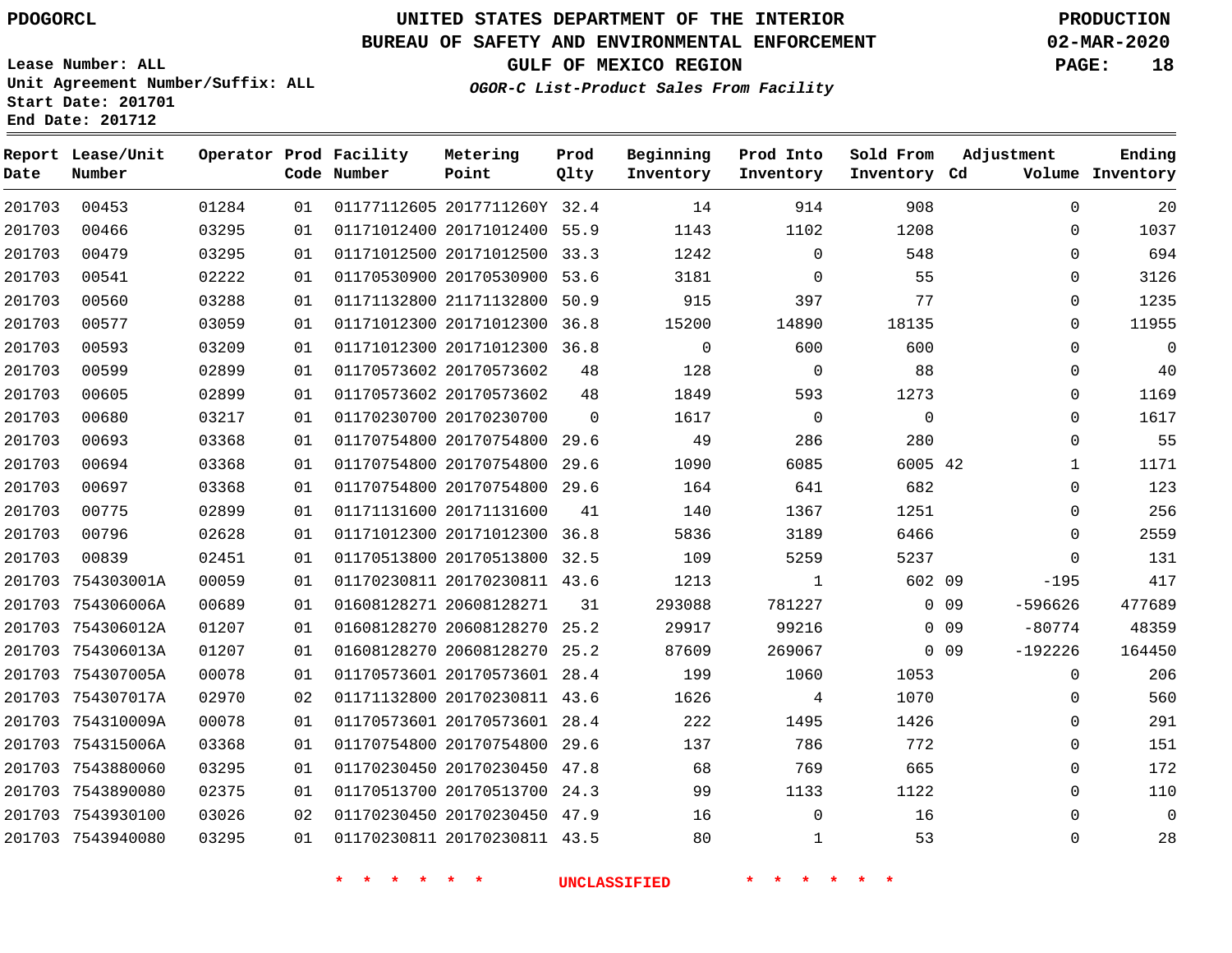PDOGORCL

# UNITED STATES DEPARTMENT OF THE INTERIOR
## BUREAU OF SAFETY AND ENVIRONMENTAL ENFORCEMENT
### GULF OF MEXICO REGION
*OGOR-C List-Product Sales From Facility*

PRODUCTION
02-MAR-2020

Lease Number: ALL
Unit Agreement Number/Suffix: ALL
Start Date: 201701
End Date: 201712

| Report Date | Lease/Unit Number | Operator | Prod Code | Facility Number | Metering Point | Prod Qlty | Beginning Inventory | Prod Into Inventory | Sold From Inventory | Adjustment Cd | Adjustment Volume | Ending Inventory |
|---|---|---|---|---|---|---|---|---|---|---|---|---|
| 201703 | 00453 | 01284 | 01 | 01177112605 | 2017711260Y | 32.4 | 14 | 914 | 908 | | 0 | 20 |
| 201703 | 00466 | 03295 | 01 | 01171012400 | 20171012400 | 55.9 | 1143 | 1102 | 1208 | | 0 | 1037 |
| 201703 | 00479 | 03295 | 01 | 01171012500 | 20171012500 | 33.3 | 1242 | 0 | 548 | | 0 | 694 |
| 201703 | 00541 | 02222 | 01 | 01170530900 | 20170530900 | 53.6 | 3181 | 0 | 55 | | 0 | 3126 |
| 201703 | 00560 | 03288 | 01 | 01171132800 | 21171132800 | 50.9 | 915 | 397 | 77 | | 0 | 1235 |
| 201703 | 00577 | 03059 | 01 | 01171012300 | 20171012300 | 36.8 | 15200 | 14890 | 18135 | | 0 | 11955 |
| 201703 | 00593 | 03209 | 01 | 01171012300 | 20171012300 | 36.8 | 0 | 600 | 600 | | 0 | 0 |
| 201703 | 00599 | 02899 | 01 | 01170573602 | 20170573602 | 48 | 128 | 0 | 88 | | 0 | 40 |
| 201703 | 00605 | 02899 | 01 | 01170573602 | 20170573602 | 48 | 1849 | 593 | 1273 | | 0 | 1169 |
| 201703 | 00680 | 03217 | 01 | 01170230700 | 20170230700 | 0 | 1617 | 0 | 0 | | 0 | 1617 |
| 201703 | 00693 | 03368 | 01 | 01170754800 | 20170754800 | 29.6 | 49 | 286 | 280 | | 0 | 55 |
| 201703 | 00694 | 03368 | 01 | 01170754800 | 20170754800 | 29.6 | 1090 | 6085 | 6005 | 42 | 1 | 1171 |
| 201703 | 00697 | 03368 | 01 | 01170754800 | 20170754800 | 29.6 | 164 | 641 | 682 | | 0 | 123 |
| 201703 | 00775 | 02899 | 01 | 01171131600 | 20171131600 | 41 | 140 | 1367 | 1251 | | 0 | 256 |
| 201703 | 00796 | 02628 | 01 | 01171012300 | 20171012300 | 36.8 | 5836 | 3189 | 6466 | | 0 | 2559 |
| 201703 | 00839 | 02451 | 01 | 01170513800 | 20170513800 | 32.5 | 109 | 5259 | 5237 | | 0 | 131 |
| 201703 | 754303001A | 00059 | 01 | 01170230811 | 20170230811 | 43.6 | 1213 | 1 | 602 | 09 | -195 | 417 |
| 201703 | 754306006A | 00689 | 01 | 01608128271 | 20608128271 | 31 | 293088 | 781227 | 0 | 09 | -596626 | 477689 |
| 201703 | 754306012A | 01207 | 01 | 01608128270 | 20608128270 | 25.2 | 29917 | 99216 | 0 | 09 | -80774 | 48359 |
| 201703 | 754306013A | 01207 | 01 | 01608128270 | 20608128270 | 25.2 | 87609 | 269067 | 0 | 09 | -192226 | 164450 |
| 201703 | 754307005A | 00078 | 01 | 01170573601 | 20170573601 | 28.4 | 199 | 1060 | 1053 | | 0 | 206 |
| 201703 | 754307017A | 02970 | 02 | 01171132800 | 20170230811 | 43.6 | 1626 | 4 | 1070 | | 0 | 560 |
| 201703 | 754310009A | 00078 | 01 | 01170573601 | 20170573601 | 28.4 | 222 | 1495 | 1426 | | 0 | 291 |
| 201703 | 754315006A | 03368 | 01 | 01170754800 | 20170754800 | 29.6 | 137 | 786 | 772 | | 0 | 151 |
| 201703 | 7543880060 | 03295 | 01 | 01170230450 | 20170230450 | 47.8 | 68 | 769 | 665 | | 0 | 172 |
| 201703 | 7543890080 | 02375 | 01 | 01170513700 | 20170513700 | 24.3 | 99 | 1133 | 1122 | | 0 | 110 |
| 201703 | 7543930100 | 03026 | 02 | 01170230450 | 20170230450 | 47.9 | 16 | 0 | 16 | | 0 | 0 |
| 201703 | 7543940080 | 03295 | 01 | 01170230811 | 20170230811 | 43.5 | 80 | 1 | 53 | | 0 | 28 |

* * * * * * UNCLASSIFIED * * * * * *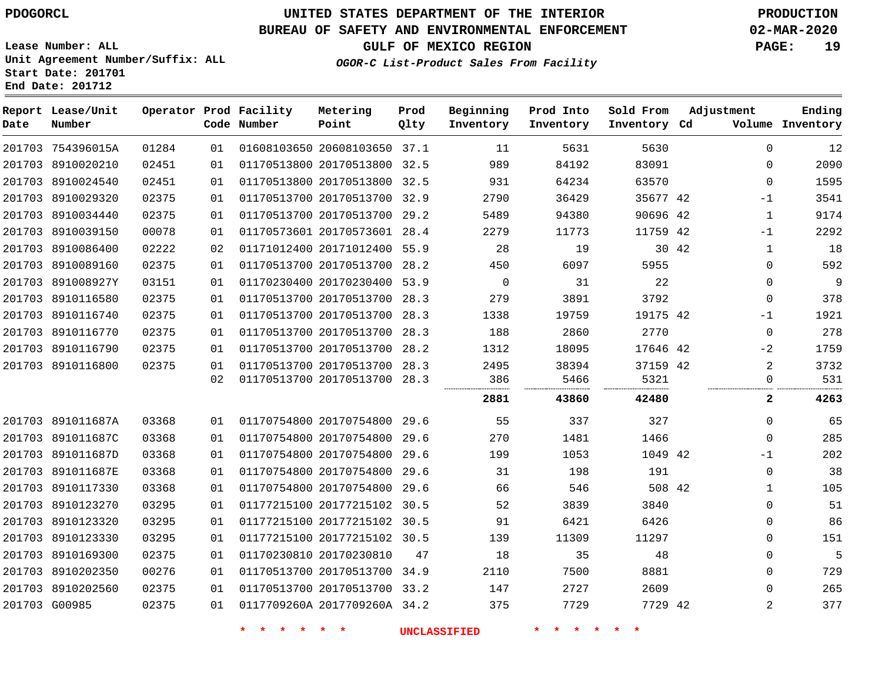# UNITED STATES DEPARTMENT OF THE INTERIOR
## BUREAU OF SAFETY AND ENVIRONMENTAL ENFORCEMENT
### GULF OF MEXICO REGION
*OGOR-C List-Product Sales From Facility*

PDOGORCL

PRODUCTION 02-MAR-2020

Lease Number: ALL
Unit Agreement Number/Suffix: ALL
Start Date: 201701
End Date: 201712

| Report Date | Lease/Unit Number | Operator | Prod Code | Facility Number | Metering Point | Prod Qlty | Beginning Inventory | Prod Into Inventory | Sold From Inventory | Adjustment Cd | Adjustment Volume | Ending Inventory |
|---|---|---|---|---|---|---|---|---|---|---|---|---|
| 201703 | 754396015A | 01284 | 01 | 01608103650 | 20608103650 | 37.1 | 11 | 5631 | 5630 | | 0 | 12 |
| 201703 | 8910020210 | 02451 | 01 | 01170513800 | 20170513800 | 32.5 | 989 | 84192 | 83091 | | 0 | 2090 |
| 201703 | 8910024540 | 02451 | 01 | 01170513800 | 20170513800 | 32.5 | 931 | 64234 | 63570 | | 0 | 1595 |
| 201703 | 8910029320 | 02375 | 01 | 01170513700 | 20170513700 | 32.9 | 2790 | 36429 | 35677 | 42 | -1 | 3541 |
| 201703 | 8910034440 | 02375 | 01 | 01170513700 | 20170513700 | 29.2 | 5489 | 94380 | 90696 | 42 | 1 | 9174 |
| 201703 | 8910039150 | 00078 | 01 | 01170573601 | 20170573601 | 28.4 | 2279 | 11773 | 11759 | 42 | -1 | 2292 |
| 201703 | 8910086400 | 02222 | 02 | 01171012400 | 20171012400 | 55.9 | 28 | 19 | 30 | 42 | 1 | 18 |
| 201703 | 8910089160 | 02375 | 01 | 01170513700 | 20170513700 | 28.2 | 450 | 6097 | 5955 | | 0 | 592 |
| 201703 | 891008927Y | 03151 | 01 | 01170230400 | 20170230400 | 53.9 | 0 | 31 | 22 | | 0 | 9 |
| 201703 | 8910116580 | 02375 | 01 | 01170513700 | 20170513700 | 28.3 | 279 | 3891 | 3792 | | 0 | 378 |
| 201703 | 8910116740 | 02375 | 01 | 01170513700 | 20170513700 | 28.3 | 1338 | 19759 | 19175 | 42 | -1 | 1921 |
| 201703 | 8910116770 | 02375 | 01 | 01170513700 | 20170513700 | 28.3 | 188 | 2860 | 2770 | | 0 | 278 |
| 201703 | 8910116790 | 02375 | 01 | 01170513700 | 20170513700 | 28.2 | 1312 | 18095 | 17646 | 42 | -2 | 1759 |
| 201703 | 8910116800 | 02375 | 01 | 01170513700 | 20170513700 | 28.3 | 2495 | 38394 | 37159 | 42 | 2 | 3732 |
| | | | 02 | 01170513700 | 20170513700 | 28.3 | 386 | 5466 | 5321 | | 0 | 531 |
| | | | | | | | **2881** | **43860** | **42480** | | **2** | **4263** |
| 201703 | 891011687A | 03368 | 01 | 01170754800 | 20170754800 | 29.6 | 55 | 337 | 327 | | 0 | 65 |
| 201703 | 891011687C | 03368 | 01 | 01170754800 | 20170754800 | 29.6 | 270 | 1481 | 1466 | | 0 | 285 |
| 201703 | 891011687D | 03368 | 01 | 01170754800 | 20170754800 | 29.6 | 199 | 1053 | 1049 | 42 | -1 | 202 |
| 201703 | 891011687E | 03368 | 01 | 01170754800 | 20170754800 | 29.6 | 31 | 198 | 191 | | 0 | 38 |
| 201703 | 8910117330 | 03368 | 01 | 01170754800 | 20170754800 | 29.6 | 66 | 546 | 508 | 42 | 1 | 105 |
| 201703 | 8910123270 | 03295 | 01 | 01177215100 | 20177215102 | 30.5 | 52 | 3839 | 3840 | | 0 | 51 |
| 201703 | 8910123320 | 03295 | 01 | 01177215100 | 20177215102 | 30.5 | 91 | 6421 | 6426 | | 0 | 86 |
| 201703 | 8910123330 | 03295 | 01 | 01177215100 | 20177215102 | 30.5 | 139 | 11309 | 11297 | | 0 | 151 |
| 201703 | 8910169300 | 02375 | 01 | 01170230810 | 20170230810 | 47 | 18 | 35 | 48 | | 0 | 5 |
| 201703 | 8910202350 | 00276 | 01 | 01170513700 | 20170513700 | 34.9 | 2110 | 7500 | 8881 | | 0 | 729 |
| 201703 | 8910202560 | 02375 | 01 | 01170513700 | 20170513700 | 33.2 | 147 | 2727 | 2609 | | 0 | 265 |
| 201703 | G00985 | 02375 | 01 | 0117709260A | 2017709260A | 34.2 | 375 | 7729 | 7729 | 42 | 2 | 377 |

\* \* \* \* \* \* UNCLASSIFIED \* \* \* \* \* \*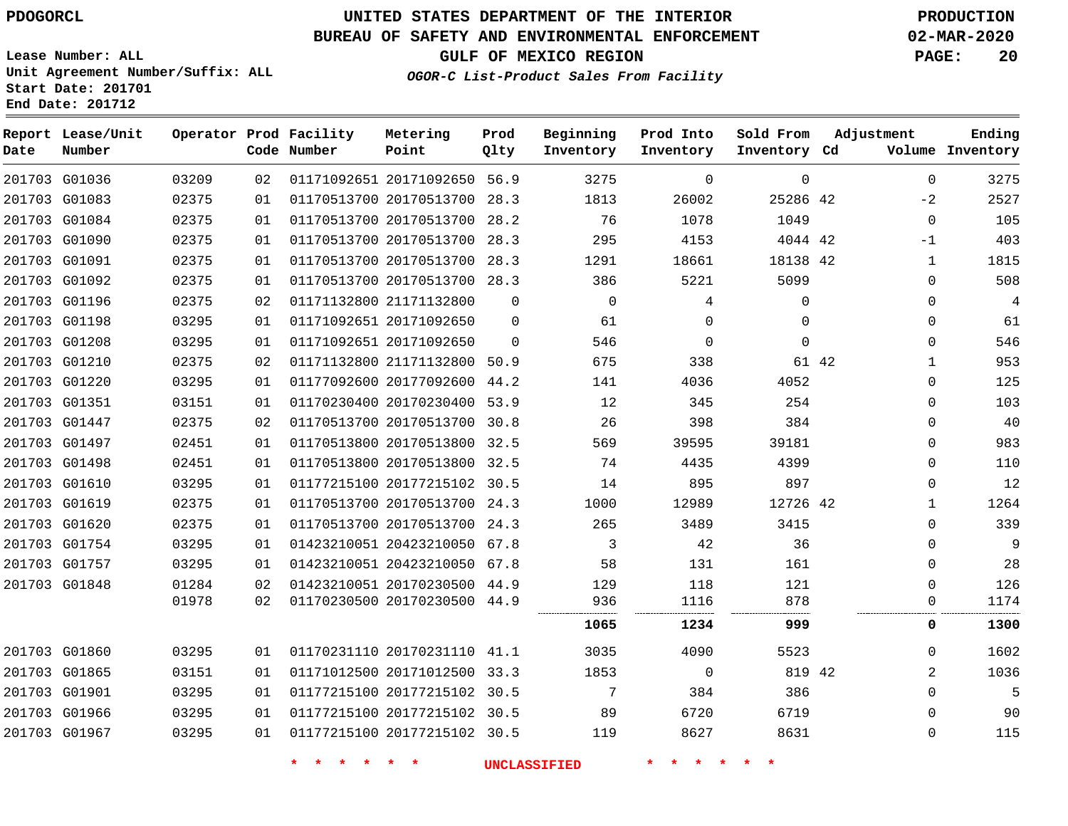PDOGORCL

# UNITED STATES DEPARTMENT OF THE INTERIOR
## BUREAU OF SAFETY AND ENVIRONMENTAL ENFORCEMENT
### GULF OF MEXICO REGION
*OGOR-C List-Product Sales From Facility*

PRODUCTION
02-MAR-2020

Lease Number: ALL
Unit Agreement Number/Suffix: ALL
Start Date: 201701
End Date: 201712

| Report Date | Lease/Unit Number | Operator | Prod Code | Facility Number | Metering Point | Prod Qlty | Beginning Inventory | Prod Into Inventory | Sold From Inventory | Adjustment Cd | Volume | Ending Inventory |
|---|---|---|---|---|---|---|---|---|---|---|---|---|
| 201703 | G01036 | 03209 | 02 | 01171092651 | 20171092650 | 56.9 | 3275 | 0 | 0 | | 0 | 3275 |
| 201703 | G01083 | 02375 | 01 | 01170513700 | 20170513700 | 28.3 | 1813 | 26002 | 25286 | 42 | -2 | 2527 |
| 201703 | G01084 | 02375 | 01 | 01170513700 | 20170513700 | 28.2 | 76 | 1078 | 1049 | | 0 | 105 |
| 201703 | G01090 | 02375 | 01 | 01170513700 | 20170513700 | 28.3 | 295 | 4153 | 4044 | 42 | -1 | 403 |
| 201703 | G01091 | 02375 | 01 | 01170513700 | 20170513700 | 28.3 | 1291 | 18661 | 18138 | 42 | 1 | 1815 |
| 201703 | G01092 | 02375 | 01 | 01170513700 | 20170513700 | 28.3 | 386 | 5221 | 5099 | | 0 | 508 |
| 201703 | G01196 | 02375 | 02 | 01171132800 | 21171132800 | 0 | 0 | 4 | 0 | | 0 | 4 |
| 201703 | G01198 | 03295 | 01 | 01171092651 | 20171092650 | 0 | 61 | 0 | 0 | | 0 | 61 |
| 201703 | G01208 | 03295 | 01 | 01171092651 | 20171092650 | 0 | 546 | 0 | 0 | | 0 | 546 |
| 201703 | G01210 | 02375 | 02 | 01171132800 | 21171132800 | 50.9 | 675 | 338 | 61 | 42 | 1 | 953 |
| 201703 | G01220 | 03295 | 01 | 01177092600 | 20177092600 | 44.2 | 141 | 4036 | 4052 | | 0 | 125 |
| 201703 | G01351 | 03151 | 01 | 01170230400 | 20170230400 | 53.9 | 12 | 345 | 254 | | 0 | 103 |
| 201703 | G01447 | 02375 | 02 | 01170513700 | 20170513700 | 30.8 | 26 | 398 | 384 | | 0 | 40 |
| 201703 | G01497 | 02451 | 01 | 01170513800 | 20170513800 | 32.5 | 569 | 39595 | 39181 | | 0 | 983 |
| 201703 | G01498 | 02451 | 01 | 01170513800 | 20170513800 | 32.5 | 74 | 4435 | 4399 | | 0 | 110 |
| 201703 | G01610 | 03295 | 01 | 01177215100 | 20177215102 | 30.5 | 14 | 895 | 897 | | 0 | 12 |
| 201703 | G01619 | 02375 | 01 | 01170513700 | 20170513700 | 24.3 | 1000 | 12989 | 12726 | 42 | 1 | 1264 |
| 201703 | G01620 | 02375 | 01 | 01170513700 | 20170513700 | 24.3 | 265 | 3489 | 3415 | | 0 | 339 |
| 201703 | G01754 | 03295 | 01 | 01423210051 | 20423210050 | 67.8 | 3 | 42 | 36 | | 0 | 9 |
| 201703 | G01757 | 03295 | 01 | 01423210051 | 20423210050 | 67.8 | 58 | 131 | 161 | | 0 | 28 |
| 201703 | G01848 | 01284 | 02 | 01423210051 | 20170230500 | 44.9 | 129 | 118 | 121 | | 0 | 126 |
| | | 01978 | 02 | 01170230500 | 20170230500 | 44.9 | 936 | 1116 | 878 | | 0 | 1174 |
| | | | | | | | **1065** | **1234** | **999** | | **0** | **1300** |
| 201703 | G01860 | 03295 | 01 | 01170231110 | 20170231110 | 41.1 | 3035 | 4090 | 5523 | | 0 | 1602 |
| 201703 | G01865 | 03151 | 01 | 01171012500 | 20171012500 | 33.3 | 1853 | 0 | 819 | 42 | 2 | 1036 |
| 201703 | G01901 | 03295 | 01 | 01177215100 | 20177215102 | 30.5 | 7 | 384 | 386 | | 0 | 5 |
| 201703 | G01966 | 03295 | 01 | 01177215100 | 20177215102 | 30.5 | 89 | 6720 | 6719 | | 0 | 90 |
| 201703 | G01967 | 03295 | 01 | 01177215100 | 20177215102 | 30.5 | 119 | 8627 | 8631 | | 0 | 115 |

* * * * * * UNCLASSIFIED * * * * * *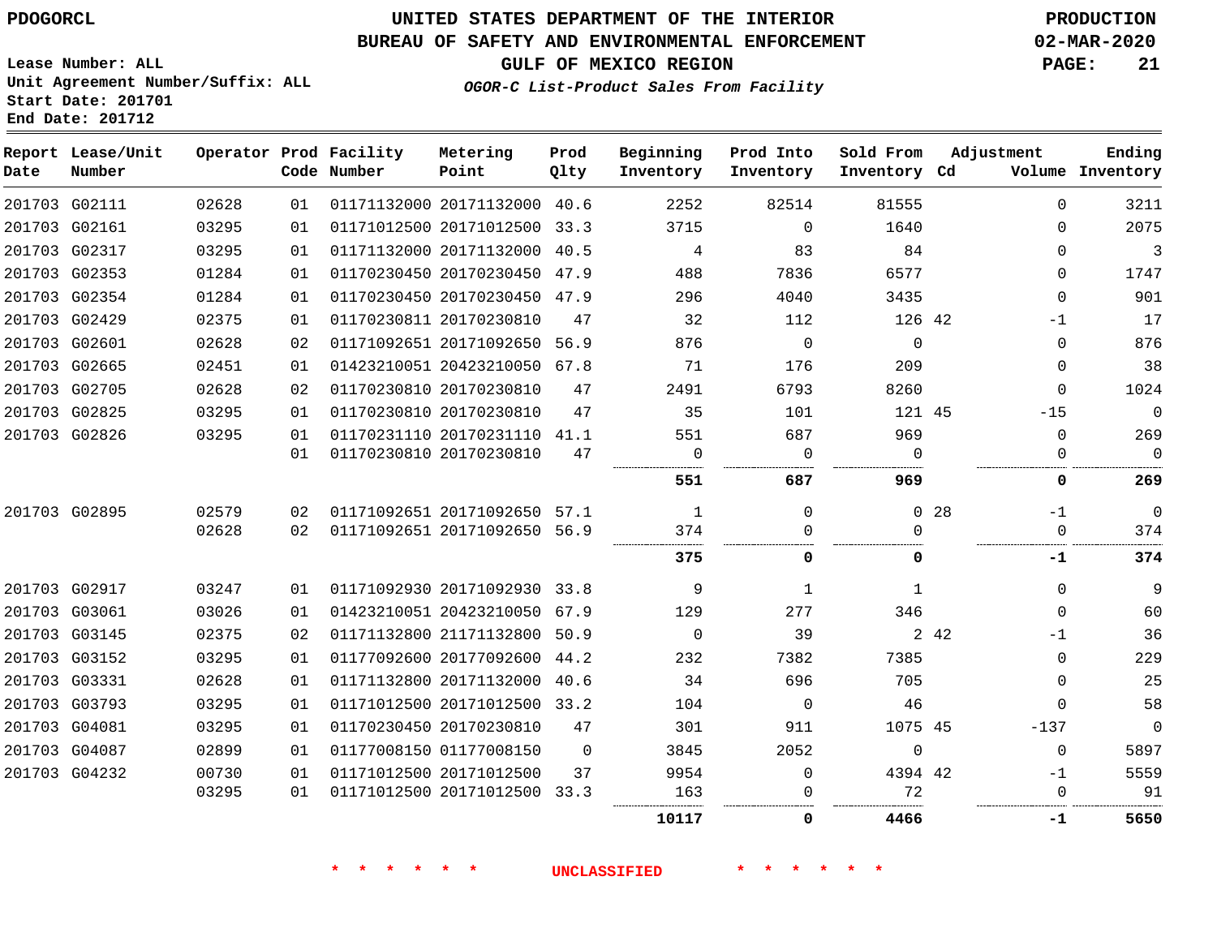PDOGORCL

# UNITED STATES DEPARTMENT OF THE INTERIOR
## BUREAU OF SAFETY AND ENVIRONMENTAL ENFORCEMENT
### GULF OF MEXICO REGION
*OGOR-C List-Product Sales From Facility*

PRODUCTION
02-MAR-2020

Lease Number: ALL
Unit Agreement Number/Suffix: ALL
Start Date: 201701
End Date: 201712

| Report Date | Lease/Unit Number | Operator | Prod Code | Facility Number | Metering Point | Prod Qlty | Beginning Inventory | Prod Into Inventory | Sold From Inventory | Adjustment Cd | Adjustment Volume | Ending Inventory |
|---|---|---|---|---|---|---|---|---|---|---|---|---|
| 201703 | G02111 | 02628 | 01 | 01171132000 | 20171132000 | 40.6 | 2252 | 82514 | 81555 | | 0 | 3211 |
| 201703 | G02161 | 03295 | 01 | 01171012500 | 20171012500 | 33.3 | 3715 | 0 | 1640 | | 0 | 2075 |
| 201703 | G02317 | 03295 | 01 | 01171132000 | 20171132000 | 40.5 | 4 | 83 | 84 | | 0 | 3 |
| 201703 | G02353 | 01284 | 01 | 01170230450 | 20170230450 | 47.9 | 488 | 7836 | 6577 | | 0 | 1747 |
| 201703 | G02354 | 01284 | 01 | 01170230450 | 20170230450 | 47.9 | 296 | 4040 | 3435 | | 0 | 901 |
| 201703 | G02429 | 02375 | 01 | 01170230811 | 20170230810 | 47 | 32 | 112 | 126 | 42 | -1 | 17 |
| 201703 | G02601 | 02628 | 02 | 01171092651 | 20171092650 | 56.9 | 876 | 0 | 0 | | 0 | 876 |
| 201703 | G02665 | 02451 | 01 | 01423210051 | 20423210050 | 67.8 | 71 | 176 | 209 | | 0 | 38 |
| 201703 | G02705 | 02628 | 02 | 01170230810 | 20170230810 | 47 | 2491 | 6793 | 8260 | | 0 | 1024 |
| 201703 | G02825 | 03295 | 01 | 01170230810 | 20170230810 | 47 | 35 | 101 | 121 | 45 | -15 | 0 |
| 201703 | G02826 | 03295 | 01 | 01170231110 | 20170231110 | 41.1 | 551 | 687 | 969 | | 0 | 269 |
| | | | 01 | 01170230810 | 20170230810 | 47 | 0 | 0 | 0 | | 0 | 0 |
| | | | | | | | **551** | **687** | **969** | | **0** | **269** |
| 201703 | G02895 | 02579 | 02 | 01171092651 | 20171092650 | 57.1 | 1 | 0 | 0 | 28 | -1 | 0 |
| | | 02628 | 02 | 01171092651 | 20171092650 | 56.9 | 374 | 0 | 0 | | 0 | 374 |
| | | | | | | | **375** | **0** | **0** | | **-1** | **374** |
| 201703 | G02917 | 03247 | 01 | 01171092930 | 20171092930 | 33.8 | 9 | 1 | 1 | | 0 | 9 |
| 201703 | G03061 | 03026 | 01 | 01423210051 | 20423210050 | 67.9 | 129 | 277 | 346 | | 0 | 60 |
| 201703 | G03145 | 02375 | 02 | 01171132800 | 21171132800 | 50.9 | 0 | 39 | 2 | 42 | -1 | 36 |
| 201703 | G03152 | 03295 | 01 | 01177092600 | 20177092600 | 44.2 | 232 | 7382 | 7385 | | 0 | 229 |
| 201703 | G03331 | 02628 | 01 | 01171132800 | 20171132000 | 40.6 | 34 | 696 | 705 | | 0 | 25 |
| 201703 | G03793 | 03295 | 01 | 01171012500 | 20171012500 | 33.2 | 104 | 0 | 46 | | 0 | 58 |
| 201703 | G04081 | 03295 | 01 | 01170230450 | 20170230810 | 47 | 301 | 911 | 1075 | 45 | -137 | 0 |
| 201703 | G04087 | 02899 | 01 | 01177008150 | 01177008150 | 0 | 3845 | 2052 | 0 | | 0 | 5897 |
| 201703 | G04232 | 00730 | 01 | 01171012500 | 20171012500 | 37 | 9954 | 0 | 4394 | 42 | -1 | 5559 |
| | | 03295 | 01 | 01171012500 | 20171012500 | 33.3 | 163 | 0 | 72 | | 0 | 91 |
| | | | | | | | **10117** | **0** | **4466** | | **-1** | **5650** |

\* \* \* \* \* \* UNCLASSIFIED \* \* \* \* \* \*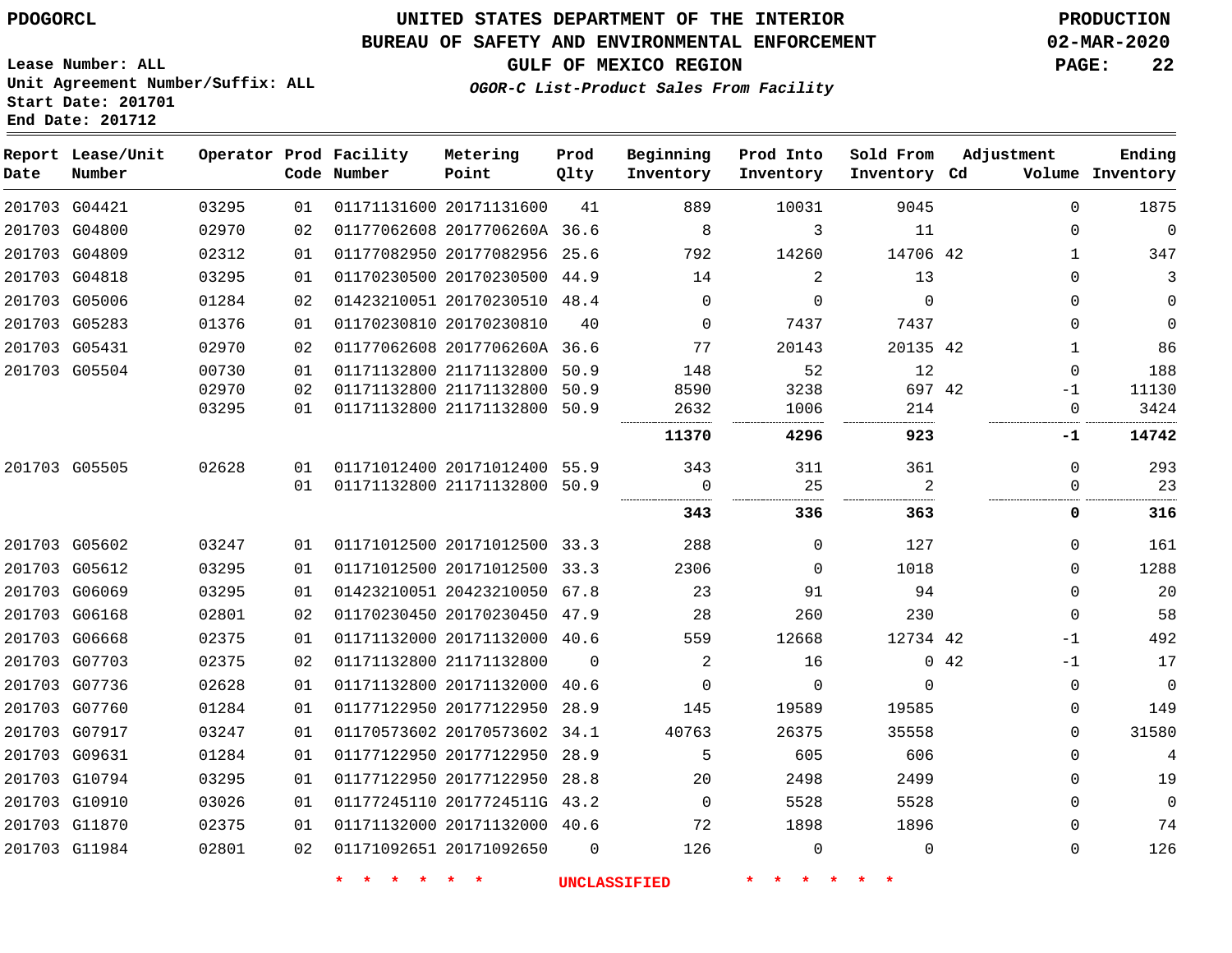PDOGORCL

# UNITED STATES DEPARTMENT OF THE INTERIOR
## BUREAU OF SAFETY AND ENVIRONMENTAL ENFORCEMENT
### GULF OF MEXICO REGION
*OGOR-C List-Product Sales From Facility*

PRODUCTION
02-MAR-2020

Lease Number: ALL
Unit Agreement Number/Suffix: ALL
Start Date: 201701
End Date: 201712

| Report Date | Lease/Unit Number | Operator | Prod Code | Facility Number | Metering Point | Prod Qlty | Beginning Inventory | Prod Into Inventory | Sold From Inventory | Adjustment Cd | Volume | Ending Inventory |
|---|---|---|---|---|---|---|---|---|---|---|---|---|
| 201703 | G04421 | 03295 | 01 | 01171131600 | 20171131600 | 41 | 889 | 10031 | 9045 | | 0 | 1875 |
| 201703 | G04800 | 02970 | 02 | 01177062608 | 2017706260A | 36.6 | 8 | 3 | 11 | | 0 | 0 |
| 201703 | G04809 | 02312 | 01 | 01177082950 | 20177082956 | 25.6 | 792 | 14260 | 14706 | 42 | 1 | 347 |
| 201703 | G04818 | 03295 | 01 | 01170230500 | 20170230500 | 44.9 | 14 | 2 | 13 | | 0 | 3 |
| 201703 | G05006 | 01284 | 02 | 01423210051 | 20170230510 | 48.4 | 0 | 0 | 0 | | 0 | 0 |
| 201703 | G05283 | 01376 | 01 | 01170230810 | 20170230810 | 40 | 0 | 7437 | 7437 | | 0 | 0 |
| 201703 | G05431 | 02970 | 02 | 01177062608 | 2017706260A | 36.6 | 77 | 20143 | 20135 | 42 | 1 | 86 |
| 201703 | G05504 | 00730 | 01 | 01171132800 | 21171132800 | 50.9 | 148 | 52 | 12 | | 0 | 188 |
| | | 02970 | 02 | 01171132800 | 21171132800 | 50.9 | 8590 | 3238 | 697 | 42 | -1 | 11130 |
| | | 03295 | 01 | 01171132800 | 21171132800 | 50.9 | 2632 | 1006 | 214 | | 0 | 3424 |
| | | | | | | | **11370** | **4296** | **923** | | **-1** | **14742** |
| 201703 | G05505 | 02628 | 01 | 01171012400 | 20171012400 | 55.9 | 343 | 311 | 361 | | 0 | 293 |
| | | | 01 | 01171132800 | 21171132800 | 50.9 | 0 | 25 | 2 | | 0 | 23 |
| | | | | | | | **343** | **336** | **363** | | **0** | **316** |
| 201703 | G05602 | 03247 | 01 | 01171012500 | 20171012500 | 33.3 | 288 | 0 | 127 | | 0 | 161 |
| 201703 | G05612 | 03295 | 01 | 01171012500 | 20171012500 | 33.3 | 2306 | 0 | 1018 | | 0 | 1288 |
| 201703 | G06069 | 03295 | 01 | 01423210051 | 20423210050 | 67.8 | 23 | 91 | 94 | | 0 | 20 |
| 201703 | G06168 | 02801 | 02 | 01170230450 | 20170230450 | 47.9 | 28 | 260 | 230 | | 0 | 58 |
| 201703 | G06668 | 02375 | 01 | 01171132000 | 20171132000 | 40.6 | 559 | 12668 | 12734 | 42 | -1 | 492 |
| 201703 | G07703 | 02375 | 02 | 01171132800 | 21171132800 | 0 | 2 | 16 | 0 | 42 | -1 | 17 |
| 201703 | G07736 | 02628 | 01 | 01171132800 | 20171132000 | 40.6 | 0 | 0 | 0 | | 0 | 0 |
| 201703 | G07760 | 01284 | 01 | 01177122950 | 20177122950 | 28.9 | 145 | 19589 | 19585 | | 0 | 149 |
| 201703 | G07917 | 03247 | 01 | 01170573602 | 20170573602 | 34.1 | 40763 | 26375 | 35558 | | 0 | 31580 |
| 201703 | G09631 | 01284 | 01 | 01177122950 | 20177122950 | 28.9 | 5 | 605 | 606 | | 0 | 4 |
| 201703 | G10794 | 03295 | 01 | 01177122950 | 20177122950 | 28.8 | 20 | 2498 | 2499 | | 0 | 19 |
| 201703 | G10910 | 03026 | 01 | 01177245110 | 2017724511G | 43.2 | 0 | 5528 | 5528 | | 0 | 0 |
| 201703 | G11870 | 02375 | 01 | 01171132000 | 20171132000 | 40.6 | 72 | 1898 | 1896 | | 0 | 74 |
| 201703 | G11984 | 02801 | 02 | 01171092651 | 20171092650 | 0 | 126 | 0 | 0 | | 0 | 126 |

* * * * * * UNCLASSIFIED * * * * * *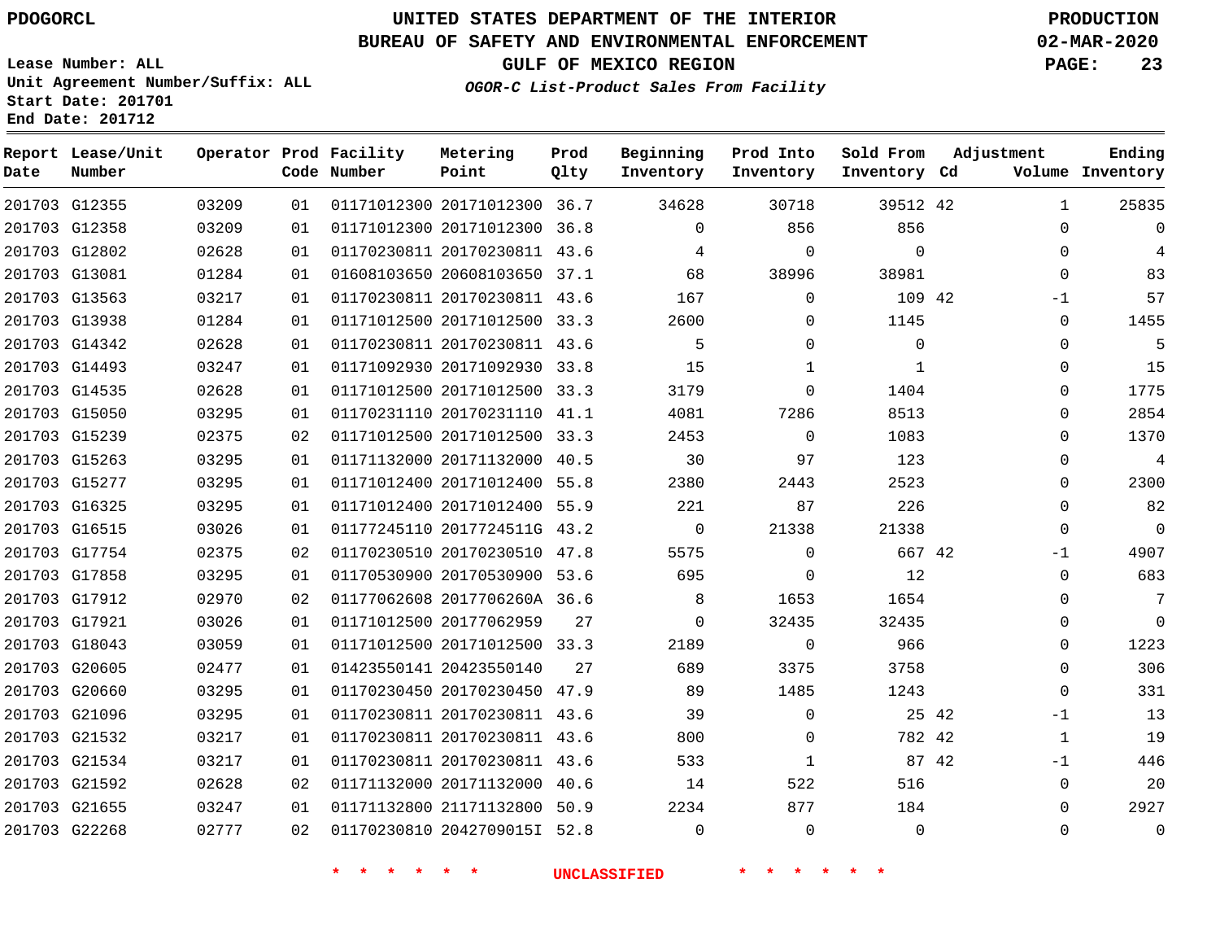PDOGORCL

Lease Number: ALL
Unit Agreement Number/Suffix: ALL
Start Date: 201701
End Date: 201712

# UNITED STATES DEPARTMENT OF THE INTERIOR
## BUREAU OF SAFETY AND ENVIRONMENTAL ENFORCEMENT
### GULF OF MEXICO REGION
*OGOR-C List-Product Sales From Facility*

PRODUCTION
02-MAR-2020

| Report Date | Lease/Unit Number | Operator | Prod Code | Facility Number | Metering Point | Prod Qlty | Beginning Inventory | Prod Into Inventory | Sold From Inventory | Adjustment Cd | Adjustment Volume | Ending Inventory |
|---|---|---|---|---|---|---|---|---|---|---|---|---|
| 201703 | G12355 | 03209 | 01 | 01171012300 | 20171012300 | 36.7 | 34628 | 30718 | 39512 | 42 | 1 | 25835 |
| 201703 | G12358 | 03209 | 01 | 01171012300 | 20171012300 | 36.8 | 0 | 856 | 856 | | 0 | 0 |
| 201703 | G12802 | 02628 | 01 | 01170230811 | 20170230811 | 43.6 | 4 | 0 | 0 | | 0 | 4 |
| 201703 | G13081 | 01284 | 01 | 01608103650 | 20608103650 | 37.1 | 68 | 38996 | 38981 | | 0 | 83 |
| 201703 | G13563 | 03217 | 01 | 01170230811 | 20170230811 | 43.6 | 167 | 0 | 109 | 42 | -1 | 57 |
| 201703 | G13938 | 01284 | 01 | 01171012500 | 20171012500 | 33.3 | 2600 | 0 | 1145 | | 0 | 1455 |
| 201703 | G14342 | 02628 | 01 | 01170230811 | 20170230811 | 43.6 | 5 | 0 | 0 | | 0 | 5 |
| 201703 | G14493 | 03247 | 01 | 01171092930 | 20171092930 | 33.8 | 15 | 1 | 1 | | 0 | 15 |
| 201703 | G14535 | 02628 | 01 | 01171012500 | 20171012500 | 33.3 | 3179 | 0 | 1404 | | 0 | 1775 |
| 201703 | G15050 | 03295 | 01 | 01170231110 | 20170231110 | 41.1 | 4081 | 7286 | 8513 | | 0 | 2854 |
| 201703 | G15239 | 02375 | 02 | 01171012500 | 20171012500 | 33.3 | 2453 | 0 | 1083 | | 0 | 1370 |
| 201703 | G15263 | 03295 | 01 | 01171132000 | 20171132000 | 40.5 | 30 | 97 | 123 | | 0 | 4 |
| 201703 | G15277 | 03295 | 01 | 01171012400 | 20171012400 | 55.8 | 2380 | 2443 | 2523 | | 0 | 2300 |
| 201703 | G16325 | 03295 | 01 | 01171012400 | 20171012400 | 55.9 | 221 | 87 | 226 | | 0 | 82 |
| 201703 | G16515 | 03026 | 01 | 01177245110 | 2017724511G | 43.2 | 0 | 21338 | 21338 | | 0 | 0 |
| 201703 | G17754 | 02375 | 02 | 01170230510 | 20170230510 | 47.8 | 5575 | 0 | 667 | 42 | -1 | 4907 |
| 201703 | G17858 | 03295 | 01 | 01170530900 | 20170530900 | 53.6 | 695 | 0 | 12 | | 0 | 683 |
| 201703 | G17912 | 02970 | 02 | 01177062608 | 2017706260A | 36.6 | 8 | 1653 | 1654 | | 0 | 7 |
| 201703 | G17921 | 03026 | 01 | 01171012500 | 20177062959 | 27 | 0 | 32435 | 32435 | | 0 | 0 |
| 201703 | G18043 | 03059 | 01 | 01171012500 | 20171012500 | 33.3 | 2189 | 0 | 966 | | 0 | 1223 |
| 201703 | G20605 | 02477 | 01 | 01423550141 | 20423550140 | 27 | 689 | 3375 | 3758 | | 0 | 306 |
| 201703 | G20660 | 03295 | 01 | 01170230450 | 20170230450 | 47.9 | 89 | 1485 | 1243 | | 0 | 331 |
| 201703 | G21096 | 03295 | 01 | 01170230811 | 20170230811 | 43.6 | 39 | 0 | 25 | 42 | -1 | 13 |
| 201703 | G21532 | 03217 | 01 | 01170230811 | 20170230811 | 43.6 | 800 | 0 | 782 | 42 | 1 | 19 |
| 201703 | G21534 | 03217 | 01 | 01170230811 | 20170230811 | 43.6 | 533 | 1 | 87 | 42 | -1 | 446 |
| 201703 | G21592 | 02628 | 02 | 01171132000 | 20171132000 | 40.6 | 14 | 522 | 516 | | 0 | 20 |
| 201703 | G21655 | 03247 | 01 | 01171132800 | 21171132800 | 50.9 | 2234 | 877 | 184 | | 0 | 2927 |
| 201703 | G22268 | 02777 | 02 | 01170230810 | 2042709015I | 52.8 | 0 | 0 | 0 | | 0 | 0 |

* * * * * * UNCLASSIFIED * * * * * *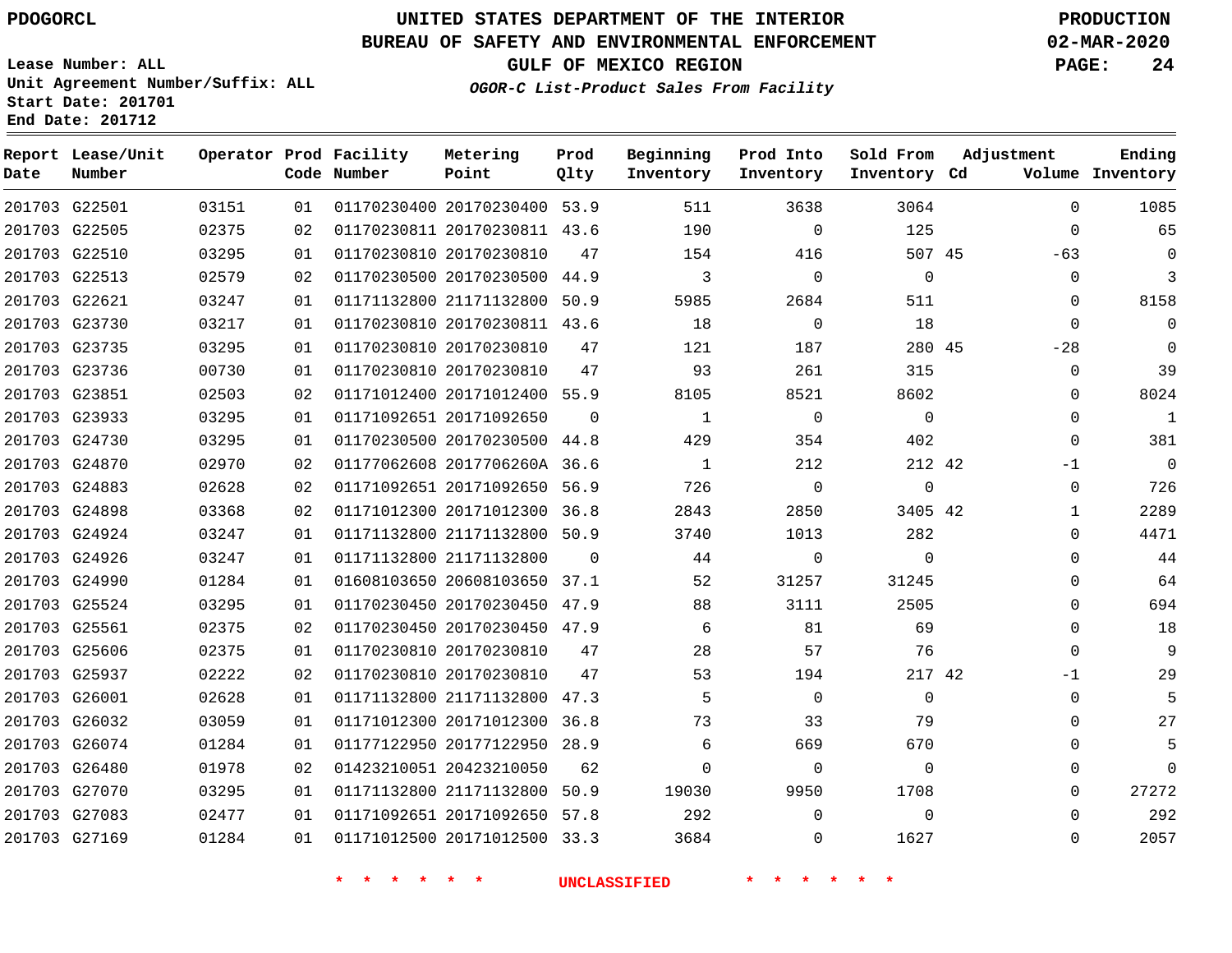PDOGORCL

# UNITED STATES DEPARTMENT OF THE INTERIOR
## BUREAU OF SAFETY AND ENVIRONMENTAL ENFORCEMENT
### GULF OF MEXICO REGION
*OGOR-C List-Product Sales From Facility*

PRODUCTION
02-MAR-2020

Lease Number: ALL
Unit Agreement Number/Suffix: ALL
Start Date: 201701
End Date: 201712

| Report Date | Lease/Unit Number | Operator | Prod Code | Facility Number | Metering Point | Prod Qlty | Beginning Inventory | Prod Into Inventory | Sold From Inventory | Adjustment Cd | Adjustment Volume | Ending Inventory |
|---|---|---|---|---|---|---|---|---|---|---|---|---|
| 201703 | G22501 | 03151 | 01 | 01170230400 | 20170230400 | 53.9 | 511 | 3638 | 3064 | | 0 | 1085 |
| 201703 | G22505 | 02375 | 02 | 01170230811 | 20170230811 | 43.6 | 190 | 0 | 125 | | 0 | 65 |
| 201703 | G22510 | 03295 | 01 | 01170230810 | 20170230810 | 47 | 154 | 416 | 507 | 45 | -63 | 0 |
| 201703 | G22513 | 02579 | 02 | 01170230500 | 20170230500 | 44.9 | 3 | 0 | 0 | | 0 | 3 |
| 201703 | G22621 | 03247 | 01 | 01171132800 | 21171132800 | 50.9 | 5985 | 2684 | 511 | | 0 | 8158 |
| 201703 | G23730 | 03217 | 01 | 01170230810 | 20170230811 | 43.6 | 18 | 0 | 18 | | 0 | 0 |
| 201703 | G23735 | 03295 | 01 | 01170230810 | 20170230810 | 47 | 121 | 187 | 280 | 45 | -28 | 0 |
| 201703 | G23736 | 00730 | 01 | 01170230810 | 20170230810 | 47 | 93 | 261 | 315 | | 0 | 39 |
| 201703 | G23851 | 02503 | 02 | 01171012400 | 20171012400 | 55.9 | 8105 | 8521 | 8602 | | 0 | 8024 |
| 201703 | G23933 | 03295 | 01 | 01171092651 | 20171092650 | 0 | 1 | 0 | 0 | | 0 | 1 |
| 201703 | G24730 | 03295 | 01 | 01170230500 | 20170230500 | 44.8 | 429 | 354 | 402 | | 0 | 381 |
| 201703 | G24870 | 02970 | 02 | 01177062608 | 2017706260A | 36.6 | 1 | 212 | 212 | 42 | -1 | 0 |
| 201703 | G24883 | 02628 | 02 | 01171092651 | 20171092650 | 56.9 | 726 | 0 | 0 | | 0 | 726 |
| 201703 | G24898 | 03368 | 02 | 01171012300 | 20171012300 | 36.8 | 2843 | 2850 | 3405 | 42 | 1 | 2289 |
| 201703 | G24924 | 03247 | 01 | 01171132800 | 21171132800 | 50.9 | 3740 | 1013 | 282 | | 0 | 4471 |
| 201703 | G24926 | 03247 | 01 | 01171132800 | 21171132800 | 0 | 44 | 0 | 0 | | 0 | 44 |
| 201703 | G24990 | 01284 | 01 | 01608103650 | 20608103650 | 37.1 | 52 | 31257 | 31245 | | 0 | 64 |
| 201703 | G25524 | 03295 | 01 | 01170230450 | 20170230450 | 47.9 | 88 | 3111 | 2505 | | 0 | 694 |
| 201703 | G25561 | 02375 | 02 | 01170230450 | 20170230450 | 47.9 | 6 | 81 | 69 | | 0 | 18 |
| 201703 | G25606 | 02375 | 01 | 01170230810 | 20170230810 | 47 | 28 | 57 | 76 | | 0 | 9 |
| 201703 | G25937 | 02222 | 02 | 01170230810 | 20170230810 | 47 | 53 | 194 | 217 | 42 | -1 | 29 |
| 201703 | G26001 | 02628 | 01 | 01171132800 | 21171132800 | 47.3 | 5 | 0 | 0 | | 0 | 5 |
| 201703 | G26032 | 03059 | 01 | 01171012300 | 20171012300 | 36.8 | 73 | 33 | 79 | | 0 | 27 |
| 201703 | G26074 | 01284 | 01 | 01177122950 | 20177122950 | 28.9 | 6 | 669 | 670 | | 0 | 5 |
| 201703 | G26480 | 01978 | 02 | 01423210051 | 20423210050 | 62 | 0 | 0 | 0 | | 0 | 0 |
| 201703 | G27070 | 03295 | 01 | 01171132800 | 21171132800 | 50.9 | 19030 | 9950 | 1708 | | 0 | 27272 |
| 201703 | G27083 | 02477 | 01 | 01171092651 | 20171092650 | 57.8 | 292 | 0 | 0 | | 0 | 292 |
| 201703 | G27169 | 01284 | 01 | 01171012500 | 20171012500 | 33.3 | 3684 | 0 | 1627 | | 0 | 2057 |

\* \* \* \* \* \* UNCLASSIFIED \* \* \* \* \* \*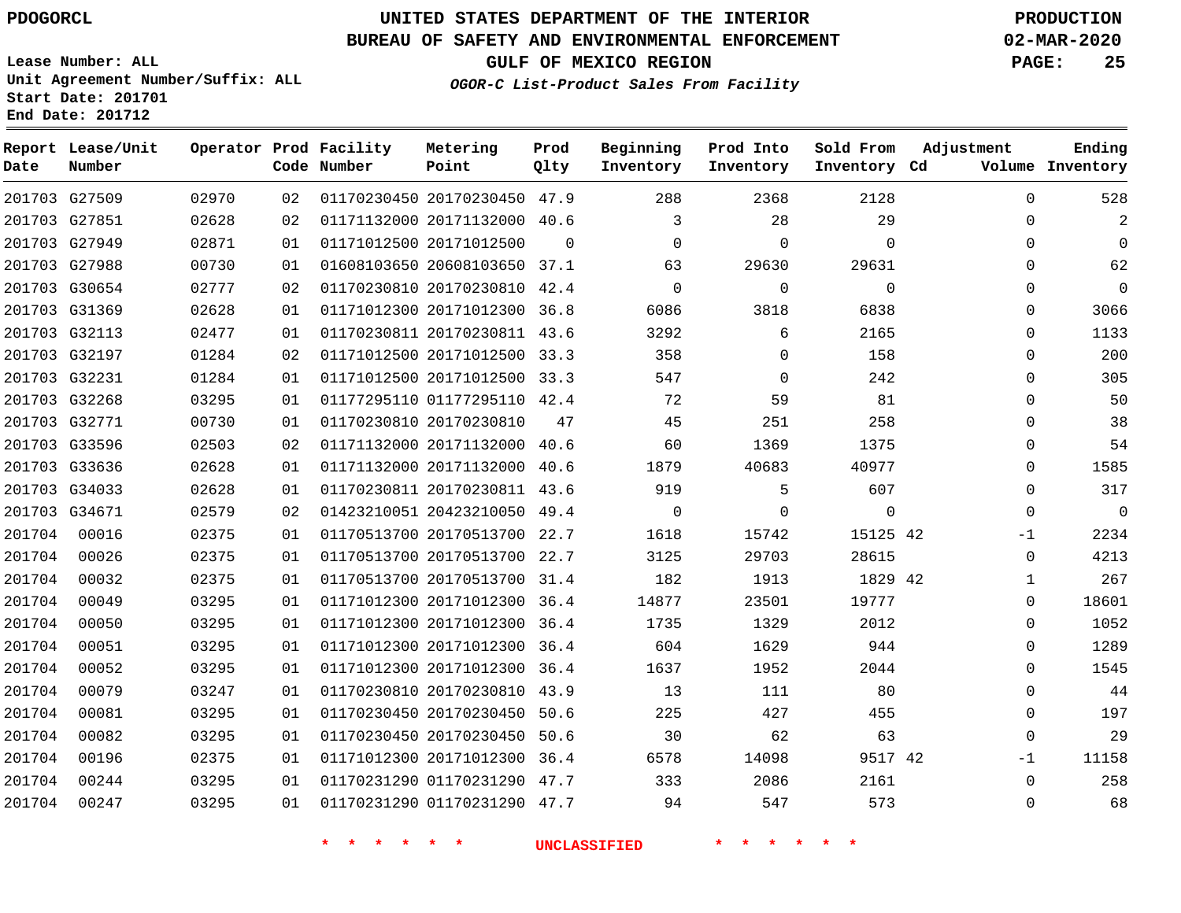PDOGORCL

# UNITED STATES DEPARTMENT OF THE INTERIOR
## BUREAU OF SAFETY AND ENVIRONMENTAL ENFORCEMENT
### GULF OF MEXICO REGION
*OGOR-C List-Product Sales From Facility*

PRODUCTION
02-MAR-2020

Lease Number: ALL
Unit Agreement Number/Suffix: ALL
Start Date: 201701
End Date: 201712

| Report Date | Lease/Unit Number | Operator | Prod Code | Facility Number | Metering Point | Prod Qlty | Beginning Inventory | Prod Into Inventory | Sold From Inventory | Adjustment Cd | Adjustment Volume | Ending Inventory |
|---|---|---|---|---|---|---|---|---|---|---|---|---|
| 201703 | G27509 | 02970 | 02 | 01170230450 | 20170230450 | 47.9 | 288 | 2368 | 2128 | | 0 | 528 |
| 201703 | G27851 | 02628 | 02 | 01171132000 | 20171132000 | 40.6 | 3 | 28 | 29 | | 0 | 2 |
| 201703 | G27949 | 02871 | 01 | 01171012500 | 20171012500 | 0 | 0 | 0 | 0 | | 0 | 0 |
| 201703 | G27988 | 00730 | 01 | 01608103650 | 20608103650 | 37.1 | 63 | 29630 | 29631 | | 0 | 62 |
| 201703 | G30654 | 02777 | 02 | 01170230810 | 20170230810 | 42.4 | 0 | 0 | 0 | | 0 | 0 |
| 201703 | G31369 | 02628 | 01 | 01171012300 | 20171012300 | 36.8 | 6086 | 3818 | 6838 | | 0 | 3066 |
| 201703 | G32113 | 02477 | 01 | 01170230811 | 20170230811 | 43.6 | 3292 | 6 | 2165 | | 0 | 1133 |
| 201703 | G32197 | 01284 | 02 | 01171012500 | 20171012500 | 33.3 | 358 | 0 | 158 | | 0 | 200 |
| 201703 | G32231 | 01284 | 01 | 01171012500 | 20171012500 | 33.3 | 547 | 0 | 242 | | 0 | 305 |
| 201703 | G32268 | 03295 | 01 | 01177295110 | 01177295110 | 42.4 | 72 | 59 | 81 | | 0 | 50 |
| 201703 | G32771 | 00730 | 01 | 01170230810 | 20170230810 | 47 | 45 | 251 | 258 | | 0 | 38 |
| 201703 | G33596 | 02503 | 02 | 01171132000 | 20171132000 | 40.6 | 60 | 1369 | 1375 | | 0 | 54 |
| 201703 | G33636 | 02628 | 01 | 01171132000 | 20171132000 | 40.6 | 1879 | 40683 | 40977 | | 0 | 1585 |
| 201703 | G34033 | 02628 | 01 | 01170230811 | 20170230811 | 43.6 | 919 | 5 | 607 | | 0 | 317 |
| 201703 | G34671 | 02579 | 02 | 01423210051 | 20423210050 | 49.4 | 0 | 0 | 0 | | 0 | 0 |
| 201704 | 00016 | 02375 | 01 | 01170513700 | 20170513700 | 22.7 | 1618 | 15742 | 15125 | 42 | -1 | 2234 |
| 201704 | 00026 | 02375 | 01 | 01170513700 | 20170513700 | 22.7 | 3125 | 29703 | 28615 | | 0 | 4213 |
| 201704 | 00032 | 02375 | 01 | 01170513700 | 20170513700 | 31.4 | 182 | 1913 | 1829 | 42 | 1 | 267 |
| 201704 | 00049 | 03295 | 01 | 01171012300 | 20171012300 | 36.4 | 14877 | 23501 | 19777 | | 0 | 18601 |
| 201704 | 00050 | 03295 | 01 | 01171012300 | 20171012300 | 36.4 | 1735 | 1329 | 2012 | | 0 | 1052 |
| 201704 | 00051 | 03295 | 01 | 01171012300 | 20171012300 | 36.4 | 604 | 1629 | 944 | | 0 | 1289 |
| 201704 | 00052 | 03295 | 01 | 01171012300 | 20171012300 | 36.4 | 1637 | 1952 | 2044 | | 0 | 1545 |
| 201704 | 00079 | 03247 | 01 | 01170230810 | 20170230810 | 43.9 | 13 | 111 | 80 | | 0 | 44 |
| 201704 | 00081 | 03295 | 01 | 01170230450 | 20170230450 | 50.6 | 225 | 427 | 455 | | 0 | 197 |
| 201704 | 00082 | 03295 | 01 | 01170230450 | 20170230450 | 50.6 | 30 | 62 | 63 | | 0 | 29 |
| 201704 | 00196 | 02375 | 01 | 01171012300 | 20171012300 | 36.4 | 6578 | 14098 | 9517 | 42 | -1 | 11158 |
| 201704 | 00244 | 03295 | 01 | 01170231290 | 01170231290 | 47.7 | 333 | 2086 | 2161 | | 0 | 258 |
| 201704 | 00247 | 03295 | 01 | 01170231290 | 01170231290 | 47.7 | 94 | 547 | 573 | | 0 | 68 |

* * * * * * UNCLASSIFIED * * * * * *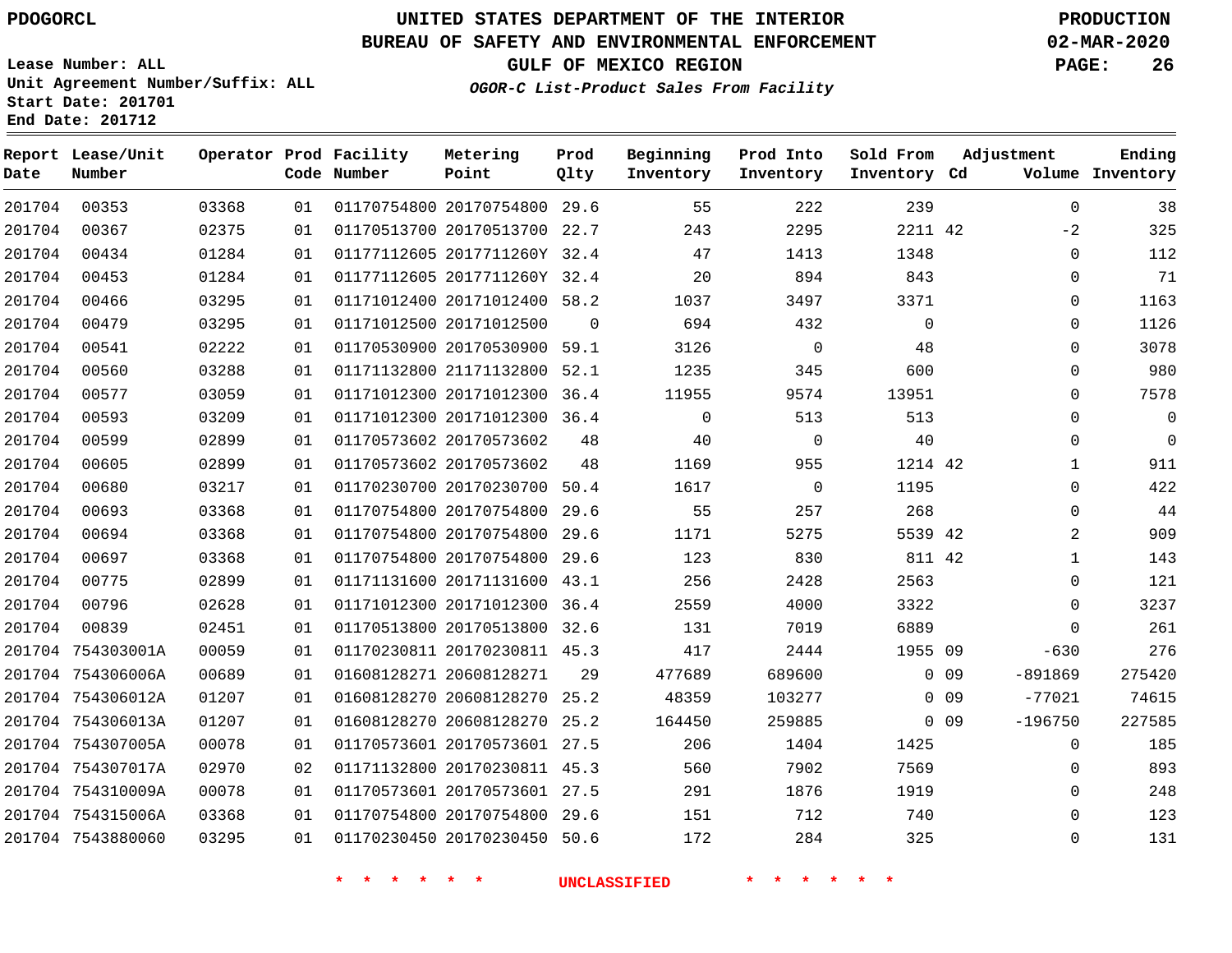PDOGORCL

**UNITED STATES DEPARTMENT OF THE INTERIOR**
**BUREAU OF SAFETY AND ENVIRONMENTAL ENFORCEMENT**
**GULF OF MEXICO REGION**
*OGOR-C List-Product Sales From Facility*

PRODUCTION
02-MAR-2020

Lease Number: ALL
Unit Agreement Number/Suffix: ALL
Start Date: 201701
End Date: 201712

| Report Date | Lease/Unit Number | Operator | Prod Code | Facility Number | Metering Point | Prod Qlty | Beginning Inventory | Prod Into Inventory | Sold From Inventory | Adjustment Cd | Adjustment Volume | Ending Inventory |
|---|---|---|---|---|---|---|---|---|---|---|---|---|
| 201704 | 00353 | 03368 | 01 | 01170754800 | 20170754800 | 29.6 | 55 | 222 | 239 | | 0 | 38 |
| 201704 | 00367 | 02375 | 01 | 01170513700 | 20170513700 | 22.7 | 243 | 2295 | 2211 | 42 | -2 | 325 |
| 201704 | 00434 | 01284 | 01 | 01177112605 | 2017711260Y | 32.4 | 47 | 1413 | 1348 | | 0 | 112 |
| 201704 | 00453 | 01284 | 01 | 01177112605 | 2017711260Y | 32.4 | 20 | 894 | 843 | | 0 | 71 |
| 201704 | 00466 | 03295 | 01 | 01171012400 | 20171012400 | 58.2 | 1037 | 3497 | 3371 | | 0 | 1163 |
| 201704 | 00479 | 03295 | 01 | 01171012500 | 20171012500 | 0 | 694 | 432 | 0 | | 0 | 1126 |
| 201704 | 00541 | 02222 | 01 | 01170530900 | 20170530900 | 59.1 | 3126 | 0 | 48 | | 0 | 3078 |
| 201704 | 00560 | 03288 | 01 | 01171132800 | 21171132800 | 52.1 | 1235 | 345 | 600 | | 0 | 980 |
| 201704 | 00577 | 03059 | 01 | 01171012300 | 20171012300 | 36.4 | 11955 | 9574 | 13951 | | 0 | 7578 |
| 201704 | 00593 | 03209 | 01 | 01171012300 | 20171012300 | 36.4 | 0 | 513 | 513 | | 0 | 0 |
| 201704 | 00599 | 02899 | 01 | 01170573602 | 20170573602 | 48 | 40 | 0 | 40 | | 0 | 0 |
| 201704 | 00605 | 02899 | 01 | 01170573602 | 20170573602 | 48 | 1169 | 955 | 1214 | 42 | 1 | 911 |
| 201704 | 00680 | 03217 | 01 | 01170230700 | 20170230700 | 50.4 | 1617 | 0 | 1195 | | 0 | 422 |
| 201704 | 00693 | 03368 | 01 | 01170754800 | 20170754800 | 29.6 | 55 | 257 | 268 | | 0 | 44 |
| 201704 | 00694 | 03368 | 01 | 01170754800 | 20170754800 | 29.6 | 1171 | 5275 | 5539 | 42 | 2 | 909 |
| 201704 | 00697 | 03368 | 01 | 01170754800 | 20170754800 | 29.6 | 123 | 830 | 811 | 42 | 1 | 143 |
| 201704 | 00775 | 02899 | 01 | 01171131600 | 20171131600 | 43.1 | 256 | 2428 | 2563 | | 0 | 121 |
| 201704 | 00796 | 02628 | 01 | 01171012300 | 20171012300 | 36.4 | 2559 | 4000 | 3322 | | 0 | 3237 |
| 201704 | 00839 | 02451 | 01 | 01170513800 | 20170513800 | 32.6 | 131 | 7019 | 6889 | | 0 | 261 |
| 201704 | 754303001A | 00059 | 01 | 01170230811 | 20170230811 | 45.3 | 417 | 2444 | 1955 | 09 | -630 | 276 |
| 201704 | 754306006A | 00689 | 01 | 01608128271 | 20608128271 | 29 | 477689 | 689600 | 0 | 09 | -891869 | 275420 |
| 201704 | 754306012A | 01207 | 01 | 01608128270 | 20608128270 | 25.2 | 48359 | 103277 | 0 | 09 | -77021 | 74615 |
| 201704 | 754306013A | 01207 | 01 | 01608128270 | 20608128270 | 25.2 | 164450 | 259885 | 0 | 09 | -196750 | 227585 |
| 201704 | 754307005A | 00078 | 01 | 01170573601 | 20170573601 | 27.5 | 206 | 1404 | 1425 | | 0 | 185 |
| 201704 | 754307017A | 02970 | 02 | 01171132800 | 20170230811 | 45.3 | 560 | 7902 | 7569 | | 0 | 893 |
| 201704 | 754310009A | 00078 | 01 | 01170573601 | 20170573601 | 27.5 | 291 | 1876 | 1919 | | 0 | 248 |
| 201704 | 754315006A | 03368 | 01 | 01170754800 | 20170754800 | 29.6 | 151 | 712 | 740 | | 0 | 123 |
| 201704 | 7543880060 | 03295 | 01 | 01170230450 | 20170230450 | 50.6 | 172 | 284 | 325 | | 0 | 131 |

* * * * * * UNCLASSIFIED * * * * * *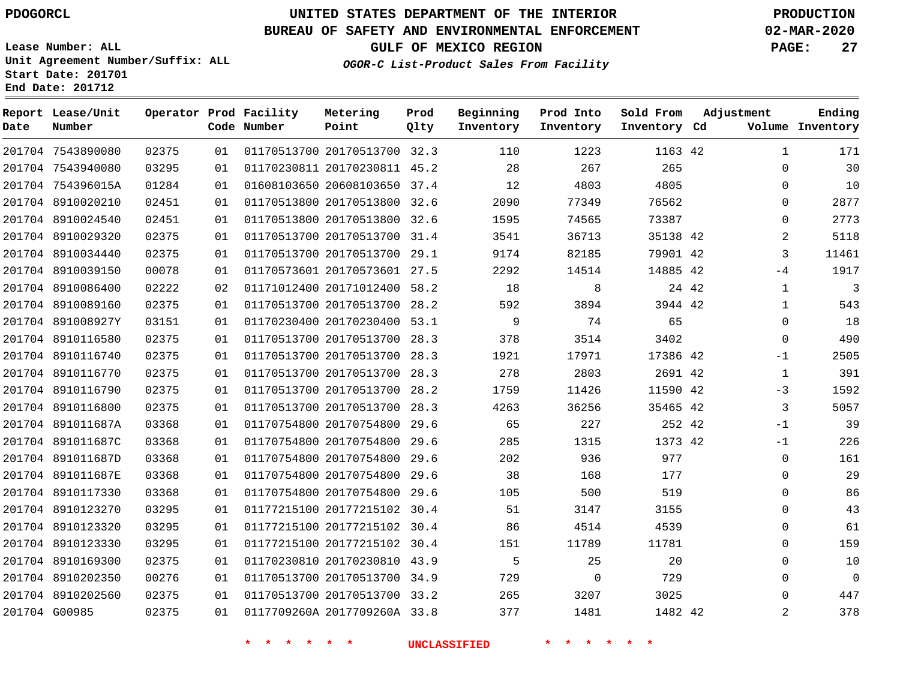PDOGORCL

# UNITED STATES DEPARTMENT OF THE INTERIOR
## BUREAU OF SAFETY AND ENVIRONMENTAL ENFORCEMENT
### GULF OF MEXICO REGION
*OGOR-C List-Product Sales From Facility*

PRODUCTION
02-MAR-2020

Lease Number: ALL
Unit Agreement Number/Suffix: ALL
Start Date: 201701
End Date: 201712

| Report Date | Lease/Unit Number | Operator | Prod Code | Facility Number | Metering Point | Prod Qlty | Beginning Inventory | Prod Into Inventory | Sold From Inventory | Adjustment Cd | Volume | Ending Inventory |
|---|---|---|---|---|---|---|---|---|---|---|---|---|
| 201704 | 7543890080 | 02375 | 01 | 01170513700 | 20170513700 | 32.3 | 110 | 1223 | 1163 | 42 | 1 | 171 |
| 201704 | 7543940080 | 03295 | 01 | 01170230811 | 20170230811 | 45.2 | 28 | 267 | 265 | | 0 | 30 |
| 201704 | 754396015A | 01284 | 01 | 01608103650 | 20608103650 | 37.4 | 12 | 4803 | 4805 | | 0 | 10 |
| 201704 | 8910020210 | 02451 | 01 | 01170513800 | 20170513800 | 32.6 | 2090 | 77349 | 76562 | | 0 | 2877 |
| 201704 | 8910024540 | 02451 | 01 | 01170513800 | 20170513800 | 32.6 | 1595 | 74565 | 73387 | | 0 | 2773 |
| 201704 | 8910029320 | 02375 | 01 | 01170513700 | 20170513700 | 31.4 | 3541 | 36713 | 35138 | 42 | 2 | 5118 |
| 201704 | 8910034440 | 02375 | 01 | 01170513700 | 20170513700 | 29.1 | 9174 | 82185 | 79901 | 42 | 3 | 11461 |
| 201704 | 8910039150 | 00078 | 01 | 01170573601 | 20170573601 | 27.5 | 2292 | 14514 | 14885 | 42 | -4 | 1917 |
| 201704 | 8910086400 | 02222 | 02 | 01171012400 | 20171012400 | 58.2 | 18 | 8 | 24 | 42 | 1 | 3 |
| 201704 | 8910089160 | 02375 | 01 | 01170513700 | 20170513700 | 28.2 | 592 | 3894 | 3944 | 42 | 1 | 543 |
| 201704 | 891008927Y | 03151 | 01 | 01170230400 | 20170230400 | 53.1 | 9 | 74 | 65 | | 0 | 18 |
| 201704 | 8910116580 | 02375 | 01 | 01170513700 | 20170513700 | 28.3 | 378 | 3514 | 3402 | | 0 | 490 |
| 201704 | 8910116740 | 02375 | 01 | 01170513700 | 20170513700 | 28.3 | 1921 | 17971 | 17386 | 42 | -1 | 2505 |
| 201704 | 8910116770 | 02375 | 01 | 01170513700 | 20170513700 | 28.3 | 278 | 2803 | 2691 | 42 | 1 | 391 |
| 201704 | 8910116790 | 02375 | 01 | 01170513700 | 20170513700 | 28.2 | 1759 | 11426 | 11590 | 42 | -3 | 1592 |
| 201704 | 8910116800 | 02375 | 01 | 01170513700 | 20170513700 | 28.3 | 4263 | 36256 | 35465 | 42 | 3 | 5057 |
| 201704 | 891011687A | 03368 | 01 | 01170754800 | 20170754800 | 29.6 | 65 | 227 | 252 | 42 | -1 | 39 |
| 201704 | 891011687C | 03368 | 01 | 01170754800 | 20170754800 | 29.6 | 285 | 1315 | 1373 | 42 | -1 | 226 |
| 201704 | 891011687D | 03368 | 01 | 01170754800 | 20170754800 | 29.6 | 202 | 936 | 977 | | 0 | 161 |
| 201704 | 891011687E | 03368 | 01 | 01170754800 | 20170754800 | 29.6 | 38 | 168 | 177 | | 0 | 29 |
| 201704 | 8910117330 | 03368 | 01 | 01170754800 | 20170754800 | 29.6 | 105 | 500 | 519 | | 0 | 86 |
| 201704 | 8910123270 | 03295 | 01 | 01177215100 | 20177215102 | 30.4 | 51 | 3147 | 3155 | | 0 | 43 |
| 201704 | 8910123320 | 03295 | 01 | 01177215100 | 20177215102 | 30.4 | 86 | 4514 | 4539 | | 0 | 61 |
| 201704 | 8910123330 | 03295 | 01 | 01177215100 | 20177215102 | 30.4 | 151 | 11789 | 11781 | | 0 | 159 |
| 201704 | 8910169300 | 02375 | 01 | 01170230810 | 20170230810 | 43.9 | 5 | 25 | 20 | | 0 | 10 |
| 201704 | 8910202350 | 00276 | 01 | 01170513700 | 20170513700 | 34.9 | 729 | 0 | 729 | | 0 | 0 |
| 201704 | 8910202560 | 02375 | 01 | 01170513700 | 20170513700 | 33.2 | 265 | 3207 | 3025 | | 0 | 447 |
| 201704 | G00985 | 02375 | 01 | 0117709260A | 2017709260A | 33.8 | 377 | 1481 | 1482 | 42 | 2 | 378 |

* * * * * * UNCLASSIFIED * * * * * *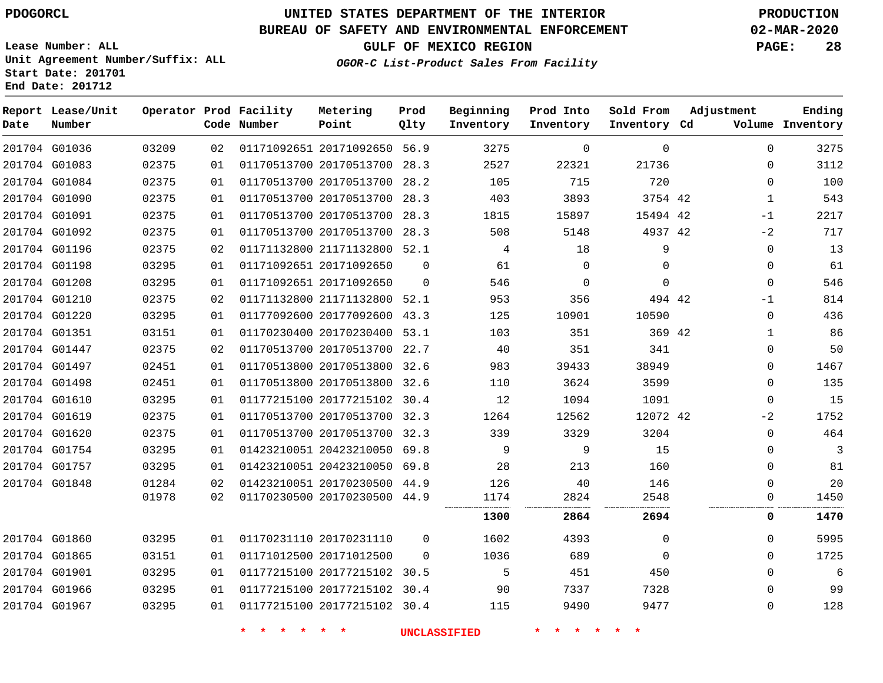PDOGORCL

# UNITED STATES DEPARTMENT OF THE INTERIOR
## BUREAU OF SAFETY AND ENVIRONMENTAL ENFORCEMENT
### GULF OF MEXICO REGION
*OGOR-C List-Product Sales From Facility*

PRODUCTION
02-MAR-2020

Lease Number: ALL
Unit Agreement Number/Suffix: ALL
Start Date: 201701
End Date: 201712

| Report Date | Lease/Unit Number | Operator | Prod Code | Facility Number | Metering Point | Prod Qlty | Beginning Inventory | Prod Into Inventory | Sold From Inventory | Adjustment Cd | Volume | Ending Inventory |
|---|---|---|---|---|---|---|---|---|---|---|---|---|
| 201704 | G01036 | 03209 | 02 | 01171092651 | 20171092650 | 56.9 | 3275 | 0 | 0 | | 0 | 3275 |
| 201704 | G01083 | 02375 | 01 | 01170513700 | 20170513700 | 28.3 | 2527 | 22321 | 21736 | | 0 | 3112 |
| 201704 | G01084 | 02375 | 01 | 01170513700 | 20170513700 | 28.2 | 105 | 715 | 720 | | 0 | 100 |
| 201704 | G01090 | 02375 | 01 | 01170513700 | 20170513700 | 28.3 | 403 | 3893 | 3754 | 42 | 1 | 543 |
| 201704 | G01091 | 02375 | 01 | 01170513700 | 20170513700 | 28.3 | 1815 | 15897 | 15494 | 42 | -1 | 2217 |
| 201704 | G01092 | 02375 | 01 | 01170513700 | 20170513700 | 28.3 | 508 | 5148 | 4937 | 42 | -2 | 717 |
| 201704 | G01196 | 02375 | 02 | 01171132800 | 21171132800 | 52.1 | 4 | 18 | 9 | | 0 | 13 |
| 201704 | G01198 | 03295 | 01 | 01171092651 | 20171092650 | 0 | 61 | 0 | 0 | | 0 | 61 |
| 201704 | G01208 | 03295 | 01 | 01171092651 | 20171092650 | 0 | 546 | 0 | 0 | | 0 | 546 |
| 201704 | G01210 | 02375 | 02 | 01171132800 | 21171132800 | 52.1 | 953 | 356 | 494 | 42 | -1 | 814 |
| 201704 | G01220 | 03295 | 01 | 01177092600 | 20177092600 | 43.3 | 125 | 10901 | 10590 | | 0 | 436 |
| 201704 | G01351 | 03151 | 01 | 01170230400 | 20170230400 | 53.1 | 103 | 351 | 369 | 42 | 1 | 86 |
| 201704 | G01447 | 02375 | 02 | 01170513700 | 20170513700 | 22.7 | 40 | 351 | 341 | | 0 | 50 |
| 201704 | G01497 | 02451 | 01 | 01170513800 | 20170513800 | 32.6 | 983 | 39433 | 38949 | | 0 | 1467 |
| 201704 | G01498 | 02451 | 01 | 01170513800 | 20170513800 | 32.6 | 110 | 3624 | 3599 | | 0 | 135 |
| 201704 | G01610 | 03295 | 01 | 01177215100 | 20177215102 | 30.4 | 12 | 1094 | 1091 | | 0 | 15 |
| 201704 | G01619 | 02375 | 01 | 01170513700 | 20170513700 | 32.3 | 1264 | 12562 | 12072 | 42 | -2 | 1752 |
| 201704 | G01620 | 02375 | 01 | 01170513700 | 20170513700 | 32.3 | 339 | 3329 | 3204 | | 0 | 464 |
| 201704 | G01754 | 03295 | 01 | 01423210051 | 20423210050 | 69.8 | 9 | 9 | 15 | | 0 | 3 |
| 201704 | G01757 | 03295 | 01 | 01423210051 | 20423210050 | 69.8 | 28 | 213 | 160 | | 0 | 81 |
| 201704 | G01848 | 01284 | 02 | 01423210051 | 20170230500 | 44.9 | 126 | 40 | 146 | | 0 | 20 |
| | | 01978 | 02 | 01170230500 | 20170230500 | 44.9 | 1174 | 2824 | 2548 | | 0 | 1450 |
| | | | | | | | **1300** | **2864** | **2694** | | **0** | **1470** |
| 201704 | G01860 | 03295 | 01 | 01170231110 | 20170231110 | 0 | 1602 | 4393 | 0 | | 0 | 5995 |
| 201704 | G01865 | 03151 | 01 | 01171012500 | 20171012500 | 0 | 1036 | 689 | 0 | | 0 | 1725 |
| 201704 | G01901 | 03295 | 01 | 01177215100 | 20177215102 | 30.5 | 5 | 451 | 450 | | 0 | 6 |
| 201704 | G01966 | 03295 | 01 | 01177215100 | 20177215102 | 30.4 | 90 | 7337 | 7328 | | 0 | 99 |
| 201704 | G01967 | 03295 | 01 | 01177215100 | 20177215102 | 30.4 | 115 | 9490 | 9477 | | 0 | 128 |

* * * * * * UNCLASSIFIED * * * * * *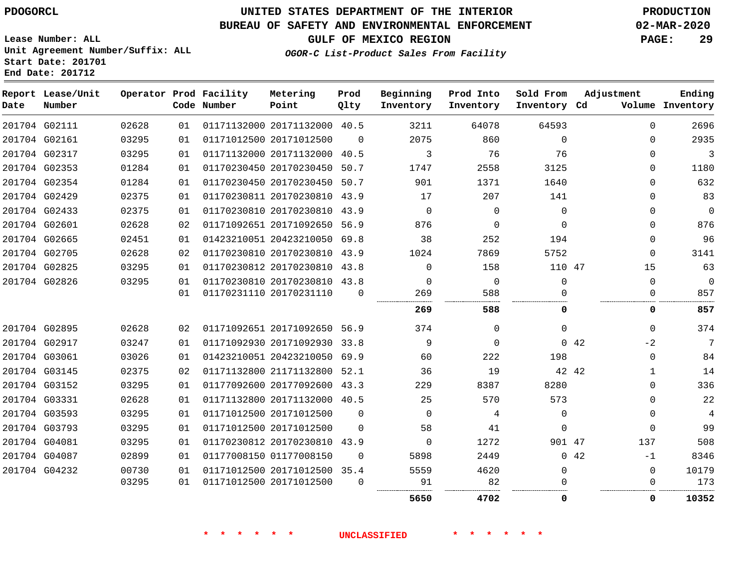# UNITED STATES DEPARTMENT OF THE INTERIOR
## BUREAU OF SAFETY AND ENVIRONMENTAL ENFORCEMENT
### GULF OF MEXICO REGION

PDOGORCL

PRODUCTION
02-MAR-2020

Lease Number: ALL
Unit Agreement Number/Suffix: ALL
Start Date: 201701
End Date: 201712

*OGOR-C List-Product Sales From Facility*

| Report Date | Lease/Unit Number | Operator | Prod Code | Facility Number | Metering Point | Prod Qlty | Beginning Inventory | Prod Into Inventory | Sold From Inventory | Adjustment Cd | Adjustment Volume | Ending Inventory |
|---|---|---|---|---|---|---|---|---|---|---|---|---|
| 201704 | G02111 | 02628 | 01 | 01171132000 | 20171132000 | 40.5 | 3211 | 64078 | 64593 | | 0 | 2696 |
| 201704 | G02161 | 03295 | 01 | 01171012500 | 20171012500 | 0 | 2075 | 860 | 0 | | 0 | 2935 |
| 201704 | G02317 | 03295 | 01 | 01171132000 | 20171132000 | 40.5 | 3 | 76 | 76 | | 0 | 3 |
| 201704 | G02353 | 01284 | 01 | 01170230450 | 20170230450 | 50.7 | 1747 | 2558 | 3125 | | 0 | 1180 |
| 201704 | G02354 | 01284 | 01 | 01170230450 | 20170230450 | 50.7 | 901 | 1371 | 1640 | | 0 | 632 |
| 201704 | G02429 | 02375 | 01 | 01170230811 | 20170230810 | 43.9 | 17 | 207 | 141 | | 0 | 83 |
| 201704 | G02433 | 02375 | 01 | 01170230810 | 20170230810 | 43.9 | 0 | 0 | 0 | | 0 | 0 |
| 201704 | G02601 | 02628 | 02 | 01171092651 | 20171092650 | 56.9 | 876 | 0 | 0 | | 0 | 876 |
| 201704 | G02665 | 02451 | 01 | 01423210051 | 20423210050 | 69.8 | 38 | 252 | 194 | | 0 | 96 |
| 201704 | G02705 | 02628 | 02 | 01170230810 | 20170230810 | 43.9 | 1024 | 7869 | 5752 | | 0 | 3141 |
| 201704 | G02825 | 03295 | 01 | 01170230812 | 20170230810 | 43.8 | 0 | 158 | 110 | 47 | 15 | 63 |
| 201704 | G02826 | 03295 | 01 | 01170230810 | 20170230810 | 43.8 | 0 | 0 | 0 | | 0 | 0 |
| | | | 01 | 01170231110 | 20170231110 | 0 | 269 | 588 | 0 | | 0 | 857 |
| | | | | | | | **269** | **588** | **0** | | **0** | **857** |
| 201704 | G02895 | 02628 | 02 | 01171092651 | 20171092650 | 56.9 | 374 | 0 | 0 | | 0 | 374 |
| 201704 | G02917 | 03247 | 01 | 01171092930 | 20171092930 | 33.8 | 9 | 0 | 0 | 42 | -2 | 7 |
| 201704 | G03061 | 03026 | 01 | 01423210051 | 20423210050 | 69.9 | 60 | 222 | 198 | | 0 | 84 |
| 201704 | G03145 | 02375 | 02 | 01171132800 | 21171132800 | 52.1 | 36 | 19 | 42 | 42 | 1 | 14 |
| 201704 | G03152 | 03295 | 01 | 01177092600 | 20177092600 | 43.3 | 229 | 8387 | 8280 | | 0 | 336 |
| 201704 | G03331 | 02628 | 01 | 01171132800 | 20171132000 | 40.5 | 25 | 570 | 573 | | 0 | 22 |
| 201704 | G03593 | 03295 | 01 | 01171012500 | 20171012500 | 0 | 0 | 4 | 0 | | 0 | 4 |
| 201704 | G03793 | 03295 | 01 | 01171012500 | 20171012500 | 0 | 58 | 41 | 0 | | 0 | 99 |
| 201704 | G04081 | 03295 | 01 | 01170230812 | 20170230810 | 43.9 | 0 | 1272 | 901 | 47 | 137 | 508 |
| 201704 | G04087 | 02899 | 01 | 01177008150 | 01177008150 | 0 | 5898 | 2449 | 0 | 42 | -1 | 8346 |
| 201704 | G04232 | 00730 | 01 | 01171012500 | 20171012500 | 35.4 | 5559 | 4620 | 0 | | 0 | 10179 |
| | | 03295 | 01 | 01171012500 | 20171012500 | 0 | 91 | 82 | 0 | | 0 | 173 |
| | | | | | | | **5650** | **4702** | **0** | | **0** | **10352** |

\* \* \* \* \* \* UNCLASSIFIED \* \* \* \* \* \*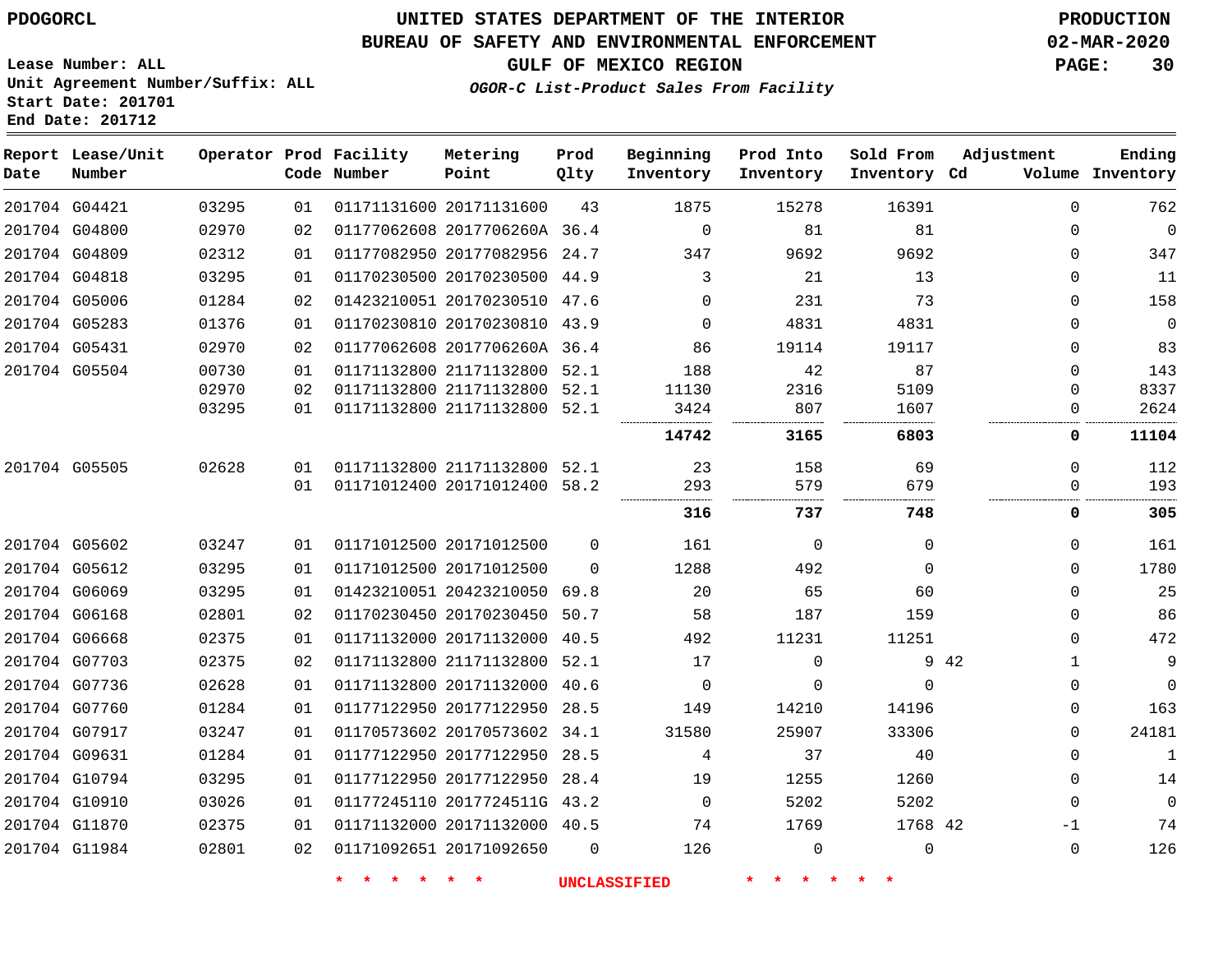PDOGORCL

# UNITED STATES DEPARTMENT OF THE INTERIOR
## BUREAU OF SAFETY AND ENVIRONMENTAL ENFORCEMENT
### GULF OF MEXICO REGION

PRODUCTION
02-MAR-2020

Lease Number: ALL
Unit Agreement Number/Suffix: ALL
Start Date: 201701
End Date: 201712

*OGOR-C List-Product Sales From Facility*

| Report Date | Lease/Unit Number | Operator | Prod Code | Facility Number | Metering Point | Prod Qlty | Beginning Inventory | Prod Into Inventory | Sold From Inventory | Adjustment Cd | Adjustment Volume | Ending Inventory |
|---|---|---|---|---|---|---|---|---|---|---|---|---|
| 201704 | G04421 | 03295 | 01 | 01171131600 | 20171131600 | 43 | 1875 | 15278 | 16391 | | 0 | 762 |
| 201704 | G04800 | 02970 | 02 | 01177062608 | 2017706260A | 36.4 | 0 | 81 | 81 | | 0 | 0 |
| 201704 | G04809 | 02312 | 01 | 01177082950 | 20177082956 | 24.7 | 347 | 9692 | 9692 | | 0 | 347 |
| 201704 | G04818 | 03295 | 01 | 01170230500 | 20170230500 | 44.9 | 3 | 21 | 13 | | 0 | 11 |
| 201704 | G05006 | 01284 | 02 | 01423210051 | 20170230510 | 47.6 | 0 | 231 | 73 | | 0 | 158 |
| 201704 | G05283 | 01376 | 01 | 01170230810 | 20170230810 | 43.9 | 0 | 4831 | 4831 | | 0 | 0 |
| 201704 | G05431 | 02970 | 02 | 01177062608 | 2017706260A | 36.4 | 86 | 19114 | 19117 | | 0 | 83 |
| 201704 | G05504 | 00730 | 01 | 01171132800 | 21171132800 | 52.1 | 188 | 42 | 87 | | 0 | 143 |
| | | 02970 | 02 | 01171132800 | 21171132800 | 52.1 | 11130 | 2316 | 5109 | | 0 | 8337 |
| | | 03295 | 01 | 01171132800 | 21171132800 | 52.1 | 3424 | 807 | 1607 | | 0 | 2624 |
| | | | | | | | **14742** | **3165** | **6803** | | **0** | **11104** |
| 201704 | G05505 | 02628 | 01 | 01171132800 | 21171132800 | 52.1 | 23 | 158 | 69 | | 0 | 112 |
| | | | 01 | 01171012400 | 20171012400 | 58.2 | 293 | 579 | 679 | | 0 | 193 |
| | | | | | | | **316** | **737** | **748** | | **0** | **305** |
| 201704 | G05602 | 03247 | 01 | 01171012500 | 20171012500 | 0 | 161 | 0 | 0 | | 0 | 161 |
| 201704 | G05612 | 03295 | 01 | 01171012500 | 20171012500 | 0 | 1288 | 492 | 0 | | 0 | 1780 |
| 201704 | G06069 | 03295 | 01 | 01423210051 | 20423210050 | 69.8 | 20 | 65 | 60 | | 0 | 25 |
| 201704 | G06168 | 02801 | 02 | 01170230450 | 20170230450 | 50.7 | 58 | 187 | 159 | | 0 | 86 |
| 201704 | G06668 | 02375 | 01 | 01171132000 | 20171132000 | 40.5 | 492 | 11231 | 11251 | | 0 | 472 |
| 201704 | G07703 | 02375 | 02 | 01171132800 | 21171132800 | 52.1 | 17 | 0 | 9 | 42 | 1 | 9 |
| 201704 | G07736 | 02628 | 01 | 01171132800 | 20171132000 | 40.6 | 0 | 0 | 0 | | 0 | 0 |
| 201704 | G07760 | 01284 | 01 | 01177122950 | 20177122950 | 28.5 | 149 | 14210 | 14196 | | 0 | 163 |
| 201704 | G07917 | 03247 | 01 | 01170573602 | 20170573602 | 34.1 | 31580 | 25907 | 33306 | | 0 | 24181 |
| 201704 | G09631 | 01284 | 01 | 01177122950 | 20177122950 | 28.5 | 4 | 37 | 40 | | 0 | 1 |
| 201704 | G10794 | 03295 | 01 | 01177122950 | 20177122950 | 28.4 | 19 | 1255 | 1260 | | 0 | 14 |
| 201704 | G10910 | 03026 | 01 | 01177245110 | 2017724511G | 43.2 | 0 | 5202 | 5202 | | 0 | 0 |
| 201704 | G11870 | 02375 | 01 | 01171132000 | 20171132000 | 40.5 | 74 | 1769 | 1768 | 42 | -1 | 74 |
| 201704 | G11984 | 02801 | 02 | 01171092651 | 20171092650 | 0 | 126 | 0 | 0 | | 0 | 126 |

\* \* \* \* \* \* UNCLASSIFIED \* \* \* \* \* \*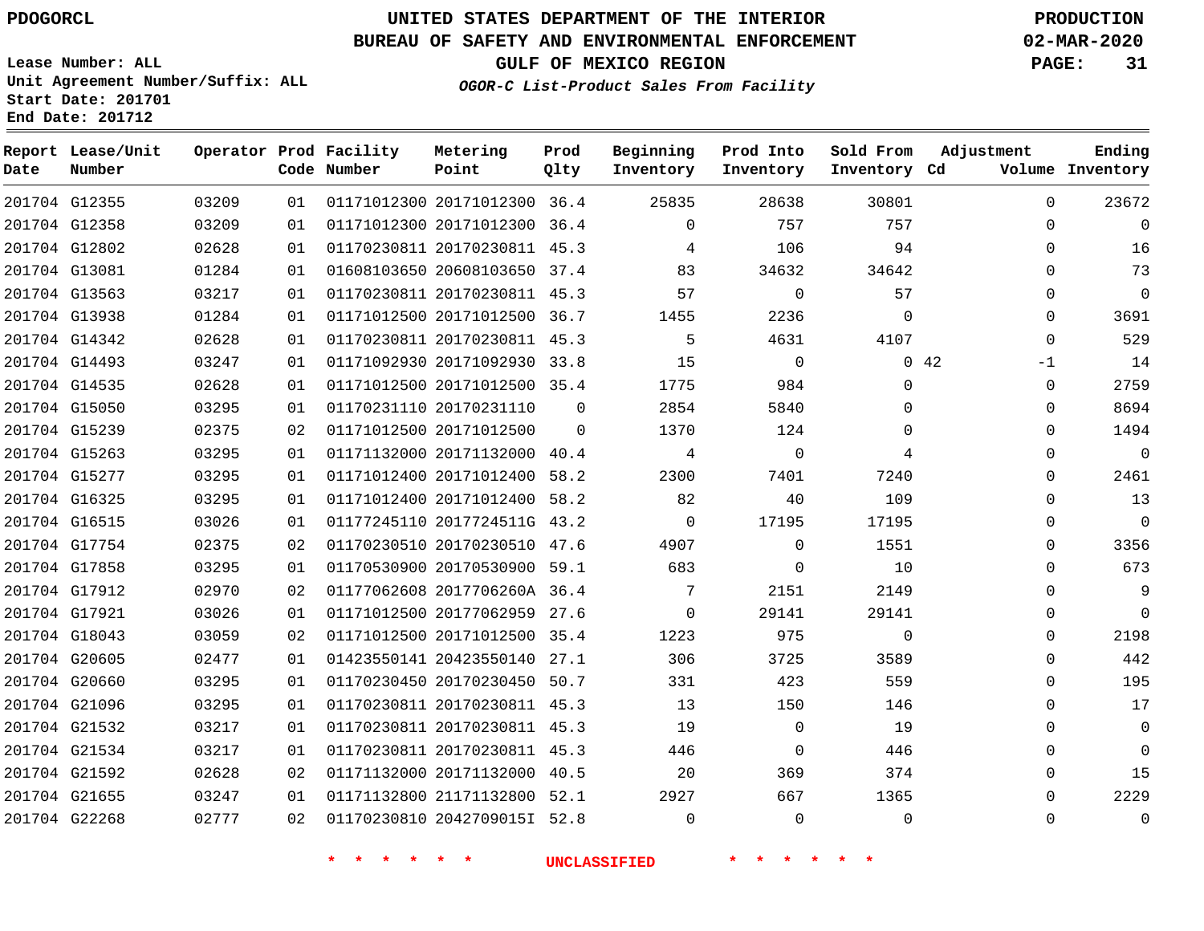PDOGORCL

Lease Number: ALL
Unit Agreement Number/Suffix: ALL
Start Date: 201701
End Date: 201712

# UNITED STATES DEPARTMENT OF THE INTERIOR
## BUREAU OF SAFETY AND ENVIRONMENTAL ENFORCEMENT
## GULF OF MEXICO REGION
### *OGOR-C List-Product Sales From Facility*

PRODUCTION
02-MAR-2020

| Report Date | Lease/Unit Number | Operator | Prod Code | Facility Number | Metering Point | Prod Qlty | Beginning Inventory | Prod Into Inventory | Sold From Inventory | Adjustment Cd | Adjustment Volume | Ending Inventory |
|---|---|---|---|---|---|---|---|---|---|---|---|---|
| 201704 | G12355 | 03209 | 01 | 01171012300 | 20171012300 | 36.4 | 25835 | 28638 | 30801 | | 0 | 23672 |
| 201704 | G12358 | 03209 | 01 | 01171012300 | 20171012300 | 36.4 | 0 | 757 | 757 | | 0 | 0 |
| 201704 | G12802 | 02628 | 01 | 01170230811 | 20170230811 | 45.3 | 4 | 106 | 94 | | 0 | 16 |
| 201704 | G13081 | 01284 | 01 | 01608103650 | 20608103650 | 37.4 | 83 | 34632 | 34642 | | 0 | 73 |
| 201704 | G13563 | 03217 | 01 | 01170230811 | 20170230811 | 45.3 | 57 | 0 | 57 | | 0 | 0 |
| 201704 | G13938 | 01284 | 01 | 01171012500 | 20171012500 | 36.7 | 1455 | 2236 | 0 | | 0 | 3691 |
| 201704 | G14342 | 02628 | 01 | 01170230811 | 20170230811 | 45.3 | 5 | 4631 | 4107 | | 0 | 529 |
| 201704 | G14493 | 03247 | 01 | 01171092930 | 20171092930 | 33.8 | 15 | 0 | 0 | 42 | -1 | 14 |
| 201704 | G14535 | 02628 | 01 | 01171012500 | 20171012500 | 35.4 | 1775 | 984 | 0 | | 0 | 2759 |
| 201704 | G15050 | 03295 | 01 | 01170231110 | 20170231110 | 0 | 2854 | 5840 | 0 | | 0 | 8694 |
| 201704 | G15239 | 02375 | 02 | 01171012500 | 20171012500 | 0 | 1370 | 124 | 0 | | 0 | 1494 |
| 201704 | G15263 | 03295 | 01 | 01171132000 | 20171132000 | 40.4 | 4 | 0 | 4 | | 0 | 0 |
| 201704 | G15277 | 03295 | 01 | 01171012400 | 20171012400 | 58.2 | 2300 | 7401 | 7240 | | 0 | 2461 |
| 201704 | G16325 | 03295 | 01 | 01171012400 | 20171012400 | 58.2 | 82 | 40 | 109 | | 0 | 13 |
| 201704 | G16515 | 03026 | 01 | 01177245110 | 2017724511G | 43.2 | 0 | 17195 | 17195 | | 0 | 0 |
| 201704 | G17754 | 02375 | 02 | 01170230510 | 20170230510 | 47.6 | 4907 | 0 | 1551 | | 0 | 3356 |
| 201704 | G17858 | 03295 | 01 | 01170530900 | 20170530900 | 59.1 | 683 | 0 | 10 | | 0 | 673 |
| 201704 | G17912 | 02970 | 02 | 01177062608 | 2017706260A | 36.4 | 7 | 2151 | 2149 | | 0 | 9 |
| 201704 | G17921 | 03026 | 01 | 01171012500 | 20177062959 | 27.6 | 0 | 29141 | 29141 | | 0 | 0 |
| 201704 | G18043 | 03059 | 02 | 01171012500 | 20171012500 | 35.4 | 1223 | 975 | 0 | | 0 | 2198 |
| 201704 | G20605 | 02477 | 01 | 01423550141 | 20423550140 | 27.1 | 306 | 3725 | 3589 | | 0 | 442 |
| 201704 | G20660 | 03295 | 01 | 01170230450 | 20170230450 | 50.7 | 331 | 423 | 559 | | 0 | 195 |
| 201704 | G21096 | 03295 | 01 | 01170230811 | 20170230811 | 45.3 | 13 | 150 | 146 | | 0 | 17 |
| 201704 | G21532 | 03217 | 01 | 01170230811 | 20170230811 | 45.3 | 19 | 0 | 19 | | 0 | 0 |
| 201704 | G21534 | 03217 | 01 | 01170230811 | 20170230811 | 45.3 | 446 | 0 | 446 | | 0 | 0 |
| 201704 | G21592 | 02628 | 02 | 01171132000 | 20171132000 | 40.5 | 20 | 369 | 374 | | 0 | 15 |
| 201704 | G21655 | 03247 | 01 | 01171132800 | 21171132800 | 52.1 | 2927 | 667 | 1365 | | 0 | 2229 |
| 201704 | G22268 | 02777 | 02 | 01170230810 | 2042709015I | 52.8 | 0 | 0 | 0 | | 0 | 0 |

* * * * * * UNCLASSIFIED * * * * * *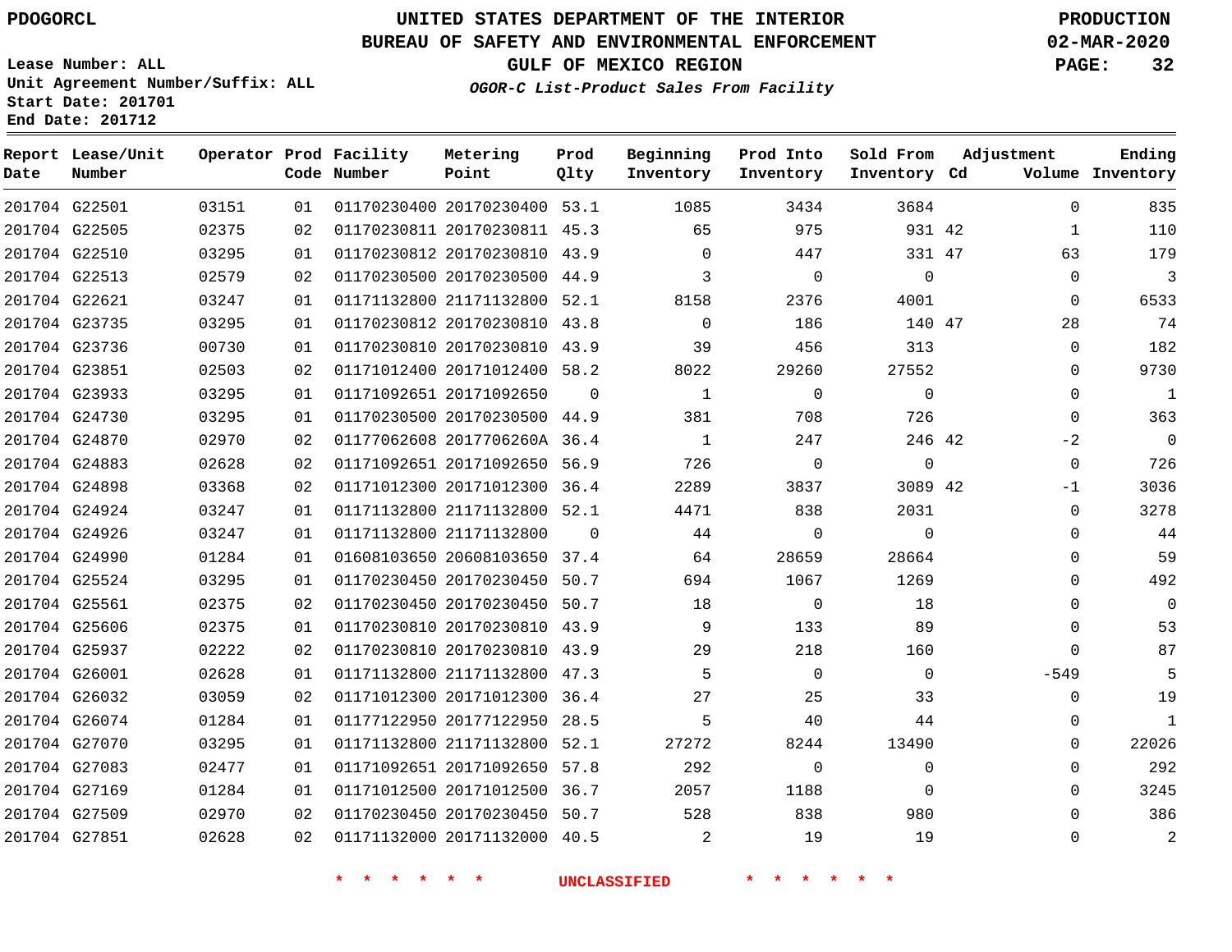PDOGORCL

# UNITED STATES DEPARTMENT OF THE INTERIOR
## BUREAU OF SAFETY AND ENVIRONMENTAL ENFORCEMENT
### GULF OF MEXICO REGION
*OGOR-C List-Product Sales From Facility*

PRODUCTION
02-MAR-2020

Lease Number: ALL
Unit Agreement Number/Suffix: ALL
Start Date: 201701
End Date: 201712

| Report Date | Lease/Unit Number | Operator | Prod Code | Facility Number | Metering Point | Prod Qlty | Beginning Inventory | Prod Into Inventory | Sold From Inventory | Adjustment Cd | Volume | Ending Inventory |
|---|---|---|---|---|---|---|---|---|---|---|---|---|
| 201704 | G22501 | 03151 | 01 | 01170230400 | 20170230400 | 53.1 | 1085 | 3434 | 3684 | | 0 | 835 |
| 201704 | G22505 | 02375 | 02 | 01170230811 | 20170230811 | 45.3 | 65 | 975 | 931 | 42 | 1 | 110 |
| 201704 | G22510 | 03295 | 01 | 01170230812 | 20170230810 | 43.9 | 0 | 447 | 331 | 47 | 63 | 179 |
| 201704 | G22513 | 02579 | 02 | 01170230500 | 20170230500 | 44.9 | 3 | 0 | 0 | | 0 | 3 |
| 201704 | G22621 | 03247 | 01 | 01171132800 | 21171132800 | 52.1 | 8158 | 2376 | 4001 | | 0 | 6533 |
| 201704 | G23735 | 03295 | 01 | 01170230812 | 20170230810 | 43.8 | 0 | 186 | 140 | 47 | 28 | 74 |
| 201704 | G23736 | 00730 | 01 | 01170230810 | 20170230810 | 43.9 | 39 | 456 | 313 | | 0 | 182 |
| 201704 | G23851 | 02503 | 02 | 01171012400 | 20171012400 | 58.2 | 8022 | 29260 | 27552 | | 0 | 9730 |
| 201704 | G23933 | 03295 | 01 | 01171092651 | 20171092650 | 0 | 1 | 0 | 0 | | 0 | 1 |
| 201704 | G24730 | 03295 | 01 | 01170230500 | 20170230500 | 44.9 | 381 | 708 | 726 | | 0 | 363 |
| 201704 | G24870 | 02970 | 02 | 01177062608 | 2017706260A | 36.4 | 1 | 247 | 246 | 42 | -2 | 0 |
| 201704 | G24883 | 02628 | 02 | 01171092651 | 20171092650 | 56.9 | 726 | 0 | 0 | | 0 | 726 |
| 201704 | G24898 | 03368 | 02 | 01171012300 | 20171012300 | 36.4 | 2289 | 3837 | 3089 | 42 | -1 | 3036 |
| 201704 | G24924 | 03247 | 01 | 01171132800 | 21171132800 | 52.1 | 4471 | 838 | 2031 | | 0 | 3278 |
| 201704 | G24926 | 03247 | 01 | 01171132800 | 21171132800 | 0 | 44 | 0 | 0 | | 0 | 44 |
| 201704 | G24990 | 01284 | 01 | 01608103650 | 20608103650 | 37.4 | 64 | 28659 | 28664 | | 0 | 59 |
| 201704 | G25524 | 03295 | 01 | 01170230450 | 20170230450 | 50.7 | 694 | 1067 | 1269 | | 0 | 492 |
| 201704 | G25561 | 02375 | 02 | 01170230450 | 20170230450 | 50.7 | 18 | 0 | 18 | | 0 | 0 |
| 201704 | G25606 | 02375 | 01 | 01170230810 | 20170230810 | 43.9 | 9 | 133 | 89 | | 0 | 53 |
| 201704 | G25937 | 02222 | 02 | 01170230810 | 20170230810 | 43.9 | 29 | 218 | 160 | | 0 | 87 |
| 201704 | G26001 | 02628 | 01 | 01171132800 | 21171132800 | 47.3 | 5 | 0 | 0 | | -549 | 5 |
| 201704 | G26032 | 03059 | 02 | 01171012300 | 20171012300 | 36.4 | 27 | 25 | 33 | | 0 | 19 |
| 201704 | G26074 | 01284 | 01 | 01177122950 | 20177122950 | 28.5 | 5 | 40 | 44 | | 0 | 1 |
| 201704 | G27070 | 03295 | 01 | 01171132800 | 21171132800 | 52.1 | 27272 | 8244 | 13490 | | 0 | 22026 |
| 201704 | G27083 | 02477 | 01 | 01171092651 | 20171092650 | 57.8 | 292 | 0 | 0 | | 0 | 292 |
| 201704 | G27169 | 01284 | 01 | 01171012500 | 20171012500 | 36.7 | 2057 | 1188 | 0 | | 0 | 3245 |
| 201704 | G27509 | 02970 | 02 | 01170230450 | 20170230450 | 50.7 | 528 | 838 | 980 | | 0 | 386 |
| 201704 | G27851 | 02628 | 02 | 01171132000 | 20171132000 | 40.5 | 2 | 19 | 19 | | 0 | 2 |

* * * * * * UNCLASSIFIED * * * * * *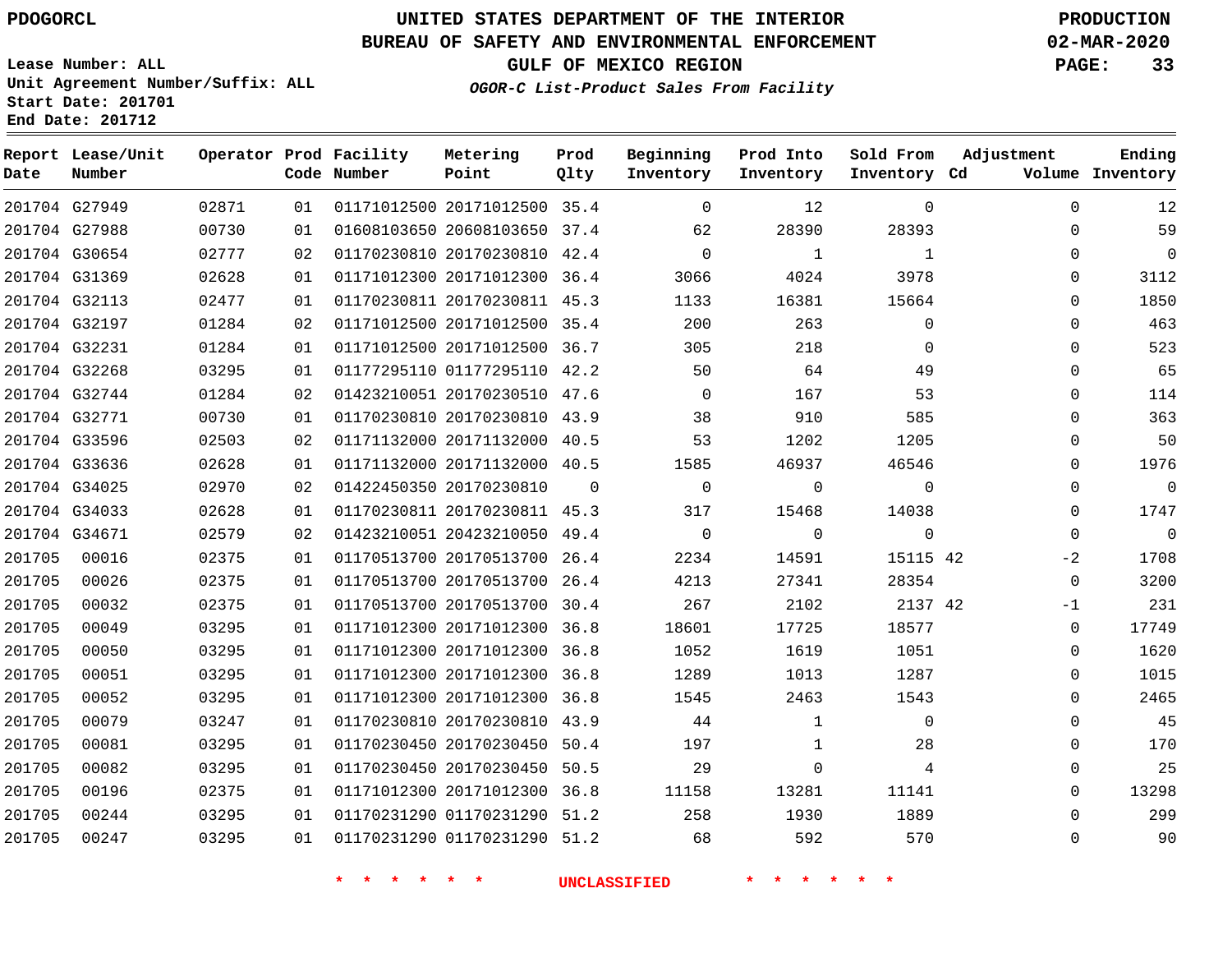PDOGORCL

# UNITED STATES DEPARTMENT OF THE INTERIOR
## BUREAU OF SAFETY AND ENVIRONMENTAL ENFORCEMENT
### GULF OF MEXICO REGION
*OGOR-C List-Product Sales From Facility*

PRODUCTION
02-MAR-2020

Lease Number: ALL
Unit Agreement Number/Suffix: ALL
Start Date: 201701
End Date: 201712

| Report Date | Lease/Unit Number | Operator | Prod Code | Facility Number | Metering Point | Prod Qlty | Beginning Inventory | Prod Into Inventory | Sold From Inventory | Adjustment Cd | Adjustment Volume | Ending Inventory |
|---|---|---|---|---|---|---|---|---|---|---|---|---|
| 201704 | G27949 | 02871 | 01 | 01171012500 | 20171012500 | 35.4 | 0 | 12 | 0 | | 0 | 12 |
| 201704 | G27988 | 00730 | 01 | 01608103650 | 20608103650 | 37.4 | 62 | 28390 | 28393 | | 0 | 59 |
| 201704 | G30654 | 02777 | 02 | 01170230810 | 20170230810 | 42.4 | 0 | 1 | 1 | | 0 | 0 |
| 201704 | G31369 | 02628 | 01 | 01171012300 | 20171012300 | 36.4 | 3066 | 4024 | 3978 | | 0 | 3112 |
| 201704 | G32113 | 02477 | 01 | 01170230811 | 20170230811 | 45.3 | 1133 | 16381 | 15664 | | 0 | 1850 |
| 201704 | G32197 | 01284 | 02 | 01171012500 | 20171012500 | 35.4 | 200 | 263 | 0 | | 0 | 463 |
| 201704 | G32231 | 01284 | 01 | 01171012500 | 20171012500 | 36.7 | 305 | 218 | 0 | | 0 | 523 |
| 201704 | G32268 | 03295 | 01 | 01177295110 | 01177295110 | 42.2 | 50 | 64 | 49 | | 0 | 65 |
| 201704 | G32744 | 01284 | 02 | 01423210051 | 20170230510 | 47.6 | 0 | 167 | 53 | | 0 | 114 |
| 201704 | G32771 | 00730 | 01 | 01170230810 | 20170230810 | 43.9 | 38 | 910 | 585 | | 0 | 363 |
| 201704 | G33596 | 02503 | 02 | 01171132000 | 20171132000 | 40.5 | 53 | 1202 | 1205 | | 0 | 50 |
| 201704 | G33636 | 02628 | 01 | 01171132000 | 20171132000 | 40.5 | 1585 | 46937 | 46546 | | 0 | 1976 |
| 201704 | G34025 | 02970 | 02 | 01422450350 | 20170230810 | 0 | 0 | 0 | 0 | | 0 | 0 |
| 201704 | G34033 | 02628 | 01 | 01170230811 | 20170230811 | 45.3 | 317 | 15468 | 14038 | | 0 | 1747 |
| 201704 | G34671 | 02579 | 02 | 01423210051 | 20423210050 | 49.4 | 0 | 0 | 0 | | 0 | 0 |
| 201705 | 00016 | 02375 | 01 | 01170513700 | 20170513700 | 26.4 | 2234 | 14591 | 15115 | 42 | -2 | 1708 |
| 201705 | 00026 | 02375 | 01 | 01170513700 | 20170513700 | 26.4 | 4213 | 27341 | 28354 | | 0 | 3200 |
| 201705 | 00032 | 02375 | 01 | 01170513700 | 20170513700 | 30.4 | 267 | 2102 | 2137 | 42 | -1 | 231 |
| 201705 | 00049 | 03295 | 01 | 01171012300 | 20171012300 | 36.8 | 18601 | 17725 | 18577 | | 0 | 17749 |
| 201705 | 00050 | 03295 | 01 | 01171012300 | 20171012300 | 36.8 | 1052 | 1619 | 1051 | | 0 | 1620 |
| 201705 | 00051 | 03295 | 01 | 01171012300 | 20171012300 | 36.8 | 1289 | 1013 | 1287 | | 0 | 1015 |
| 201705 | 00052 | 03295 | 01 | 01171012300 | 20171012300 | 36.8 | 1545 | 2463 | 1543 | | 0 | 2465 |
| 201705 | 00079 | 03247 | 01 | 01170230810 | 20170230810 | 43.9 | 44 | 1 | 0 | | 0 | 45 |
| 201705 | 00081 | 03295 | 01 | 01170230450 | 20170230450 | 50.4 | 197 | 1 | 28 | | 0 | 170 |
| 201705 | 00082 | 03295 | 01 | 01170230450 | 20170230450 | 50.5 | 29 | 0 | 4 | | 0 | 25 |
| 201705 | 00196 | 02375 | 01 | 01171012300 | 20171012300 | 36.8 | 11158 | 13281 | 11141 | | 0 | 13298 |
| 201705 | 00244 | 03295 | 01 | 01170231290 | 01170231290 | 51.2 | 258 | 1930 | 1889 | | 0 | 299 |
| 201705 | 00247 | 03295 | 01 | 01170231290 | 01170231290 | 51.2 | 68 | 592 | 570 | | 0 | 90 |

\* \* \* \* \* \* UNCLASSIFIED \* \* \* \* \* \*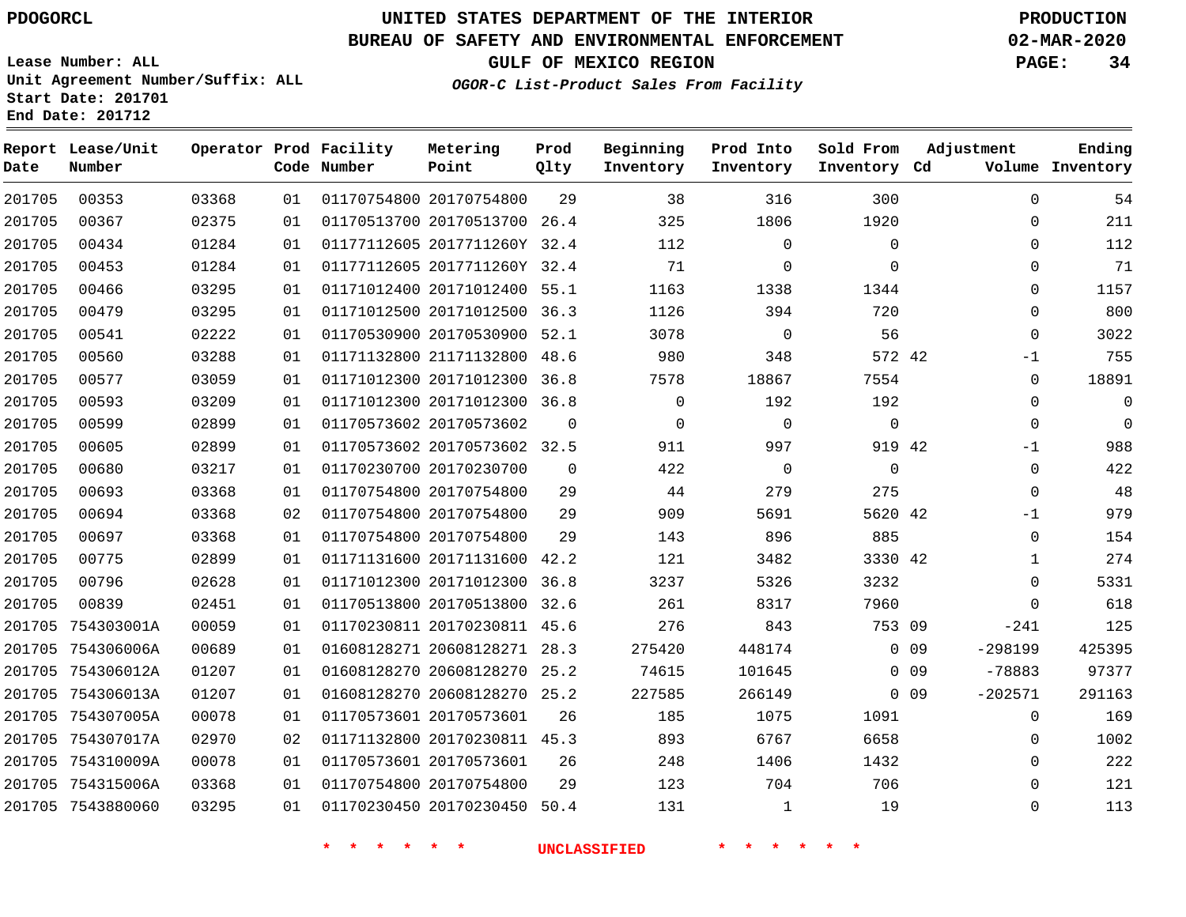PDOGORCL

# UNITED STATES DEPARTMENT OF THE INTERIOR
## BUREAU OF SAFETY AND ENVIRONMENTAL ENFORCEMENT
### GULF OF MEXICO REGION

*OGOR-C List-Product Sales From Facility*

PRODUCTION
02-MAR-2020

Lease Number: ALL
Unit Agreement Number/Suffix: ALL
Start Date: 201701
End Date: 201712

| Report Date | Lease/Unit Number | Operator | Prod Code | Facility Number | Metering Point | Prod Qlty | Beginning Inventory | Prod Into Inventory | Sold From Inventory | Adjustment Cd | Volume | Ending Inventory |
|---|---|---|---|---|---|---|---|---|---|---|---|---|
| 201705 | 00353 | 03368 | 01 | 01170754800 | 20170754800 | 29 | 38 | 316 | 300 | | 0 | 54 |
| 201705 | 00367 | 02375 | 01 | 01170513700 | 20170513700 | 26.4 | 325 | 1806 | 1920 | | 0 | 211 |
| 201705 | 00434 | 01284 | 01 | 01177112605 | 2017711260Y | 32.4 | 112 | 0 | 0 | | 0 | 112 |
| 201705 | 00453 | 01284 | 01 | 01177112605 | 2017711260Y | 32.4 | 71 | 0 | 0 | | 0 | 71 |
| 201705 | 00466 | 03295 | 01 | 01171012400 | 20171012400 | 55.1 | 1163 | 1338 | 1344 | | 0 | 1157 |
| 201705 | 00479 | 03295 | 01 | 01171012500 | 20171012500 | 36.3 | 1126 | 394 | 720 | | 0 | 800 |
| 201705 | 00541 | 02222 | 01 | 01170530900 | 20170530900 | 52.1 | 3078 | 0 | 56 | | 0 | 3022 |
| 201705 | 00560 | 03288 | 01 | 01171132800 | 21171132800 | 48.6 | 980 | 348 | 572 | 42 | -1 | 755 |
| 201705 | 00577 | 03059 | 01 | 01171012300 | 20171012300 | 36.8 | 7578 | 18867 | 7554 | | 0 | 18891 |
| 201705 | 00593 | 03209 | 01 | 01171012300 | 20171012300 | 36.8 | 0 | 192 | 192 | | 0 | 0 |
| 201705 | 00599 | 02899 | 01 | 01170573602 | 20170573602 | 0 | 0 | 0 | 0 | | 0 | 0 |
| 201705 | 00605 | 02899 | 01 | 01170573602 | 20170573602 | 32.5 | 911 | 997 | 919 | 42 | -1 | 988 |
| 201705 | 00680 | 03217 | 01 | 01170230700 | 20170230700 | 0 | 422 | 0 | 0 | | 0 | 422 |
| 201705 | 00693 | 03368 | 01 | 01170754800 | 20170754800 | 29 | 44 | 279 | 275 | | 0 | 48 |
| 201705 | 00694 | 03368 | 02 | 01170754800 | 20170754800 | 29 | 909 | 5691 | 5620 | 42 | -1 | 979 |
| 201705 | 00697 | 03368 | 01 | 01170754800 | 20170754800 | 29 | 143 | 896 | 885 | | 0 | 154 |
| 201705 | 00775 | 02899 | 01 | 01171131600 | 20171131600 | 42.2 | 121 | 3482 | 3330 | 42 | 1 | 274 |
| 201705 | 00796 | 02628 | 01 | 01171012300 | 20171012300 | 36.8 | 3237 | 5326 | 3232 | | 0 | 5331 |
| 201705 | 00839 | 02451 | 01 | 01170513800 | 20170513800 | 32.6 | 261 | 8317 | 7960 | | 0 | 618 |
| 201705 | 754303001A | 00059 | 01 | 01170230811 | 20170230811 | 45.6 | 276 | 843 | 753 | 09 | -241 | 125 |
| 201705 | 754306006A | 00689 | 01 | 01608128271 | 20608128271 | 28.3 | 275420 | 448174 | 0 | 09 | -298199 | 425395 |
| 201705 | 754306012A | 01207 | 01 | 01608128270 | 20608128270 | 25.2 | 74615 | 101645 | 0 | 09 | -78883 | 97377 |
| 201705 | 754306013A | 01207 | 01 | 01608128270 | 20608128270 | 25.2 | 227585 | 266149 | 0 | 09 | -202571 | 291163 |
| 201705 | 754307005A | 00078 | 01 | 01170573601 | 20170573601 | 26 | 185 | 1075 | 1091 | | 0 | 169 |
| 201705 | 754307017A | 02970 | 02 | 01171132800 | 20170230811 | 45.3 | 893 | 6767 | 6658 | | 0 | 1002 |
| 201705 | 754310009A | 00078 | 01 | 01170573601 | 20170573601 | 26 | 248 | 1406 | 1432 | | 0 | 222 |
| 201705 | 754315006A | 03368 | 01 | 01170754800 | 20170754800 | 29 | 123 | 704 | 706 | | 0 | 121 |
| 201705 | 7543880060 | 03295 | 01 | 01170230450 | 20170230450 | 50.4 | 131 | 1 | 19 | | 0 | 113 |

* * * * * * UNCLASSIFIED * * * * * *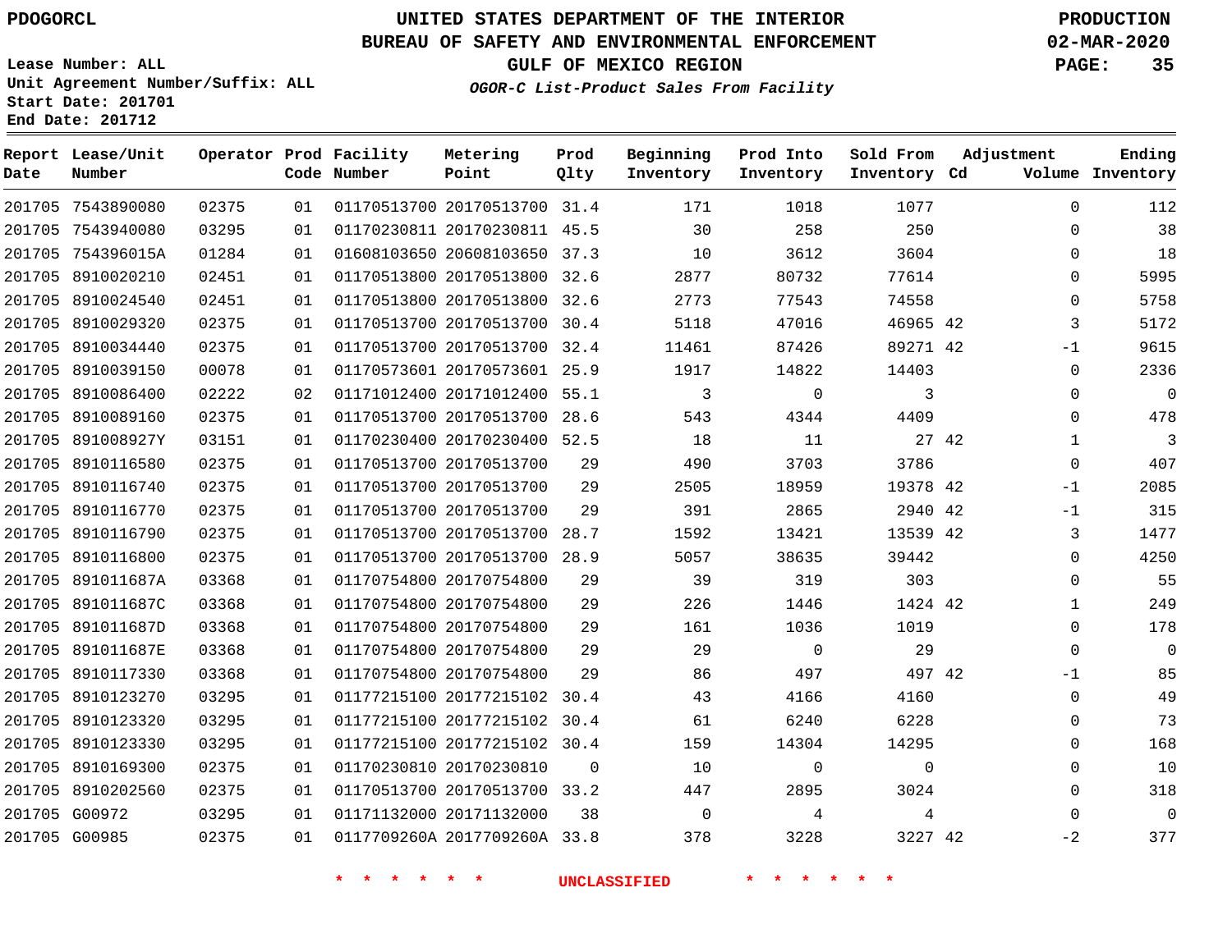PDOGORCL

# UNITED STATES DEPARTMENT OF THE INTERIOR
## BUREAU OF SAFETY AND ENVIRONMENTAL ENFORCEMENT
### GULF OF MEXICO REGION
*OGOR-C List-Product Sales From Facility*

PRODUCTION
02-MAR-2020

Lease Number: ALL
Unit Agreement Number/Suffix: ALL
Start Date: 201701
End Date: 201712

| Report Date | Lease/Unit Number | Operator | Prod Code | Facility Number | Metering Point | Prod Qlty | Beginning Inventory | Prod Into Inventory | Sold From Inventory | Adjustment Cd | Adjustment Volume | Ending Inventory |
|---|---|---|---|---|---|---|---|---|---|---|---|---|
| 201705 | 7543890080 | 02375 | 01 | 01170513700 | 20170513700 | 31.4 | 171 | 1018 | 1077 | | 0 | 112 |
| 201705 | 7543940080 | 03295 | 01 | 01170230811 | 20170230811 | 45.5 | 30 | 258 | 250 | | 0 | 38 |
| 201705 | 754396015A | 01284 | 01 | 01608103650 | 20608103650 | 37.3 | 10 | 3612 | 3604 | | 0 | 18 |
| 201705 | 8910020210 | 02451 | 01 | 01170513800 | 20170513800 | 32.6 | 2877 | 80732 | 77614 | | 0 | 5995 |
| 201705 | 8910024540 | 02451 | 01 | 01170513800 | 20170513800 | 32.6 | 2773 | 77543 | 74558 | | 0 | 5758 |
| 201705 | 8910029320 | 02375 | 01 | 01170513700 | 20170513700 | 30.4 | 5118 | 47016 | 46965 | 42 | 3 | 5172 |
| 201705 | 8910034440 | 02375 | 01 | 01170513700 | 20170513700 | 32.4 | 11461 | 87426 | 89271 | 42 | -1 | 9615 |
| 201705 | 8910039150 | 00078 | 01 | 01170573601 | 20170573601 | 25.9 | 1917 | 14822 | 14403 | | 0 | 2336 |
| 201705 | 8910086400 | 02222 | 02 | 01171012400 | 20171012400 | 55.1 | 3 | 0 | 3 | | 0 | 0 |
| 201705 | 8910089160 | 02375 | 01 | 01170513700 | 20170513700 | 28.6 | 543 | 4344 | 4409 | | 0 | 478 |
| 201705 | 891008927Y | 03151 | 01 | 01170230400 | 20170230400 | 52.5 | 18 | 11 | 27 | 42 | 1 | 3 |
| 201705 | 8910116580 | 02375 | 01 | 01170513700 | 20170513700 | 29 | 490 | 3703 | 3786 | | 0 | 407 |
| 201705 | 8910116740 | 02375 | 01 | 01170513700 | 20170513700 | 29 | 2505 | 18959 | 19378 | 42 | -1 | 2085 |
| 201705 | 8910116770 | 02375 | 01 | 01170513700 | 20170513700 | 29 | 391 | 2865 | 2940 | 42 | -1 | 315 |
| 201705 | 8910116790 | 02375 | 01 | 01170513700 | 20170513700 | 28.7 | 1592 | 13421 | 13539 | 42 | 3 | 1477 |
| 201705 | 8910116800 | 02375 | 01 | 01170513700 | 20170513700 | 28.9 | 5057 | 38635 | 39442 | | 0 | 4250 |
| 201705 | 891011687A | 03368 | 01 | 01170754800 | 20170754800 | 29 | 39 | 319 | 303 | | 0 | 55 |
| 201705 | 891011687C | 03368 | 01 | 01170754800 | 20170754800 | 29 | 226 | 1446 | 1424 | 42 | 1 | 249 |
| 201705 | 891011687D | 03368 | 01 | 01170754800 | 20170754800 | 29 | 161 | 1036 | 1019 | | 0 | 178 |
| 201705 | 891011687E | 03368 | 01 | 01170754800 | 20170754800 | 29 | 29 | 0 | 29 | | 0 | 0 |
| 201705 | 8910117330 | 03368 | 01 | 01170754800 | 20170754800 | 29 | 86 | 497 | 497 | 42 | -1 | 85 |
| 201705 | 8910123270 | 03295 | 01 | 01177215100 | 20177215102 | 30.4 | 43 | 4166 | 4160 | | 0 | 49 |
| 201705 | 8910123320 | 03295 | 01 | 01177215100 | 20177215102 | 30.4 | 61 | 6240 | 6228 | | 0 | 73 |
| 201705 | 8910123330 | 03295 | 01 | 01177215100 | 20177215102 | 30.4 | 159 | 14304 | 14295 | | 0 | 168 |
| 201705 | 8910169300 | 02375 | 01 | 01170230810 | 20170230810 | 0 | 10 | 0 | 0 | | 0 | 10 |
| 201705 | 8910202560 | 02375 | 01 | 01170513700 | 20170513700 | 33.2 | 447 | 2895 | 3024 | | 0 | 318 |
| 201705 | G00972 | 03295 | 01 | 01171132000 | 20171132000 | 38 | 0 | 4 | 4 | | 0 | 0 |
| 201705 | G00985 | 02375 | 01 | 0117709260A | 2017709260A | 33.8 | 378 | 3228 | 3227 | 42 | -2 | 377 |

* * * * * * UNCLASSIFIED * * * * * *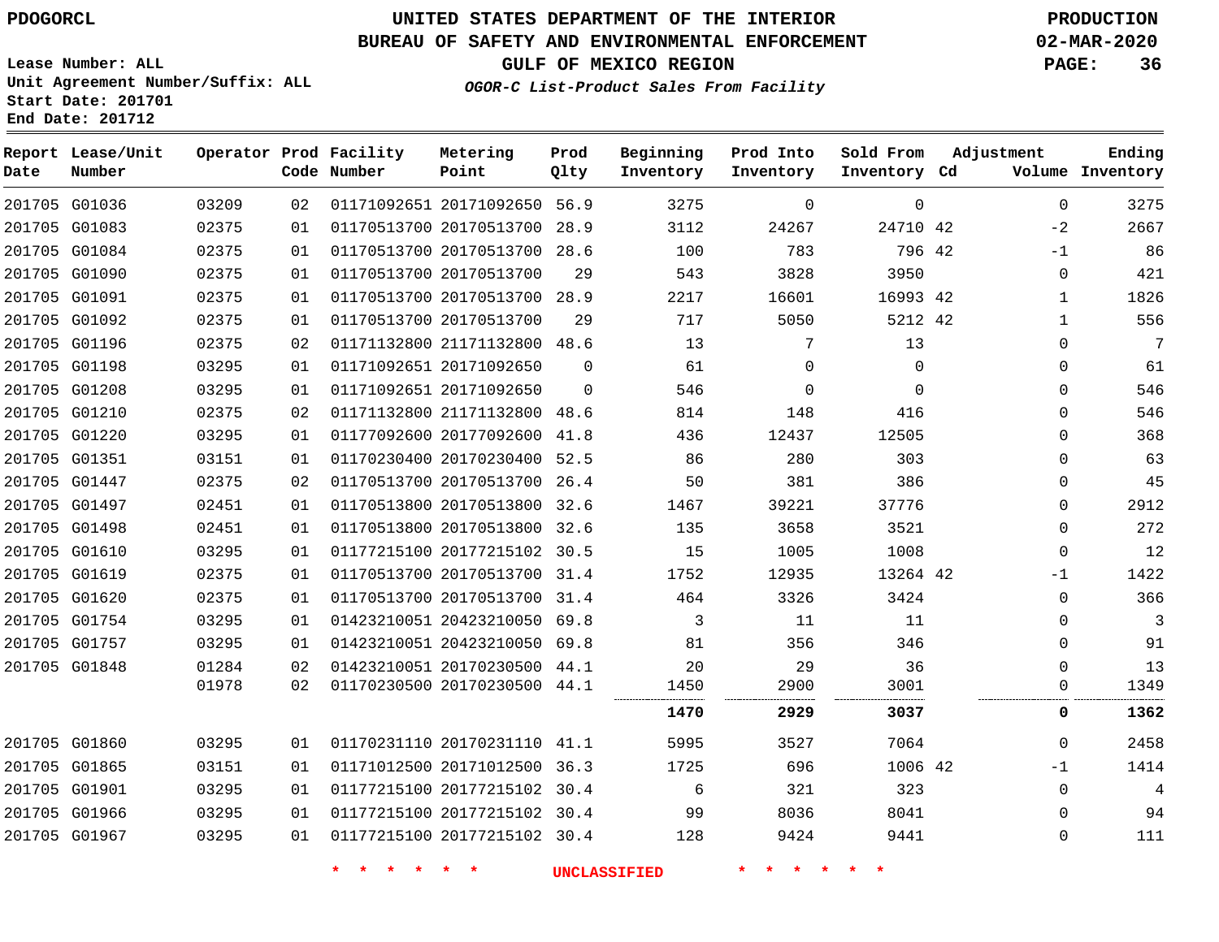PDOGORCL

# UNITED STATES DEPARTMENT OF THE INTERIOR
## BUREAU OF SAFETY AND ENVIRONMENTAL ENFORCEMENT
### GULF OF MEXICO REGION

PRODUCTION
02-MAR-2020

Lease Number: ALL
Unit Agreement Number/Suffix: ALL
Start Date: 201701
End Date: 201712

*OGOR-C List-Product Sales From Facility*

| Report Date | Lease/Unit Number | Operator | Prod Code | Facility Number | Metering Point | Prod Qlty | Beginning Inventory | Prod Into Inventory | Sold From Inventory | Adjustment Cd | Adjustment Volume | Ending Inventory |
|---|---|---|---|---|---|---|---|---|---|---|---|---|
| 201705 | G01036 | 03209 | 02 | 01171092651 | 20171092650 | 56.9 | 3275 | 0 | 0 | | 0 | 3275 |
| 201705 | G01083 | 02375 | 01 | 01170513700 | 20170513700 | 28.9 | 3112 | 24267 | 24710 | 42 | -2 | 2667 |
| 201705 | G01084 | 02375 | 01 | 01170513700 | 20170513700 | 28.6 | 100 | 783 | 796 | 42 | -1 | 86 |
| 201705 | G01090 | 02375 | 01 | 01170513700 | 20170513700 | 29 | 543 | 3828 | 3950 | | 0 | 421 |
| 201705 | G01091 | 02375 | 01 | 01170513700 | 20170513700 | 28.9 | 2217 | 16601 | 16993 | 42 | 1 | 1826 |
| 201705 | G01092 | 02375 | 01 | 01170513700 | 20170513700 | 29 | 717 | 5050 | 5212 | 42 | 1 | 556 |
| 201705 | G01196 | 02375 | 02 | 01171132800 | 21171132800 | 48.6 | 13 | 7 | 13 | | 0 | 7 |
| 201705 | G01198 | 03295 | 01 | 01171092651 | 20171092650 | 0 | 61 | 0 | 0 | | 0 | 61 |
| 201705 | G01208 | 03295 | 01 | 01171092651 | 20171092650 | 0 | 546 | 0 | 0 | | 0 | 546 |
| 201705 | G01210 | 02375 | 02 | 01171132800 | 21171132800 | 48.6 | 814 | 148 | 416 | | 0 | 546 |
| 201705 | G01220 | 03295 | 01 | 01177092600 | 20177092600 | 41.8 | 436 | 12437 | 12505 | | 0 | 368 |
| 201705 | G01351 | 03151 | 01 | 01170230400 | 20170230400 | 52.5 | 86 | 280 | 303 | | 0 | 63 |
| 201705 | G01447 | 02375 | 02 | 01170513700 | 20170513700 | 26.4 | 50 | 381 | 386 | | 0 | 45 |
| 201705 | G01497 | 02451 | 01 | 01170513800 | 20170513800 | 32.6 | 1467 | 39221 | 37776 | | 0 | 2912 |
| 201705 | G01498 | 02451 | 01 | 01170513800 | 20170513800 | 32.6 | 135 | 3658 | 3521 | | 0 | 272 |
| 201705 | G01610 | 03295 | 01 | 01177215100 | 20177215102 | 30.5 | 15 | 1005 | 1008 | | 0 | 12 |
| 201705 | G01619 | 02375 | 01 | 01170513700 | 20170513700 | 31.4 | 1752 | 12935 | 13264 | 42 | -1 | 1422 |
| 201705 | G01620 | 02375 | 01 | 01170513700 | 20170513700 | 31.4 | 464 | 3326 | 3424 | | 0 | 366 |
| 201705 | G01754 | 03295 | 01 | 01423210051 | 20423210050 | 69.8 | 3 | 11 | 11 | | 0 | 3 |
| 201705 | G01757 | 03295 | 01 | 01423210051 | 20423210050 | 69.8 | 81 | 356 | 346 | | 0 | 91 |
| 201705 | G01848 | 01284 | 02 | 01423210051 | 20170230500 | 44.1 | 20 | 29 | 36 | | 0 | 13 |
| | | 01978 | 02 | 01170230500 | 20170230500 | 44.1 | 1450 | 2900 | 3001 | | 0 | 1349 |
| | | | | | | | **1470** | **2929** | **3037** | | **0** | **1362** |
| 201705 | G01860 | 03295 | 01 | 01170231110 | 20170231110 | 41.1 | 5995 | 3527 | 7064 | | 0 | 2458 |
| 201705 | G01865 | 03151 | 01 | 01171012500 | 20171012500 | 36.3 | 1725 | 696 | 1006 | 42 | -1 | 1414 |
| 201705 | G01901 | 03295 | 01 | 01177215100 | 20177215102 | 30.4 | 6 | 321 | 323 | | 0 | 4 |
| 201705 | G01966 | 03295 | 01 | 01177215100 | 20177215102 | 30.4 | 99 | 8036 | 8041 | | 0 | 94 |
| 201705 | G01967 | 03295 | 01 | 01177215100 | 20177215102 | 30.4 | 128 | 9424 | 9441 | | 0 | 111 |

* * * * * * UNCLASSIFIED * * * * * *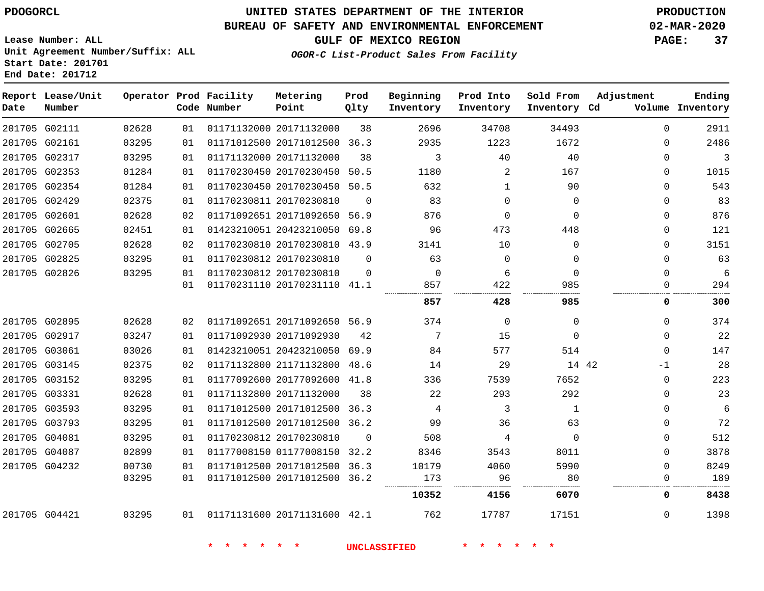PDOGORCL

# UNITED STATES DEPARTMENT OF THE INTERIOR
## BUREAU OF SAFETY AND ENVIRONMENTAL ENFORCEMENT
### GULF OF MEXICO REGION

*OGOR-C List-Product Sales From Facility*

PRODUCTION
02-MAR-2020

Lease Number: ALL
Unit Agreement Number/Suffix: ALL
Start Date: 201701
End Date: 201712

| Report Date | Lease/Unit Number | Operator | Prod Code | Facility Number | Metering Point | Prod Qlty | Beginning Inventory | Prod Into Inventory | Sold From Inventory | Adjustment Cd | Adjustment Volume | Ending Inventory |
|---|---|---|---|---|---|---|---|---|---|---|---|---|
| 201705 | G02111 | 02628 | 01 | 01171132000 | 20171132000 | 38 | 2696 | 34708 | 34493 | | 0 | 2911 |
| 201705 | G02161 | 03295 | 01 | 01171012500 | 20171012500 | 36.3 | 2935 | 1223 | 1672 | | 0 | 2486 |
| 201705 | G02317 | 03295 | 01 | 01171132000 | 20171132000 | 38 | 3 | 40 | 40 | | 0 | 3 |
| 201705 | G02353 | 01284 | 01 | 01170230450 | 20170230450 | 50.5 | 1180 | 2 | 167 | | 0 | 1015 |
| 201705 | G02354 | 01284 | 01 | 01170230450 | 20170230450 | 50.5 | 632 | 1 | 90 | | 0 | 543 |
| 201705 | G02429 | 02375 | 01 | 01170230811 | 20170230810 | 0 | 83 | 0 | 0 | | 0 | 83 |
| 201705 | G02601 | 02628 | 02 | 01171092651 | 20171092650 | 56.9 | 876 | 0 | 0 | | 0 | 876 |
| 201705 | G02665 | 02451 | 01 | 01423210051 | 20423210050 | 69.8 | 96 | 473 | 448 | | 0 | 121 |
| 201705 | G02705 | 02628 | 02 | 01170230810 | 20170230810 | 43.9 | 3141 | 10 | 0 | | 0 | 3151 |
| 201705 | G02825 | 03295 | 01 | 01170230812 | 20170230810 | 0 | 63 | 0 | 0 | | 0 | 63 |
| 201705 | G02826 | 03295 | 01 | 01170230812 | 20170230810 | 0 | 0 | 6 | 0 | | 0 | 6 |
| | | | 01 | 01170231110 | 20170231110 | 41.1 | 857 | 422 | 985 | | 0 | 294 |
| | | | | | | | **857** | **428** | **985** | | **0** | **300** |
| 201705 | G02895 | 02628 | 02 | 01171092651 | 20171092650 | 56.9 | 374 | 0 | 0 | | 0 | 374 |
| 201705 | G02917 | 03247 | 01 | 01171092930 | 20171092930 | 42 | 7 | 15 | 0 | | 0 | 22 |
| 201705 | G03061 | 03026 | 01 | 01423210051 | 20423210050 | 69.9 | 84 | 577 | 514 | | 0 | 147 |
| 201705 | G03145 | 02375 | 02 | 01171132800 | 21171132800 | 48.6 | 14 | 29 | 14 | 42 | -1 | 28 |
| 201705 | G03152 | 03295 | 01 | 01177092600 | 20177092600 | 41.8 | 336 | 7539 | 7652 | | 0 | 223 |
| 201705 | G03331 | 02628 | 01 | 01171132800 | 20171132000 | 38 | 22 | 293 | 292 | | 0 | 23 |
| 201705 | G03593 | 03295 | 01 | 01171012500 | 20171012500 | 36.3 | 4 | 3 | 1 | | 0 | 6 |
| 201705 | G03793 | 03295 | 01 | 01171012500 | 20171012500 | 36.2 | 99 | 36 | 63 | | 0 | 72 |
| 201705 | G04081 | 03295 | 01 | 01170230812 | 20170230810 | 0 | 508 | 4 | 0 | | 0 | 512 |
| 201705 | G04087 | 02899 | 01 | 01177008150 | 01177008150 | 32.2 | 8346 | 3543 | 8011 | | 0 | 3878 |
| 201705 | G04232 | 00730 | 01 | 01171012500 | 20171012500 | 36.3 | 10179 | 4060 | 5990 | | 0 | 8249 |
| | | 03295 | 01 | 01171012500 | 20171012500 | 36.2 | 173 | 96 | 80 | | 0 | 189 |
| | | | | | | | **10352** | **4156** | **6070** | | **0** | **8438** |
| 201705 | G04421 | 03295 | 01 | 01171131600 | 20171131600 | 42.1 | 762 | 17787 | 17151 | | 0 | 1398 |

\* \* \* \* \* \* UNCLASSIFIED \* \* \* \* \* \*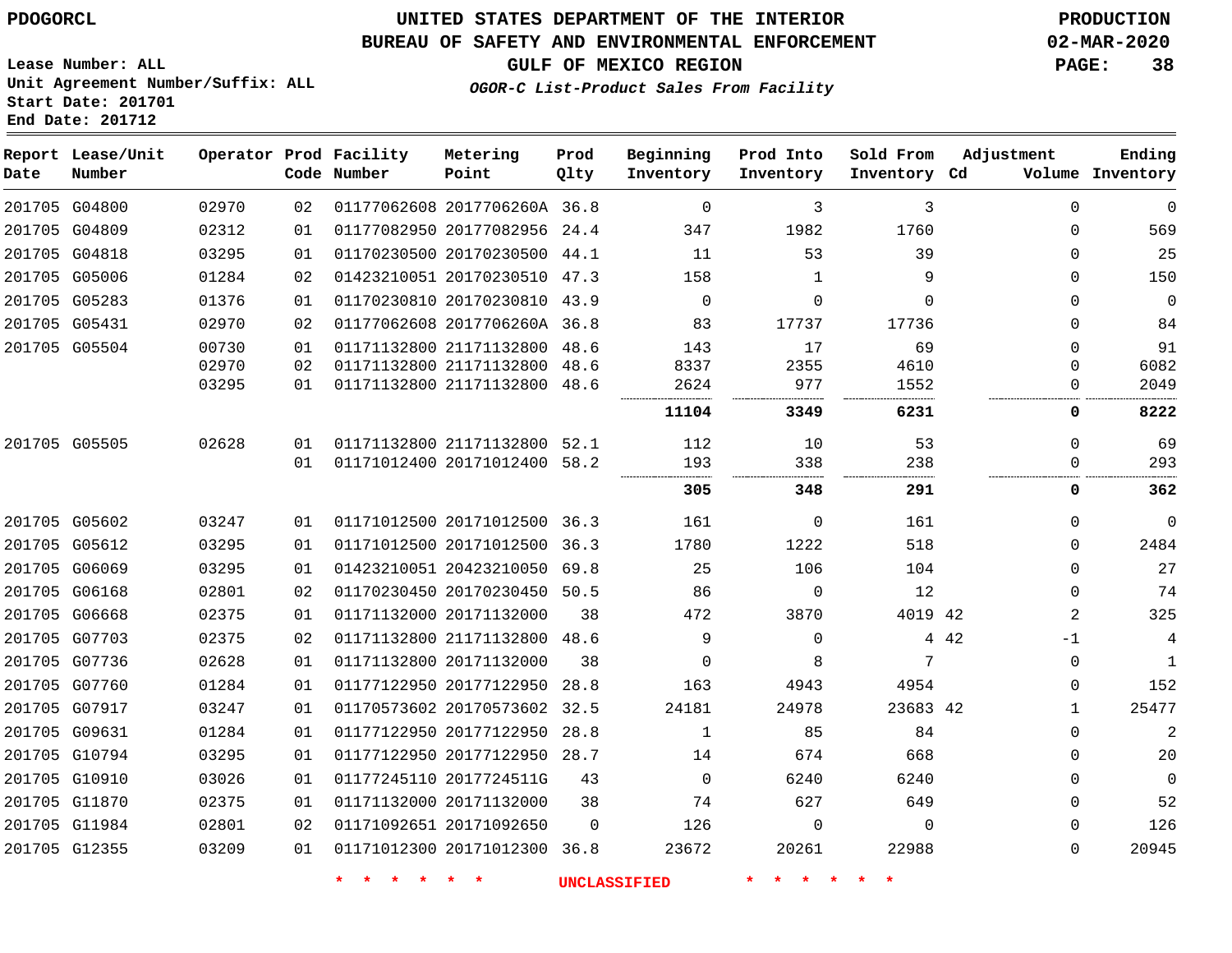PDOGORCL

# UNITED STATES DEPARTMENT OF THE INTERIOR
## BUREAU OF SAFETY AND ENVIRONMENTAL ENFORCEMENT
### GULF OF MEXICO REGION
*OGOR-C List-Product Sales From Facility*

PRODUCTION
02-MAR-2020

Lease Number: ALL
Unit Agreement Number/Suffix: ALL
Start Date: 201701
End Date: 201712

| Report Date | Lease/Unit Number | Operator | Prod Code | Facility Number | Metering Point | Prod Qlty | Beginning Inventory | Prod Into Inventory | Sold From Inventory | Adjustment Cd | Volume | Ending Inventory |
|---|---|---|---|---|---|---|---|---|---|---|---|---|
| 201705 | G04800 | 02970 | 02 | 01177062608 | 2017706260A | 36.8 | 0 | 3 | 3 | | 0 | 0 |
| 201705 | G04809 | 02312 | 01 | 01177082950 | 20177082956 | 24.4 | 347 | 1982 | 1760 | | 0 | 569 |
| 201705 | G04818 | 03295 | 01 | 01170230500 | 20170230500 | 44.1 | 11 | 53 | 39 | | 0 | 25 |
| 201705 | G05006 | 01284 | 02 | 01423210051 | 20170230510 | 47.3 | 158 | 1 | 9 | | 0 | 150 |
| 201705 | G05283 | 01376 | 01 | 01170230810 | 20170230810 | 43.9 | 0 | 0 | 0 | | 0 | 0 |
| 201705 | G05431 | 02970 | 02 | 01177062608 | 2017706260A | 36.8 | 83 | 17737 | 17736 | | 0 | 84 |
| 201705 | G05504 | 00730 | 01 | 01171132800 | 21171132800 | 48.6 | 143 | 17 | 69 | | 0 | 91 |
| | | 02970 | 02 | 01171132800 | 21171132800 | 48.6 | 8337 | 2355 | 4610 | | 0 | 6082 |
| | | 03295 | 01 | 01171132800 | 21171132800 | 48.6 | 2624 | 977 | 1552 | | 0 | 2049 |
| | | | | | | | **11104** | **3349** | **6231** | | **0** | **8222** |
| 201705 | G05505 | 02628 | 01 | 01171132800 | 21171132800 | 52.1 | 112 | 10 | 53 | | 0 | 69 |
| | | | 01 | 01171012400 | 20171012400 | 58.2 | 193 | 338 | 238 | | 0 | 293 |
| | | | | | | | **305** | **348** | **291** | | **0** | **362** |
| 201705 | G05602 | 03247 | 01 | 01171012500 | 20171012500 | 36.3 | 161 | 0 | 161 | | 0 | 0 |
| 201705 | G05612 | 03295 | 01 | 01171012500 | 20171012500 | 36.3 | 1780 | 1222 | 518 | | 0 | 2484 |
| 201705 | G06069 | 03295 | 01 | 01423210051 | 20423210050 | 69.8 | 25 | 106 | 104 | | 0 | 27 |
| 201705 | G06168 | 02801 | 02 | 01170230450 | 20170230450 | 50.5 | 86 | 0 | 12 | | 0 | 74 |
| 201705 | G06668 | 02375 | 01 | 01171132000 | 20171132000 | 38 | 472 | 3870 | 4019 | 42 | 2 | 325 |
| 201705 | G07703 | 02375 | 02 | 01171132800 | 21171132800 | 48.6 | 9 | 0 | 4 | 42 | -1 | 4 |
| 201705 | G07736 | 02628 | 01 | 01171132800 | 20171132000 | 38 | 0 | 8 | 7 | | 0 | 1 |
| 201705 | G07760 | 01284 | 01 | 01177122950 | 20177122950 | 28.8 | 163 | 4943 | 4954 | | 0 | 152 |
| 201705 | G07917 | 03247 | 01 | 01170573602 | 20170573602 | 32.5 | 24181 | 24978 | 23683 | 42 | 1 | 25477 |
| 201705 | G09631 | 01284 | 01 | 01177122950 | 20177122950 | 28.8 | 1 | 85 | 84 | | 0 | 2 |
| 201705 | G10794 | 03295 | 01 | 01177122950 | 20177122950 | 28.7 | 14 | 674 | 668 | | 0 | 20 |
| 201705 | G10910 | 03026 | 01 | 01177245110 | 2017724511G | 43 | 0 | 6240 | 6240 | | 0 | 0 |
| 201705 | G11870 | 02375 | 01 | 01171132000 | 20171132000 | 38 | 74 | 627 | 649 | | 0 | 52 |
| 201705 | G11984 | 02801 | 02 | 01171092651 | 20171092650 | 0 | 126 | 0 | 0 | | 0 | 126 |
| 201705 | G12355 | 03209 | 01 | 01171012300 | 20171012300 | 36.8 | 23672 | 20261 | 22988 | | 0 | 20945 |

* * * * * * UNCLASSIFIED * * * * * *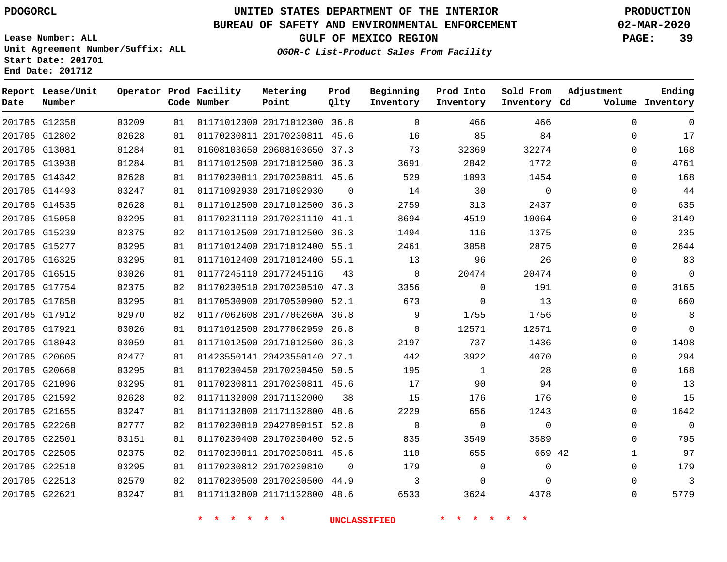PDOGORCL

Lease Number: ALL
Unit Agreement Number/Suffix: ALL
Start Date: 201701
End Date: 201712

# UNITED STATES DEPARTMENT OF THE INTERIOR
## BUREAU OF SAFETY AND ENVIRONMENTAL ENFORCEMENT
### GULF OF MEXICO REGION
*OGOR-C List-Product Sales From Facility*

PRODUCTION
02-MAR-2020

| Report Date | Lease/Unit Number | Operator | Prod Code | Facility Number | Metering Point | Prod Qlty | Beginning Inventory | Prod Into Inventory | Sold From Inventory | Adjustment Cd | Adjustment Volume | Ending Inventory |
|---|---|---|---|---|---|---|---|---|---|---|---|---|
| 201705 | G12358 | 03209 | 01 | 01171012300 | 20171012300 | 36.8 | 0 | 466 | 466 | | 0 | 0 |
| 201705 | G12802 | 02628 | 01 | 01170230811 | 20170230811 | 45.6 | 16 | 85 | 84 | | 0 | 17 |
| 201705 | G13081 | 01284 | 01 | 01608103650 | 20608103650 | 37.3 | 73 | 32369 | 32274 | | 0 | 168 |
| 201705 | G13938 | 01284 | 01 | 01171012500 | 20171012500 | 36.3 | 3691 | 2842 | 1772 | | 0 | 4761 |
| 201705 | G14342 | 02628 | 01 | 01170230811 | 20170230811 | 45.6 | 529 | 1093 | 1454 | | 0 | 168 |
| 201705 | G14493 | 03247 | 01 | 01171092930 | 20171092930 | 0 | 14 | 30 | 0 | | 0 | 44 |
| 201705 | G14535 | 02628 | 01 | 01171012500 | 20171012500 | 36.3 | 2759 | 313 | 2437 | | 0 | 635 |
| 201705 | G15050 | 03295 | 01 | 01170231110 | 20170231110 | 41.1 | 8694 | 4519 | 10064 | | 0 | 3149 |
| 201705 | G15239 | 02375 | 02 | 01171012500 | 20171012500 | 36.3 | 1494 | 116 | 1375 | | 0 | 235 |
| 201705 | G15277 | 03295 | 01 | 01171012400 | 20171012400 | 55.1 | 2461 | 3058 | 2875 | | 0 | 2644 |
| 201705 | G16325 | 03295 | 01 | 01171012400 | 20171012400 | 55.1 | 13 | 96 | 26 | | 0 | 83 |
| 201705 | G16515 | 03026 | 01 | 01177245110 | 2017724511G | 43 | 0 | 20474 | 20474 | | 0 | 0 |
| 201705 | G17754 | 02375 | 02 | 01170230510 | 20170230510 | 47.3 | 3356 | 0 | 191 | | 0 | 3165 |
| 201705 | G17858 | 03295 | 01 | 01170530900 | 20170530900 | 52.1 | 673 | 0 | 13 | | 0 | 660 |
| 201705 | G17912 | 02970 | 02 | 01177062608 | 2017706260A | 36.8 | 9 | 1755 | 1756 | | 0 | 8 |
| 201705 | G17921 | 03026 | 01 | 01171012500 | 20177062959 | 26.8 | 0 | 12571 | 12571 | | 0 | 0 |
| 201705 | G18043 | 03059 | 01 | 01171012500 | 20171012500 | 36.3 | 2197 | 737 | 1436 | | 0 | 1498 |
| 201705 | G20605 | 02477 | 01 | 01423550141 | 20423550140 | 27.1 | 442 | 3922 | 4070 | | 0 | 294 |
| 201705 | G20660 | 03295 | 01 | 01170230450 | 20170230450 | 50.5 | 195 | 1 | 28 | | 0 | 168 |
| 201705 | G21096 | 03295 | 01 | 01170230811 | 20170230811 | 45.6 | 17 | 90 | 94 | | 0 | 13 |
| 201705 | G21592 | 02628 | 02 | 01171132000 | 20171132000 | 38 | 15 | 176 | 176 | | 0 | 15 |
| 201705 | G21655 | 03247 | 01 | 01171132800 | 21171132800 | 48.6 | 2229 | 656 | 1243 | | 0 | 1642 |
| 201705 | G22268 | 02777 | 02 | 01170230810 | 2042709015I | 52.8 | 0 | 0 | 0 | | 0 | 0 |
| 201705 | G22501 | 03151 | 01 | 01170230400 | 20170230400 | 52.5 | 835 | 3549 | 3589 | | 0 | 795 |
| 201705 | G22505 | 02375 | 02 | 01170230811 | 20170230811 | 45.6 | 110 | 655 | 669 | 42 | 1 | 97 |
| 201705 | G22510 | 03295 | 01 | 01170230812 | 20170230810 | 0 | 179 | 0 | 0 | | 0 | 179 |
| 201705 | G22513 | 02579 | 02 | 01170230500 | 20170230500 | 44.9 | 3 | 0 | 0 | | 0 | 3 |
| 201705 | G22621 | 03247 | 01 | 01171132800 | 21171132800 | 48.6 | 6533 | 3624 | 4378 | | 0 | 5779 |

* * * * * * UNCLASSIFIED * * * * * *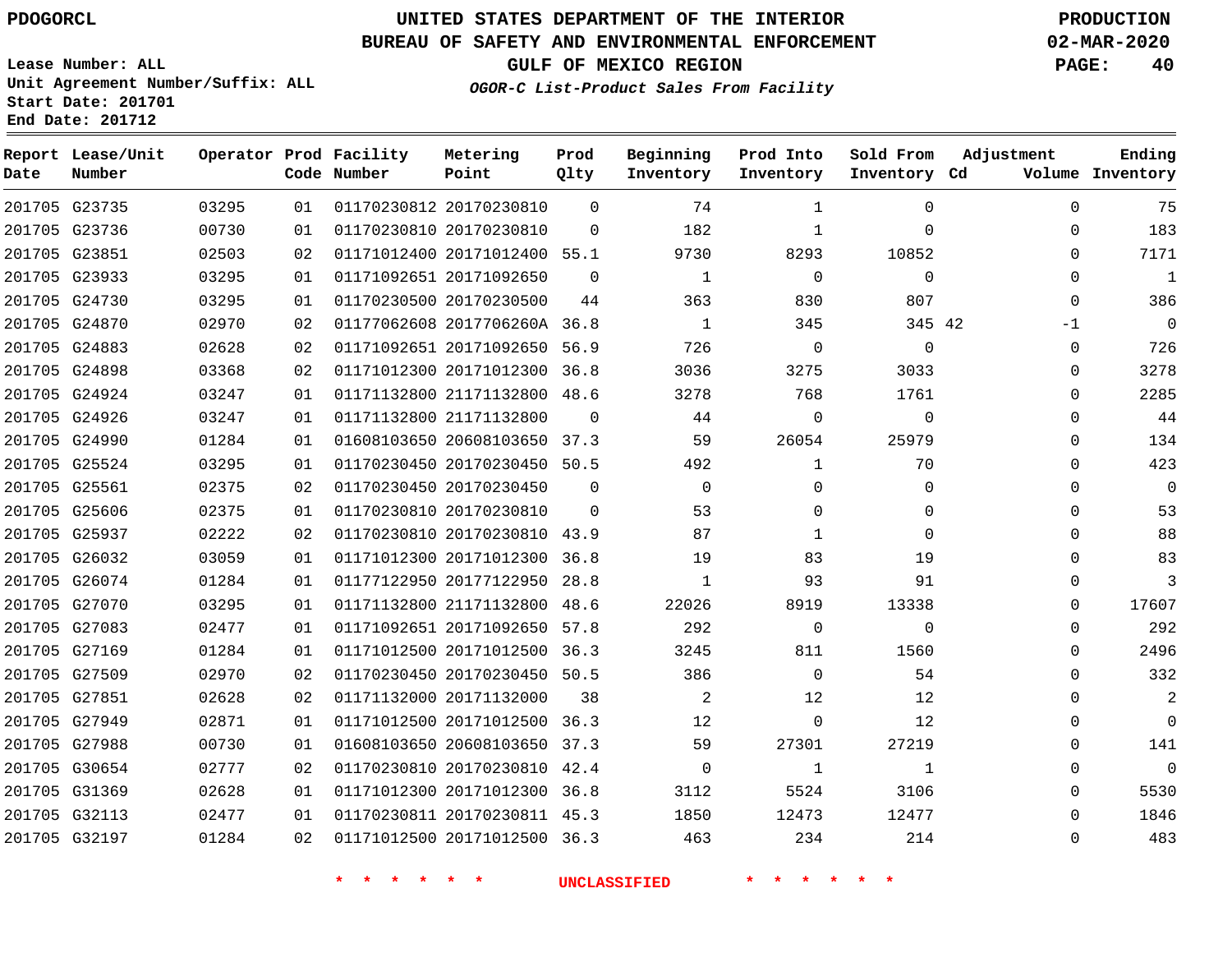PDOGORCL

# UNITED STATES DEPARTMENT OF THE INTERIOR
## BUREAU OF SAFETY AND ENVIRONMENTAL ENFORCEMENT
### GULF OF MEXICO REGION
*OGOR-C List-Product Sales From Facility*

PRODUCTION
02-MAR-2020

Lease Number: ALL
Unit Agreement Number/Suffix: ALL
Start Date: 201701
End Date: 201712

| Report Date | Lease/Unit Number | Operator | Prod Code | Facility Number | Metering Point | Prod Qlty | Beginning Inventory | Prod Into Inventory | Sold From Inventory | Adjustment Cd | Adjustment Volume | Ending Inventory |
|---|---|---|---|---|---|---|---|---|---|---|---|---|
| 201705 | G23735 | 03295 | 01 | 01170230812 | 20170230810 | 0 | 74 | 1 | 0 | | 0 | 75 |
| 201705 | G23736 | 00730 | 01 | 01170230810 | 20170230810 | 0 | 182 | 1 | 0 | | 0 | 183 |
| 201705 | G23851 | 02503 | 02 | 01171012400 | 20171012400 | 55.1 | 9730 | 8293 | 10852 | | 0 | 7171 |
| 201705 | G23933 | 03295 | 01 | 01171092651 | 20171092650 | 0 | 1 | 0 | 0 | | 0 | 1 |
| 201705 | G24730 | 03295 | 01 | 01170230500 | 20170230500 | 44 | 363 | 830 | 807 | | 0 | 386 |
| 201705 | G24870 | 02970 | 02 | 01177062608 | 2017706260A | 36.8 | 1 | 345 | 345 | 42 | -1 | 0 |
| 201705 | G24883 | 02628 | 02 | 01171092651 | 20171092650 | 56.9 | 726 | 0 | 0 | | 0 | 726 |
| 201705 | G24898 | 03368 | 02 | 01171012300 | 20171012300 | 36.8 | 3036 | 3275 | 3033 | | 0 | 3278 |
| 201705 | G24924 | 03247 | 01 | 01171132800 | 21171132800 | 48.6 | 3278 | 768 | 1761 | | 0 | 2285 |
| 201705 | G24926 | 03247 | 01 | 01171132800 | 21171132800 | 0 | 44 | 0 | 0 | | 0 | 44 |
| 201705 | G24990 | 01284 | 01 | 01608103650 | 20608103650 | 37.3 | 59 | 26054 | 25979 | | 0 | 134 |
| 201705 | G25524 | 03295 | 01 | 01170230450 | 20170230450 | 50.5 | 492 | 1 | 70 | | 0 | 423 |
| 201705 | G25561 | 02375 | 02 | 01170230450 | 20170230450 | 0 | 0 | 0 | 0 | | 0 | 0 |
| 201705 | G25606 | 02375 | 01 | 01170230810 | 20170230810 | 0 | 53 | 0 | 0 | | 0 | 53 |
| 201705 | G25937 | 02222 | 02 | 01170230810 | 20170230810 | 43.9 | 87 | 1 | 0 | | 0 | 88 |
| 201705 | G26032 | 03059 | 01 | 01171012300 | 20171012300 | 36.8 | 19 | 83 | 19 | | 0 | 83 |
| 201705 | G26074 | 01284 | 01 | 01177122950 | 20177122950 | 28.8 | 1 | 93 | 91 | | 0 | 3 |
| 201705 | G27070 | 03295 | 01 | 01171132800 | 21171132800 | 48.6 | 22026 | 8919 | 13338 | | 0 | 17607 |
| 201705 | G27083 | 02477 | 01 | 01171092651 | 20171092650 | 57.8 | 292 | 0 | 0 | | 0 | 292 |
| 201705 | G27169 | 01284 | 01 | 01171012500 | 20171012500 | 36.3 | 3245 | 811 | 1560 | | 0 | 2496 |
| 201705 | G27509 | 02970 | 02 | 01170230450 | 20170230450 | 50.5 | 386 | 0 | 54 | | 0 | 332 |
| 201705 | G27851 | 02628 | 02 | 01171132000 | 20171132000 | 38 | 2 | 12 | 12 | | 0 | 2 |
| 201705 | G27949 | 02871 | 01 | 01171012500 | 20171012500 | 36.3 | 12 | 0 | 12 | | 0 | 0 |
| 201705 | G27988 | 00730 | 01 | 01608103650 | 20608103650 | 37.3 | 59 | 27301 | 27219 | | 0 | 141 |
| 201705 | G30654 | 02777 | 02 | 01170230810 | 20170230810 | 42.4 | 0 | 1 | 1 | | 0 | 0 |
| 201705 | G31369 | 02628 | 01 | 01171012300 | 20171012300 | 36.8 | 3112 | 5524 | 3106 | | 0 | 5530 |
| 201705 | G32113 | 02477 | 01 | 01170230811 | 20170230811 | 45.3 | 1850 | 12473 | 12477 | | 0 | 1846 |
| 201705 | G32197 | 01284 | 02 | 01171012500 | 20171012500 | 36.3 | 463 | 234 | 214 | | 0 | 483 |

* * * * * * UNCLASSIFIED * * * * * *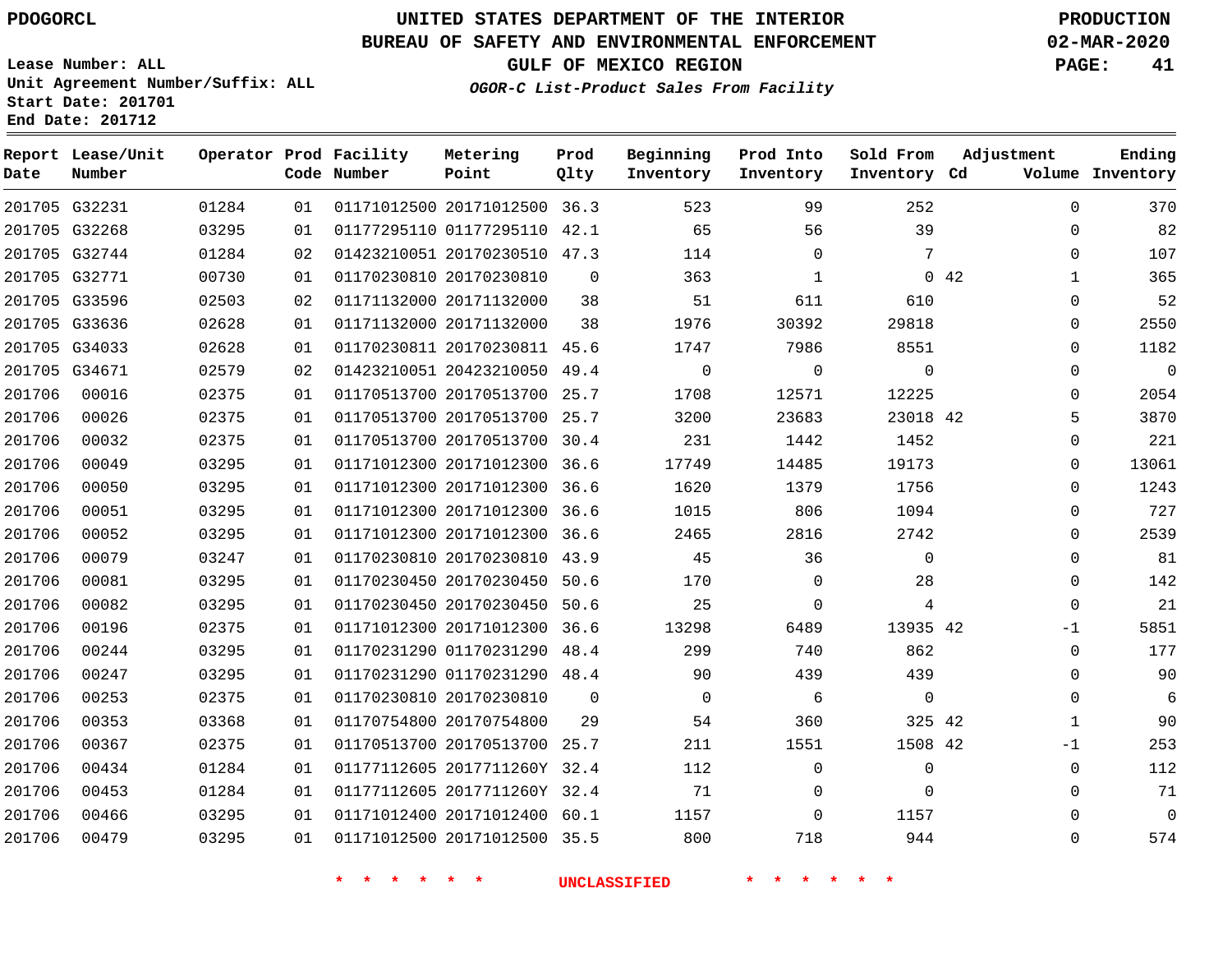PDOGORCL

# UNITED STATES DEPARTMENT OF THE INTERIOR
## BUREAU OF SAFETY AND ENVIRONMENTAL ENFORCEMENT
### GULF OF MEXICO REGION
*OGOR-C List-Product Sales From Facility*

PRODUCTION
02-MAR-2020

Lease Number: ALL
Unit Agreement Number/Suffix: ALL
Start Date: 201701
End Date: 201712

| Report Date | Lease/Unit Number | Operator | Prod Code | Facility Number | Metering Point | Prod Qlty | Beginning Inventory | Prod Into Inventory | Sold From Inventory | Adjustment Cd | Adjustment Volume | Ending Inventory |
|---|---|---|---|---|---|---|---|---|---|---|---|---|
| 201705 | G32231 | 01284 | 01 | 01171012500 | 20171012500 | 36.3 | 523 | 99 | 252 | | 0 | 370 |
| 201705 | G32268 | 03295 | 01 | 01177295110 | 01177295110 | 42.1 | 65 | 56 | 39 | | 0 | 82 |
| 201705 | G32744 | 01284 | 02 | 01423210051 | 20170230510 | 47.3 | 114 | 0 | 7 | | 0 | 107 |
| 201705 | G32771 | 00730 | 01 | 01170230810 | 20170230810 | 0 | 363 | 1 | 0 | 42 | 1 | 365 |
| 201705 | G33596 | 02503 | 02 | 01171132000 | 20171132000 | 38 | 51 | 611 | 610 | | 0 | 52 |
| 201705 | G33636 | 02628 | 01 | 01171132000 | 20171132000 | 38 | 1976 | 30392 | 29818 | | 0 | 2550 |
| 201705 | G34033 | 02628 | 01 | 01170230811 | 20170230811 | 45.6 | 1747 | 7986 | 8551 | | 0 | 1182 |
| 201705 | G34671 | 02579 | 02 | 01423210051 | 20423210050 | 49.4 | 0 | 0 | 0 | | 0 | 0 |
| 201706 | 00016 | 02375 | 01 | 01170513700 | 20170513700 | 25.7 | 1708 | 12571 | 12225 | | 0 | 2054 |
| 201706 | 00026 | 02375 | 01 | 01170513700 | 20170513700 | 25.7 | 3200 | 23683 | 23018 | 42 | 5 | 3870 |
| 201706 | 00032 | 02375 | 01 | 01170513700 | 20170513700 | 30.4 | 231 | 1442 | 1452 | | 0 | 221 |
| 201706 | 00049 | 03295 | 01 | 01171012300 | 20171012300 | 36.6 | 17749 | 14485 | 19173 | | 0 | 13061 |
| 201706 | 00050 | 03295 | 01 | 01171012300 | 20171012300 | 36.6 | 1620 | 1379 | 1756 | | 0 | 1243 |
| 201706 | 00051 | 03295 | 01 | 01171012300 | 20171012300 | 36.6 | 1015 | 806 | 1094 | | 0 | 727 |
| 201706 | 00052 | 03295 | 01 | 01171012300 | 20171012300 | 36.6 | 2465 | 2816 | 2742 | | 0 | 2539 |
| 201706 | 00079 | 03247 | 01 | 01170230810 | 20170230810 | 43.9 | 45 | 36 | 0 | | 0 | 81 |
| 201706 | 00081 | 03295 | 01 | 01170230450 | 20170230450 | 50.6 | 170 | 0 | 28 | | 0 | 142 |
| 201706 | 00082 | 03295 | 01 | 01170230450 | 20170230450 | 50.6 | 25 | 0 | 4 | | 0 | 21 |
| 201706 | 00196 | 02375 | 01 | 01171012300 | 20171012300 | 36.6 | 13298 | 6489 | 13935 | 42 | -1 | 5851 |
| 201706 | 00244 | 03295 | 01 | 01170231290 | 01170231290 | 48.4 | 299 | 740 | 862 | | 0 | 177 |
| 201706 | 00247 | 03295 | 01 | 01170231290 | 01170231290 | 48.4 | 90 | 439 | 439 | | 0 | 90 |
| 201706 | 00253 | 02375 | 01 | 01170230810 | 20170230810 | 0 | 0 | 6 | 0 | | 0 | 6 |
| 201706 | 00353 | 03368 | 01 | 01170754800 | 20170754800 | 29 | 54 | 360 | 325 | 42 | 1 | 90 |
| 201706 | 00367 | 02375 | 01 | 01170513700 | 20170513700 | 25.7 | 211 | 1551 | 1508 | 42 | -1 | 253 |
| 201706 | 00434 | 01284 | 01 | 01177112605 | 2017711260Y | 32.4 | 112 | 0 | 0 | | 0 | 112 |
| 201706 | 00453 | 01284 | 01 | 01177112605 | 2017711260Y | 32.4 | 71 | 0 | 0 | | 0 | 71 |
| 201706 | 00466 | 03295 | 01 | 01171012400 | 20171012400 | 60.1 | 1157 | 0 | 1157 | | 0 | 0 |
| 201706 | 00479 | 03295 | 01 | 01171012500 | 20171012500 | 35.5 | 800 | 718 | 944 | | 0 | 574 |

* * * * * * UNCLASSIFIED * * * * * *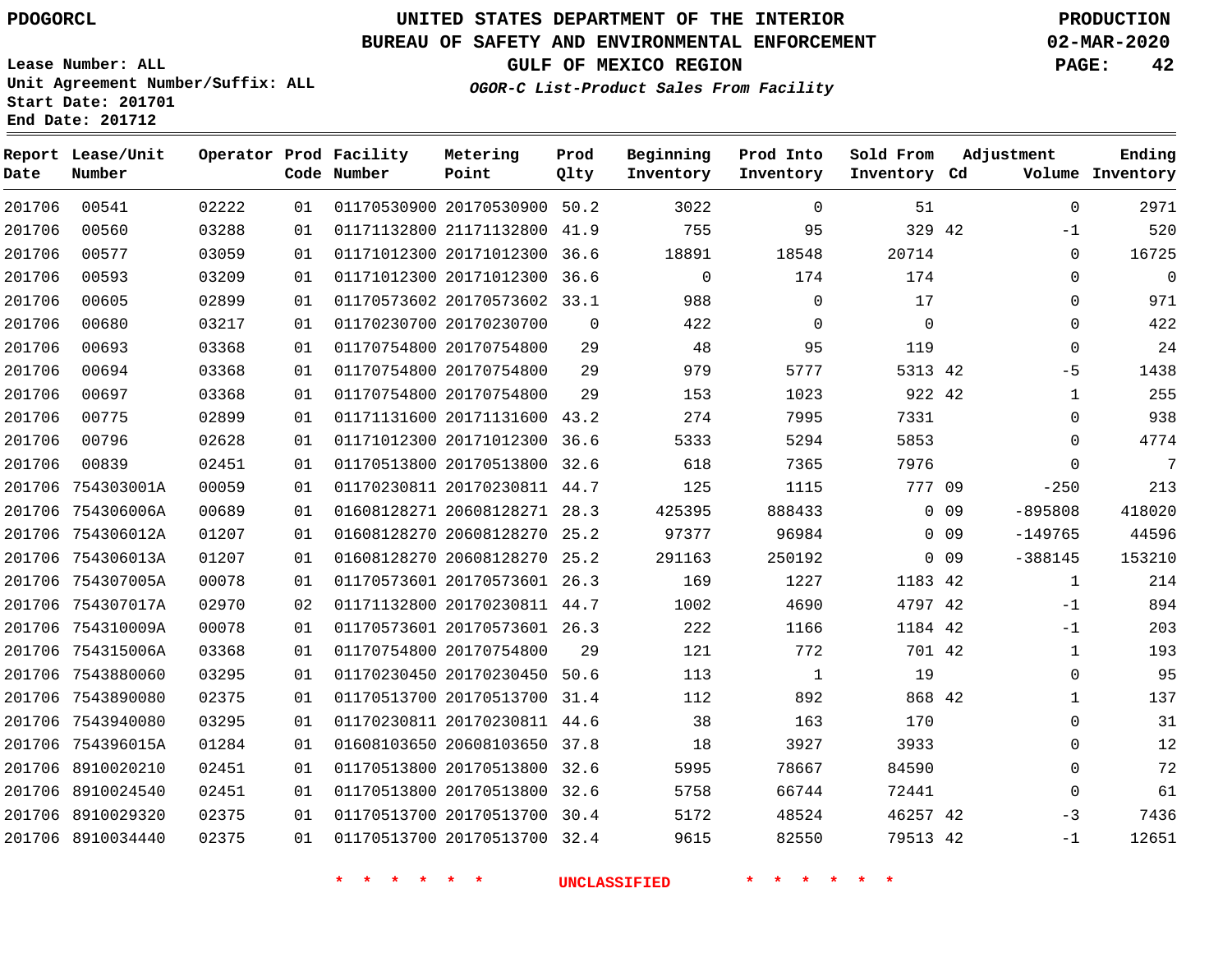PDOGORCL

# UNITED STATES DEPARTMENT OF THE INTERIOR
## BUREAU OF SAFETY AND ENVIRONMENTAL ENFORCEMENT
### GULF OF MEXICO REGION

PRODUCTION
02-MAR-2020

Lease Number: ALL
Unit Agreement Number/Suffix: ALL
Start Date: 201701
End Date: 201712

*OGOR-C List-Product Sales From Facility*

| Report Date | Lease/Unit Number | Operator | Prod Code | Facility Number | Metering Point | Prod Qlty | Beginning Inventory | Prod Into Inventory | Sold From Inventory | Adjustment Cd | Adjustment Volume | Ending Inventory |
|---|---|---|---|---|---|---|---|---|---|---|---|---|
| 201706 | 00541 | 02222 | 01 | 01170530900 | 20170530900 | 50.2 | 3022 | 0 | 51 | | 0 | 2971 |
| 201706 | 00560 | 03288 | 01 | 01171132800 | 21171132800 | 41.9 | 755 | 95 | 329 | 42 | -1 | 520 |
| 201706 | 00577 | 03059 | 01 | 01171012300 | 20171012300 | 36.6 | 18891 | 18548 | 20714 | | 0 | 16725 |
| 201706 | 00593 | 03209 | 01 | 01171012300 | 20171012300 | 36.6 | 0 | 174 | 174 | | 0 | 0 |
| 201706 | 00605 | 02899 | 01 | 01170573602 | 20170573602 | 33.1 | 988 | 0 | 17 | | 0 | 971 |
| 201706 | 00680 | 03217 | 01 | 01170230700 | 20170230700 | 0 | 422 | 0 | 0 | | 0 | 422 |
| 201706 | 00693 | 03368 | 01 | 01170754800 | 20170754800 | 29 | 48 | 95 | 119 | | 0 | 24 |
| 201706 | 00694 | 03368 | 01 | 01170754800 | 20170754800 | 29 | 979 | 5777 | 5313 | 42 | -5 | 1438 |
| 201706 | 00697 | 03368 | 01 | 01170754800 | 20170754800 | 29 | 153 | 1023 | 922 | 42 | 1 | 255 |
| 201706 | 00775 | 02899 | 01 | 01171131600 | 20171131600 | 43.2 | 274 | 7995 | 7331 | | 0 | 938 |
| 201706 | 00796 | 02628 | 01 | 01171012300 | 20171012300 | 36.6 | 5333 | 5294 | 5853 | | 0 | 4774 |
| 201706 | 00839 | 02451 | 01 | 01170513800 | 20170513800 | 32.6 | 618 | 7365 | 7976 | | 0 | 7 |
| 201706 | 754303001A | 00059 | 01 | 01170230811 | 20170230811 | 44.7 | 125 | 1115 | 777 | 09 | -250 | 213 |
| 201706 | 754306006A | 00689 | 01 | 01608128271 | 20608128271 | 28.3 | 425395 | 888433 | 0 | 09 | -895808 | 418020 |
| 201706 | 754306012A | 01207 | 01 | 01608128270 | 20608128270 | 25.2 | 97377 | 96984 | 0 | 09 | -149765 | 44596 |
| 201706 | 754306013A | 01207 | 01 | 01608128270 | 20608128270 | 25.2 | 291163 | 250192 | 0 | 09 | -388145 | 153210 |
| 201706 | 754307005A | 00078 | 01 | 01170573601 | 20170573601 | 26.3 | 169 | 1227 | 1183 | 42 | 1 | 214 |
| 201706 | 754307017A | 02970 | 02 | 01171132800 | 20170230811 | 44.7 | 1002 | 4690 | 4797 | 42 | -1 | 894 |
| 201706 | 754310009A | 00078 | 01 | 01170573601 | 20170573601 | 26.3 | 222 | 1166 | 1184 | 42 | -1 | 203 |
| 201706 | 754315006A | 03368 | 01 | 01170754800 | 20170754800 | 29 | 121 | 772 | 701 | 42 | 1 | 193 |
| 201706 | 7543880060 | 03295 | 01 | 01170230450 | 20170230450 | 50.6 | 113 | 1 | 19 | | 0 | 95 |
| 201706 | 7543890080 | 02375 | 01 | 01170513700 | 20170513700 | 31.4 | 112 | 892 | 868 | 42 | 1 | 137 |
| 201706 | 7543940080 | 03295 | 01 | 01170230811 | 20170230811 | 44.6 | 38 | 163 | 170 | | 0 | 31 |
| 201706 | 754396015A | 01284 | 01 | 01608103650 | 20608103650 | 37.8 | 18 | 3927 | 3933 | | 0 | 12 |
| 201706 | 8910020210 | 02451 | 01 | 01170513800 | 20170513800 | 32.6 | 5995 | 78667 | 84590 | | 0 | 72 |
| 201706 | 8910024540 | 02451 | 01 | 01170513800 | 20170513800 | 32.6 | 5758 | 66744 | 72441 | | 0 | 61 |
| 201706 | 8910029320 | 02375 | 01 | 01170513700 | 20170513700 | 30.4 | 5172 | 48524 | 46257 | 42 | -3 | 7436 |
| 201706 | 8910034440 | 02375 | 01 | 01170513700 | 20170513700 | 32.4 | 9615 | 82550 | 79513 | 42 | -1 | 12651 |

\* \* \* \* \* \* UNCLASSIFIED \* \* \* \* \* \*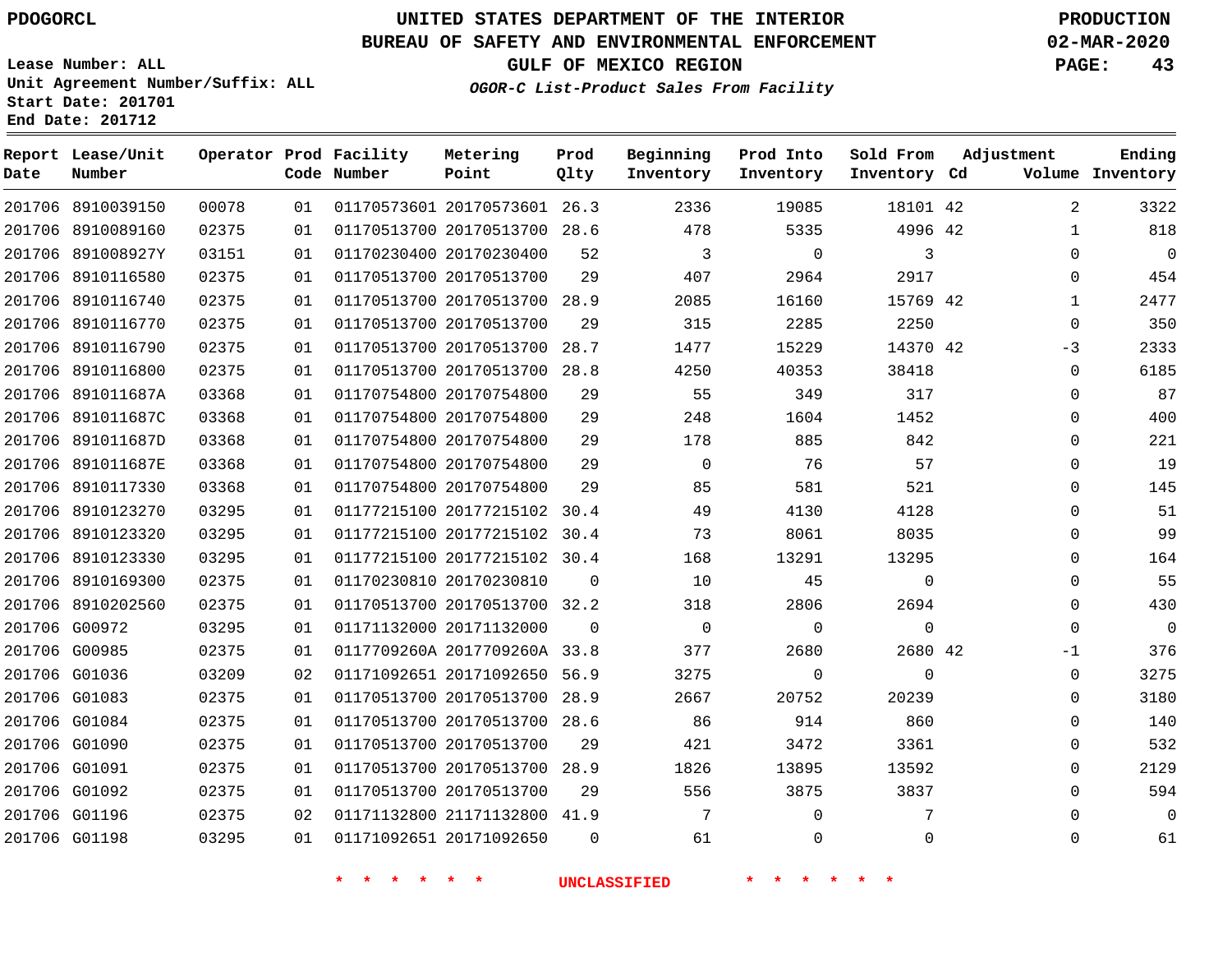PDOGORCL

# UNITED STATES DEPARTMENT OF THE INTERIOR
## BUREAU OF SAFETY AND ENVIRONMENTAL ENFORCEMENT
### GULF OF MEXICO REGION
*OGOR-C List-Product Sales From Facility*

PRODUCTION
02-MAR-2020

Lease Number: ALL
Unit Agreement Number/Suffix: ALL
Start Date: 201701
End Date: 201712

| Report Date | Lease/Unit Number | Operator | Prod Code | Facility Number | Metering Point | Prod Qlty | Beginning Inventory | Prod Into Inventory | Sold From Inventory | Adjustment Cd | Volume | Ending Inventory |
|---|---|---|---|---|---|---|---|---|---|---|---|---|
| 201706 | 8910039150 | 00078 | 01 | 01170573601 | 20170573601 | 26.3 | 2336 | 19085 | 18101 | 42 | 2 | 3322 |
| 201706 | 8910089160 | 02375 | 01 | 01170513700 | 20170513700 | 28.6 | 478 | 5335 | 4996 | 42 | 1 | 818 |
| 201706 | 891008927Y | 03151 | 01 | 01170230400 | 20170230400 | 52 | 3 | 0 | 3 | | 0 | 0 |
| 201706 | 8910116580 | 02375 | 01 | 01170513700 | 20170513700 | 29 | 407 | 2964 | 2917 | | 0 | 454 |
| 201706 | 8910116740 | 02375 | 01 | 01170513700 | 20170513700 | 28.9 | 2085 | 16160 | 15769 | 42 | 1 | 2477 |
| 201706 | 8910116770 | 02375 | 01 | 01170513700 | 20170513700 | 29 | 315 | 2285 | 2250 | | 0 | 350 |
| 201706 | 8910116790 | 02375 | 01 | 01170513700 | 20170513700 | 28.7 | 1477 | 15229 | 14370 | 42 | -3 | 2333 |
| 201706 | 8910116800 | 02375 | 01 | 01170513700 | 20170513700 | 28.8 | 4250 | 40353 | 38418 | | 0 | 6185 |
| 201706 | 891011687A | 03368 | 01 | 01170754800 | 20170754800 | 29 | 55 | 349 | 317 | | 0 | 87 |
| 201706 | 891011687C | 03368 | 01 | 01170754800 | 20170754800 | 29 | 248 | 1604 | 1452 | | 0 | 400 |
| 201706 | 891011687D | 03368 | 01 | 01170754800 | 20170754800 | 29 | 178 | 885 | 842 | | 0 | 221 |
| 201706 | 891011687E | 03368 | 01 | 01170754800 | 20170754800 | 29 | 0 | 76 | 57 | | 0 | 19 |
| 201706 | 8910117330 | 03368 | 01 | 01170754800 | 20170754800 | 29 | 85 | 581 | 521 | | 0 | 145 |
| 201706 | 8910123270 | 03295 | 01 | 01177215100 | 20177215102 | 30.4 | 49 | 4130 | 4128 | | 0 | 51 |
| 201706 | 8910123320 | 03295 | 01 | 01177215100 | 20177215102 | 30.4 | 73 | 8061 | 8035 | | 0 | 99 |
| 201706 | 8910123330 | 03295 | 01 | 01177215100 | 20177215102 | 30.4 | 168 | 13291 | 13295 | | 0 | 164 |
| 201706 | 8910169300 | 02375 | 01 | 01170230810 | 20170230810 | 0 | 10 | 45 | 0 | | 0 | 55 |
| 201706 | 8910202560 | 02375 | 01 | 01170513700 | 20170513700 | 32.2 | 318 | 2806 | 2694 | | 0 | 430 |
| 201706 | G00972 | 03295 | 01 | 01171132000 | 20171132000 | 0 | 0 | 0 | 0 | | 0 | 0 |
| 201706 | G00985 | 02375 | 01 | 0117709260A | 2017709260A | 33.8 | 377 | 2680 | 2680 | 42 | -1 | 376 |
| 201706 | G01036 | 03209 | 02 | 01171092651 | 20171092650 | 56.9 | 3275 | 0 | 0 | | 0 | 3275 |
| 201706 | G01083 | 02375 | 01 | 01170513700 | 20170513700 | 28.9 | 2667 | 20752 | 20239 | | 0 | 3180 |
| 201706 | G01084 | 02375 | 01 | 01170513700 | 20170513700 | 28.6 | 86 | 914 | 860 | | 0 | 140 |
| 201706 | G01090 | 02375 | 01 | 01170513700 | 20170513700 | 29 | 421 | 3472 | 3361 | | 0 | 532 |
| 201706 | G01091 | 02375 | 01 | 01170513700 | 20170513700 | 28.9 | 1826 | 13895 | 13592 | | 0 | 2129 |
| 201706 | G01092 | 02375 | 01 | 01170513700 | 20170513700 | 29 | 556 | 3875 | 3837 | | 0 | 594 |
| 201706 | G01196 | 02375 | 02 | 01171132800 | 21171132800 | 41.9 | 7 | 0 | 7 | | 0 | 0 |
| 201706 | G01198 | 03295 | 01 | 01171092651 | 20171092650 | 0 | 61 | 0 | 0 | | 0 | 61 |

* * * * * * UNCLASSIFIED * * * * * *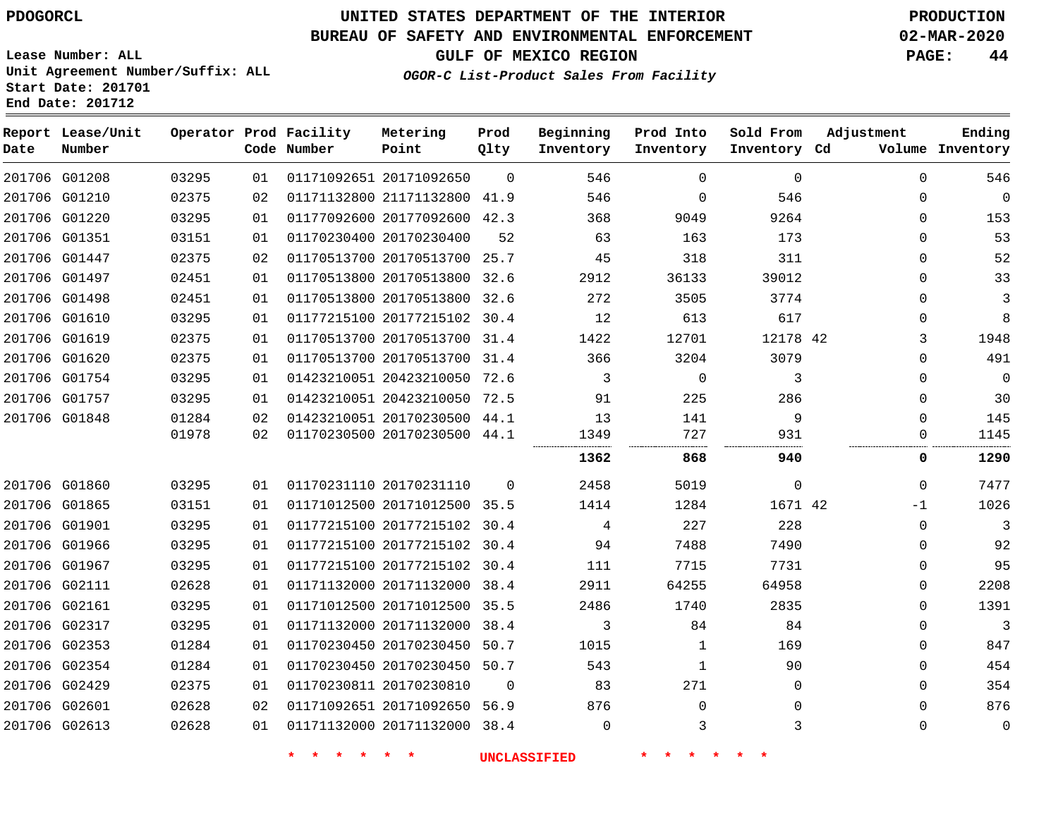PDOGORCL

# UNITED STATES DEPARTMENT OF THE INTERIOR
## BUREAU OF SAFETY AND ENVIRONMENTAL ENFORCEMENT
### GULF OF MEXICO REGION
*OGOR-C List-Product Sales From Facility*

PRODUCTION
02-MAR-2020

Lease Number: ALL
Unit Agreement Number/Suffix: ALL
Start Date: 201701
End Date: 201712

| Report Date | Lease/Unit Number | Operator | Prod Code | Facility Number | Metering Point | Prod Qlty | Beginning Inventory | Prod Into Inventory | Sold From Inventory | Adjustment Cd | Adjustment Volume | Ending Inventory |
|---|---|---|---|---|---|---|---|---|---|---|---|---|
| 201706 | G01208 | 03295 | 01 | 01171092651 | 20171092650 | 0 | 546 | 0 | 0 | | 0 | 546 |
| 201706 | G01210 | 02375 | 02 | 01171132800 | 21171132800 | 41.9 | 546 | 0 | 546 | | 0 | 0 |
| 201706 | G01220 | 03295 | 01 | 01177092600 | 20177092600 | 42.3 | 368 | 9049 | 9264 | | 0 | 153 |
| 201706 | G01351 | 03151 | 01 | 01170230400 | 20170230400 | 52 | 63 | 163 | 173 | | 0 | 53 |
| 201706 | G01447 | 02375 | 02 | 01170513700 | 20170513700 | 25.7 | 45 | 318 | 311 | | 0 | 52 |
| 201706 | G01497 | 02451 | 01 | 01170513800 | 20170513800 | 32.6 | 2912 | 36133 | 39012 | | 0 | 33 |
| 201706 | G01498 | 02451 | 01 | 01170513800 | 20170513800 | 32.6 | 272 | 3505 | 3774 | | 0 | 3 |
| 201706 | G01610 | 03295 | 01 | 01177215100 | 20177215102 | 30.4 | 12 | 613 | 617 | | 0 | 8 |
| 201706 | G01619 | 02375 | 01 | 01170513700 | 20170513700 | 31.4 | 1422 | 12701 | 12178 | 42 | 3 | 1948 |
| 201706 | G01620 | 02375 | 01 | 01170513700 | 20170513700 | 31.4 | 366 | 3204 | 3079 | | 0 | 491 |
| 201706 | G01754 | 03295 | 01 | 01423210051 | 20423210050 | 72.6 | 3 | 0 | 3 | | 0 | 0 |
| 201706 | G01757 | 03295 | 01 | 01423210051 | 20423210050 | 72.5 | 91 | 225 | 286 | | 0 | 30 |
| 201706 | G01848 | 01284 | 02 | 01423210051 | 20170230500 | 44.1 | 13 | 141 | 9 | | 0 | 145 |
| | | 01978 | 02 | 01170230500 | 20170230500 | 44.1 | 1349 | 727 | 931 | | 0 | 1145 |
| | | | | | | | **1362** | **868** | **940** | | **0** | **1290** |
| 201706 | G01860 | 03295 | 01 | 01170231110 | 20170231110 | 0 | 2458 | 5019 | 0 | | 0 | 7477 |
| 201706 | G01865 | 03151 | 01 | 01171012500 | 20171012500 | 35.5 | 1414 | 1284 | 1671 | 42 | -1 | 1026 |
| 201706 | G01901 | 03295 | 01 | 01177215100 | 20177215102 | 30.4 | 4 | 227 | 228 | | 0 | 3 |
| 201706 | G01966 | 03295 | 01 | 01177215100 | 20177215102 | 30.4 | 94 | 7488 | 7490 | | 0 | 92 |
| 201706 | G01967 | 03295 | 01 | 01177215100 | 20177215102 | 30.4 | 111 | 7715 | 7731 | | 0 | 95 |
| 201706 | G02111 | 02628 | 01 | 01171132000 | 20171132000 | 38.4 | 2911 | 64255 | 64958 | | 0 | 2208 |
| 201706 | G02161 | 03295 | 01 | 01171012500 | 20171012500 | 35.5 | 2486 | 1740 | 2835 | | 0 | 1391 |
| 201706 | G02317 | 03295 | 01 | 01171132000 | 20171132000 | 38.4 | 3 | 84 | 84 | | 0 | 3 |
| 201706 | G02353 | 01284 | 01 | 01170230450 | 20170230450 | 50.7 | 1015 | 1 | 169 | | 0 | 847 |
| 201706 | G02354 | 01284 | 01 | 01170230450 | 20170230450 | 50.7 | 543 | 1 | 90 | | 0 | 454 |
| 201706 | G02429 | 02375 | 01 | 01170230811 | 20170230810 | 0 | 83 | 271 | 0 | | 0 | 354 |
| 201706 | G02601 | 02628 | 02 | 01171092651 | 20171092650 | 56.9 | 876 | 0 | 0 | | 0 | 876 |
| 201706 | G02613 | 02628 | 01 | 01171132000 | 20171132000 | 38.4 | 0 | 3 | 3 | | 0 | 0 |

* * * * * * UNCLASSIFIED * * * * * *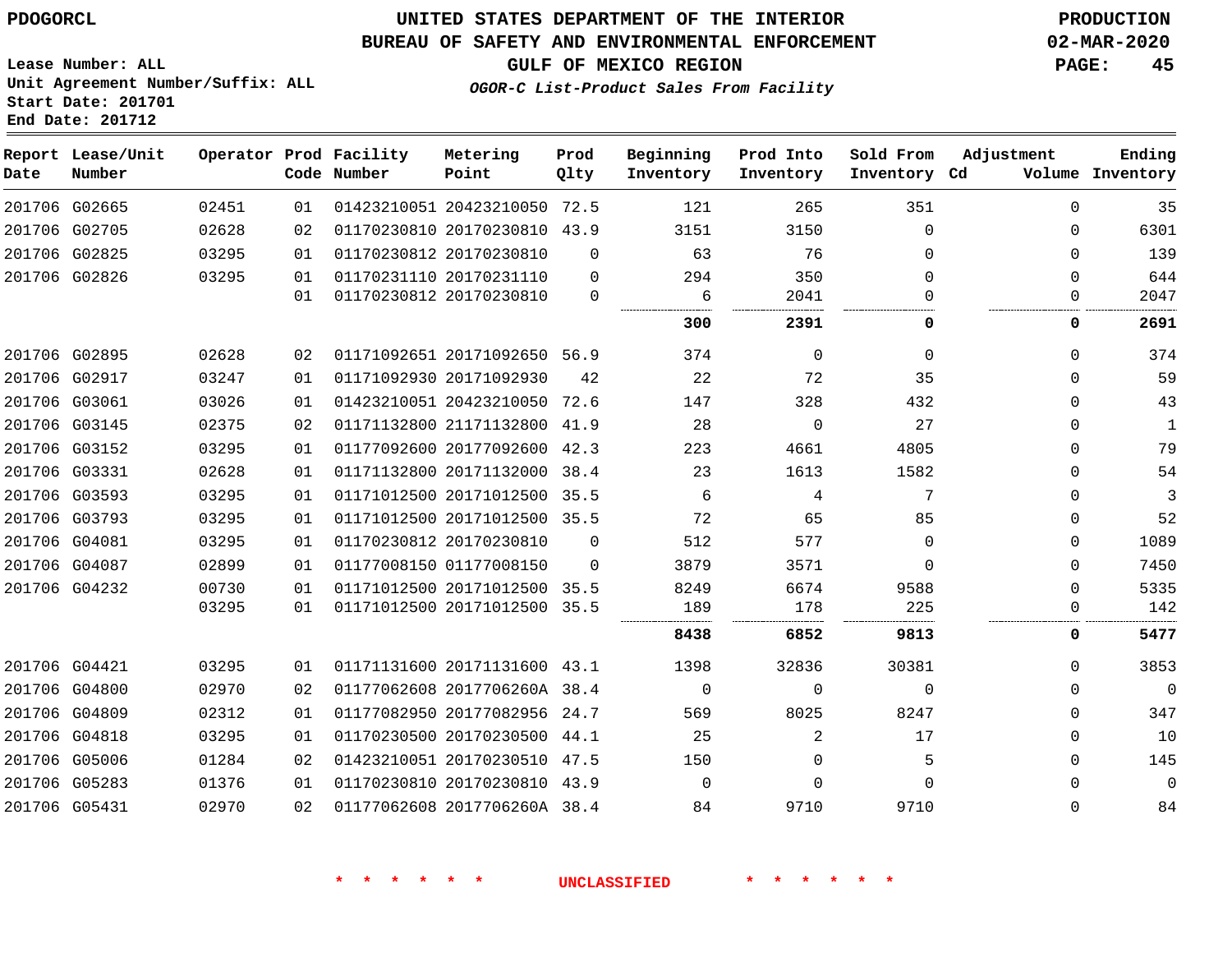# UNITED STATES DEPARTMENT OF THE INTERIOR
## BUREAU OF SAFETY AND ENVIRONMENTAL ENFORCEMENT
### GULF OF MEXICO REGION
*OGOR-C List-Product Sales From Facility*

PDOGORCL

PRODUCTION
02-MAR-2020

Lease Number: ALL
Unit Agreement Number/Suffix: ALL
Start Date: 201701
End Date: 201712

| Report Date | Lease/Unit Number | Operator | Prod Code | Facility Number | Metering Point | Prod Qlty | Beginning Inventory | Prod Into Inventory | Sold From Inventory | Adjustment Cd | Volume | Ending Inventory |
|---|---|---|---|---|---|---|---|---|---|---|---|---|
| 201706 | G02665 | 02451 | 01 | 01423210051 | 20423210050 | 72.5 | 121 | 265 | 351 | | 0 | 35 |
| 201706 | G02705 | 02628 | 02 | 01170230810 | 20170230810 | 43.9 | 3151 | 3150 | 0 | | 0 | 6301 |
| 201706 | G02825 | 03295 | 01 | 01170230812 | 20170230810 | 0 | 63 | 76 | 0 | | 0 | 139 |
| 201706 | G02826 | 03295 | 01 | 01170231110 | 20170231110 | 0 | 294 | 350 | 0 | | 0 | 644 |
| | | | 01 | 01170230812 | 20170230810 | 0 | 6 | 2041 | 0 | | 0 | 2047 |
| | | | | | | | **300** | **2391** | **0** | | **0** | **2691** |
| 201706 | G02895 | 02628 | 02 | 01171092651 | 20171092650 | 56.9 | 374 | 0 | 0 | | 0 | 374 |
| 201706 | G02917 | 03247 | 01 | 01171092930 | 20171092930 | 42 | 22 | 72 | 35 | | 0 | 59 |
| 201706 | G03061 | 03026 | 01 | 01423210051 | 20423210050 | 72.6 | 147 | 328 | 432 | | 0 | 43 |
| 201706 | G03145 | 02375 | 02 | 01171132800 | 21171132800 | 41.9 | 28 | 0 | 27 | | 0 | 1 |
| 201706 | G03152 | 03295 | 01 | 01177092600 | 20177092600 | 42.3 | 223 | 4661 | 4805 | | 0 | 79 |
| 201706 | G03331 | 02628 | 01 | 01171132800 | 20171132000 | 38.4 | 23 | 1613 | 1582 | | 0 | 54 |
| 201706 | G03593 | 03295 | 01 | 01171012500 | 20171012500 | 35.5 | 6 | 4 | 7 | | 0 | 3 |
| 201706 | G03793 | 03295 | 01 | 01171012500 | 20171012500 | 35.5 | 72 | 65 | 85 | | 0 | 52 |
| 201706 | G04081 | 03295 | 01 | 01170230812 | 20170230810 | 0 | 512 | 577 | 0 | | 0 | 1089 |
| 201706 | G04087 | 02899 | 01 | 01177008150 | 01177008150 | 0 | 3879 | 3571 | 0 | | 0 | 7450 |
| 201706 | G04232 | 00730 | 01 | 01171012500 | 20171012500 | 35.5 | 8249 | 6674 | 9588 | | 0 | 5335 |
| | | 03295 | 01 | 01171012500 | 20171012500 | 35.5 | 189 | 178 | 225 | | 0 | 142 |
| | | | | | | | **8438** | **6852** | **9813** | | **0** | **5477** |
| 201706 | G04421 | 03295 | 01 | 01171131600 | 20171131600 | 43.1 | 1398 | 32836 | 30381 | | 0 | 3853 |
| 201706 | G04800 | 02970 | 02 | 01177062608 | 2017706260A | 38.4 | 0 | 0 | 0 | | 0 | 0 |
| 201706 | G04809 | 02312 | 01 | 01177082950 | 20177082956 | 24.7 | 569 | 8025 | 8247 | | 0 | 347 |
| 201706 | G04818 | 03295 | 01 | 01170230500 | 20170230500 | 44.1 | 25 | 2 | 17 | | 0 | 10 |
| 201706 | G05006 | 01284 | 02 | 01423210051 | 20170230510 | 47.5 | 150 | 0 | 5 | | 0 | 145 |
| 201706 | G05283 | 01376 | 01 | 01170230810 | 20170230810 | 43.9 | 0 | 0 | 0 | | 0 | 0 |
| 201706 | G05431 | 02970 | 02 | 01177062608 | 2017706260A | 38.4 | 84 | 9710 | 9710 | | 0 | 84 |

* * * * * * UNCLASSIFIED * * * * * *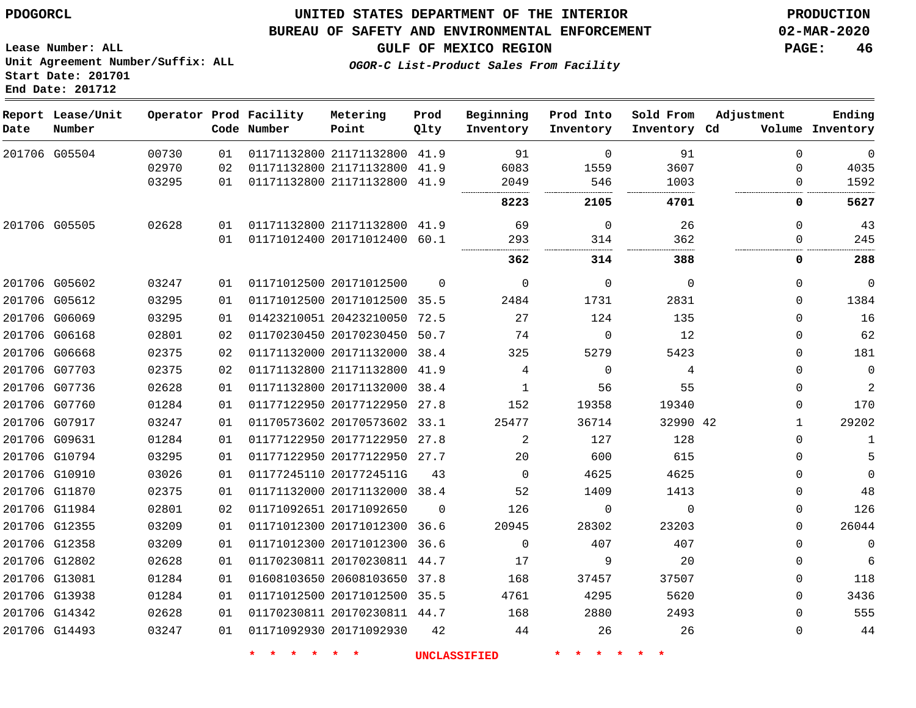PDOGORCL

# UNITED STATES DEPARTMENT OF THE INTERIOR
## BUREAU OF SAFETY AND ENVIRONMENTAL ENFORCEMENT
### GULF OF MEXICO REGION

*OGOR-C List-Product Sales From Facility*

PRODUCTION
02-MAR-2020

Lease Number: ALL
Unit Agreement Number/Suffix: ALL
Start Date: 201701
End Date: 201712

| Report Date | Lease/Unit Number | Operator | Prod Code | Facility Number | Metering Point | Prod Qlty | Beginning Inventory | Prod Into Inventory | Sold From Inventory | Adjustment Cd | Adjustment Volume | Ending Inventory |
|---|---|---|---|---|---|---|---|---|---|---|---|---|
| 201706 | G05504 | 00730 | 01 | 01171132800 | 21171132800 | 41.9 | 91 | 0 | 91 | | 0 | 0 |
| | | 02970 | 02 | 01171132800 | 21171132800 | 41.9 | 6083 | 1559 | 3607 | | 0 | 4035 |
| | | 03295 | 01 | 01171132800 | 21171132800 | 41.9 | 2049 | 546 | 1003 | | 0 | 1592 |
| | | | | | | | **8223** | **2105** | **4701** | | **0** | **5627** |
| 201706 | G05505 | 02628 | 01 | 01171132800 | 21171132800 | 41.9 | 69 | 0 | 26 | | 0 | 43 |
| | | | 01 | 01171012400 | 20171012400 | 60.1 | 293 | 314 | 362 | | 0 | 245 |
| | | | | | | | **362** | **314** | **388** | | **0** | **288** |
| 201706 | G05602 | 03247 | 01 | 01171012500 | 20171012500 | 0 | 0 | 0 | 0 | | 0 | 0 |
| 201706 | G05612 | 03295 | 01 | 01171012500 | 20171012500 | 35.5 | 2484 | 1731 | 2831 | | 0 | 1384 |
| 201706 | G06069 | 03295 | 01 | 01423210051 | 20423210050 | 72.5 | 27 | 124 | 135 | | 0 | 16 |
| 201706 | G06168 | 02801 | 02 | 01170230450 | 20170230450 | 50.7 | 74 | 0 | 12 | | 0 | 62 |
| 201706 | G06668 | 02375 | 02 | 01171132000 | 20171132000 | 38.4 | 325 | 5279 | 5423 | | 0 | 181 |
| 201706 | G07703 | 02375 | 02 | 01171132800 | 21171132800 | 41.9 | 4 | 0 | 4 | | 0 | 0 |
| 201706 | G07736 | 02628 | 01 | 01171132800 | 20171132000 | 38.4 | 1 | 56 | 55 | | 0 | 2 |
| 201706 | G07760 | 01284 | 01 | 01177122950 | 20177122950 | 27.8 | 152 | 19358 | 19340 | | 0 | 170 |
| 201706 | G07917 | 03247 | 01 | 01170573602 | 20170573602 | 33.1 | 25477 | 36714 | 32990 | 42 | 1 | 29202 |
| 201706 | G09631 | 01284 | 01 | 01177122950 | 20177122950 | 27.8 | 2 | 127 | 128 | | 0 | 1 |
| 201706 | G10794 | 03295 | 01 | 01177122950 | 20177122950 | 27.7 | 20 | 600 | 615 | | 0 | 5 |
| 201706 | G10910 | 03026 | 01 | 01177245110 | 2017724511G | 43 | 0 | 4625 | 4625 | | 0 | 0 |
| 201706 | G11870 | 02375 | 01 | 01171132000 | 20171132000 | 38.4 | 52 | 1409 | 1413 | | 0 | 48 |
| 201706 | G11984 | 02801 | 02 | 01171092651 | 20171092650 | 0 | 126 | 0 | 0 | | 0 | 126 |
| 201706 | G12355 | 03209 | 01 | 01171012300 | 20171012300 | 36.6 | 20945 | 28302 | 23203 | | 0 | 26044 |
| 201706 | G12358 | 03209 | 01 | 01171012300 | 20171012300 | 36.6 | 0 | 407 | 407 | | 0 | 0 |
| 201706 | G12802 | 02628 | 01 | 01170230811 | 20170230811 | 44.7 | 17 | 9 | 20 | | 0 | 6 |
| 201706 | G13081 | 01284 | 01 | 01608103650 | 20608103650 | 37.8 | 168 | 37457 | 37507 | | 0 | 118 |
| 201706 | G13938 | 01284 | 01 | 01171012500 | 20171012500 | 35.5 | 4761 | 4295 | 5620 | | 0 | 3436 |
| 201706 | G14342 | 02628 | 01 | 01170230811 | 20170230811 | 44.7 | 168 | 2880 | 2493 | | 0 | 555 |
| 201706 | G14493 | 03247 | 01 | 01171092930 | 20171092930 | 42 | 44 | 26 | 26 | | 0 | 44 |

* * * * * * UNCLASSIFIED * * * * * *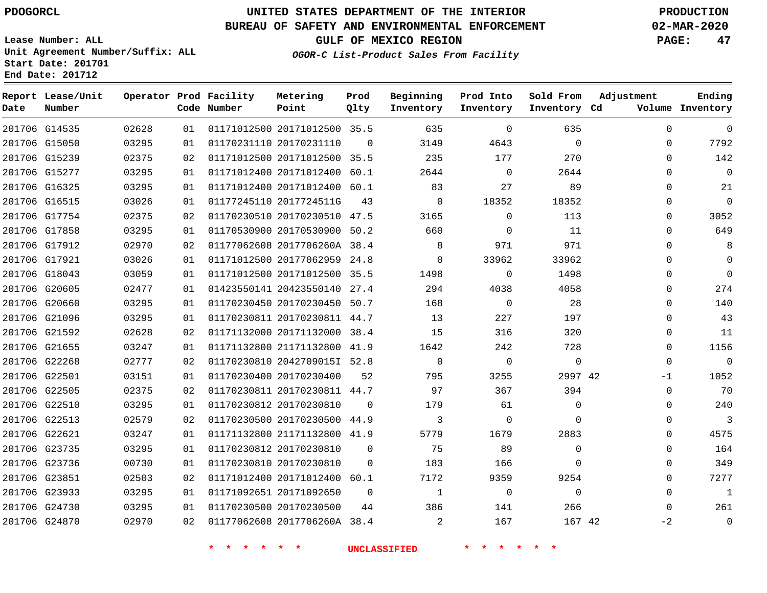PDOGORCL

# UNITED STATES DEPARTMENT OF THE INTERIOR
## BUREAU OF SAFETY AND ENVIRONMENTAL ENFORCEMENT
### GULF OF MEXICO REGION
*OGOR-C List-Product Sales From Facility*

PRODUCTION
02-MAR-2020

Lease Number: ALL
Unit Agreement Number/Suffix: ALL
Start Date: 201701
End Date: 201712

| Report Date | Lease/Unit Number | Operator | Prod Code | Facility Number | Metering Point | Prod Qlty | Beginning Inventory | Prod Into Inventory | Sold From Inventory | Adjustment Cd | Adjustment Volume | Ending Inventory |
|---|---|---|---|---|---|---|---|---|---|---|---|---|
| 201706 | G14535 | 02628 | 01 | 01171012500 | 20171012500 | 35.5 | 635 | 0 | 635 | | 0 | 0 |
| 201706 | G15050 | 03295 | 01 | 01170231110 | 20170231110 | 0 | 3149 | 4643 | 0 | | 0 | 7792 |
| 201706 | G15239 | 02375 | 02 | 01171012500 | 20171012500 | 35.5 | 235 | 177 | 270 | | 0 | 142 |
| 201706 | G15277 | 03295 | 01 | 01171012400 | 20171012400 | 60.1 | 2644 | 0 | 2644 | | 0 | 0 |
| 201706 | G16325 | 03295 | 01 | 01171012400 | 20171012400 | 60.1 | 83 | 27 | 89 | | 0 | 21 |
| 201706 | G16515 | 03026 | 01 | 01177245110 | 2017724511G | 43 | 0 | 18352 | 18352 | | 0 | 0 |
| 201706 | G17754 | 02375 | 02 | 01170230510 | 20170230510 | 47.5 | 3165 | 0 | 113 | | 0 | 3052 |
| 201706 | G17858 | 03295 | 01 | 01170530900 | 20170530900 | 50.2 | 660 | 0 | 11 | | 0 | 649 |
| 201706 | G17912 | 02970 | 02 | 01177062608 | 2017706260A | 38.4 | 8 | 971 | 971 | | 0 | 8 |
| 201706 | G17921 | 03026 | 01 | 01171012500 | 20177062959 | 24.8 | 0 | 33962 | 33962 | | 0 | 0 |
| 201706 | G18043 | 03059 | 01 | 01171012500 | 20171012500 | 35.5 | 1498 | 0 | 1498 | | 0 | 0 |
| 201706 | G20605 | 02477 | 01 | 01423550141 | 20423550140 | 27.4 | 294 | 4038 | 4058 | | 0 | 274 |
| 201706 | G20660 | 03295 | 01 | 01170230450 | 20170230450 | 50.7 | 168 | 0 | 28 | | 0 | 140 |
| 201706 | G21096 | 03295 | 01 | 01170230811 | 20170230811 | 44.7 | 13 | 227 | 197 | | 0 | 43 |
| 201706 | G21592 | 02628 | 02 | 01171132000 | 20171132000 | 38.4 | 15 | 316 | 320 | | 0 | 11 |
| 201706 | G21655 | 03247 | 01 | 01171132800 | 21171132800 | 41.9 | 1642 | 242 | 728 | | 0 | 1156 |
| 201706 | G22268 | 02777 | 02 | 01170230810 | 2042709015I | 52.8 | 0 | 0 | 0 | | 0 | 0 |
| 201706 | G22501 | 03151 | 01 | 01170230400 | 20170230400 | 52 | 795 | 3255 | 2997 | 42 | -1 | 1052 |
| 201706 | G22505 | 02375 | 02 | 01170230811 | 20170230811 | 44.7 | 97 | 367 | 394 | | 0 | 70 |
| 201706 | G22510 | 03295 | 01 | 01170230812 | 20170230810 | 0 | 179 | 61 | 0 | | 0 | 240 |
| 201706 | G22513 | 02579 | 02 | 01170230500 | 20170230500 | 44.9 | 3 | 0 | 0 | | 0 | 3 |
| 201706 | G22621 | 03247 | 01 | 01171132800 | 21171132800 | 41.9 | 5779 | 1679 | 2883 | | 0 | 4575 |
| 201706 | G23735 | 03295 | 01 | 01170230812 | 20170230810 | 0 | 75 | 89 | 0 | | 0 | 164 |
| 201706 | G23736 | 00730 | 01 | 01170230810 | 20170230810 | 0 | 183 | 166 | 0 | | 0 | 349 |
| 201706 | G23851 | 02503 | 02 | 01171012400 | 20171012400 | 60.1 | 7172 | 9359 | 9254 | | 0 | 7277 |
| 201706 | G23933 | 03295 | 01 | 01171092651 | 20171092650 | 0 | 1 | 0 | 0 | | 0 | 1 |
| 201706 | G24730 | 03295 | 01 | 01170230500 | 20170230500 | 44 | 386 | 141 | 266 | | 0 | 261 |
| 201706 | G24870 | 02970 | 02 | 01177062608 | 2017706260A | 38.4 | 2 | 167 | 167 | 42 | -2 | 0 |

* * * * * * UNCLASSIFIED * * * * * *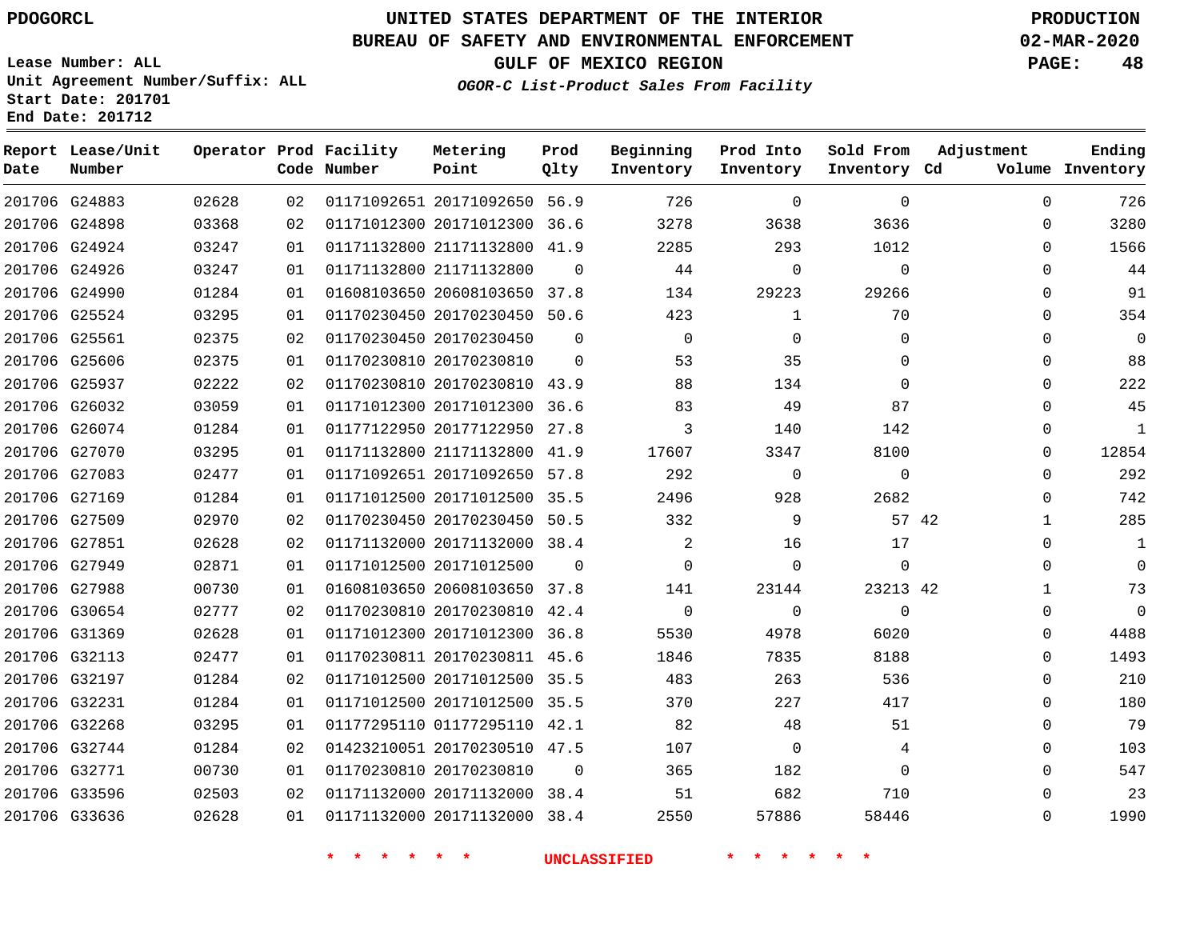PDOGORCL

# UNITED STATES DEPARTMENT OF THE INTERIOR
## BUREAU OF SAFETY AND ENVIRONMENTAL ENFORCEMENT
### GULF OF MEXICO REGION
*OGOR-C List-Product Sales From Facility*

PRODUCTION
02-MAR-2020

Lease Number: ALL
Unit Agreement Number/Suffix: ALL
Start Date: 201701
End Date: 201712

| Report Date | Lease/Unit Number | Operator | Prod Code | Facility Number | Metering Point | Prod Qlty | Beginning Inventory | Prod Into Inventory | Sold From Inventory | Adjustment Cd | Adjustment Volume | Ending Inventory |
|---|---|---|---|---|---|---|---|---|---|---|---|---|
| 201706 | G24883 | 02628 | 02 | 01171092651 | 20171092650 | 56.9 | 726 | 0 | 0 | | 0 | 726 |
| 201706 | G24898 | 03368 | 02 | 01171012300 | 20171012300 | 36.6 | 3278 | 3638 | 3636 | | 0 | 3280 |
| 201706 | G24924 | 03247 | 01 | 01171132800 | 21171132800 | 41.9 | 2285 | 293 | 1012 | | 0 | 1566 |
| 201706 | G24926 | 03247 | 01 | 01171132800 | 21171132800 | 0 | 44 | 0 | 0 | | 0 | 44 |
| 201706 | G24990 | 01284 | 01 | 01608103650 | 20608103650 | 37.8 | 134 | 29223 | 29266 | | 0 | 91 |
| 201706 | G25524 | 03295 | 01 | 01170230450 | 20170230450 | 50.6 | 423 | 1 | 70 | | 0 | 354 |
| 201706 | G25561 | 02375 | 02 | 01170230450 | 20170230450 | 0 | 0 | 0 | 0 | | 0 | 0 |
| 201706 | G25606 | 02375 | 01 | 01170230810 | 20170230810 | 0 | 53 | 35 | 0 | | 0 | 88 |
| 201706 | G25937 | 02222 | 02 | 01170230810 | 20170230810 | 43.9 | 88 | 134 | 0 | | 0 | 222 |
| 201706 | G26032 | 03059 | 01 | 01171012300 | 20171012300 | 36.6 | 83 | 49 | 87 | | 0 | 45 |
| 201706 | G26074 | 01284 | 01 | 01177122950 | 20177122950 | 27.8 | 3 | 140 | 142 | | 0 | 1 |
| 201706 | G27070 | 03295 | 01 | 01171132800 | 21171132800 | 41.9 | 17607 | 3347 | 8100 | | 0 | 12854 |
| 201706 | G27083 | 02477 | 01 | 01171092651 | 20171092650 | 57.8 | 292 | 0 | 0 | | 0 | 292 |
| 201706 | G27169 | 01284 | 01 | 01171012500 | 20171012500 | 35.5 | 2496 | 928 | 2682 | | 0 | 742 |
| 201706 | G27509 | 02970 | 02 | 01170230450 | 20170230450 | 50.5 | 332 | 9 | 57 | 42 | 1 | 285 |
| 201706 | G27851 | 02628 | 02 | 01171132000 | 20171132000 | 38.4 | 2 | 16 | 17 | | 0 | 1 |
| 201706 | G27949 | 02871 | 01 | 01171012500 | 20171012500 | 0 | 0 | 0 | 0 | | 0 | 0 |
| 201706 | G27988 | 00730 | 01 | 01608103650 | 20608103650 | 37.8 | 141 | 23144 | 23213 | 42 | 1 | 73 |
| 201706 | G30654 | 02777 | 02 | 01170230810 | 20170230810 | 42.4 | 0 | 0 | 0 | | 0 | 0 |
| 201706 | G31369 | 02628 | 01 | 01171012300 | 20171012300 | 36.8 | 5530 | 4978 | 6020 | | 0 | 4488 |
| 201706 | G32113 | 02477 | 01 | 01170230811 | 20170230811 | 45.6 | 1846 | 7835 | 8188 | | 0 | 1493 |
| 201706 | G32197 | 01284 | 02 | 01171012500 | 20171012500 | 35.5 | 483 | 263 | 536 | | 0 | 210 |
| 201706 | G32231 | 01284 | 01 | 01171012500 | 20171012500 | 35.5 | 370 | 227 | 417 | | 0 | 180 |
| 201706 | G32268 | 03295 | 01 | 01177295110 | 01177295110 | 42.1 | 82 | 48 | 51 | | 0 | 79 |
| 201706 | G32744 | 01284 | 02 | 01423210051 | 20170230510 | 47.5 | 107 | 0 | 4 | | 0 | 103 |
| 201706 | G32771 | 00730 | 01 | 01170230810 | 20170230810 | 0 | 365 | 182 | 0 | | 0 | 547 |
| 201706 | G33596 | 02503 | 02 | 01171132000 | 20171132000 | 38.4 | 51 | 682 | 710 | | 0 | 23 |
| 201706 | G33636 | 02628 | 01 | 01171132000 | 20171132000 | 38.4 | 2550 | 57886 | 58446 | | 0 | 1990 |

\* \* \* \* \* \* UNCLASSIFIED \* \* \* \* \* \*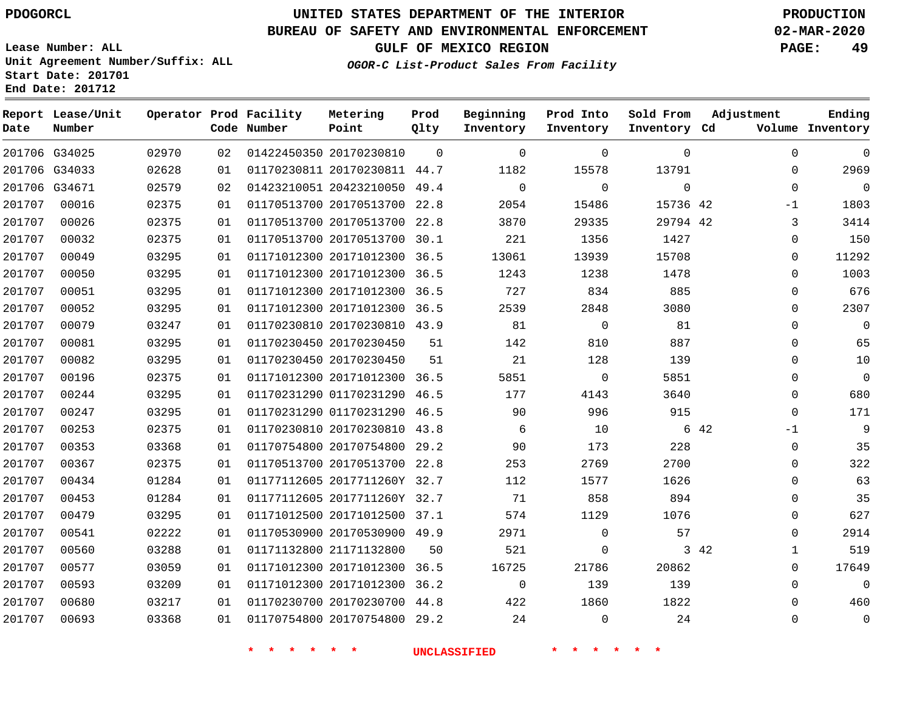PDOGORCL

# UNITED STATES DEPARTMENT OF THE INTERIOR
## BUREAU OF SAFETY AND ENVIRONMENTAL ENFORCEMENT
### GULF OF MEXICO REGION

*OGOR-C List-Product Sales From Facility*

PRODUCTION
02-MAR-2020

Lease Number: ALL
Unit Agreement Number/Suffix: ALL
Start Date: 201701
End Date: 201712

| Report Date | Lease/Unit Number | Operator | Prod Code | Facility Number | Metering Point | Prod Qlty | Beginning Inventory | Prod Into Inventory | Sold From Inventory | Adjustment Cd | Volume | Ending Inventory |
|---|---|---|---|---|---|---|---|---|---|---|---|---|
| 201706 | G34025 | 02970 | 02 | 01422450350 | 20170230810 | 0 | 0 | 0 | 0 | | 0 | 0 |
| 201706 | G34033 | 02628 | 01 | 01170230811 | 20170230811 | 44.7 | 1182 | 15578 | 13791 | | 0 | 2969 |
| 201706 | G34671 | 02579 | 02 | 01423210051 | 20423210050 | 49.4 | 0 | 0 | 0 | | 0 | 0 |
| 201707 | 00016 | 02375 | 01 | 01170513700 | 20170513700 | 22.8 | 2054 | 15486 | 15736 | 42 | -1 | 1803 |
| 201707 | 00026 | 02375 | 01 | 01170513700 | 20170513700 | 22.8 | 3870 | 29335 | 29794 | 42 | 3 | 3414 |
| 201707 | 00032 | 02375 | 01 | 01170513700 | 20170513700 | 30.1 | 221 | 1356 | 1427 | | 0 | 150 |
| 201707 | 00049 | 03295 | 01 | 01171012300 | 20171012300 | 36.5 | 13061 | 13939 | 15708 | | 0 | 11292 |
| 201707 | 00050 | 03295 | 01 | 01171012300 | 20171012300 | 36.5 | 1243 | 1238 | 1478 | | 0 | 1003 |
| 201707 | 00051 | 03295 | 01 | 01171012300 | 20171012300 | 36.5 | 727 | 834 | 885 | | 0 | 676 |
| 201707 | 00052 | 03295 | 01 | 01171012300 | 20171012300 | 36.5 | 2539 | 2848 | 3080 | | 0 | 2307 |
| 201707 | 00079 | 03247 | 01 | 01170230810 | 20170230810 | 43.9 | 81 | 0 | 81 | | 0 | 0 |
| 201707 | 00081 | 03295 | 01 | 01170230450 | 20170230450 | 51 | 142 | 810 | 887 | | 0 | 65 |
| 201707 | 00082 | 03295 | 01 | 01170230450 | 20170230450 | 51 | 21 | 128 | 139 | | 0 | 10 |
| 201707 | 00196 | 02375 | 01 | 01171012300 | 20171012300 | 36.5 | 5851 | 0 | 5851 | | 0 | 0 |
| 201707 | 00244 | 03295 | 01 | 01170231290 | 01170231290 | 46.5 | 177 | 4143 | 3640 | | 0 | 680 |
| 201707 | 00247 | 03295 | 01 | 01170231290 | 01170231290 | 46.5 | 90 | 996 | 915 | | 0 | 171 |
| 201707 | 00253 | 02375 | 01 | 01170230810 | 20170230810 | 43.8 | 6 | 10 | 6 | 42 | -1 | 9 |
| 201707 | 00353 | 03368 | 01 | 01170754800 | 20170754800 | 29.2 | 90 | 173 | 228 | | 0 | 35 |
| 201707 | 00367 | 02375 | 01 | 01170513700 | 20170513700 | 22.8 | 253 | 2769 | 2700 | | 0 | 322 |
| 201707 | 00434 | 01284 | 01 | 01177112605 | 2017711260Y | 32.7 | 112 | 1577 | 1626 | | 0 | 63 |
| 201707 | 00453 | 01284 | 01 | 01177112605 | 2017711260Y | 32.7 | 71 | 858 | 894 | | 0 | 35 |
| 201707 | 00479 | 03295 | 01 | 01171012500 | 20171012500 | 37.1 | 574 | 1129 | 1076 | | 0 | 627 |
| 201707 | 00541 | 02222 | 01 | 01170530900 | 20170530900 | 49.9 | 2971 | 0 | 57 | | 0 | 2914 |
| 201707 | 00560 | 03288 | 01 | 01171132800 | 21171132800 | 50 | 521 | 0 | 3 | 42 | 1 | 519 |
| 201707 | 00577 | 03059 | 01 | 01171012300 | 20171012300 | 36.5 | 16725 | 21786 | 20862 | | 0 | 17649 |
| 201707 | 00593 | 03209 | 01 | 01171012300 | 20171012300 | 36.2 | 0 | 139 | 139 | | 0 | 0 |
| 201707 | 00680 | 03217 | 01 | 01170230700 | 20170230700 | 44.8 | 422 | 1860 | 1822 | | 0 | 460 |
| 201707 | 00693 | 03368 | 01 | 01170754800 | 20170754800 | 29.2 | 24 | 0 | 24 | | 0 | 0 |

\* \* \* \* \* \* UNCLASSIFIED \* \* \* \* \* \*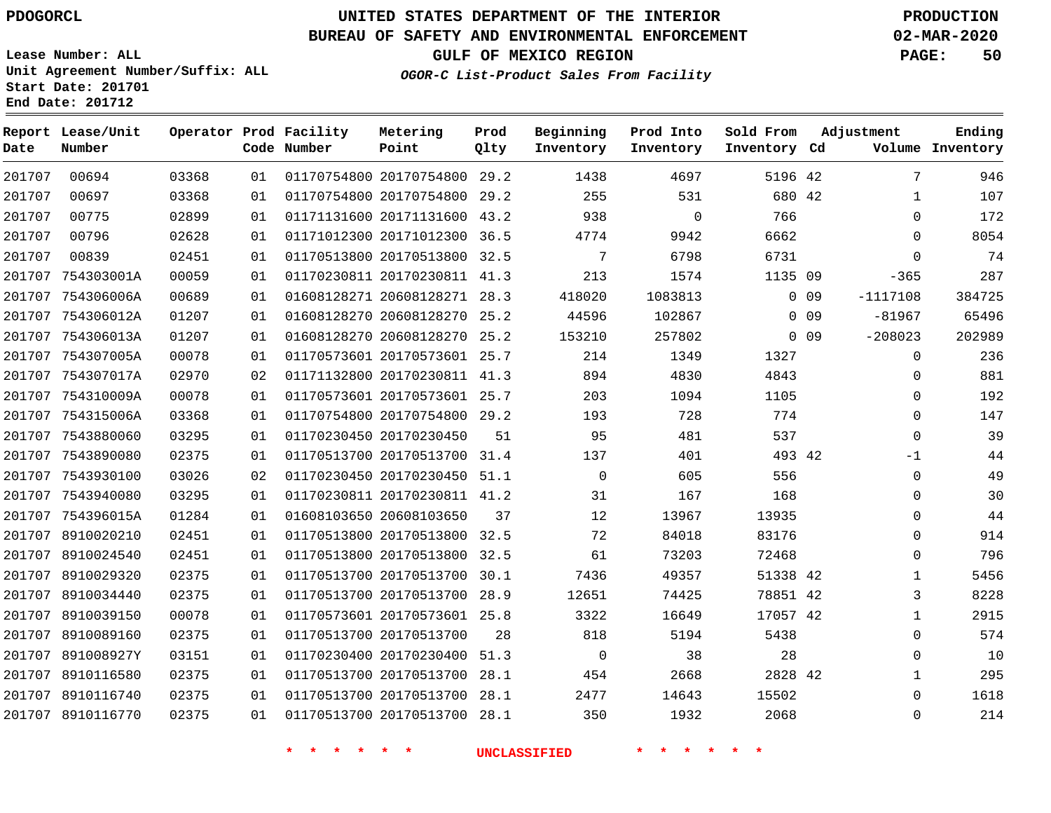PDOGORCL

# UNITED STATES DEPARTMENT OF THE INTERIOR
## BUREAU OF SAFETY AND ENVIRONMENTAL ENFORCEMENT
### GULF OF MEXICO REGION
*OGOR-C List-Product Sales From Facility*

PRODUCTION
02-MAR-2020

Lease Number: ALL
Unit Agreement Number/Suffix: ALL
Start Date: 201701
End Date: 201712

| Report Date | Lease/Unit Number | Operator | Prod Code | Facility Number | Metering Point | Prod Qlty | Beginning Inventory | Prod Into Inventory | Sold From Inventory | Adjustment Cd | Adjustment Volume | Ending Inventory |
|---|---|---|---|---|---|---|---|---|---|---|---|---|
| 201707 | 00694 | 03368 | 01 | 01170754800 | 20170754800 | 29.2 | 1438 | 4697 | 5196 | 42 | 7 | 946 |
| 201707 | 00697 | 03368 | 01 | 01170754800 | 20170754800 | 29.2 | 255 | 531 | 680 | 42 | 1 | 107 |
| 201707 | 00775 | 02899 | 01 | 01171131600 | 20171131600 | 43.2 | 938 | 0 | 766 | | 0 | 172 |
| 201707 | 00796 | 02628 | 01 | 01171012300 | 20171012300 | 36.5 | 4774 | 9942 | 6662 | | 0 | 8054 |
| 201707 | 00839 | 02451 | 01 | 01170513800 | 20170513800 | 32.5 | 7 | 6798 | 6731 | | 0 | 74 |
| 201707 | 754303001A | 00059 | 01 | 01170230811 | 20170230811 | 41.3 | 213 | 1574 | 1135 | 09 | -365 | 287 |
| 201707 | 754306006A | 00689 | 01 | 01608128271 | 20608128271 | 28.3 | 418020 | 1083813 | 0 | 09 | -1117108 | 384725 |
| 201707 | 754306012A | 01207 | 01 | 01608128270 | 20608128270 | 25.2 | 44596 | 102867 | 0 | 09 | -81967 | 65496 |
| 201707 | 754306013A | 01207 | 01 | 01608128270 | 20608128270 | 25.2 | 153210 | 257802 | 0 | 09 | -208023 | 202989 |
| 201707 | 754307005A | 00078 | 01 | 01170573601 | 20170573601 | 25.7 | 214 | 1349 | 1327 | | 0 | 236 |
| 201707 | 754307017A | 02970 | 02 | 01171132800 | 20170230811 | 41.3 | 894 | 4830 | 4843 | | 0 | 881 |
| 201707 | 754310009A | 00078 | 01 | 01170573601 | 20170573601 | 25.7 | 203 | 1094 | 1105 | | 0 | 192 |
| 201707 | 754315006A | 03368 | 01 | 01170754800 | 20170754800 | 29.2 | 193 | 728 | 774 | | 0 | 147 |
| 201707 | 7543880060 | 03295 | 01 | 01170230450 | 20170230450 | 51 | 95 | 481 | 537 | | 0 | 39 |
| 201707 | 7543890080 | 02375 | 01 | 01170513700 | 20170513700 | 31.4 | 137 | 401 | 493 | 42 | -1 | 44 |
| 201707 | 7543930100 | 03026 | 02 | 01170230450 | 20170230450 | 51.1 | 0 | 605 | 556 | | 0 | 49 |
| 201707 | 7543940080 | 03295 | 01 | 01170230811 | 20170230811 | 41.2 | 31 | 167 | 168 | | 0 | 30 |
| 201707 | 754396015A | 01284 | 01 | 01608103650 | 20608103650 | 37 | 12 | 13967 | 13935 | | 0 | 44 |
| 201707 | 8910020210 | 02451 | 01 | 01170513800 | 20170513800 | 32.5 | 72 | 84018 | 83176 | | 0 | 914 |
| 201707 | 8910024540 | 02451 | 01 | 01170513800 | 20170513800 | 32.5 | 61 | 73203 | 72468 | | 0 | 796 |
| 201707 | 8910029320 | 02375 | 01 | 01170513700 | 20170513700 | 30.1 | 7436 | 49357 | 51338 | 42 | 1 | 5456 |
| 201707 | 8910034440 | 02375 | 01 | 01170513700 | 20170513700 | 28.9 | 12651 | 74425 | 78851 | 42 | 3 | 8228 |
| 201707 | 8910039150 | 00078 | 01 | 01170573601 | 20170573601 | 25.8 | 3322 | 16649 | 17057 | 42 | 1 | 2915 |
| 201707 | 8910089160 | 02375 | 01 | 01170513700 | 20170513700 | 28 | 818 | 5194 | 5438 | | 0 | 574 |
| 201707 | 891008927Y | 03151 | 01 | 01170230400 | 20170230400 | 51.3 | 0 | 38 | 28 | | 0 | 10 |
| 201707 | 8910116580 | 02375 | 01 | 01170513700 | 20170513700 | 28.1 | 454 | 2668 | 2828 | 42 | 1 | 295 |
| 201707 | 8910116740 | 02375 | 01 | 01170513700 | 20170513700 | 28.1 | 2477 | 14643 | 15502 | | 0 | 1618 |
| 201707 | 8910116770 | 02375 | 01 | 01170513700 | 20170513700 | 28.1 | 350 | 1932 | 2068 | | 0 | 214 |

* * * * * * UNCLASSIFIED * * * * * *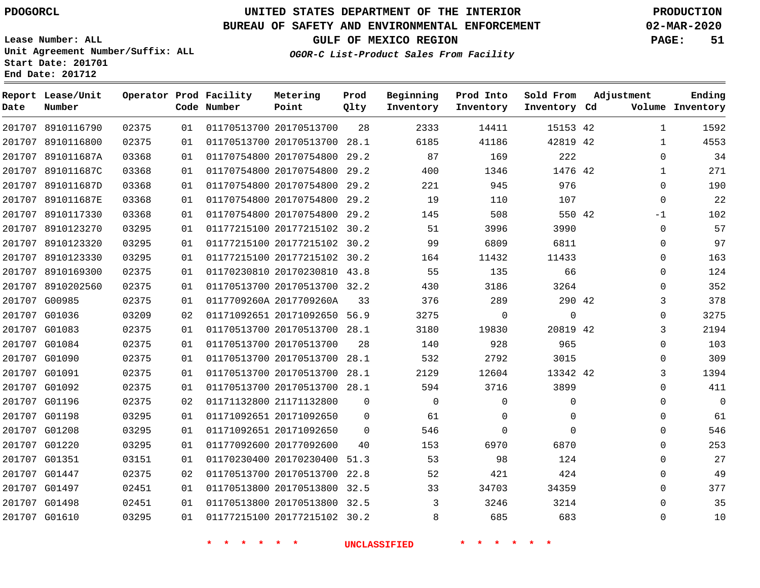PDOGORCL

# UNITED STATES DEPARTMENT OF THE INTERIOR
## BUREAU OF SAFETY AND ENVIRONMENTAL ENFORCEMENT
### GULF OF MEXICO REGION
*OGOR-C List-Product Sales From Facility*

PRODUCTION
02-MAR-2020

Lease Number: ALL
Unit Agreement Number/Suffix: ALL
Start Date: 201701
End Date: 201712

| Report Date | Lease/Unit Number | Operator | Prod Code | Facility Number | Metering Point | Prod Qlty | Beginning Inventory | Prod Into Inventory | Sold From Inventory | Adjustment Cd | Adjustment Volume | Ending Inventory |
|---|---|---|---|---|---|---|---|---|---|---|---|---|
| 201707 | 8910116790 | 02375 | 01 | 01170513700 | 20170513700 | 28 | 2333 | 14411 | 15153 | 42 | 1 | 1592 |
| 201707 | 8910116800 | 02375 | 01 | 01170513700 | 20170513700 | 28.1 | 6185 | 41186 | 42819 | 42 | 1 | 4553 |
| 201707 | 891011687A | 03368 | 01 | 01170754800 | 20170754800 | 29.2 | 87 | 169 | 222 | | 0 | 34 |
| 201707 | 891011687C | 03368 | 01 | 01170754800 | 20170754800 | 29.2 | 400 | 1346 | 1476 | 42 | 1 | 271 |
| 201707 | 891011687D | 03368 | 01 | 01170754800 | 20170754800 | 29.2 | 221 | 945 | 976 | | 0 | 190 |
| 201707 | 891011687E | 03368 | 01 | 01170754800 | 20170754800 | 29.2 | 19 | 110 | 107 | | 0 | 22 |
| 201707 | 8910117330 | 03368 | 01 | 01170754800 | 20170754800 | 29.2 | 145 | 508 | 550 | 42 | -1 | 102 |
| 201707 | 8910123270 | 03295 | 01 | 01177215100 | 20177215102 | 30.2 | 51 | 3996 | 3990 | | 0 | 57 |
| 201707 | 8910123320 | 03295 | 01 | 01177215100 | 20177215102 | 30.2 | 99 | 6809 | 6811 | | 0 | 97 |
| 201707 | 8910123330 | 03295 | 01 | 01177215100 | 20177215102 | 30.2 | 164 | 11432 | 11433 | | 0 | 163 |
| 201707 | 8910169300 | 02375 | 01 | 01170230810 | 20170230810 | 43.8 | 55 | 135 | 66 | | 0 | 124 |
| 201707 | 8910202560 | 02375 | 01 | 01170513700 | 20170513700 | 32.2 | 430 | 3186 | 3264 | | 0 | 352 |
| 201707 | G00985 | 02375 | 01 | 0117709260A | 2017709260A | 33 | 376 | 289 | 290 | 42 | 3 | 378 |
| 201707 | G01036 | 03209 | 02 | 01171092651 | 20171092650 | 56.9 | 3275 | 0 | 0 | | 0 | 3275 |
| 201707 | G01083 | 02375 | 01 | 01170513700 | 20170513700 | 28.1 | 3180 | 19830 | 20819 | 42 | 3 | 2194 |
| 201707 | G01084 | 02375 | 01 | 01170513700 | 20170513700 | 28 | 140 | 928 | 965 | | 0 | 103 |
| 201707 | G01090 | 02375 | 01 | 01170513700 | 20170513700 | 28.1 | 532 | 2792 | 3015 | | 0 | 309 |
| 201707 | G01091 | 02375 | 01 | 01170513700 | 20170513700 | 28.1 | 2129 | 12604 | 13342 | 42 | 3 | 1394 |
| 201707 | G01092 | 02375 | 01 | 01170513700 | 20170513700 | 28.1 | 594 | 3716 | 3899 | | 0 | 411 |
| 201707 | G01196 | 02375 | 02 | 01171132800 | 21171132800 | 0 | 0 | 0 | 0 | | 0 | 0 |
| 201707 | G01198 | 03295 | 01 | 01171092651 | 20171092650 | 0 | 61 | 0 | 0 | | 0 | 61 |
| 201707 | G01208 | 03295 | 01 | 01171092651 | 20171092650 | 0 | 546 | 0 | 0 | | 0 | 546 |
| 201707 | G01220 | 03295 | 01 | 01177092600 | 20177092600 | 40 | 153 | 6970 | 6870 | | 0 | 253 |
| 201707 | G01351 | 03151 | 01 | 01170230400 | 20170230400 | 51.3 | 53 | 98 | 124 | | 0 | 27 |
| 201707 | G01447 | 02375 | 02 | 01170513700 | 20170513700 | 22.8 | 52 | 421 | 424 | | 0 | 49 |
| 201707 | G01497 | 02451 | 01 | 01170513800 | 20170513800 | 32.5 | 33 | 34703 | 34359 | | 0 | 377 |
| 201707 | G01498 | 02451 | 01 | 01170513800 | 20170513800 | 32.5 | 3 | 3246 | 3214 | | 0 | 35 |
| 201707 | G01610 | 03295 | 01 | 01177215100 | 20177215102 | 30.2 | 8 | 685 | 683 | | 0 | 10 |

\* \* \* \* \* \* UNCLASSIFIED \* \* \* \* \* \*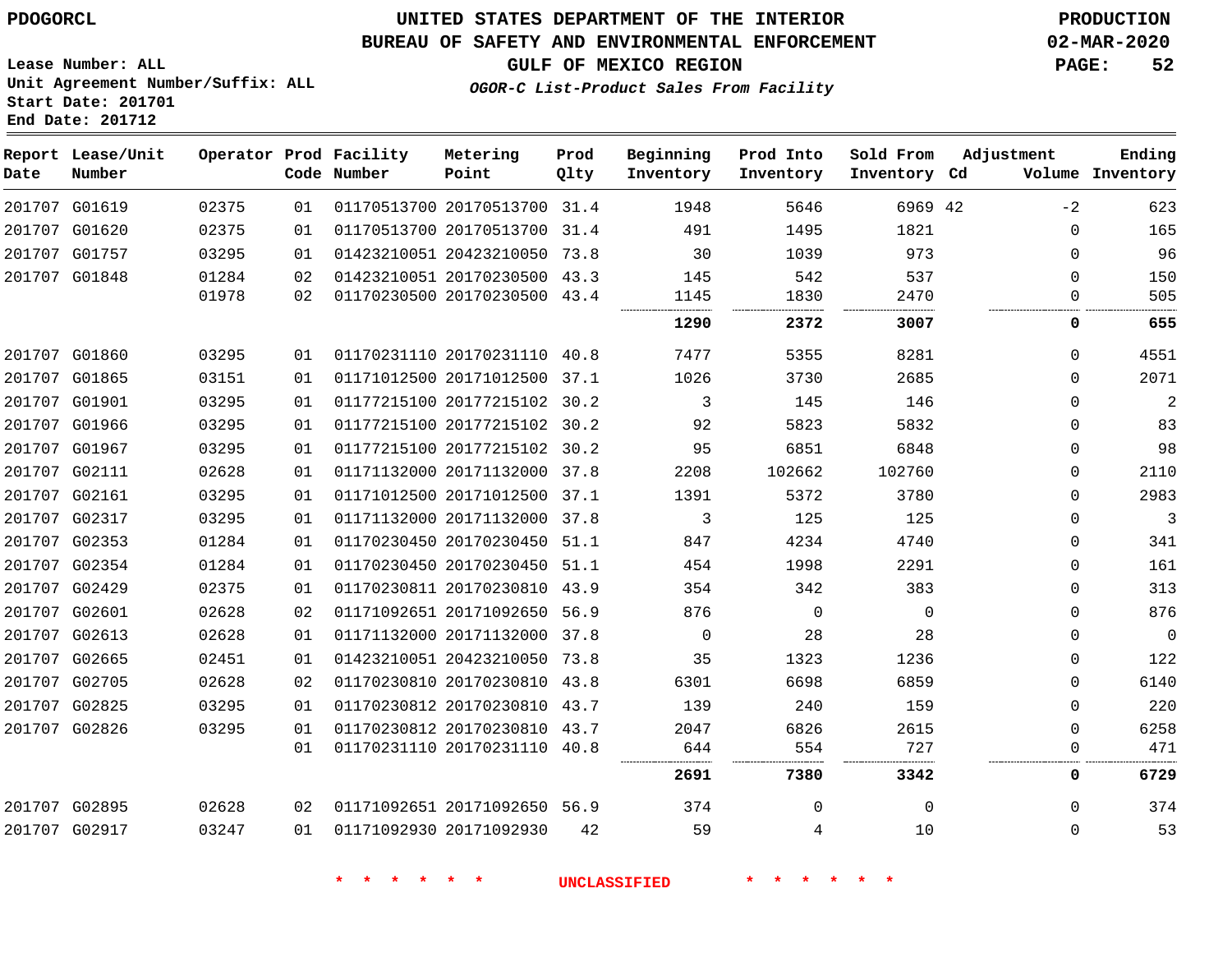PDOGORCL

# UNITED STATES DEPARTMENT OF THE INTERIOR
## BUREAU OF SAFETY AND ENVIRONMENTAL ENFORCEMENT
### GULF OF MEXICO REGION
*OGOR-C List-Product Sales From Facility*

PRODUCTION
02-MAR-2020

Lease Number: ALL
Unit Agreement Number/Suffix: ALL
Start Date: 201701
End Date: 201712

| Report Date | Lease/Unit Number | Operator | Prod Code | Facility Number | Metering Point | Prod Qlty | Beginning Inventory | Prod Into Inventory | Sold From Inventory | Adjustment Cd | Volume | Ending Inventory |
|---|---|---|---|---|---|---|---|---|---|---|---|---|
| 201707 | G01619 | 02375 | 01 | 01170513700 | 20170513700 | 31.4 | 1948 | 5646 | 6969 | 42 | -2 | 623 |
| 201707 | G01620 | 02375 | 01 | 01170513700 | 20170513700 | 31.4 | 491 | 1495 | 1821 | | 0 | 165 |
| 201707 | G01757 | 03295 | 01 | 01423210051 | 20423210050 | 73.8 | 30 | 1039 | 973 | | 0 | 96 |
| 201707 | G01848 | 01284 | 02 | 01423210051 | 20170230500 | 43.3 | 145 | 542 | 537 | | 0 | 150 |
| | | 01978 | 02 | 01170230500 | 20170230500 | 43.4 | 1145 | 1830 | 2470 | | 0 | 505 |
| | | | | | | | **1290** | **2372** | **3007** | | **0** | **655** |
| 201707 | G01860 | 03295 | 01 | 01170231110 | 20170231110 | 40.8 | 7477 | 5355 | 8281 | | 0 | 4551 |
| 201707 | G01865 | 03151 | 01 | 01171012500 | 20171012500 | 37.1 | 1026 | 3730 | 2685 | | 0 | 2071 |
| 201707 | G01901 | 03295 | 01 | 01177215100 | 20177215102 | 30.2 | 3 | 145 | 146 | | 0 | 2 |
| 201707 | G01966 | 03295 | 01 | 01177215100 | 20177215102 | 30.2 | 92 | 5823 | 5832 | | 0 | 83 |
| 201707 | G01967 | 03295 | 01 | 01177215100 | 20177215102 | 30.2 | 95 | 6851 | 6848 | | 0 | 98 |
| 201707 | G02111 | 02628 | 01 | 01171132000 | 20171132000 | 37.8 | 2208 | 102662 | 102760 | | 0 | 2110 |
| 201707 | G02161 | 03295 | 01 | 01171012500 | 20171012500 | 37.1 | 1391 | 5372 | 3780 | | 0 | 2983 |
| 201707 | G02317 | 03295 | 01 | 01171132000 | 20171132000 | 37.8 | 3 | 125 | 125 | | 0 | 3 |
| 201707 | G02353 | 01284 | 01 | 01170230450 | 20170230450 | 51.1 | 847 | 4234 | 4740 | | 0 | 341 |
| 201707 | G02354 | 01284 | 01 | 01170230450 | 20170230450 | 51.1 | 454 | 1998 | 2291 | | 0 | 161 |
| 201707 | G02429 | 02375 | 01 | 01170230811 | 20170230810 | 43.9 | 354 | 342 | 383 | | 0 | 313 |
| 201707 | G02601 | 02628 | 02 | 01171092651 | 20171092650 | 56.9 | 876 | 0 | 0 | | 0 | 876 |
| 201707 | G02613 | 02628 | 01 | 01171132000 | 20171132000 | 37.8 | 0 | 28 | 28 | | 0 | 0 |
| 201707 | G02665 | 02451 | 01 | 01423210051 | 20423210050 | 73.8 | 35 | 1323 | 1236 | | 0 | 122 |
| 201707 | G02705 | 02628 | 02 | 01170230810 | 20170230810 | 43.8 | 6301 | 6698 | 6859 | | 0 | 6140 |
| 201707 | G02825 | 03295 | 01 | 01170230812 | 20170230810 | 43.7 | 139 | 240 | 159 | | 0 | 220 |
| 201707 | G02826 | 03295 | 01 | 01170230812 | 20170230810 | 43.7 | 2047 | 6826 | 2615 | | 0 | 6258 |
| | | | 01 | 01170231110 | 20170231110 | 40.8 | 644 | 554 | 727 | | 0 | 471 |
| | | | | | | | **2691** | **7380** | **3342** | | **0** | **6729** |
| 201707 | G02895 | 02628 | 02 | 01171092651 | 20171092650 | 56.9 | 374 | 0 | 0 | | 0 | 374 |
| 201707 | G02917 | 03247 | 01 | 01171092930 | 20171092930 | 42 | 59 | 4 | 10 | | 0 | 53 |

* * * * * * UNCLASSIFIED * * * * * *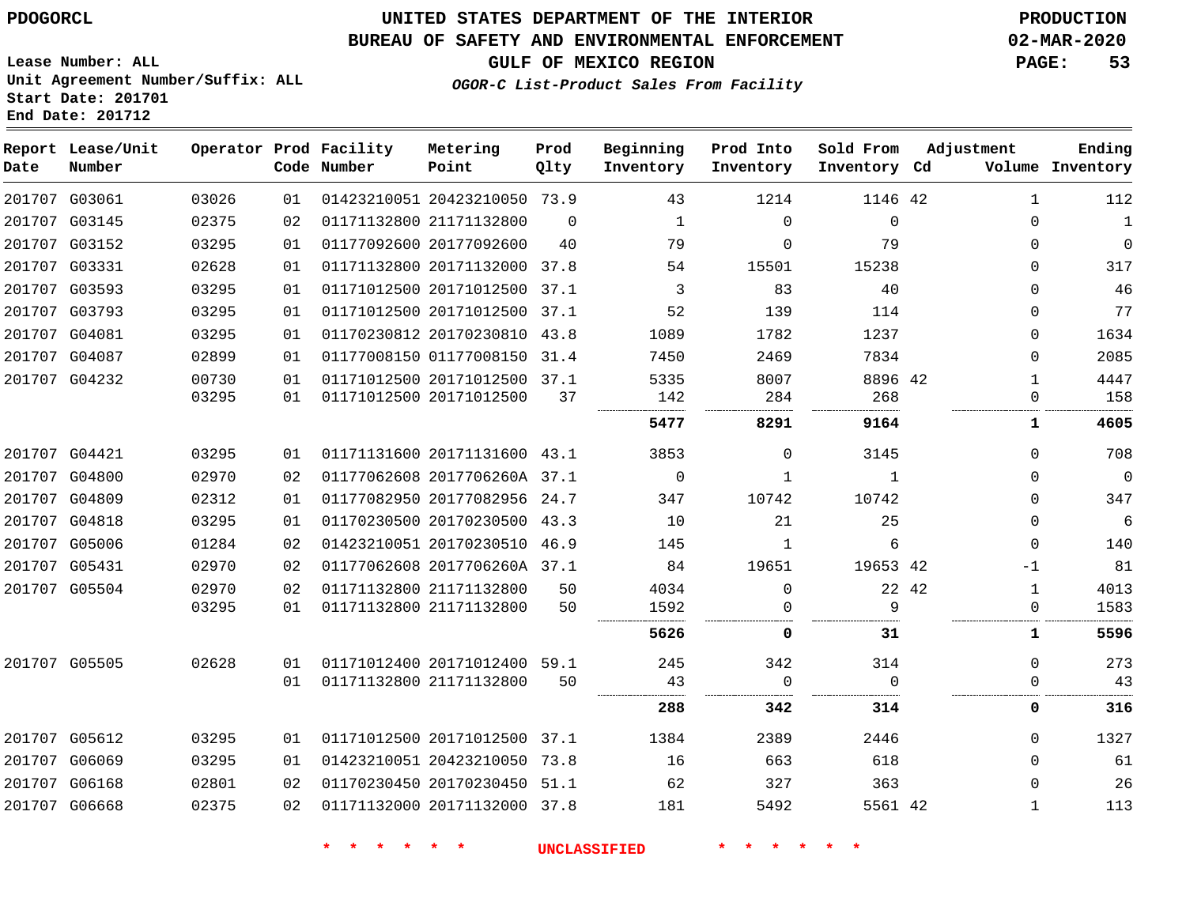PDOGORCL

# UNITED STATES DEPARTMENT OF THE INTERIOR
## BUREAU OF SAFETY AND ENVIRONMENTAL ENFORCEMENT
### GULF OF MEXICO REGION
*OGOR-C List-Product Sales From Facility*

PRODUCTION
02-MAR-2020

Lease Number: ALL
Unit Agreement Number/Suffix: ALL
Start Date: 201701
End Date: 201712

| Report Date | Lease/Unit Number | Operator | Prod Code | Facility Number | Metering Point | Prod Qlty | Beginning Inventory | Prod Into Inventory | Sold From Inventory | Adjustment Cd | Adjustment Volume | Ending Inventory |
|---|---|---|---|---|---|---|---|---|---|---|---|---|
| 201707 | G03061 | 03026 | 01 | 01423210051 | 20423210050 | 73.9 | 43 | 1214 | 1146 | 42 | 1 | 112 |
| 201707 | G03145 | 02375 | 02 | 01171132800 | 21171132800 | 0 | 1 | 0 | 0 | | 0 | 1 |
| 201707 | G03152 | 03295 | 01 | 01177092600 | 20177092600 | 40 | 79 | 0 | 79 | | 0 | 0 |
| 201707 | G03331 | 02628 | 01 | 01171132800 | 20171132000 | 37.8 | 54 | 15501 | 15238 | | 0 | 317 |
| 201707 | G03593 | 03295 | 01 | 01171012500 | 20171012500 | 37.1 | 3 | 83 | 40 | | 0 | 46 |
| 201707 | G03793 | 03295 | 01 | 01171012500 | 20171012500 | 37.1 | 52 | 139 | 114 | | 0 | 77 |
| 201707 | G04081 | 03295 | 01 | 01170230812 | 20170230810 | 43.8 | 1089 | 1782 | 1237 | | 0 | 1634 |
| 201707 | G04087 | 02899 | 01 | 01177008150 | 01177008150 | 31.4 | 7450 | 2469 | 7834 | | 0 | 2085 |
| 201707 | G04232 | 00730 | 01 | 01171012500 | 20171012500 | 37.1 | 5335 | 8007 | 8896 | 42 | 1 | 4447 |
| | | 03295 | 01 | 01171012500 | 20171012500 | 37 | 142 | 284 | 268 | | 0 | 158 |
| | | | | | | | **5477** | **8291** | **9164** | | **1** | **4605** |
| 201707 | G04421 | 03295 | 01 | 01171131600 | 20171131600 | 43.1 | 3853 | 0 | 3145 | | 0 | 708 |
| 201707 | G04800 | 02970 | 02 | 01177062608 | 2017706260A | 37.1 | 0 | 1 | 1 | | 0 | 0 |
| 201707 | G04809 | 02312 | 01 | 01177082950 | 20177082956 | 24.7 | 347 | 10742 | 10742 | | 0 | 347 |
| 201707 | G04818 | 03295 | 01 | 01170230500 | 20170230500 | 43.3 | 10 | 21 | 25 | | 0 | 6 |
| 201707 | G05006 | 01284 | 02 | 01423210051 | 20170230510 | 46.9 | 145 | 1 | 6 | | 0 | 140 |
| 201707 | G05431 | 02970 | 02 | 01177062608 | 2017706260A | 37.1 | 84 | 19651 | 19653 | 42 | -1 | 81 |
| 201707 | G05504 | 02970 | 02 | 01171132800 | 21171132800 | 50 | 4034 | 0 | 22 | 42 | 1 | 4013 |
| | | 03295 | 01 | 01171132800 | 21171132800 | 50 | 1592 | 0 | 9 | | 0 | 1583 |
| | | | | | | | **5626** | **0** | **31** | | **1** | **5596** |
| 201707 | G05505 | 02628 | 01 | 01171012400 | 20171012400 | 59.1 | 245 | 342 | 314 | | 0 | 273 |
| | | | 01 | 01171132800 | 21171132800 | 50 | 43 | 0 | 0 | | 0 | 43 |
| | | | | | | | **288** | **342** | **314** | | **0** | **316** |
| 201707 | G05612 | 03295 | 01 | 01171012500 | 20171012500 | 37.1 | 1384 | 2389 | 2446 | | 0 | 1327 |
| 201707 | G06069 | 03295 | 01 | 01423210051 | 20423210050 | 73.8 | 16 | 663 | 618 | | 0 | 61 |
| 201707 | G06168 | 02801 | 02 | 01170230450 | 20170230450 | 51.1 | 62 | 327 | 363 | | 0 | 26 |
| 201707 | G06668 | 02375 | 02 | 01171132000 | 20171132000 | 37.8 | 181 | 5492 | 5561 | 42 | 1 | 113 |

\* \* \* \* \* \* UNCLASSIFIED \* \* \* \* \* \*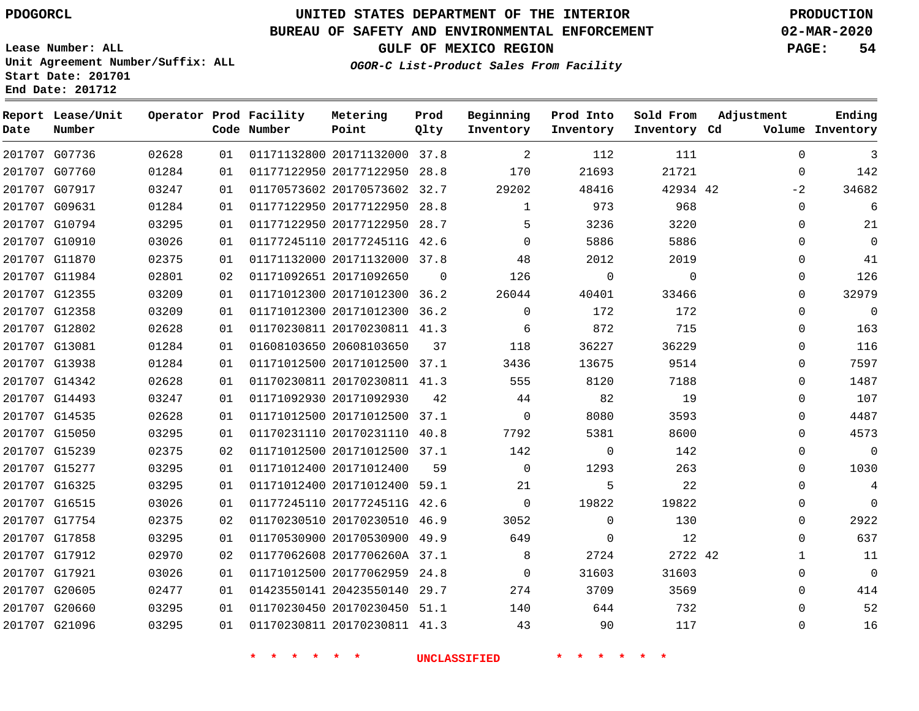PDOGORCL

# UNITED STATES DEPARTMENT OF THE INTERIOR
## BUREAU OF SAFETY AND ENVIRONMENTAL ENFORCEMENT
## GULF OF MEXICO REGION
### *OGOR-C List-Product Sales From Facility*

PRODUCTION
02-MAR-2020

Lease Number: ALL
Unit Agreement Number/Suffix: ALL
Start Date: 201701
End Date: 201712

| Report Date | Lease/Unit Number | Operator | Prod Code | Facility Number | Metering Point | Prod Qlty | Beginning Inventory | Prod Into Inventory | Sold From Inventory | Adjustment Cd | Adjustment Volume | Ending Inventory |
|---|---|---|---|---|---|---|---|---|---|---|---|---|
| 201707 | G07736 | 02628 | 01 | 01171132800 | 20171132000 | 37.8 | 2 | 112 | 111 | | 0 | 3 |
| 201707 | G07760 | 01284 | 01 | 01177122950 | 20177122950 | 28.8 | 170 | 21693 | 21721 | | 0 | 142 |
| 201707 | G07917 | 03247 | 01 | 01170573602 | 20170573602 | 32.7 | 29202 | 48416 | 42934 | 42 | -2 | 34682 |
| 201707 | G09631 | 01284 | 01 | 01177122950 | 20177122950 | 28.8 | 1 | 973 | 968 | | 0 | 6 |
| 201707 | G10794 | 03295 | 01 | 01177122950 | 20177122950 | 28.7 | 5 | 3236 | 3220 | | 0 | 21 |
| 201707 | G10910 | 03026 | 01 | 01177245110 | 2017724511G | 42.6 | 0 | 5886 | 5886 | | 0 | 0 |
| 201707 | G11870 | 02375 | 01 | 01171132000 | 20171132000 | 37.8 | 48 | 2012 | 2019 | | 0 | 41 |
| 201707 | G11984 | 02801 | 02 | 01171092651 | 20171092650 | 0 | 126 | 0 | 0 | | 0 | 126 |
| 201707 | G12355 | 03209 | 01 | 01171012300 | 20171012300 | 36.2 | 26044 | 40401 | 33466 | | 0 | 32979 |
| 201707 | G12358 | 03209 | 01 | 01171012300 | 20171012300 | 36.2 | 0 | 172 | 172 | | 0 | 0 |
| 201707 | G12802 | 02628 | 01 | 01170230811 | 20170230811 | 41.3 | 6 | 872 | 715 | | 0 | 163 |
| 201707 | G13081 | 01284 | 01 | 01608103650 | 20608103650 | 37 | 118 | 36227 | 36229 | | 0 | 116 |
| 201707 | G13938 | 01284 | 01 | 01171012500 | 20171012500 | 37.1 | 3436 | 13675 | 9514 | | 0 | 7597 |
| 201707 | G14342 | 02628 | 01 | 01170230811 | 20170230811 | 41.3 | 555 | 8120 | 7188 | | 0 | 1487 |
| 201707 | G14493 | 03247 | 01 | 01171092930 | 20171092930 | 42 | 44 | 82 | 19 | | 0 | 107 |
| 201707 | G14535 | 02628 | 01 | 01171012500 | 20171012500 | 37.1 | 0 | 8080 | 3593 | | 0 | 4487 |
| 201707 | G15050 | 03295 | 01 | 01170231110 | 20170231110 | 40.8 | 7792 | 5381 | 8600 | | 0 | 4573 |
| 201707 | G15239 | 02375 | 02 | 01171012500 | 20171012500 | 37.1 | 142 | 0 | 142 | | 0 | 0 |
| 201707 | G15277 | 03295 | 01 | 01171012400 | 20171012400 | 59 | 0 | 1293 | 263 | | 0 | 1030 |
| 201707 | G16325 | 03295 | 01 | 01171012400 | 20171012400 | 59.1 | 21 | 5 | 22 | | 0 | 4 |
| 201707 | G16515 | 03026 | 01 | 01177245110 | 2017724511G | 42.6 | 0 | 19822 | 19822 | | 0 | 0 |
| 201707 | G17754 | 02375 | 02 | 01170230510 | 20170230510 | 46.9 | 3052 | 0 | 130 | | 0 | 2922 |
| 201707 | G17858 | 03295 | 01 | 01170530900 | 20170530900 | 49.9 | 649 | 0 | 12 | | 0 | 637 |
| 201707 | G17912 | 02970 | 02 | 01177062608 | 2017706260A | 37.1 | 8 | 2724 | 2722 | 42 | 1 | 11 |
| 201707 | G17921 | 03026 | 01 | 01171012500 | 20177062959 | 24.8 | 0 | 31603 | 31603 | | 0 | 0 |
| 201707 | G20605 | 02477 | 01 | 01423550141 | 20423550140 | 29.7 | 274 | 3709 | 3569 | | 0 | 414 |
| 201707 | G20660 | 03295 | 01 | 01170230450 | 20170230450 | 51.1 | 140 | 644 | 732 | | 0 | 52 |
| 201707 | G21096 | 03295 | 01 | 01170230811 | 20170230811 | 41.3 | 43 | 90 | 117 | | 0 | 16 |

* * * * * * UNCLASSIFIED * * * * * *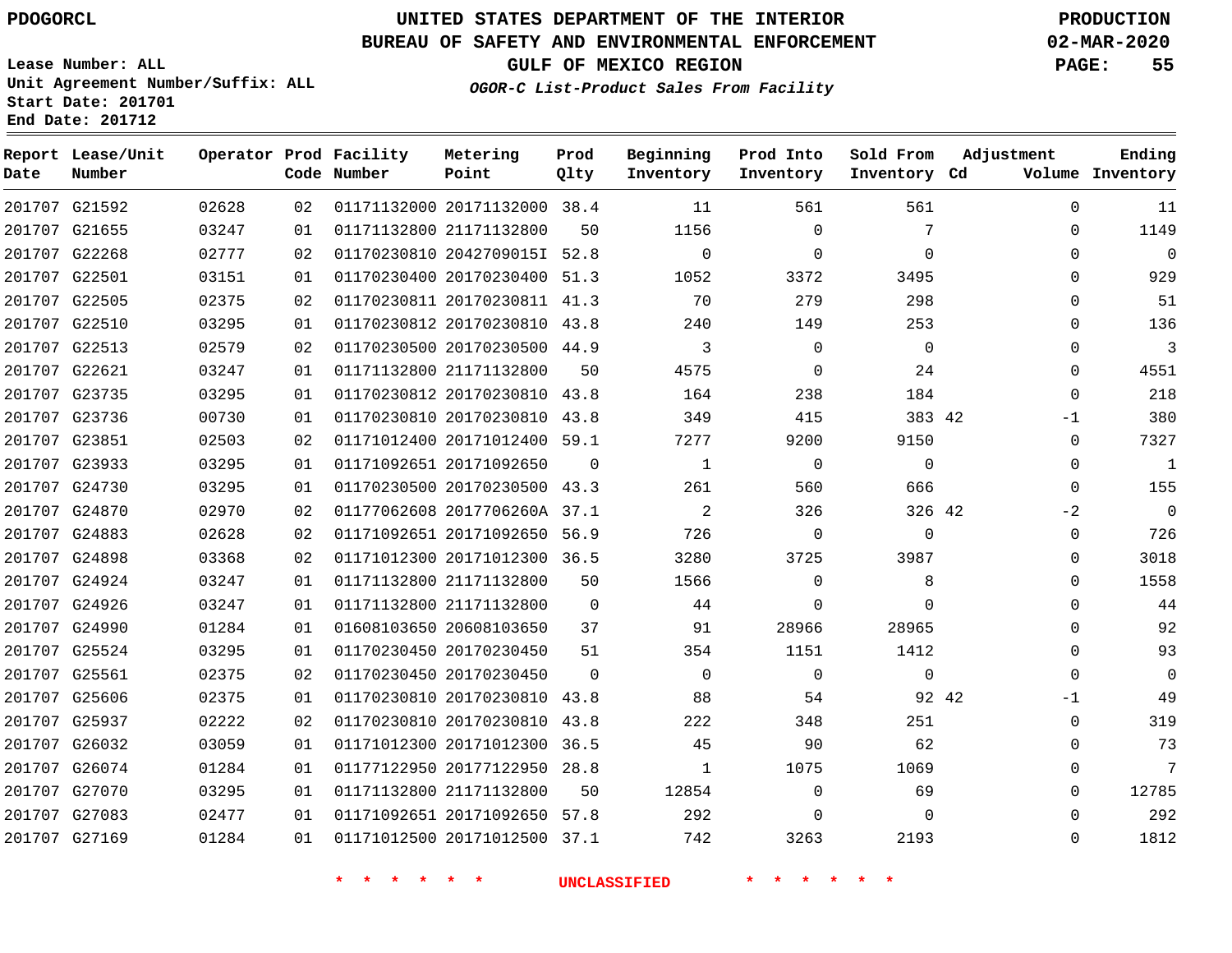PDOGORCL

# UNITED STATES DEPARTMENT OF THE INTERIOR
## BUREAU OF SAFETY AND ENVIRONMENTAL ENFORCEMENT
### GULF OF MEXICO REGION
*OGOR-C List-Product Sales From Facility*

PRODUCTION
02-MAR-2020

Lease Number: ALL
Unit Agreement Number/Suffix: ALL
Start Date: 201701
End Date: 201712

| Report Date | Lease/Unit Number | Operator | Prod Code | Facility Number | Metering Point | Prod Qlty | Beginning Inventory | Prod Into Inventory | Sold From Inventory | Adjustment Cd | Volume | Ending Inventory |
|---|---|---|---|---|---|---|---|---|---|---|---|---|
| 201707 | G21592 | 02628 | 02 | 01171132000 | 20171132000 | 38.4 | 11 | 561 | 561 | | 0 | 11 |
| 201707 | G21655 | 03247 | 01 | 01171132800 | 21171132800 | 50 | 1156 | 0 | 7 | | 0 | 1149 |
| 201707 | G22268 | 02777 | 02 | 01170230810 | 2042709015I | 52.8 | 0 | 0 | 0 | | 0 | 0 |
| 201707 | G22501 | 03151 | 01 | 01170230400 | 20170230400 | 51.3 | 1052 | 3372 | 3495 | | 0 | 929 |
| 201707 | G22505 | 02375 | 02 | 01170230811 | 20170230811 | 41.3 | 70 | 279 | 298 | | 0 | 51 |
| 201707 | G22510 | 03295 | 01 | 01170230812 | 20170230810 | 43.8 | 240 | 149 | 253 | | 0 | 136 |
| 201707 | G22513 | 02579 | 02 | 01170230500 | 20170230500 | 44.9 | 3 | 0 | 0 | | 0 | 3 |
| 201707 | G22621 | 03247 | 01 | 01171132800 | 21171132800 | 50 | 4575 | 0 | 24 | | 0 | 4551 |
| 201707 | G23735 | 03295 | 01 | 01170230812 | 20170230810 | 43.8 | 164 | 238 | 184 | | 0 | 218 |
| 201707 | G23736 | 00730 | 01 | 01170230810 | 20170230810 | 43.8 | 349 | 415 | 383 | 42 | -1 | 380 |
| 201707 | G23851 | 02503 | 02 | 01171012400 | 20171012400 | 59.1 | 7277 | 9200 | 9150 | | 0 | 7327 |
| 201707 | G23933 | 03295 | 01 | 01171092651 | 20171092650 | 0 | 1 | 0 | 0 | | 0 | 1 |
| 201707 | G24730 | 03295 | 01 | 01170230500 | 20170230500 | 43.3 | 261 | 560 | 666 | | 0 | 155 |
| 201707 | G24870 | 02970 | 02 | 01177062608 | 2017706260A | 37.1 | 2 | 326 | 326 | 42 | -2 | 0 |
| 201707 | G24883 | 02628 | 02 | 01171092651 | 20171092650 | 56.9 | 726 | 0 | 0 | | 0 | 726 |
| 201707 | G24898 | 03368 | 02 | 01171012300 | 20171012300 | 36.5 | 3280 | 3725 | 3987 | | 0 | 3018 |
| 201707 | G24924 | 03247 | 01 | 01171132800 | 21171132800 | 50 | 1566 | 0 | 8 | | 0 | 1558 |
| 201707 | G24926 | 03247 | 01 | 01171132800 | 21171132800 | 0 | 44 | 0 | 0 | | 0 | 44 |
| 201707 | G24990 | 01284 | 01 | 01608103650 | 20608103650 | 37 | 91 | 28966 | 28965 | | 0 | 92 |
| 201707 | G25524 | 03295 | 01 | 01170230450 | 20170230450 | 51 | 354 | 1151 | 1412 | | 0 | 93 |
| 201707 | G25561 | 02375 | 02 | 01170230450 | 20170230450 | 0 | 0 | 0 | 0 | | 0 | 0 |
| 201707 | G25606 | 02375 | 01 | 01170230810 | 20170230810 | 43.8 | 88 | 54 | 92 | 42 | -1 | 49 |
| 201707 | G25937 | 02222 | 02 | 01170230810 | 20170230810 | 43.8 | 222 | 348 | 251 | | 0 | 319 |
| 201707 | G26032 | 03059 | 01 | 01171012300 | 20171012300 | 36.5 | 45 | 90 | 62 | | 0 | 73 |
| 201707 | G26074 | 01284 | 01 | 01177122950 | 20177122950 | 28.8 | 1 | 1075 | 1069 | | 0 | 7 |
| 201707 | G27070 | 03295 | 01 | 01171132800 | 21171132800 | 50 | 12854 | 0 | 69 | | 0 | 12785 |
| 201707 | G27083 | 02477 | 01 | 01171092651 | 20171092650 | 57.8 | 292 | 0 | 0 | | 0 | 292 |
| 201707 | G27169 | 01284 | 01 | 01171012500 | 20171012500 | 37.1 | 742 | 3263 | 2193 | | 0 | 1812 |

* * * * * * UNCLASSIFIED * * * * * *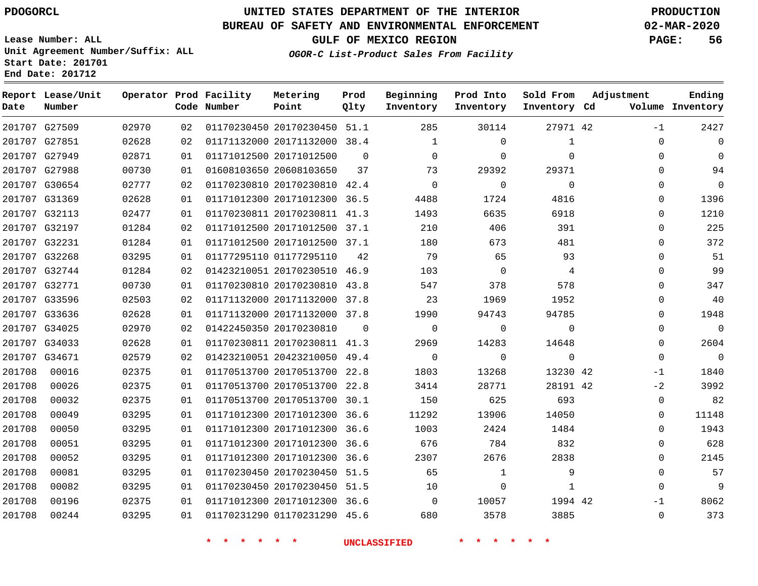PDOGORCL

Lease Number: ALL
Unit Agreement Number/Suffix: ALL
Start Date: 201701
End Date: 201712

# UNITED STATES DEPARTMENT OF THE INTERIOR
## BUREAU OF SAFETY AND ENVIRONMENTAL ENFORCEMENT
### GULF OF MEXICO REGION
*OGOR-C List-Product Sales From Facility*

PRODUCTION
02-MAR-2020

| Report Date | Lease/Unit Number | Operator | Prod Code | Facility Number | Metering Point | Prod Qlty | Beginning Inventory | Prod Into Inventory | Sold From Inventory | Adjustment Cd | Volume | Ending Inventory |
|---|---|---|---|---|---|---|---|---|---|---|---|---|
| 201707 | G27509 | 02970 | 02 | 01170230450 | 20170230450 | 51.1 | 285 | 30114 | 27971 | 42 | -1 | 2427 |
| 201707 | G27851 | 02628 | 02 | 01171132000 | 20171132000 | 38.4 | 1 | 0 | 1 | | 0 | 0 |
| 201707 | G27949 | 02871 | 01 | 01171012500 | 20171012500 | 0 | 0 | 0 | 0 | | 0 | 0 |
| 201707 | G27988 | 00730 | 01 | 01608103650 | 20608103650 | 37 | 73 | 29392 | 29371 | | 0 | 94 |
| 201707 | G30654 | 02777 | 02 | 01170230810 | 20170230810 | 42.4 | 0 | 0 | 0 | | 0 | 0 |
| 201707 | G31369 | 02628 | 01 | 01171012300 | 20171012300 | 36.5 | 4488 | 1724 | 4816 | | 0 | 1396 |
| 201707 | G32113 | 02477 | 01 | 01170230811 | 20170230811 | 41.3 | 1493 | 6635 | 6918 | | 0 | 1210 |
| 201707 | G32197 | 01284 | 02 | 01171012500 | 20171012500 | 37.1 | 210 | 406 | 391 | | 0 | 225 |
| 201707 | G32231 | 01284 | 01 | 01171012500 | 20171012500 | 37.1 | 180 | 673 | 481 | | 0 | 372 |
| 201707 | G32268 | 03295 | 01 | 01177295110 | 01177295110 | 42 | 79 | 65 | 93 | | 0 | 51 |
| 201707 | G32744 | 01284 | 02 | 01423210051 | 20170230510 | 46.9 | 103 | 0 | 4 | | 0 | 99 |
| 201707 | G32771 | 00730 | 01 | 01170230810 | 20170230810 | 43.8 | 547 | 378 | 578 | | 0 | 347 |
| 201707 | G33596 | 02503 | 02 | 01171132000 | 20171132000 | 37.8 | 23 | 1969 | 1952 | | 0 | 40 |
| 201707 | G33636 | 02628 | 01 | 01171132000 | 20171132000 | 37.8 | 1990 | 94743 | 94785 | | 0 | 1948 |
| 201707 | G34025 | 02970 | 02 | 01422450350 | 20170230810 | 0 | 0 | 0 | 0 | | 0 | 0 |
| 201707 | G34033 | 02628 | 01 | 01170230811 | 20170230811 | 41.3 | 2969 | 14283 | 14648 | | 0 | 2604 |
| 201707 | G34671 | 02579 | 02 | 01423210051 | 20423210050 | 49.4 | 0 | 0 | 0 | | 0 | 0 |
| 201708 | 00016 | 02375 | 01 | 01170513700 | 20170513700 | 22.8 | 1803 | 13268 | 13230 | 42 | -1 | 1840 |
| 201708 | 00026 | 02375 | 01 | 01170513700 | 20170513700 | 22.8 | 3414 | 28771 | 28191 | 42 | -2 | 3992 |
| 201708 | 00032 | 02375 | 01 | 01170513700 | 20170513700 | 30.1 | 150 | 625 | 693 | | 0 | 82 |
| 201708 | 00049 | 03295 | 01 | 01171012300 | 20171012300 | 36.6 | 11292 | 13906 | 14050 | | 0 | 11148 |
| 201708 | 00050 | 03295 | 01 | 01171012300 | 20171012300 | 36.6 | 1003 | 2424 | 1484 | | 0 | 1943 |
| 201708 | 00051 | 03295 | 01 | 01171012300 | 20171012300 | 36.6 | 676 | 784 | 832 | | 0 | 628 |
| 201708 | 00052 | 03295 | 01 | 01171012300 | 20171012300 | 36.6 | 2307 | 2676 | 2838 | | 0 | 2145 |
| 201708 | 00081 | 03295 | 01 | 01170230450 | 20170230450 | 51.5 | 65 | 1 | 9 | | 0 | 57 |
| 201708 | 00082 | 03295 | 01 | 01170230450 | 20170230450 | 51.5 | 10 | 0 | 1 | | 0 | 9 |
| 201708 | 00196 | 02375 | 01 | 01171012300 | 20171012300 | 36.6 | 0 | 10057 | 1994 | 42 | -1 | 8062 |
| 201708 | 00244 | 03295 | 01 | 01170231290 | 01170231290 | 45.6 | 680 | 3578 | 3885 | | 0 | 373 |

* * * * * * UNCLASSIFIED * * * * * *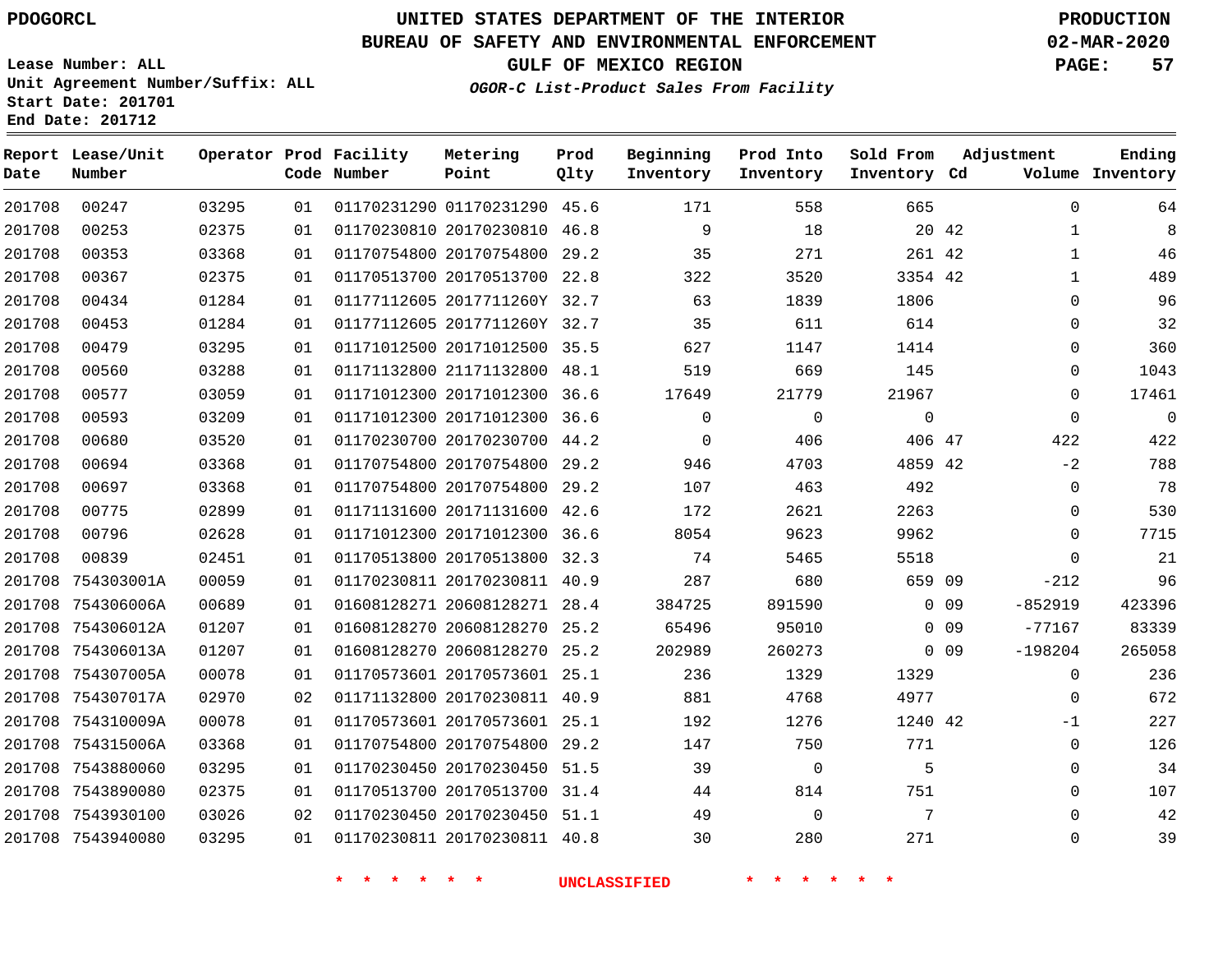PDOGORCL

# UNITED STATES DEPARTMENT OF THE INTERIOR
## BUREAU OF SAFETY AND ENVIRONMENTAL ENFORCEMENT
### GULF OF MEXICO REGION
*OGOR-C List-Product Sales From Facility*

PRODUCTION
02-MAR-2020

Lease Number: ALL
Unit Agreement Number/Suffix: ALL
Start Date: 201701
End Date: 201712

| Report Date | Lease/Unit Number | Operator | Prod Code | Facility Number | Metering Point | Prod Qlty | Beginning Inventory | Prod Into Inventory | Sold From Inventory | Adjustment Cd | Volume | Ending Inventory |
|---|---|---|---|---|---|---|---|---|---|---|---|---|
| 201708 | 00247 | 03295 | 01 | 01170231290 | 01170231290 | 45.6 | 171 | 558 | 665 | | 0 | 64 |
| 201708 | 00253 | 02375 | 01 | 01170230810 | 20170230810 | 46.8 | 9 | 18 | 20 | 42 | 1 | 8 |
| 201708 | 00353 | 03368 | 01 | 01170754800 | 20170754800 | 29.2 | 35 | 271 | 261 | 42 | 1 | 46 |
| 201708 | 00367 | 02375 | 01 | 01170513700 | 20170513700 | 22.8 | 322 | 3520 | 3354 | 42 | 1 | 489 |
| 201708 | 00434 | 01284 | 01 | 01177112605 | 2017711260Y | 32.7 | 63 | 1839 | 1806 | | 0 | 96 |
| 201708 | 00453 | 01284 | 01 | 01177112605 | 2017711260Y | 32.7 | 35 | 611 | 614 | | 0 | 32 |
| 201708 | 00479 | 03295 | 01 | 01171012500 | 20171012500 | 35.5 | 627 | 1147 | 1414 | | 0 | 360 |
| 201708 | 00560 | 03288 | 01 | 01171132800 | 21171132800 | 48.1 | 519 | 669 | 145 | | 0 | 1043 |
| 201708 | 00577 | 03059 | 01 | 01171012300 | 20171012300 | 36.6 | 17649 | 21779 | 21967 | | 0 | 17461 |
| 201708 | 00593 | 03209 | 01 | 01171012300 | 20171012300 | 36.6 | 0 | 0 | 0 | | 0 | 0 |
| 201708 | 00680 | 03520 | 01 | 01170230700 | 20170230700 | 44.2 | 0 | 406 | 406 | 47 | 422 | 422 |
| 201708 | 00694 | 03368 | 01 | 01170754800 | 20170754800 | 29.2 | 946 | 4703 | 4859 | 42 | -2 | 788 |
| 201708 | 00697 | 03368 | 01 | 01170754800 | 20170754800 | 29.2 | 107 | 463 | 492 | | 0 | 78 |
| 201708 | 00775 | 02899 | 01 | 01171131600 | 20171131600 | 42.6 | 172 | 2621 | 2263 | | 0 | 530 |
| 201708 | 00796 | 02628 | 01 | 01171012300 | 20171012300 | 36.6 | 8054 | 9623 | 9962 | | 0 | 7715 |
| 201708 | 00839 | 02451 | 01 | 01170513800 | 20170513800 | 32.3 | 74 | 5465 | 5518 | | 0 | 21 |
| 201708 | 754303001A | 00059 | 01 | 01170230811 | 20170230811 | 40.9 | 287 | 680 | 659 | 09 | -212 | 96 |
| 201708 | 754306006A | 00689 | 01 | 01608128271 | 20608128271 | 28.4 | 384725 | 891590 | 0 | 09 | -852919 | 423396 |
| 201708 | 754306012A | 01207 | 01 | 01608128270 | 20608128270 | 25.2 | 65496 | 95010 | 0 | 09 | -77167 | 83339 |
| 201708 | 754306013A | 01207 | 01 | 01608128270 | 20608128270 | 25.2 | 202989 | 260273 | 0 | 09 | -198204 | 265058 |
| 201708 | 754307005A | 00078 | 01 | 01170573601 | 20170573601 | 25.1 | 236 | 1329 | 1329 | | 0 | 236 |
| 201708 | 754307017A | 02970 | 02 | 01171132800 | 20170230811 | 40.9 | 881 | 4768 | 4977 | | 0 | 672 |
| 201708 | 754310009A | 00078 | 01 | 01170573601 | 20170573601 | 25.1 | 192 | 1276 | 1240 | 42 | -1 | 227 |
| 201708 | 754315006A | 03368 | 01 | 01170754800 | 20170754800 | 29.2 | 147 | 750 | 771 | | 0 | 126 |
| 201708 | 7543880060 | 03295 | 01 | 01170230450 | 20170230450 | 51.5 | 39 | 0 | 5 | | 0 | 34 |
| 201708 | 7543890080 | 02375 | 01 | 01170513700 | 20170513700 | 31.4 | 44 | 814 | 751 | | 0 | 107 |
| 201708 | 7543930100 | 03026 | 02 | 01170230450 | 20170230450 | 51.1 | 49 | 0 | 7 | | 0 | 42 |
| 201708 | 7543940080 | 03295 | 01 | 01170230811 | 20170230811 | 40.8 | 30 | 280 | 271 | | 0 | 39 |

* * * * * * UNCLASSIFIED * * * * * *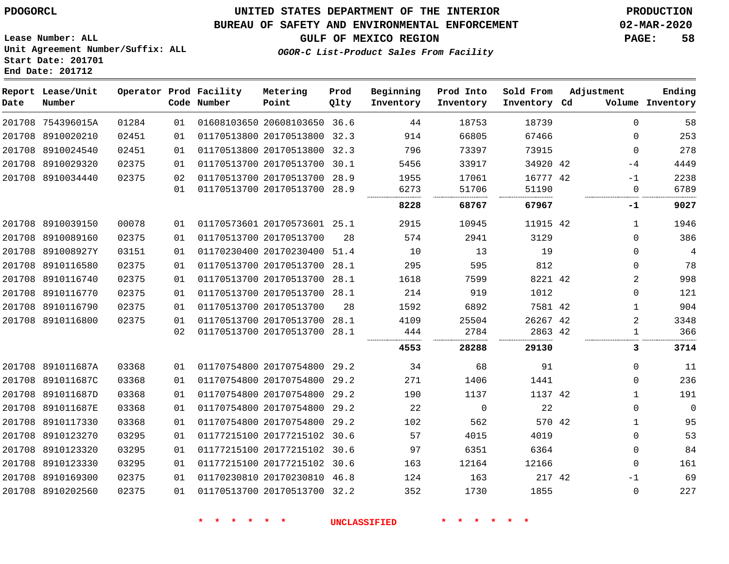PDOGORCL

# UNITED STATES DEPARTMENT OF THE INTERIOR
## BUREAU OF SAFETY AND ENVIRONMENTAL ENFORCEMENT
### GULF OF MEXICO REGION
*OGOR-C List-Product Sales From Facility*

PRODUCTION
02-MAR-2020

Lease Number: ALL
Unit Agreement Number/Suffix: ALL
Start Date: 201701
End Date: 201712

| Report Date | Lease/Unit Number | Operator | Prod Code | Facility Number | Metering Point | Prod Qlty | Beginning Inventory | Prod Into Inventory | Sold From Inventory | Adjustment Cd | Volume | Ending Inventory |
|---|---|---|---|---|---|---|---|---|---|---|---|---|
| 201708 | 754396015A | 01284 | 01 | 01608103650 | 20608103650 | 36.6 | 44 | 18753 | 18739 | | 0 | 58 |
| 201708 | 8910020210 | 02451 | 01 | 01170513800 | 20170513800 | 32.3 | 914 | 66805 | 67466 | | 0 | 253 |
| 201708 | 8910024540 | 02451 | 01 | 01170513800 | 20170513800 | 32.3 | 796 | 73397 | 73915 | | 0 | 278 |
| 201708 | 8910029320 | 02375 | 01 | 01170513700 | 20170513700 | 30.1 | 5456 | 33917 | 34920 | 42 | -4 | 4449 |
| 201708 | 8910034440 | 02375 | 02 | 01170513700 | 20170513700 | 28.9 | 1955 | 17061 | 16777 | 42 | -1 | 2238 |
| | | | 01 | 01170513700 | 20170513700 | 28.9 | 6273 | 51706 | 51190 | | 0 | 6789 |
| | | | | | | | **8228** | **68767** | **67967** | | **-1** | **9027** |
| 201708 | 8910039150 | 00078 | 01 | 01170573601 | 20170573601 | 25.1 | 2915 | 10945 | 11915 | 42 | 1 | 1946 |
| 201708 | 8910089160 | 02375 | 01 | 01170513700 | 20170513700 | 28 | 574 | 2941 | 3129 | | 0 | 386 |
| 201708 | 891008927Y | 03151 | 01 | 01170230400 | 20170230400 | 51.4 | 10 | 13 | 19 | | 0 | 4 |
| 201708 | 8910116580 | 02375 | 01 | 01170513700 | 20170513700 | 28.1 | 295 | 595 | 812 | | 0 | 78 |
| 201708 | 8910116740 | 02375 | 01 | 01170513700 | 20170513700 | 28.1 | 1618 | 7599 | 8221 | 42 | 2 | 998 |
| 201708 | 8910116770 | 02375 | 01 | 01170513700 | 20170513700 | 28.1 | 214 | 919 | 1012 | | 0 | 121 |
| 201708 | 8910116790 | 02375 | 01 | 01170513700 | 20170513700 | 28 | 1592 | 6892 | 7581 | 42 | 1 | 904 |
| 201708 | 8910116800 | 02375 | 01 | 01170513700 | 20170513700 | 28.1 | 4109 | 25504 | 26267 | 42 | 2 | 3348 |
| | | | 02 | 01170513700 | 20170513700 | 28.1 | 444 | 2784 | 2863 | 42 | 1 | 366 |
| | | | | | | | **4553** | **28288** | **29130** | | **3** | **3714** |
| 201708 | 891011687A | 03368 | 01 | 01170754800 | 20170754800 | 29.2 | 34 | 68 | 91 | | 0 | 11 |
| 201708 | 891011687C | 03368 | 01 | 01170754800 | 20170754800 | 29.2 | 271 | 1406 | 1441 | | 0 | 236 |
| 201708 | 891011687D | 03368 | 01 | 01170754800 | 20170754800 | 29.2 | 190 | 1137 | 1137 | 42 | 1 | 191 |
| 201708 | 891011687E | 03368 | 01 | 01170754800 | 20170754800 | 29.2 | 22 | 0 | 22 | | 0 | 0 |
| 201708 | 8910117330 | 03368 | 01 | 01170754800 | 20170754800 | 29.2 | 102 | 562 | 570 | 42 | 1 | 95 |
| 201708 | 8910123270 | 03295 | 01 | 01177215100 | 20177215102 | 30.6 | 57 | 4015 | 4019 | | 0 | 53 |
| 201708 | 8910123320 | 03295 | 01 | 01177215100 | 20177215102 | 30.6 | 97 | 6351 | 6364 | | 0 | 84 |
| 201708 | 8910123330 | 03295 | 01 | 01177215100 | 20177215102 | 30.6 | 163 | 12164 | 12166 | | 0 | 161 |
| 201708 | 8910169300 | 02375 | 01 | 01170230810 | 20170230810 | 46.8 | 124 | 163 | 217 | 42 | -1 | 69 |
| 201708 | 8910202560 | 02375 | 01 | 01170513700 | 20170513700 | 32.2 | 352 | 1730 | 1855 | | 0 | 227 |

* * * * * * UNCLASSIFIED * * * * * *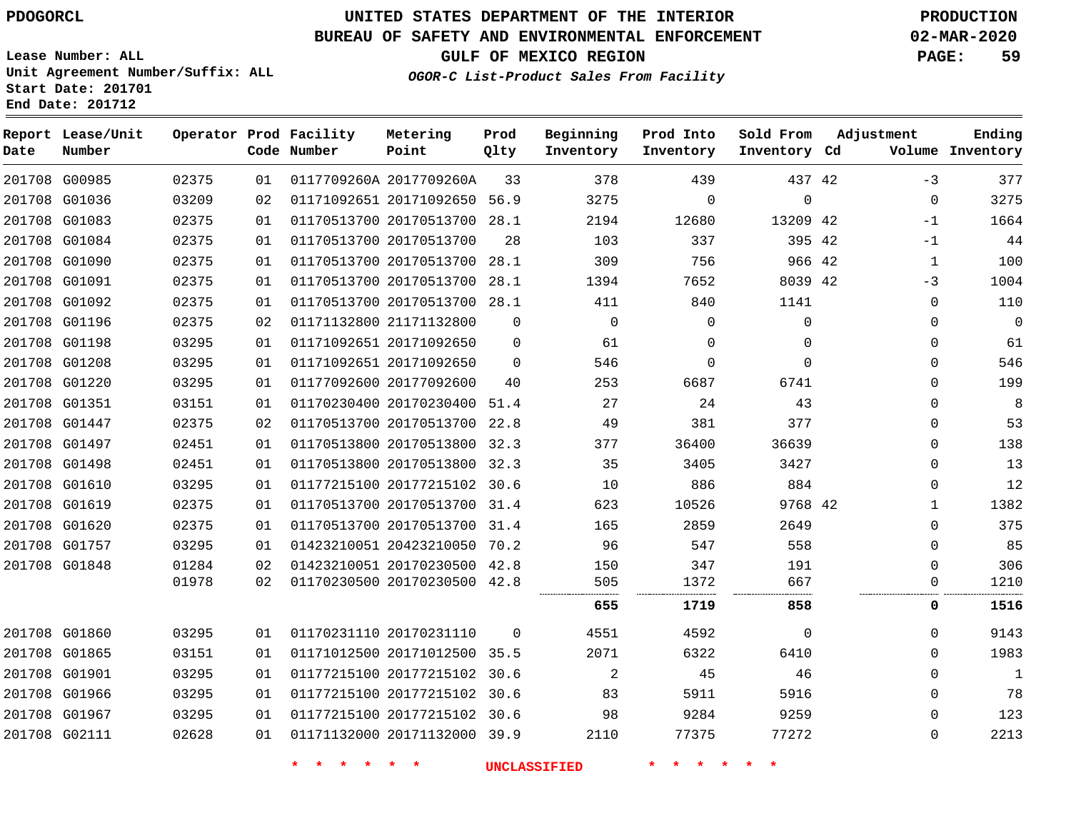PDOGORCL

# UNITED STATES DEPARTMENT OF THE INTERIOR
## BUREAU OF SAFETY AND ENVIRONMENTAL ENFORCEMENT
### GULF OF MEXICO REGION

*OGOR-C List-Product Sales From Facility*

PRODUCTION
02-MAR-2020

Lease Number: ALL
Unit Agreement Number/Suffix: ALL
Start Date: 201701
End Date: 201712

| Report Date | Lease/Unit Number | Operator | Prod Code | Facility Number | Metering Point | Prod Qlty | Beginning Inventory | Prod Into Inventory | Sold From Inventory | Adjustment Cd | Adjustment Volume | Ending Inventory |
|---|---|---|---|---|---|---|---|---|---|---|---|---|
| 201708 | G00985 | 02375 | 01 | 0117709260A | 2017709260A | 33 | 378 | 439 | 437 | 42 | -3 | 377 |
| 201708 | G01036 | 03209 | 02 | 01171092651 | 20171092650 | 56.9 | 3275 | 0 | 0 | | 0 | 3275 |
| 201708 | G01083 | 02375 | 01 | 01170513700 | 20170513700 | 28.1 | 2194 | 12680 | 13209 | 42 | -1 | 1664 |
| 201708 | G01084 | 02375 | 01 | 01170513700 | 20170513700 | 28 | 103 | 337 | 395 | 42 | -1 | 44 |
| 201708 | G01090 | 02375 | 01 | 01170513700 | 20170513700 | 28.1 | 309 | 756 | 966 | 42 | 1 | 100 |
| 201708 | G01091 | 02375 | 01 | 01170513700 | 20170513700 | 28.1 | 1394 | 7652 | 8039 | 42 | -3 | 1004 |
| 201708 | G01092 | 02375 | 01 | 01170513700 | 20170513700 | 28.1 | 411 | 840 | 1141 | | 0 | 110 |
| 201708 | G01196 | 02375 | 02 | 01171132800 | 21171132800 | 0 | 0 | 0 | 0 | | 0 | 0 |
| 201708 | G01198 | 03295 | 01 | 01171092651 | 20171092650 | 0 | 61 | 0 | 0 | | 0 | 61 |
| 201708 | G01208 | 03295 | 01 | 01171092651 | 20171092650 | 0 | 546 | 0 | 0 | | 0 | 546 |
| 201708 | G01220 | 03295 | 01 | 01177092600 | 20177092600 | 40 | 253 | 6687 | 6741 | | 0 | 199 |
| 201708 | G01351 | 03151 | 01 | 01170230400 | 20170230400 | 51.4 | 27 | 24 | 43 | | 0 | 8 |
| 201708 | G01447 | 02375 | 02 | 01170513700 | 20170513700 | 22.8 | 49 | 381 | 377 | | 0 | 53 |
| 201708 | G01497 | 02451 | 01 | 01170513800 | 20170513800 | 32.3 | 377 | 36400 | 36639 | | 0 | 138 |
| 201708 | G01498 | 02451 | 01 | 01170513800 | 20170513800 | 32.3 | 35 | 3405 | 3427 | | 0 | 13 |
| 201708 | G01610 | 03295 | 01 | 01177215100 | 20177215102 | 30.6 | 10 | 886 | 884 | | 0 | 12 |
| 201708 | G01619 | 02375 | 01 | 01170513700 | 20170513700 | 31.4 | 623 | 10526 | 9768 | 42 | 1 | 1382 |
| 201708 | G01620 | 02375 | 01 | 01170513700 | 20170513700 | 31.4 | 165 | 2859 | 2649 | | 0 | 375 |
| 201708 | G01757 | 03295 | 01 | 01423210051 | 20423210050 | 70.2 | 96 | 547 | 558 | | 0 | 85 |
| 201708 | G01848 | 01284 | 02 | 01423210051 | 20170230500 | 42.8 | 150 | 347 | 191 | | 0 | 306 |
| | | 01978 | 02 | 01170230500 | 20170230500 | 42.8 | 505 | 1372 | 667 | | 0 | 1210 |
| | | | | | | | **655** | **1719** | **858** | | **0** | **1516** |
| 201708 | G01860 | 03295 | 01 | 01170231110 | 20170231110 | 0 | 4551 | 4592 | 0 | | 0 | 9143 |
| 201708 | G01865 | 03151 | 01 | 01171012500 | 20171012500 | 35.5 | 2071 | 6322 | 6410 | | 0 | 1983 |
| 201708 | G01901 | 03295 | 01 | 01177215100 | 20177215102 | 30.6 | 2 | 45 | 46 | | 0 | 1 |
| 201708 | G01966 | 03295 | 01 | 01177215100 | 20177215102 | 30.6 | 83 | 5911 | 5916 | | 0 | 78 |
| 201708 | G01967 | 03295 | 01 | 01177215100 | 20177215102 | 30.6 | 98 | 9284 | 9259 | | 0 | 123 |
| 201708 | G02111 | 02628 | 01 | 01171132000 | 20171132000 | 39.9 | 2110 | 77375 | 77272 | | 0 | 2213 |

* * * * * * UNCLASSIFIED * * * * * *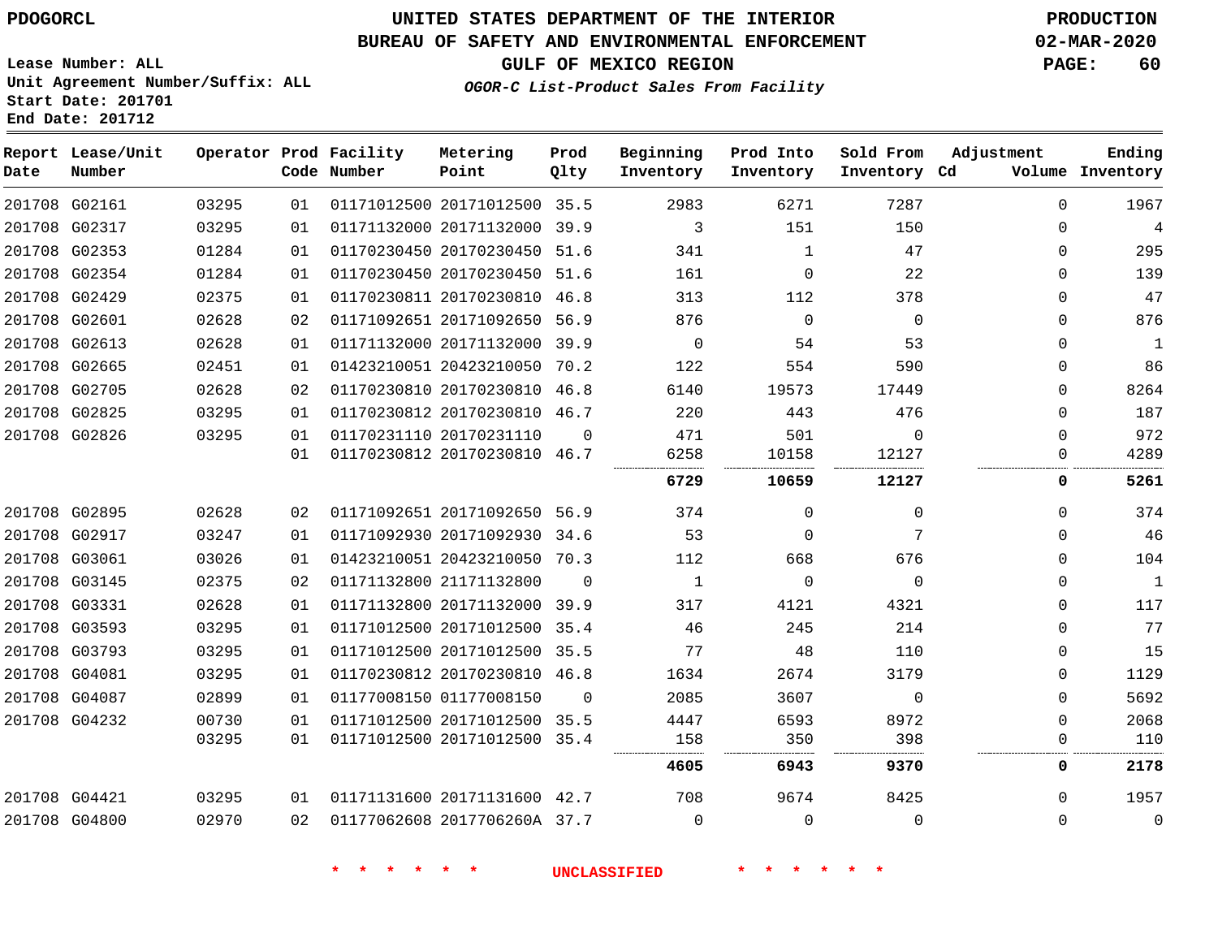PDOGORCL

# UNITED STATES DEPARTMENT OF THE INTERIOR
## BUREAU OF SAFETY AND ENVIRONMENTAL ENFORCEMENT
### GULF OF MEXICO REGION
*OGOR-C List-Product Sales From Facility*

PRODUCTION
02-MAR-2020

Lease Number: ALL
Unit Agreement Number/Suffix: ALL
Start Date: 201701
End Date: 201712

| Report Date | Lease/Unit Number | Operator | Prod Code | Facility Number | Metering Point | Prod Qlty | Beginning Inventory | Prod Into Inventory | Sold From Inventory | Adjustment Cd | Volume | Ending Inventory |
|---|---|---|---|---|---|---|---|---|---|---|---|---|
| 201708 | G02161 | 03295 | 01 | 01171012500 | 20171012500 | 35.5 | 2983 | 6271 | 7287 | | 0 | 1967 |
| 201708 | G02317 | 03295 | 01 | 01171132000 | 20171132000 | 39.9 | 3 | 151 | 150 | | 0 | 4 |
| 201708 | G02353 | 01284 | 01 | 01170230450 | 20170230450 | 51.6 | 341 | 1 | 47 | | 0 | 295 |
| 201708 | G02354 | 01284 | 01 | 01170230450 | 20170230450 | 51.6 | 161 | 0 | 22 | | 0 | 139 |
| 201708 | G02429 | 02375 | 01 | 01170230811 | 20170230810 | 46.8 | 313 | 112 | 378 | | 0 | 47 |
| 201708 | G02601 | 02628 | 02 | 01171092651 | 20171092650 | 56.9 | 876 | 0 | 0 | | 0 | 876 |
| 201708 | G02613 | 02628 | 01 | 01171132000 | 20171132000 | 39.9 | 0 | 54 | 53 | | 0 | 1 |
| 201708 | G02665 | 02451 | 01 | 01423210051 | 20423210050 | 70.2 | 122 | 554 | 590 | | 0 | 86 |
| 201708 | G02705 | 02628 | 02 | 01170230810 | 20170230810 | 46.8 | 6140 | 19573 | 17449 | | 0 | 8264 |
| 201708 | G02825 | 03295 | 01 | 01170230812 | 20170230810 | 46.7 | 220 | 443 | 476 | | 0 | 187 |
| 201708 | G02826 | 03295 | 01 | 01170231110 | 20170231110 | 0 | 471 | 501 | 0 | | 0 | 972 |
| | | | 01 | 01170230812 | 20170230810 | 46.7 | 6258 | 10158 | 12127 | | 0 | 4289 |
| | | | | | | | **6729** | **10659** | **12127** | | **0** | **5261** |
| 201708 | G02895 | 02628 | 02 | 01171092651 | 20171092650 | 56.9 | 374 | 0 | 0 | | 0 | 374 |
| 201708 | G02917 | 03247 | 01 | 01171092930 | 20171092930 | 34.6 | 53 | 0 | 7 | | 0 | 46 |
| 201708 | G03061 | 03026 | 01 | 01423210051 | 20423210050 | 70.3 | 112 | 668 | 676 | | 0 | 104 |
| 201708 | G03145 | 02375 | 02 | 01171132800 | 21171132800 | 0 | 1 | 0 | 0 | | 0 | 1 |
| 201708 | G03331 | 02628 | 01 | 01171132800 | 20171132000 | 39.9 | 317 | 4121 | 4321 | | 0 | 117 |
| 201708 | G03593 | 03295 | 01 | 01171012500 | 20171012500 | 35.4 | 46 | 245 | 214 | | 0 | 77 |
| 201708 | G03793 | 03295 | 01 | 01171012500 | 20171012500 | 35.5 | 77 | 48 | 110 | | 0 | 15 |
| 201708 | G04081 | 03295 | 01 | 01170230812 | 20170230810 | 46.8 | 1634 | 2674 | 3179 | | 0 | 1129 |
| 201708 | G04087 | 02899 | 01 | 01177008150 | 01177008150 | 0 | 2085 | 3607 | 0 | | 0 | 5692 |
| 201708 | G04232 | 00730 | 01 | 01171012500 | 20171012500 | 35.5 | 4447 | 6593 | 8972 | | 0 | 2068 |
| | | 03295 | 01 | 01171012500 | 20171012500 | 35.4 | 158 | 350 | 398 | | 0 | 110 |
| | | | | | | | **4605** | **6943** | **9370** | | **0** | **2178** |
| 201708 | G04421 | 03295 | 01 | 01171131600 | 20171131600 | 42.7 | 708 | 9674 | 8425 | | 0 | 1957 |
| 201708 | G04800 | 02970 | 02 | 01177062608 | 2017706260A | 37.7 | 0 | 0 | 0 | | 0 | 0 |

\* \* \* \* \* \* UNCLASSIFIED \* \* \* \* \* \*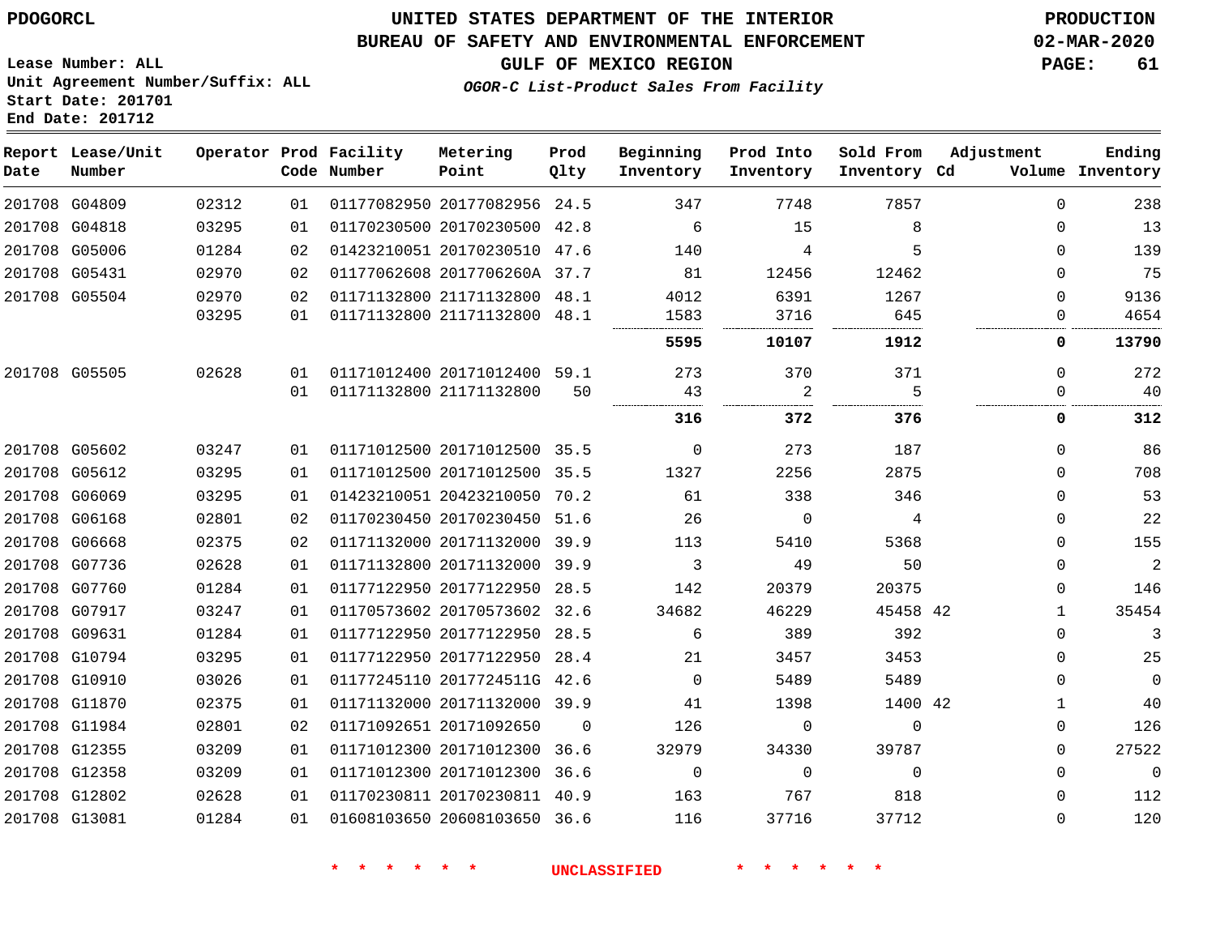PDOGORCL

UNITED STATES DEPARTMENT OF THE INTERIOR
BUREAU OF SAFETY AND ENVIRONMENTAL ENFORCEMENT
GULF OF MEXICO REGION

PRODUCTION
02-MAR-2020

Lease Number: ALL
Unit Agreement Number/Suffix: ALL
Start Date: 201701
End Date: 201712

*OGOR-C List-Product Sales From Facility*

| Report Date | Lease/Unit Number | Operator | Prod Code | Facility Number | Metering Point | Prod Qlty | Beginning Inventory | Prod Into Inventory | Sold From Inventory | Adjustment Cd | Volume | Ending Inventory |
|---|---|---|---|---|---|---|---|---|---|---|---|---|
| 201708 | G04809 | 02312 | 01 | 01177082950 | 20177082956 | 24.5 | 347 | 7748 | 7857 | | 0 | 238 |
| 201708 | G04818 | 03295 | 01 | 01170230500 | 20170230500 | 42.8 | 6 | 15 | 8 | | 0 | 13 |
| 201708 | G05006 | 01284 | 02 | 01423210051 | 20170230510 | 47.6 | 140 | 4 | 5 | | 0 | 139 |
| 201708 | G05431 | 02970 | 02 | 01177062608 | 2017706260A | 37.7 | 81 | 12456 | 12462 | | 0 | 75 |
| 201708 | G05504 | 02970 | 02 | 01171132800 | 21171132800 | 48.1 | 4012 | 6391 | 1267 | | 0 | 9136 |
| | | 03295 | 01 | 01171132800 | 21171132800 | 48.1 | 1583 | 3716 | 645 | | 0 | 4654 |
| | | | | | | | **5595** | **10107** | **1912** | | **0** | **13790** |
| 201708 | G05505 | 02628 | 01 | 01171012400 | 20171012400 | 59.1 | 273 | 370 | 371 | | 0 | 272 |
| | | | 01 | 01171132800 | 21171132800 | 50 | 43 | 2 | 5 | | 0 | 40 |
| | | | | | | | **316** | **372** | **376** | | **0** | **312** |
| 201708 | G05602 | 03247 | 01 | 01171012500 | 20171012500 | 35.5 | 0 | 273 | 187 | | 0 | 86 |
| 201708 | G05612 | 03295 | 01 | 01171012500 | 20171012500 | 35.5 | 1327 | 2256 | 2875 | | 0 | 708 |
| 201708 | G06069 | 03295 | 01 | 01423210051 | 20423210050 | 70.2 | 61 | 338 | 346 | | 0 | 53 |
| 201708 | G06168 | 02801 | 02 | 01170230450 | 20170230450 | 51.6 | 26 | 0 | 4 | | 0 | 22 |
| 201708 | G06668 | 02375 | 02 | 01171132000 | 20171132000 | 39.9 | 113 | 5410 | 5368 | | 0 | 155 |
| 201708 | G07736 | 02628 | 01 | 01171132800 | 20171132000 | 39.9 | 3 | 49 | 50 | | 0 | 2 |
| 201708 | G07760 | 01284 | 01 | 01177122950 | 20177122950 | 28.5 | 142 | 20379 | 20375 | | 0 | 146 |
| 201708 | G07917 | 03247 | 01 | 01170573602 | 20170573602 | 32.6 | 34682 | 46229 | 45458 | 42 | 1 | 35454 |
| 201708 | G09631 | 01284 | 01 | 01177122950 | 20177122950 | 28.5 | 6 | 389 | 392 | | 0 | 3 |
| 201708 | G10794 | 03295 | 01 | 01177122950 | 20177122950 | 28.4 | 21 | 3457 | 3453 | | 0 | 25 |
| 201708 | G10910 | 03026 | 01 | 01177245110 | 2017724511G | 42.6 | 0 | 5489 | 5489 | | 0 | 0 |
| 201708 | G11870 | 02375 | 01 | 01171132000 | 20171132000 | 39.9 | 41 | 1398 | 1400 | 42 | 1 | 40 |
| 201708 | G11984 | 02801 | 02 | 01171092651 | 20171092650 | 0 | 126 | 0 | 0 | | 0 | 126 |
| 201708 | G12355 | 03209 | 01 | 01171012300 | 20171012300 | 36.6 | 32979 | 34330 | 39787 | | 0 | 27522 |
| 201708 | G12358 | 03209 | 01 | 01171012300 | 20171012300 | 36.6 | 0 | 0 | 0 | | 0 | 0 |
| 201708 | G12802 | 02628 | 01 | 01170230811 | 20170230811 | 40.9 | 163 | 767 | 818 | | 0 | 112 |
| 201708 | G13081 | 01284 | 01 | 01608103650 | 20608103650 | 36.6 | 116 | 37716 | 37712 | | 0 | 120 |

\* \* \* \* \* \* UNCLASSIFIED \* \* \* \* \* \*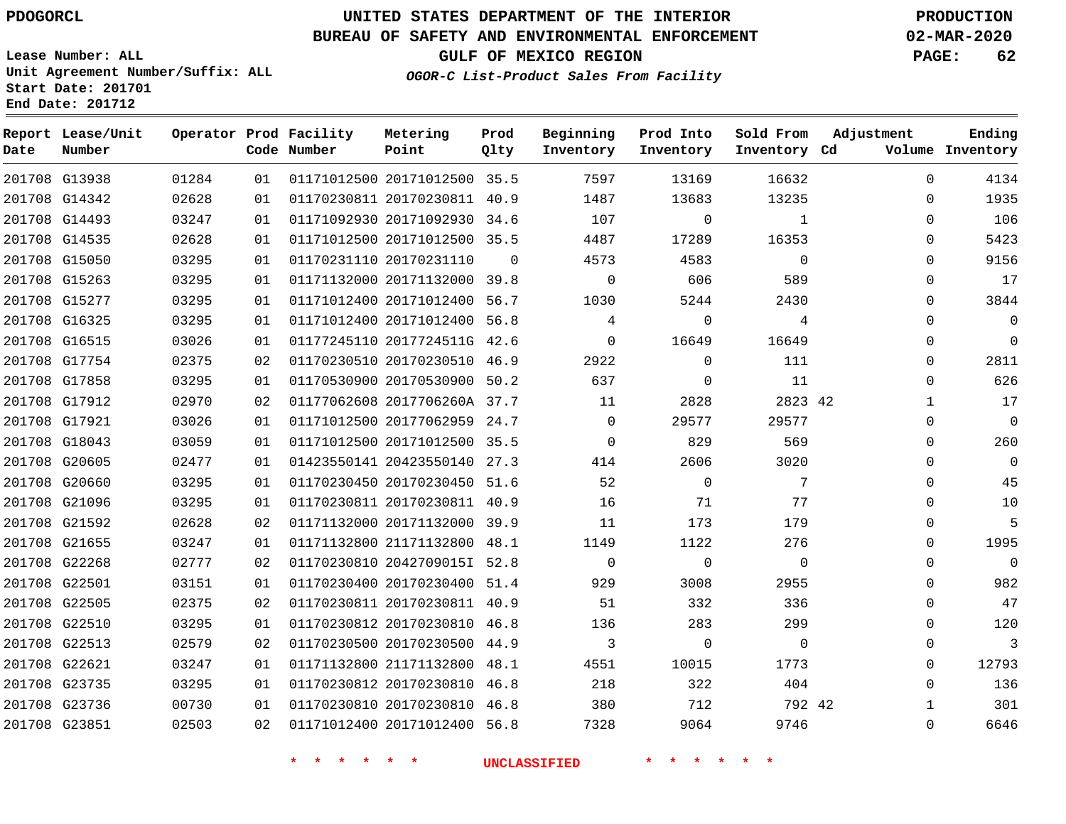PDOGORCL

# UNITED STATES DEPARTMENT OF THE INTERIOR
## BUREAU OF SAFETY AND ENVIRONMENTAL ENFORCEMENT
### GULF OF MEXICO REGION
*OGOR-C List-Product Sales From Facility*

PRODUCTION
02-MAR-2020

Lease Number: ALL
Unit Agreement Number/Suffix: ALL
Start Date: 201701
End Date: 201712

| Report Date | Lease/Unit Number | Operator | Prod Code | Facility Number | Metering Point | Prod Qlty | Beginning Inventory | Prod Into Inventory | Sold From Inventory | Adjustment Cd | Adjustment Volume | Ending Inventory |
|---|---|---|---|---|---|---|---|---|---|---|---|---|
| 201708 | G13938 | 01284 | 01 | 01171012500 | 20171012500 | 35.5 | 7597 | 13169 | 16632 | | 0 | 4134 |
| 201708 | G14342 | 02628 | 01 | 01170230811 | 20170230811 | 40.9 | 1487 | 13683 | 13235 | | 0 | 1935 |
| 201708 | G14493 | 03247 | 01 | 01171092930 | 20171092930 | 34.6 | 107 | 0 | 1 | | 0 | 106 |
| 201708 | G14535 | 02628 | 01 | 01171012500 | 20171012500 | 35.5 | 4487 | 17289 | 16353 | | 0 | 5423 |
| 201708 | G15050 | 03295 | 01 | 01170231110 | 20170231110 | 0 | 4573 | 4583 | 0 | | 0 | 9156 |
| 201708 | G15263 | 03295 | 01 | 01171132000 | 20171132000 | 39.8 | 0 | 606 | 589 | | 0 | 17 |
| 201708 | G15277 | 03295 | 01 | 01171012400 | 20171012400 | 56.7 | 1030 | 5244 | 2430 | | 0 | 3844 |
| 201708 | G16325 | 03295 | 01 | 01171012400 | 20171012400 | 56.8 | 4 | 0 | 4 | | 0 | 0 |
| 201708 | G16515 | 03026 | 01 | 01177245110 | 2017724511G | 42.6 | 0 | 16649 | 16649 | | 0 | 0 |
| 201708 | G17754 | 02375 | 02 | 01170230510 | 20170230510 | 46.9 | 2922 | 0 | 111 | | 0 | 2811 |
| 201708 | G17858 | 03295 | 01 | 01170530900 | 20170530900 | 50.2 | 637 | 0 | 11 | | 0 | 626 |
| 201708 | G17912 | 02970 | 02 | 01177062608 | 2017706260A | 37.7 | 11 | 2828 | 2823 | 42 | 1 | 17 |
| 201708 | G17921 | 03026 | 01 | 01171012500 | 20177062959 | 24.7 | 0 | 29577 | 29577 | | 0 | 0 |
| 201708 | G18043 | 03059 | 01 | 01171012500 | 20171012500 | 35.5 | 0 | 829 | 569 | | 0 | 260 |
| 201708 | G20605 | 02477 | 01 | 01423550141 | 20423550140 | 27.3 | 414 | 2606 | 3020 | | 0 | 0 |
| 201708 | G20660 | 03295 | 01 | 01170230450 | 20170230450 | 51.6 | 52 | 0 | 7 | | 0 | 45 |
| 201708 | G21096 | 03295 | 01 | 01170230811 | 20170230811 | 40.9 | 16 | 71 | 77 | | 0 | 10 |
| 201708 | G21592 | 02628 | 02 | 01171132000 | 20171132000 | 39.9 | 11 | 173 | 179 | | 0 | 5 |
| 201708 | G21655 | 03247 | 01 | 01171132800 | 21171132800 | 48.1 | 1149 | 1122 | 276 | | 0 | 1995 |
| 201708 | G22268 | 02777 | 02 | 01170230810 | 2042709015I | 52.8 | 0 | 0 | 0 | | 0 | 0 |
| 201708 | G22501 | 03151 | 01 | 01170230400 | 20170230400 | 51.4 | 929 | 3008 | 2955 | | 0 | 982 |
| 201708 | G22505 | 02375 | 02 | 01170230811 | 20170230811 | 40.9 | 51 | 332 | 336 | | 0 | 47 |
| 201708 | G22510 | 03295 | 01 | 01170230812 | 20170230810 | 46.8 | 136 | 283 | 299 | | 0 | 120 |
| 201708 | G22513 | 02579 | 02 | 01170230500 | 20170230500 | 44.9 | 3 | 0 | 0 | | 0 | 3 |
| 201708 | G22621 | 03247 | 01 | 01171132800 | 21171132800 | 48.1 | 4551 | 10015 | 1773 | | 0 | 12793 |
| 201708 | G23735 | 03295 | 01 | 01170230812 | 20170230810 | 46.8 | 218 | 322 | 404 | | 0 | 136 |
| 201708 | G23736 | 00730 | 01 | 01170230810 | 20170230810 | 46.8 | 380 | 712 | 792 | 42 | 1 | 301 |
| 201708 | G23851 | 02503 | 02 | 01171012400 | 20171012400 | 56.8 | 7328 | 9064 | 9746 | | 0 | 6646 |

* * * * * * UNCLASSIFIED * * * * * *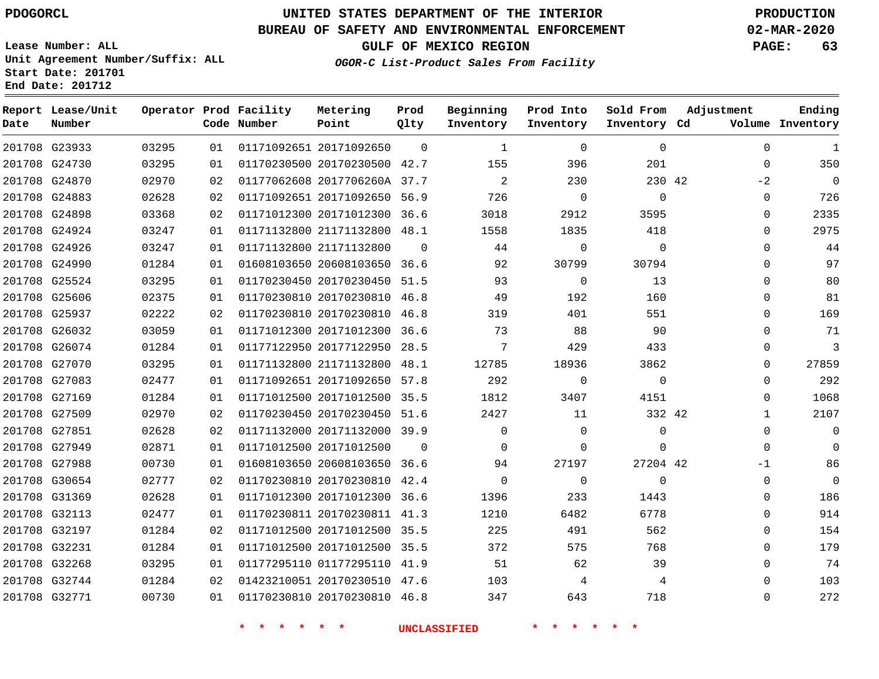# UNITED STATES DEPARTMENT OF THE INTERIOR
## BUREAU OF SAFETY AND ENVIRONMENTAL ENFORCEMENT
### GULF OF MEXICO REGION

PDOGORCL

PRODUCTION
02-MAR-2020

Lease Number: ALL
Unit Agreement Number/Suffix: ALL
Start Date: 201701
End Date: 201712

*OGOR-C List-Product Sales From Facility*

| Report Date | Lease/Unit Number | Operator | Prod Code | Facility Number | Metering Point | Prod Qlty | Beginning Inventory | Prod Into Inventory | Sold From Inventory | Adjustment Cd | Adjustment Volume | Ending Inventory |
|---|---|---|---|---|---|---|---|---|---|---|---|---|
| 201708 | G23933 | 03295 | 01 | 01171092651 | 20171092650 | 0 | 1 | 0 | 0 | | 0 | 1 |
| 201708 | G24730 | 03295 | 01 | 01170230500 | 20170230500 | 42.7 | 155 | 396 | 201 | | 0 | 350 |
| 201708 | G24870 | 02970 | 02 | 01177062608 | 2017706260A | 37.7 | 2 | 230 | 230 | 42 | -2 | 0 |
| 201708 | G24883 | 02628 | 02 | 01171092651 | 20171092650 | 56.9 | 726 | 0 | 0 | | 0 | 726 |
| 201708 | G24898 | 03368 | 02 | 01171012300 | 20171012300 | 36.6 | 3018 | 2912 | 3595 | | 0 | 2335 |
| 201708 | G24924 | 03247 | 01 | 01171132800 | 21171132800 | 48.1 | 1558 | 1835 | 418 | | 0 | 2975 |
| 201708 | G24926 | 03247 | 01 | 01171132800 | 21171132800 | 0 | 44 | 0 | 0 | | 0 | 44 |
| 201708 | G24990 | 01284 | 01 | 01608103650 | 20608103650 | 36.6 | 92 | 30799 | 30794 | | 0 | 97 |
| 201708 | G25524 | 03295 | 01 | 01170230450 | 20170230450 | 51.5 | 93 | 0 | 13 | | 0 | 80 |
| 201708 | G25606 | 02375 | 01 | 01170230810 | 20170230810 | 46.8 | 49 | 192 | 160 | | 0 | 81 |
| 201708 | G25937 | 02222 | 02 | 01170230810 | 20170230810 | 46.8 | 319 | 401 | 551 | | 0 | 169 |
| 201708 | G26032 | 03059 | 01 | 01171012300 | 20171012300 | 36.6 | 73 | 88 | 90 | | 0 | 71 |
| 201708 | G26074 | 01284 | 01 | 01177122950 | 20177122950 | 28.5 | 7 | 429 | 433 | | 0 | 3 |
| 201708 | G27070 | 03295 | 01 | 01171132800 | 21171132800 | 48.1 | 12785 | 18936 | 3862 | | 0 | 27859 |
| 201708 | G27083 | 02477 | 01 | 01171092651 | 20171092650 | 57.8 | 292 | 0 | 0 | | 0 | 292 |
| 201708 | G27169 | 01284 | 01 | 01171012500 | 20171012500 | 35.5 | 1812 | 3407 | 4151 | | 0 | 1068 |
| 201708 | G27509 | 02970 | 02 | 01170230450 | 20170230450 | 51.6 | 2427 | 11 | 332 | 42 | 1 | 2107 |
| 201708 | G27851 | 02628 | 02 | 01171132000 | 20171132000 | 39.9 | 0 | 0 | 0 | | 0 | 0 |
| 201708 | G27949 | 02871 | 01 | 01171012500 | 20171012500 | 0 | 0 | 0 | 0 | | 0 | 0 |
| 201708 | G27988 | 00730 | 01 | 01608103650 | 20608103650 | 36.6 | 94 | 27197 | 27204 | 42 | -1 | 86 |
| 201708 | G30654 | 02777 | 02 | 01170230810 | 20170230810 | 42.4 | 0 | 0 | 0 | | 0 | 0 |
| 201708 | G31369 | 02628 | 01 | 01171012300 | 20171012300 | 36.6 | 1396 | 233 | 1443 | | 0 | 186 |
| 201708 | G32113 | 02477 | 01 | 01170230811 | 20170230811 | 41.3 | 1210 | 6482 | 6778 | | 0 | 914 |
| 201708 | G32197 | 01284 | 02 | 01171012500 | 20171012500 | 35.5 | 225 | 491 | 562 | | 0 | 154 |
| 201708 | G32231 | 01284 | 01 | 01171012500 | 20171012500 | 35.5 | 372 | 575 | 768 | | 0 | 179 |
| 201708 | G32268 | 03295 | 01 | 01177295110 | 01177295110 | 41.9 | 51 | 62 | 39 | | 0 | 74 |
| 201708 | G32744 | 01284 | 02 | 01423210051 | 20170230510 | 47.6 | 103 | 4 | 4 | | 0 | 103 |
| 201708 | G32771 | 00730 | 01 | 01170230810 | 20170230810 | 46.8 | 347 | 643 | 718 | | 0 | 272 |

* * * * * * UNCLASSIFIED * * * * * *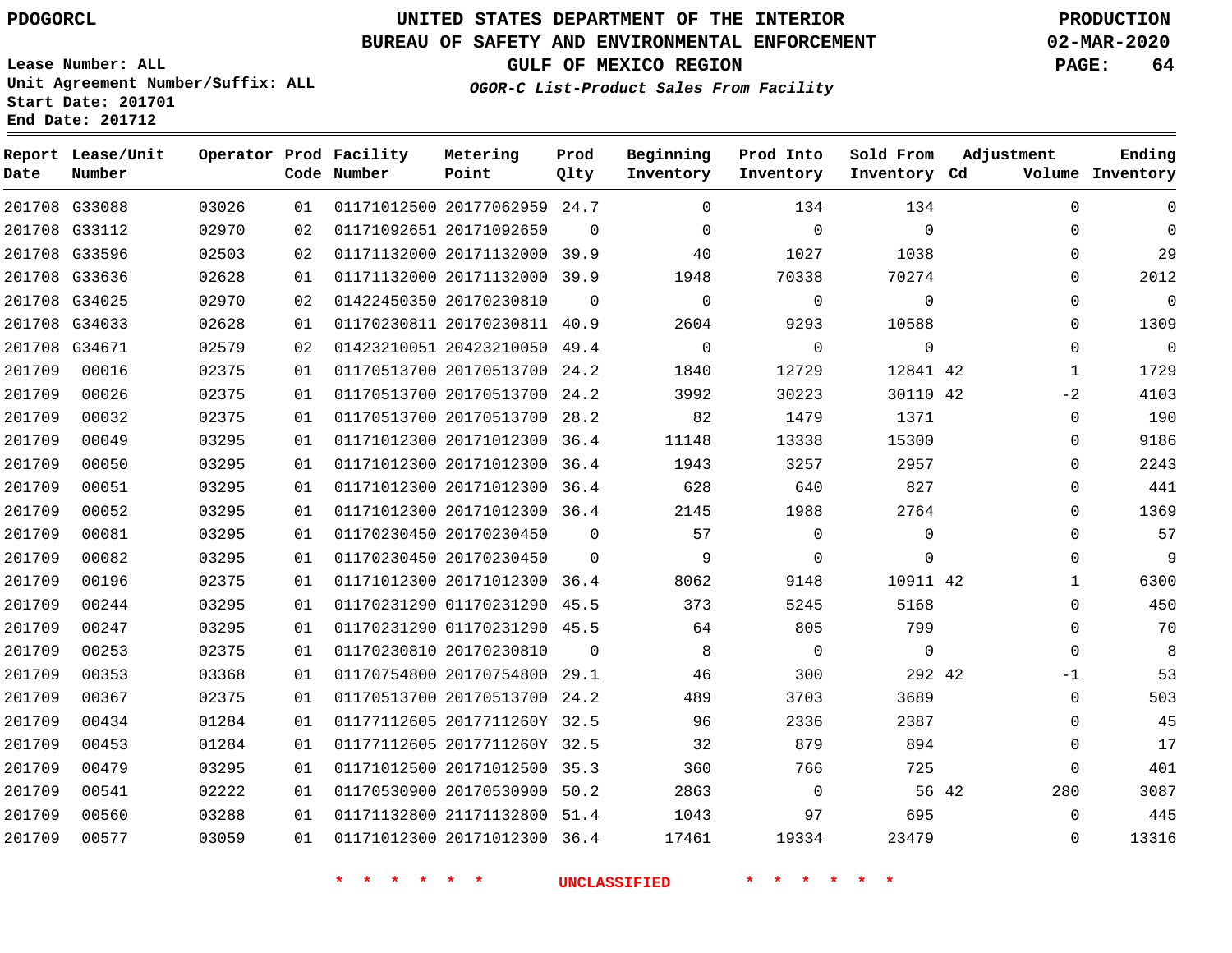PDOGORCL

# UNITED STATES DEPARTMENT OF THE INTERIOR
## BUREAU OF SAFETY AND ENVIRONMENTAL ENFORCEMENT
### GULF OF MEXICO REGION
*OGOR-C List-Product Sales From Facility*

PRODUCTION
02-MAR-2020

Lease Number: ALL
Unit Agreement Number/Suffix: ALL
Start Date: 201701
End Date: 201712

| Report Date | Lease/Unit Number | Operator | Prod Code | Facility Number | Metering Point | Prod Qlty | Beginning Inventory | Prod Into Inventory | Sold From Inventory | Adjustment Cd | Adjustment Volume | Ending Inventory |
|---|---|---|---|---|---|---|---|---|---|---|---|---|
| 201708 | G33088 | 03026 | 01 | 01171012500 | 20177062959 | 24.7 | 0 | 134 | 134 | | 0 | 0 |
| 201708 | G33112 | 02970 | 02 | 01171092651 | 20171092650 | 0 | 0 | 0 | 0 | | 0 | 0 |
| 201708 | G33596 | 02503 | 02 | 01171132000 | 20171132000 | 39.9 | 40 | 1027 | 1038 | | 0 | 29 |
| 201708 | G33636 | 02628 | 01 | 01171132000 | 20171132000 | 39.9 | 1948 | 70338 | 70274 | | 0 | 2012 |
| 201708 | G34025 | 02970 | 02 | 01422450350 | 20170230810 | 0 | 0 | 0 | 0 | | 0 | 0 |
| 201708 | G34033 | 02628 | 01 | 01170230811 | 20170230811 | 40.9 | 2604 | 9293 | 10588 | | 0 | 1309 |
| 201708 | G34671 | 02579 | 02 | 01423210051 | 20423210050 | 49.4 | 0 | 0 | 0 | | 0 | 0 |
| 201709 | 00016 | 02375 | 01 | 01170513700 | 20170513700 | 24.2 | 1840 | 12729 | 12841 | 42 | 1 | 1729 |
| 201709 | 00026 | 02375 | 01 | 01170513700 | 20170513700 | 24.2 | 3992 | 30223 | 30110 | 42 | -2 | 4103 |
| 201709 | 00032 | 02375 | 01 | 01170513700 | 20170513700 | 28.2 | 82 | 1479 | 1371 | | 0 | 190 |
| 201709 | 00049 | 03295 | 01 | 01171012300 | 20171012300 | 36.4 | 11148 | 13338 | 15300 | | 0 | 9186 |
| 201709 | 00050 | 03295 | 01 | 01171012300 | 20171012300 | 36.4 | 1943 | 3257 | 2957 | | 0 | 2243 |
| 201709 | 00051 | 03295 | 01 | 01171012300 | 20171012300 | 36.4 | 628 | 640 | 827 | | 0 | 441 |
| 201709 | 00052 | 03295 | 01 | 01171012300 | 20171012300 | 36.4 | 2145 | 1988 | 2764 | | 0 | 1369 |
| 201709 | 00081 | 03295 | 01 | 01170230450 | 20170230450 | 0 | 57 | 0 | 0 | | 0 | 57 |
| 201709 | 00082 | 03295 | 01 | 01170230450 | 20170230450 | 0 | 9 | 0 | 0 | | 0 | 9 |
| 201709 | 00196 | 02375 | 01 | 01171012300 | 20171012300 | 36.4 | 8062 | 9148 | 10911 | 42 | 1 | 6300 |
| 201709 | 00244 | 03295 | 01 | 01170231290 | 01170231290 | 45.5 | 373 | 5245 | 5168 | | 0 | 450 |
| 201709 | 00247 | 03295 | 01 | 01170231290 | 01170231290 | 45.5 | 64 | 805 | 799 | | 0 | 70 |
| 201709 | 00253 | 02375 | 01 | 01170230810 | 20170230810 | 0 | 8 | 0 | 0 | | 0 | 8 |
| 201709 | 00353 | 03368 | 01 | 01170754800 | 20170754800 | 29.1 | 46 | 300 | 292 | 42 | -1 | 53 |
| 201709 | 00367 | 02375 | 01 | 01170513700 | 20170513700 | 24.2 | 489 | 3703 | 3689 | | 0 | 503 |
| 201709 | 00434 | 01284 | 01 | 01177112605 | 2017711260Y | 32.5 | 96 | 2336 | 2387 | | 0 | 45 |
| 201709 | 00453 | 01284 | 01 | 01177112605 | 2017711260Y | 32.5 | 32 | 879 | 894 | | 0 | 17 |
| 201709 | 00479 | 03295 | 01 | 01171012500 | 20171012500 | 35.3 | 360 | 766 | 725 | | 0 | 401 |
| 201709 | 00541 | 02222 | 01 | 01170530900 | 20170530900 | 50.2 | 2863 | 0 | 56 | 42 | 280 | 3087 |
| 201709 | 00560 | 03288 | 01 | 01171132800 | 21171132800 | 51.4 | 1043 | 97 | 695 | | 0 | 445 |
| 201709 | 00577 | 03059 | 01 | 01171012300 | 20171012300 | 36.4 | 17461 | 19334 | 23479 | | 0 | 13316 |

* * * * * * UNCLASSIFIED * * * * * *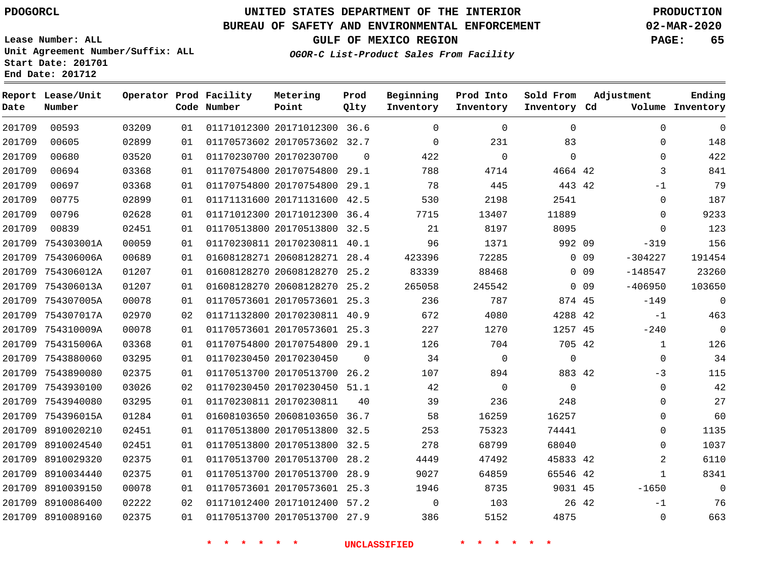PDOGORCL

# UNITED STATES DEPARTMENT OF THE INTERIOR
## BUREAU OF SAFETY AND ENVIRONMENTAL ENFORCEMENT
### GULF OF MEXICO REGION
*OGOR-C List-Product Sales From Facility*

PRODUCTION
02-MAR-2020

Lease Number: ALL
Unit Agreement Number/Suffix: ALL
Start Date: 201701
End Date: 201712

| Report Date | Lease/Unit Number | Operator | Prod Code | Facility Number | Metering Point | Prod Qlty | Beginning Inventory | Prod Into Inventory | Sold From Inventory | Adjustment Cd | Volume | Ending Inventory |
|---|---|---|---|---|---|---|---|---|---|---|---|---|
| 201709 | 00593 | 03209 | 01 | 01171012300 | 20171012300 | 36.6 | 0 | 0 | 0 | | 0 | 0 |
| 201709 | 00605 | 02899 | 01 | 01170573602 | 20170573602 | 32.7 | 0 | 231 | 83 | | 0 | 148 |
| 201709 | 00680 | 03520 | 01 | 01170230700 | 20170230700 | 0 | 422 | 0 | 0 | | 0 | 422 |
| 201709 | 00694 | 03368 | 01 | 01170754800 | 20170754800 | 29.1 | 788 | 4714 | 4664 | 42 | 3 | 841 |
| 201709 | 00697 | 03368 | 01 | 01170754800 | 20170754800 | 29.1 | 78 | 445 | 443 | 42 | -1 | 79 |
| 201709 | 00775 | 02899 | 01 | 01171131600 | 20171131600 | 42.5 | 530 | 2198 | 2541 | | 0 | 187 |
| 201709 | 00796 | 02628 | 01 | 01171012300 | 20171012300 | 36.4 | 7715 | 13407 | 11889 | | 0 | 9233 |
| 201709 | 00839 | 02451 | 01 | 01170513800 | 20170513800 | 32.5 | 21 | 8197 | 8095 | | 0 | 123 |
| 201709 | 754303001A | 00059 | 01 | 01170230811 | 20170230811 | 40.1 | 96 | 1371 | 992 | 09 | -319 | 156 |
| 201709 | 754306006A | 00689 | 01 | 01608128271 | 20608128271 | 28.4 | 423396 | 72285 | 0 | 09 | -304227 | 191454 |
| 201709 | 754306012A | 01207 | 01 | 01608128270 | 20608128270 | 25.2 | 83339 | 88468 | 0 | 09 | -148547 | 23260 |
| 201709 | 754306013A | 01207 | 01 | 01608128270 | 20608128270 | 25.2 | 265058 | 245542 | 0 | 09 | -406950 | 103650 |
| 201709 | 754307005A | 00078 | 01 | 01170573601 | 20170573601 | 25.3 | 236 | 787 | 874 | 45 | -149 | 0 |
| 201709 | 754307017A | 02970 | 02 | 01171132800 | 20170230811 | 40.9 | 672 | 4080 | 4288 | 42 | -1 | 463 |
| 201709 | 754310009A | 00078 | 01 | 01170573601 | 20170573601 | 25.3 | 227 | 1270 | 1257 | 45 | -240 | 0 |
| 201709 | 754315006A | 03368 | 01 | 01170754800 | 20170754800 | 29.1 | 126 | 704 | 705 | 42 | 1 | 126 |
| 201709 | 7543880060 | 03295 | 01 | 01170230450 | 20170230450 | 0 | 34 | 0 | 0 | | 0 | 34 |
| 201709 | 7543890080 | 02375 | 01 | 01170513700 | 20170513700 | 26.2 | 107 | 894 | 883 | 42 | -3 | 115 |
| 201709 | 7543930100 | 03026 | 02 | 01170230450 | 20170230450 | 51.1 | 42 | 0 | 0 | | 0 | 42 |
| 201709 | 7543940080 | 03295 | 01 | 01170230811 | 20170230811 | 40 | 39 | 236 | 248 | | 0 | 27 |
| 201709 | 754396015A | 01284 | 01 | 01608103650 | 20608103650 | 36.7 | 58 | 16259 | 16257 | | 0 | 60 |
| 201709 | 8910020210 | 02451 | 01 | 01170513800 | 20170513800 | 32.5 | 253 | 75323 | 74441 | | 0 | 1135 |
| 201709 | 8910024540 | 02451 | 01 | 01170513800 | 20170513800 | 32.5 | 278 | 68799 | 68040 | | 0 | 1037 |
| 201709 | 8910029320 | 02375 | 01 | 01170513700 | 20170513700 | 28.2 | 4449 | 47492 | 45833 | 42 | 2 | 6110 |
| 201709 | 8910034440 | 02375 | 01 | 01170513700 | 20170513700 | 28.9 | 9027 | 64859 | 65546 | 42 | 1 | 8341 |
| 201709 | 8910039150 | 00078 | 01 | 01170573601 | 20170573601 | 25.3 | 1946 | 8735 | 9031 | 45 | -1650 | 0 |
| 201709 | 8910086400 | 02222 | 02 | 01171012400 | 20171012400 | 57.2 | 0 | 103 | 26 | 42 | -1 | 76 |
| 201709 | 8910089160 | 02375 | 01 | 01170513700 | 20170513700 | 27.9 | 386 | 5152 | 4875 | | 0 | 663 |

* * * * * * UNCLASSIFIED * * * * * *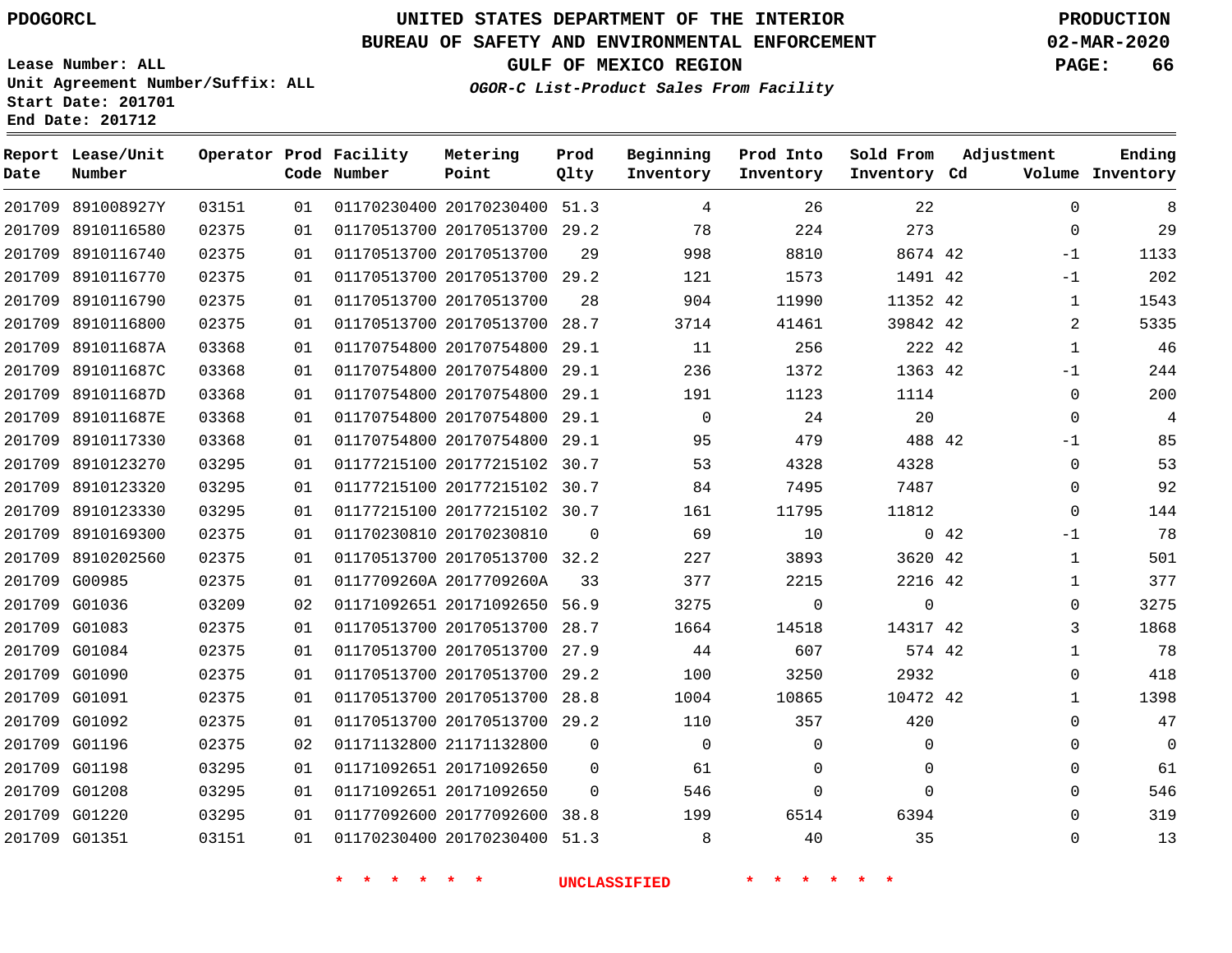PDOGORCL

Lease Number: ALL
Unit Agreement Number/Suffix: ALL
Start Date: 201701
End Date: 201712

# UNITED STATES DEPARTMENT OF THE INTERIOR
## BUREAU OF SAFETY AND ENVIRONMENTAL ENFORCEMENT
### GULF OF MEXICO REGION
*OGOR-C List-Product Sales From Facility*

PRODUCTION
02-MAR-2020

| Report Date | Lease/Unit Number | Operator | Prod Code | Facility Number | Metering Point | Prod Qlty | Beginning Inventory | Prod Into Inventory | Sold From Inventory | Adjustment Cd | Adjustment Volume | Ending Inventory |
|---|---|---|---|---|---|---|---|---|---|---|---|---|
| 201709 | 891008927Y | 03151 | 01 | 01170230400 | 20170230400 | 51.3 | 4 | 26 | 22 | | 0 | 8 |
| 201709 | 8910116580 | 02375 | 01 | 01170513700 | 20170513700 | 29.2 | 78 | 224 | 273 | | 0 | 29 |
| 201709 | 8910116740 | 02375 | 01 | 01170513700 | 20170513700 | 29 | 998 | 8810 | 8674 | 42 | -1 | 1133 |
| 201709 | 8910116770 | 02375 | 01 | 01170513700 | 20170513700 | 29.2 | 121 | 1573 | 1491 | 42 | -1 | 202 |
| 201709 | 8910116790 | 02375 | 01 | 01170513700 | 20170513700 | 28 | 904 | 11990 | 11352 | 42 | 1 | 1543 |
| 201709 | 8910116800 | 02375 | 01 | 01170513700 | 20170513700 | 28.7 | 3714 | 41461 | 39842 | 42 | 2 | 5335 |
| 201709 | 891011687A | 03368 | 01 | 01170754800 | 20170754800 | 29.1 | 11 | 256 | 222 | 42 | 1 | 46 |
| 201709 | 891011687C | 03368 | 01 | 01170754800 | 20170754800 | 29.1 | 236 | 1372 | 1363 | 42 | -1 | 244 |
| 201709 | 891011687D | 03368 | 01 | 01170754800 | 20170754800 | 29.1 | 191 | 1123 | 1114 | | 0 | 200 |
| 201709 | 891011687E | 03368 | 01 | 01170754800 | 20170754800 | 29.1 | 0 | 24 | 20 | | 0 | 4 |
| 201709 | 8910117330 | 03368 | 01 | 01170754800 | 20170754800 | 29.1 | 95 | 479 | 488 | 42 | -1 | 85 |
| 201709 | 8910123270 | 03295 | 01 | 01177215100 | 20177215102 | 30.7 | 53 | 4328 | 4328 | | 0 | 53 |
| 201709 | 8910123320 | 03295 | 01 | 01177215100 | 20177215102 | 30.7 | 84 | 7495 | 7487 | | 0 | 92 |
| 201709 | 8910123330 | 03295 | 01 | 01177215100 | 20177215102 | 30.7 | 161 | 11795 | 11812 | | 0 | 144 |
| 201709 | 8910169300 | 02375 | 01 | 01170230810 | 20170230810 | 0 | 69 | 10 | 0 | 42 | -1 | 78 |
| 201709 | 8910202560 | 02375 | 01 | 01170513700 | 20170513700 | 32.2 | 227 | 3893 | 3620 | 42 | 1 | 501 |
| 201709 | G00985 | 02375 | 01 | 0117709260A | 2017709260A | 33 | 377 | 2215 | 2216 | 42 | 1 | 377 |
| 201709 | G01036 | 03209 | 02 | 01171092651 | 20171092650 | 56.9 | 3275 | 0 | 0 | | 0 | 3275 |
| 201709 | G01083 | 02375 | 01 | 01170513700 | 20170513700 | 28.7 | 1664 | 14518 | 14317 | 42 | 3 | 1868 |
| 201709 | G01084 | 02375 | 01 | 01170513700 | 20170513700 | 27.9 | 44 | 607 | 574 | 42 | 1 | 78 |
| 201709 | G01090 | 02375 | 01 | 01170513700 | 20170513700 | 29.2 | 100 | 3250 | 2932 | | 0 | 418 |
| 201709 | G01091 | 02375 | 01 | 01170513700 | 20170513700 | 28.8 | 1004 | 10865 | 10472 | 42 | 1 | 1398 |
| 201709 | G01092 | 02375 | 01 | 01170513700 | 20170513700 | 29.2 | 110 | 357 | 420 | | 0 | 47 |
| 201709 | G01196 | 02375 | 02 | 01171132800 | 21171132800 | 0 | 0 | 0 | 0 | | 0 | 0 |
| 201709 | G01198 | 03295 | 01 | 01171092651 | 20171092650 | 0 | 61 | 0 | 0 | | 0 | 61 |
| 201709 | G01208 | 03295 | 01 | 01171092651 | 20171092650 | 0 | 546 | 0 | 0 | | 0 | 546 |
| 201709 | G01220 | 03295 | 01 | 01177092600 | 20177092600 | 38.8 | 199 | 6514 | 6394 | | 0 | 319 |
| 201709 | G01351 | 03151 | 01 | 01170230400 | 20170230400 | 51.3 | 8 | 40 | 35 | | 0 | 13 |

* * * * * * UNCLASSIFIED * * * * * *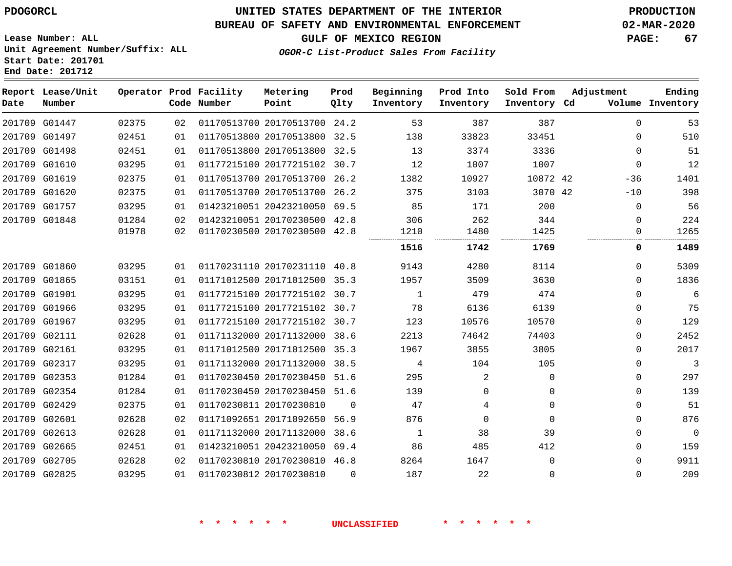PDOGORCL

# UNITED STATES DEPARTMENT OF THE INTERIOR
## BUREAU OF SAFETY AND ENVIRONMENTAL ENFORCEMENT
### GULF OF MEXICO REGION
*OGOR-C List-Product Sales From Facility*

PRODUCTION
02-MAR-2020

Lease Number: ALL
Unit Agreement Number/Suffix: ALL
Start Date: 201701
End Date: 201712

| Report Date | Lease/Unit Number | Operator | Prod Code | Facility Number | Metering Point | Prod Qlty | Beginning Inventory | Prod Into Inventory | Sold From Inventory | Adjustment Cd | Adjustment Volume | Ending Inventory |
|---|---|---|---|---|---|---|---|---|---|---|---|---|
| 201709 | G01447 | 02375 | 02 | 01170513700 | 20170513700 | 24.2 | 53 | 387 | 387 | | 0 | 53 |
| 201709 | G01497 | 02451 | 01 | 01170513800 | 20170513800 | 32.5 | 138 | 33823 | 33451 | | 0 | 510 |
| 201709 | G01498 | 02451 | 01 | 01170513800 | 20170513800 | 32.5 | 13 | 3374 | 3336 | | 0 | 51 |
| 201709 | G01610 | 03295 | 01 | 01177215100 | 20177215102 | 30.7 | 12 | 1007 | 1007 | | 0 | 12 |
| 201709 | G01619 | 02375 | 01 | 01170513700 | 20170513700 | 26.2 | 1382 | 10927 | 10872 | 42 | -36 | 1401 |
| 201709 | G01620 | 02375 | 01 | 01170513700 | 20170513700 | 26.2 | 375 | 3103 | 3070 | 42 | -10 | 398 |
| 201709 | G01757 | 03295 | 01 | 01423210051 | 20423210050 | 69.5 | 85 | 171 | 200 | | 0 | 56 |
| 201709 | G01848 | 01284 | 02 | 01423210051 | 20170230500 | 42.8 | 306 | 262 | 344 | | 0 | 224 |
| | | 01978 | 02 | 01170230500 | 20170230500 | 42.8 | 1210 | 1480 | 1425 | | 0 | 1265 |
| | | | | | | | **1516** | **1742** | **1769** | | **0** | **1489** |
| 201709 | G01860 | 03295 | 01 | 01170231110 | 20170231110 | 40.8 | 9143 | 4280 | 8114 | | 0 | 5309 |
| 201709 | G01865 | 03151 | 01 | 01171012500 | 20171012500 | 35.3 | 1957 | 3509 | 3630 | | 0 | 1836 |
| 201709 | G01901 | 03295 | 01 | 01177215100 | 20177215102 | 30.7 | 1 | 479 | 474 | | 0 | 6 |
| 201709 | G01966 | 03295 | 01 | 01177215100 | 20177215102 | 30.7 | 78 | 6136 | 6139 | | 0 | 75 |
| 201709 | G01967 | 03295 | 01 | 01177215100 | 20177215102 | 30.7 | 123 | 10576 | 10570 | | 0 | 129 |
| 201709 | G02111 | 02628 | 01 | 01171132000 | 20171132000 | 38.6 | 2213 | 74642 | 74403 | | 0 | 2452 |
| 201709 | G02161 | 03295 | 01 | 01171012500 | 20171012500 | 35.3 | 1967 | 3855 | 3805 | | 0 | 2017 |
| 201709 | G02317 | 03295 | 01 | 01171132000 | 20171132000 | 38.5 | 4 | 104 | 105 | | 0 | 3 |
| 201709 | G02353 | 01284 | 01 | 01170230450 | 20170230450 | 51.6 | 295 | 2 | 0 | | 0 | 297 |
| 201709 | G02354 | 01284 | 01 | 01170230450 | 20170230450 | 51.6 | 139 | 0 | 0 | | 0 | 139 |
| 201709 | G02429 | 02375 | 01 | 01170230811 | 20170230810 | 0 | 47 | 4 | 0 | | 0 | 51 |
| 201709 | G02601 | 02628 | 02 | 01171092651 | 20171092650 | 56.9 | 876 | 0 | 0 | | 0 | 876 |
| 201709 | G02613 | 02628 | 01 | 01171132000 | 20171132000 | 38.6 | 1 | 38 | 39 | | 0 | 0 |
| 201709 | G02665 | 02451 | 01 | 01423210051 | 20423210050 | 69.4 | 86 | 485 | 412 | | 0 | 159 |
| 201709 | G02705 | 02628 | 02 | 01170230810 | 20170230810 | 46.8 | 8264 | 1647 | 0 | | 0 | 9911 |
| 201709 | G02825 | 03295 | 01 | 01170230812 | 20170230810 | 0 | 187 | 22 | 0 | | 0 | 209 |

\* \* \* \* \* \* UNCLASSIFIED \* \* \* \* \* \*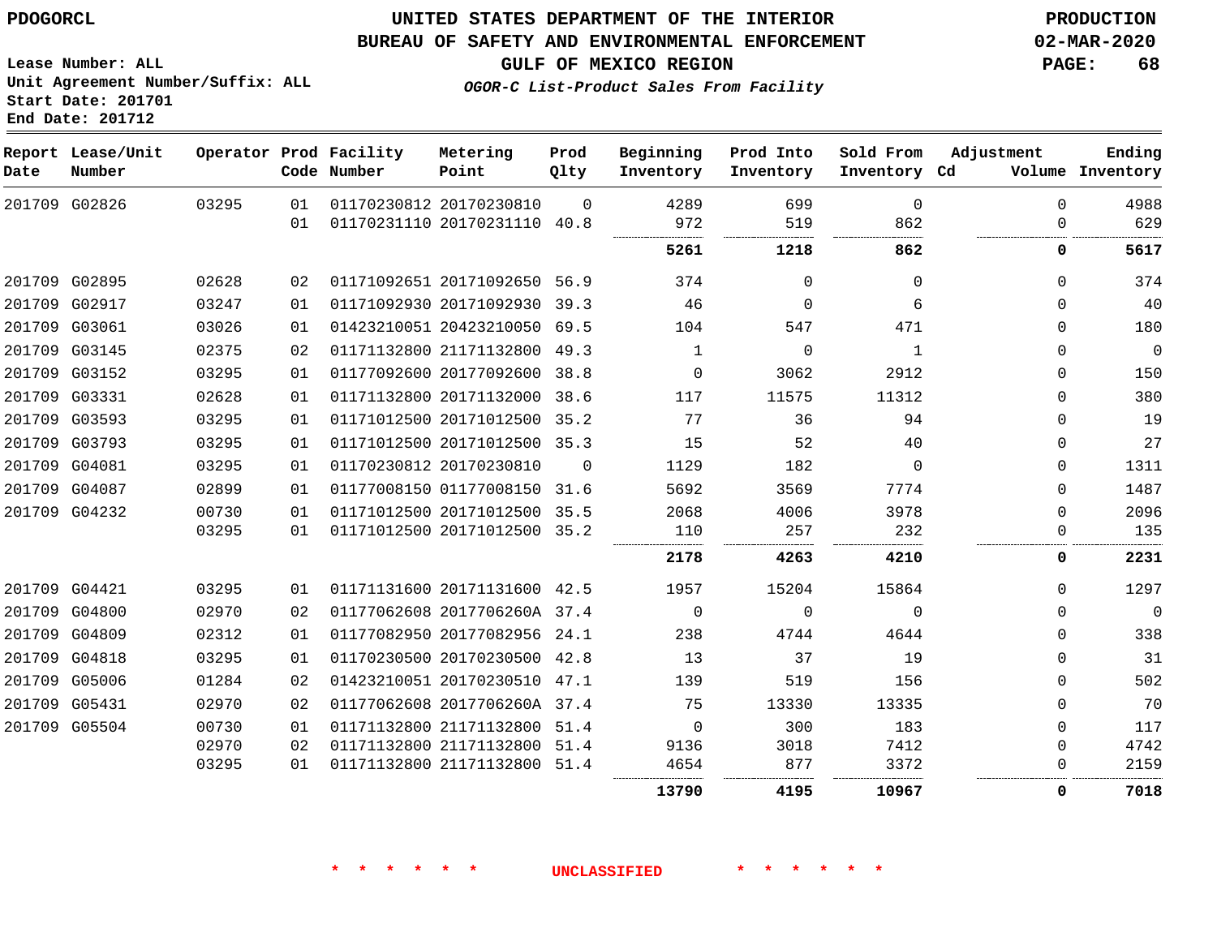PDOGORCL

# UNITED STATES DEPARTMENT OF THE INTERIOR
## BUREAU OF SAFETY AND ENVIRONMENTAL ENFORCEMENT
### GULF OF MEXICO REGION
*OGOR-C List-Product Sales From Facility*

PRODUCTION
02-MAR-2020

Lease Number: ALL
Unit Agreement Number/Suffix: ALL
Start Date: 201701
End Date: 201712

| Report Date | Lease/Unit Number | Operator | Prod Code | Facility Number | Metering Point | Prod Qlty | Beginning Inventory | Prod Into Inventory | Sold From Inventory | Adjustment Cd | Adjustment Volume | Ending Inventory |
|---|---|---|---|---|---|---|---|---|---|---|---|---|
| 201709 | G02826 | 03295 | 01 | 01170230812 | 20170230810 | 0 | 4289 | 699 | 0 | | 0 | 4988 |
| | | | 01 | 01170231110 | 20170231110 | 40.8 | 972 | 519 | 862 | | 0 | 629 |
| | | | | | | | **5261** | **1218** | **862** | | **0** | **5617** |
| 201709 | G02895 | 02628 | 02 | 01171092651 | 20171092650 | 56.9 | 374 | 0 | 0 | | 0 | 374 |
| 201709 | G02917 | 03247 | 01 | 01171092930 | 20171092930 | 39.3 | 46 | 0 | 6 | | 0 | 40 |
| 201709 | G03061 | 03026 | 01 | 01423210051 | 20423210050 | 69.5 | 104 | 547 | 471 | | 0 | 180 |
| 201709 | G03145 | 02375 | 02 | 01171132800 | 21171132800 | 49.3 | 1 | 0 | 1 | | 0 | 0 |
| 201709 | G03152 | 03295 | 01 | 01177092600 | 20177092600 | 38.8 | 0 | 3062 | 2912 | | 0 | 150 |
| 201709 | G03331 | 02628 | 01 | 01171132800 | 20171132000 | 38.6 | 117 | 11575 | 11312 | | 0 | 380 |
| 201709 | G03593 | 03295 | 01 | 01171012500 | 20171012500 | 35.2 | 77 | 36 | 94 | | 0 | 19 |
| 201709 | G03793 | 03295 | 01 | 01171012500 | 20171012500 | 35.3 | 15 | 52 | 40 | | 0 | 27 |
| 201709 | G04081 | 03295 | 01 | 01170230812 | 20170230810 | 0 | 1129 | 182 | 0 | | 0 | 1311 |
| 201709 | G04087 | 02899 | 01 | 01177008150 | 01177008150 | 31.6 | 5692 | 3569 | 7774 | | 0 | 1487 |
| 201709 | G04232 | 00730 | 01 | 01171012500 | 20171012500 | 35.5 | 2068 | 4006 | 3978 | | 0 | 2096 |
| | | 03295 | 01 | 01171012500 | 20171012500 | 35.2 | 110 | 257 | 232 | | 0 | 135 |
| | | | | | | | **2178** | **4263** | **4210** | | **0** | **2231** |
| 201709 | G04421 | 03295 | 01 | 01171131600 | 20171131600 | 42.5 | 1957 | 15204 | 15864 | | 0 | 1297 |
| 201709 | G04800 | 02970 | 02 | 01177062608 | 2017706260A | 37.4 | 0 | 0 | 0 | | 0 | 0 |
| 201709 | G04809 | 02312 | 01 | 01177082950 | 20177082956 | 24.1 | 238 | 4744 | 4644 | | 0 | 338 |
| 201709 | G04818 | 03295 | 01 | 01170230500 | 20170230500 | 42.8 | 13 | 37 | 19 | | 0 | 31 |
| 201709 | G05006 | 01284 | 02 | 01423210051 | 20170230510 | 47.1 | 139 | 519 | 156 | | 0 | 502 |
| 201709 | G05431 | 02970 | 02 | 01177062608 | 2017706260A | 37.4 | 75 | 13330 | 13335 | | 0 | 70 |
| 201709 | G05504 | 00730 | 01 | 01171132800 | 21171132800 | 51.4 | 0 | 300 | 183 | | 0 | 117 |
| | | 02970 | 02 | 01171132800 | 21171132800 | 51.4 | 9136 | 3018 | 7412 | | 0 | 4742 |
| | | 03295 | 01 | 01171132800 | 21171132800 | 51.4 | 4654 | 877 | 3372 | | 0 | 2159 |
| | | | | | | | **13790** | **4195** | **10967** | | **0** | **7018** |

\* \* \* \* \* \* UNCLASSIFIED \* \* \* \* \* \*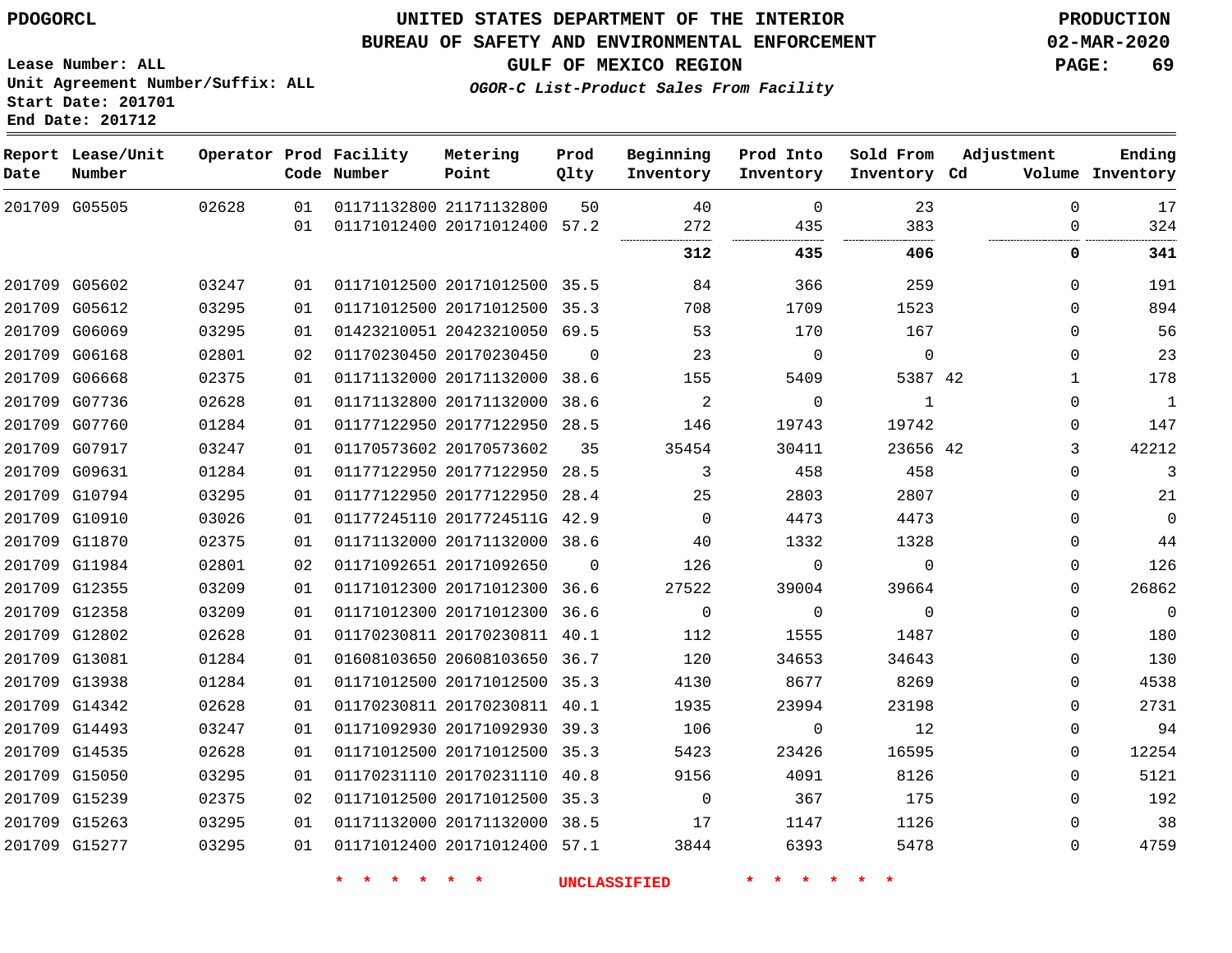PDOGORCL

# UNITED STATES DEPARTMENT OF THE INTERIOR
## BUREAU OF SAFETY AND ENVIRONMENTAL ENFORCEMENT
### GULF OF MEXICO REGION
*OGOR-C List-Product Sales From Facility*

PRODUCTION
02-MAR-2020

Lease Number: ALL
Unit Agreement Number/Suffix: ALL
Start Date: 201701
End Date: 201712

| Report Date | Lease/Unit Number | Operator | Prod Code | Facility Number | Metering Point | Prod Qlty | Beginning Inventory | Prod Into Inventory | Sold From Inventory | Adjustment Cd | Volume | Ending Inventory |
|---|---|---|---|---|---|---|---|---|---|---|---|---|
| 201709 | G05505 | 02628 | 01 | 01171132800 | 21171132800 | 50 | 40 | 0 | 23 | | 0 | 17 |
| | | | 01 | 01171012400 | 20171012400 | 57.2 | 272 | 435 | 383 | | 0 | 324 |
| | | | | | | | **312** | **435** | **406** | | **0** | **341** |
| 201709 | G05602 | 03247 | 01 | 01171012500 | 20171012500 | 35.5 | 84 | 366 | 259 | | 0 | 191 |
| 201709 | G05612 | 03295 | 01 | 01171012500 | 20171012500 | 35.3 | 708 | 1709 | 1523 | | 0 | 894 |
| 201709 | G06069 | 03295 | 01 | 01423210051 | 20423210050 | 69.5 | 53 | 170 | 167 | | 0 | 56 |
| 201709 | G06168 | 02801 | 02 | 01170230450 | 20170230450 | 0 | 23 | 0 | 0 | | 0 | 23 |
| 201709 | G06668 | 02375 | 01 | 01171132000 | 20171132000 | 38.6 | 155 | 5409 | 5387 | 42 | 1 | 178 |
| 201709 | G07736 | 02628 | 01 | 01171132800 | 20171132000 | 38.6 | 2 | 0 | 1 | | 0 | 1 |
| 201709 | G07760 | 01284 | 01 | 01177122950 | 20177122950 | 28.5 | 146 | 19743 | 19742 | | 0 | 147 |
| 201709 | G07917 | 03247 | 01 | 01170573602 | 20170573602 | 35 | 35454 | 30411 | 23656 | 42 | 3 | 42212 |
| 201709 | G09631 | 01284 | 01 | 01177122950 | 20177122950 | 28.5 | 3 | 458 | 458 | | 0 | 3 |
| 201709 | G10794 | 03295 | 01 | 01177122950 | 20177122950 | 28.4 | 25 | 2803 | 2807 | | 0 | 21 |
| 201709 | G10910 | 03026 | 01 | 01177245110 | 2017724511G | 42.9 | 0 | 4473 | 4473 | | 0 | 0 |
| 201709 | G11870 | 02375 | 01 | 01171132000 | 20171132000 | 38.6 | 40 | 1332 | 1328 | | 0 | 44 |
| 201709 | G11984 | 02801 | 02 | 01171092651 | 20171092650 | 0 | 126 | 0 | 0 | | 0 | 126 |
| 201709 | G12355 | 03209 | 01 | 01171012300 | 20171012300 | 36.6 | 27522 | 39004 | 39664 | | 0 | 26862 |
| 201709 | G12358 | 03209 | 01 | 01171012300 | 20171012300 | 36.6 | 0 | 0 | 0 | | 0 | 0 |
| 201709 | G12802 | 02628 | 01 | 01170230811 | 20170230811 | 40.1 | 112 | 1555 | 1487 | | 0 | 180 |
| 201709 | G13081 | 01284 | 01 | 01608103650 | 20608103650 | 36.7 | 120 | 34653 | 34643 | | 0 | 130 |
| 201709 | G13938 | 01284 | 01 | 01171012500 | 20171012500 | 35.3 | 4130 | 8677 | 8269 | | 0 | 4538 |
| 201709 | G14342 | 02628 | 01 | 01170230811 | 20170230811 | 40.1 | 1935 | 23994 | 23198 | | 0 | 2731 |
| 201709 | G14493 | 03247 | 01 | 01171092930 | 20171092930 | 39.3 | 106 | 0 | 12 | | 0 | 94 |
| 201709 | G14535 | 02628 | 01 | 01171012500 | 20171012500 | 35.3 | 5423 | 23426 | 16595 | | 0 | 12254 |
| 201709 | G15050 | 03295 | 01 | 01170231110 | 20170231110 | 40.8 | 9156 | 4091 | 8126 | | 0 | 5121 |
| 201709 | G15239 | 02375 | 02 | 01171012500 | 20171012500 | 35.3 | 0 | 367 | 175 | | 0 | 192 |
| 201709 | G15263 | 03295 | 01 | 01171132000 | 20171132000 | 38.5 | 17 | 1147 | 1126 | | 0 | 38 |
| 201709 | G15277 | 03295 | 01 | 01171012400 | 20171012400 | 57.1 | 3844 | 6393 | 5478 | | 0 | 4759 |

* * * * * * UNCLASSIFIED * * * * * *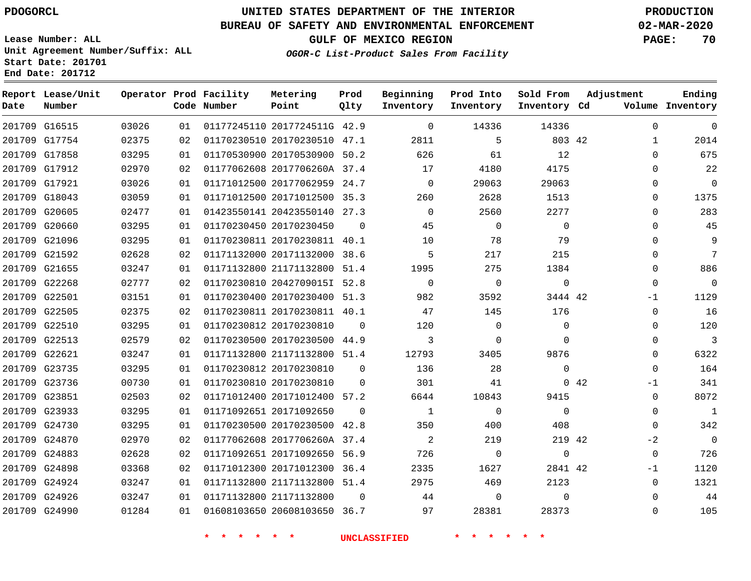PDOGORCL

# UNITED STATES DEPARTMENT OF THE INTERIOR
## BUREAU OF SAFETY AND ENVIRONMENTAL ENFORCEMENT
### GULF OF MEXICO REGION
*OGOR-C List-Product Sales From Facility*

PRODUCTION
02-MAR-2020

Lease Number: ALL
Unit Agreement Number/Suffix: ALL
Start Date: 201701
End Date: 201712

| Report Date | Lease/Unit Number | Operator | Prod Code | Facility Number | Metering Point | Prod Qlty | Beginning Inventory | Prod Into Inventory | Sold From Inventory | Adjustment Cd | Volume | Ending Inventory |
|---|---|---|---|---|---|---|---|---|---|---|---|---|
| 201709 | G16515 | 03026 | 01 | 01177245110 | 2017724511G | 42.9 | 0 | 14336 | 14336 | | 0 | 0 |
| 201709 | G17754 | 02375 | 02 | 01170230510 | 20170230510 | 47.1 | 2811 | 5 | 803 | 42 | 1 | 2014 |
| 201709 | G17858 | 03295 | 01 | 01170530900 | 20170530900 | 50.2 | 626 | 61 | 12 | | 0 | 675 |
| 201709 | G17912 | 02970 | 02 | 01177062608 | 2017706260A | 37.4 | 17 | 4180 | 4175 | | 0 | 22 |
| 201709 | G17921 | 03026 | 01 | 01171012500 | 20177062959 | 24.7 | 0 | 29063 | 29063 | | 0 | 0 |
| 201709 | G18043 | 03059 | 01 | 01171012500 | 20171012500 | 35.3 | 260 | 2628 | 1513 | | 0 | 1375 |
| 201709 | G20605 | 02477 | 01 | 01423550141 | 20423550140 | 27.3 | 0 | 2560 | 2277 | | 0 | 283 |
| 201709 | G20660 | 03295 | 01 | 01170230450 | 20170230450 | 0 | 45 | 0 | 0 | | 0 | 45 |
| 201709 | G21096 | 03295 | 01 | 01170230811 | 20170230811 | 40.1 | 10 | 78 | 79 | | 0 | 9 |
| 201709 | G21592 | 02628 | 02 | 01171132000 | 20171132000 | 38.6 | 5 | 217 | 215 | | 0 | 7 |
| 201709 | G21655 | 03247 | 01 | 01171132800 | 21171132800 | 51.4 | 1995 | 275 | 1384 | | 0 | 886 |
| 201709 | G22268 | 02777 | 02 | 01170230810 | 2042709015I | 52.8 | 0 | 0 | 0 | | 0 | 0 |
| 201709 | G22501 | 03151 | 01 | 01170230400 | 20170230400 | 51.3 | 982 | 3592 | 3444 | 42 | -1 | 1129 |
| 201709 | G22505 | 02375 | 02 | 01170230811 | 20170230811 | 40.1 | 47 | 145 | 176 | | 0 | 16 |
| 201709 | G22510 | 03295 | 01 | 01170230812 | 20170230810 | 0 | 120 | 0 | 0 | | 0 | 120 |
| 201709 | G22513 | 02579 | 02 | 01170230500 | 20170230500 | 44.9 | 3 | 0 | 0 | | 0 | 3 |
| 201709 | G22621 | 03247 | 01 | 01171132800 | 21171132800 | 51.4 | 12793 | 3405 | 9876 | | 0 | 6322 |
| 201709 | G23735 | 03295 | 01 | 01170230812 | 20170230810 | 0 | 136 | 28 | 0 | | 0 | 164 |
| 201709 | G23736 | 00730 | 01 | 01170230810 | 20170230810 | 0 | 301 | 41 | 0 | 42 | -1 | 341 |
| 201709 | G23851 | 02503 | 02 | 01171012400 | 20171012400 | 57.2 | 6644 | 10843 | 9415 | | 0 | 8072 |
| 201709 | G23933 | 03295 | 01 | 01171092651 | 20171092650 | 0 | 1 | 0 | 0 | | 0 | 1 |
| 201709 | G24730 | 03295 | 01 | 01170230500 | 20170230500 | 42.8 | 350 | 400 | 408 | | 0 | 342 |
| 201709 | G24870 | 02970 | 02 | 01177062608 | 2017706260A | 37.4 | 2 | 219 | 219 | 42 | -2 | 0 |
| 201709 | G24883 | 02628 | 02 | 01171092651 | 20171092650 | 56.9 | 726 | 0 | 0 | | 0 | 726 |
| 201709 | G24898 | 03368 | 02 | 01171012300 | 20171012300 | 36.4 | 2335 | 1627 | 2841 | 42 | -1 | 1120 |
| 201709 | G24924 | 03247 | 01 | 01171132800 | 21171132800 | 51.4 | 2975 | 469 | 2123 | | 0 | 1321 |
| 201709 | G24926 | 03247 | 01 | 01171132800 | 21171132800 | 0 | 44 | 0 | 0 | | 0 | 44 |
| 201709 | G24990 | 01284 | 01 | 01608103650 | 20608103650 | 36.7 | 97 | 28381 | 28373 | | 0 | 105 |

\* \* \* \* \* \* UNCLASSIFIED \* \* \* \* \* \*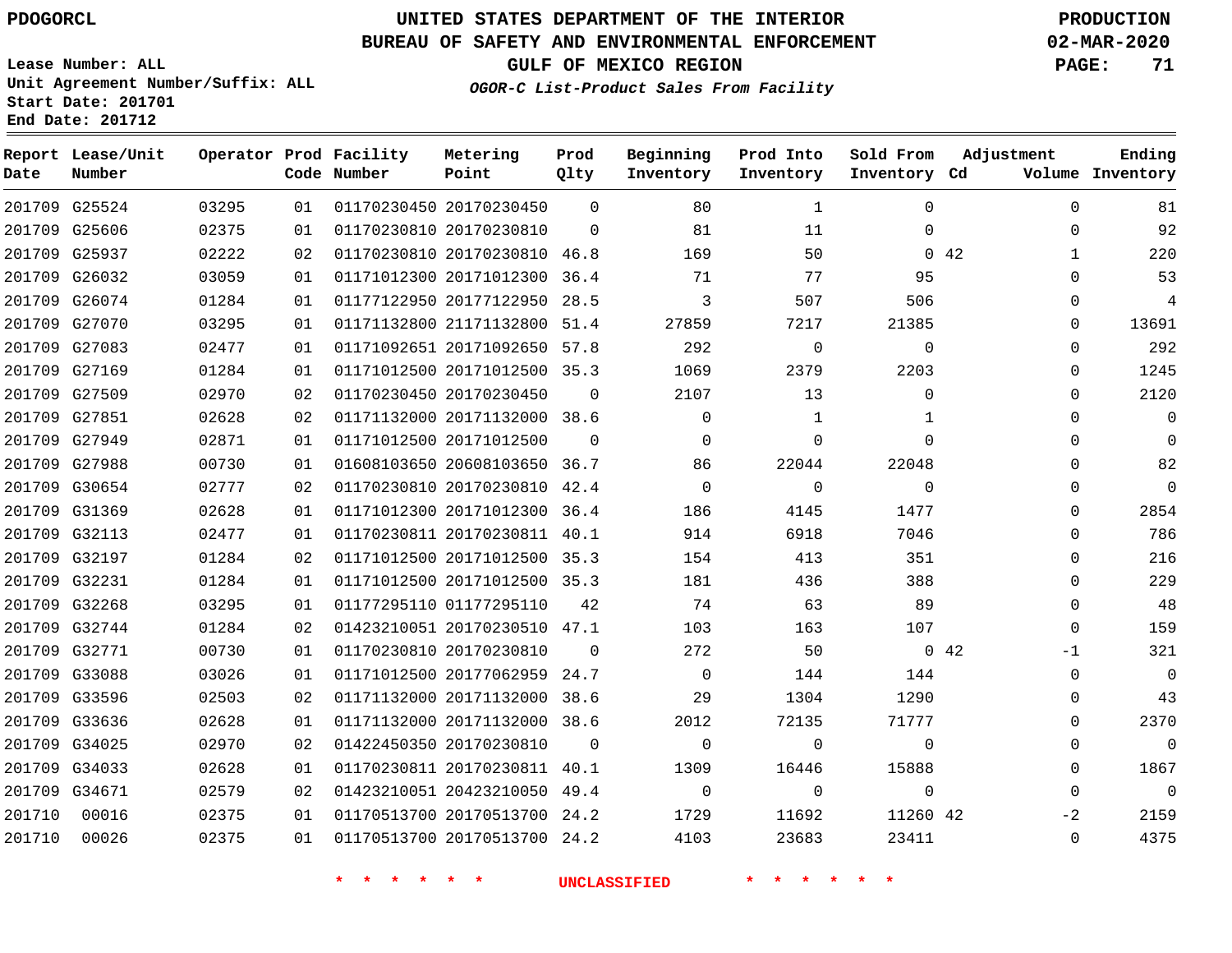PDOGORCL

# UNITED STATES DEPARTMENT OF THE INTERIOR
## BUREAU OF SAFETY AND ENVIRONMENTAL ENFORCEMENT
### GULF OF MEXICO REGION
*OGOR-C List-Product Sales From Facility*

PRODUCTION
02-MAR-2020

Lease Number: ALL
Unit Agreement Number/Suffix: ALL
Start Date: 201701
End Date: 201712

| Report Date | Lease/Unit Number | Operator | Prod Code | Facility Number | Metering Point | Prod Qlty | Beginning Inventory | Prod Into Inventory | Sold From Inventory | Adjustment Cd | Volume | Ending Inventory |
|---|---|---|---|---|---|---|---|---|---|---|---|---|
| 201709 | G25524 | 03295 | 01 | 01170230450 | 20170230450 | 0 | 80 | 1 | 0 | | 0 | 81 |
| 201709 | G25606 | 02375 | 01 | 01170230810 | 20170230810 | 0 | 81 | 11 | 0 | | 0 | 92 |
| 201709 | G25937 | 02222 | 02 | 01170230810 | 20170230810 | 46.8 | 169 | 50 | 0 | 42 | 1 | 220 |
| 201709 | G26032 | 03059 | 01 | 01171012300 | 20171012300 | 36.4 | 71 | 77 | 95 | | 0 | 53 |
| 201709 | G26074 | 01284 | 01 | 01177122950 | 20177122950 | 28.5 | 3 | 507 | 506 | | 0 | 4 |
| 201709 | G27070 | 03295 | 01 | 01171132800 | 21171132800 | 51.4 | 27859 | 7217 | 21385 | | 0 | 13691 |
| 201709 | G27083 | 02477 | 01 | 01171092651 | 20171092650 | 57.8 | 292 | 0 | 0 | | 0 | 292 |
| 201709 | G27169 | 01284 | 01 | 01171012500 | 20171012500 | 35.3 | 1069 | 2379 | 2203 | | 0 | 1245 |
| 201709 | G27509 | 02970 | 02 | 01170230450 | 20170230450 | 0 | 2107 | 13 | 0 | | 0 | 2120 |
| 201709 | G27851 | 02628 | 02 | 01171132000 | 20171132000 | 38.6 | 0 | 1 | 1 | | 0 | 0 |
| 201709 | G27949 | 02871 | 01 | 01171012500 | 20171012500 | 0 | 0 | 0 | 0 | | 0 | 0 |
| 201709 | G27988 | 00730 | 01 | 01608103650 | 20608103650 | 36.7 | 86 | 22044 | 22048 | | 0 | 82 |
| 201709 | G30654 | 02777 | 02 | 01170230810 | 20170230810 | 42.4 | 0 | 0 | 0 | | 0 | 0 |
| 201709 | G31369 | 02628 | 01 | 01171012300 | 20171012300 | 36.4 | 186 | 4145 | 1477 | | 0 | 2854 |
| 201709 | G32113 | 02477 | 01 | 01170230811 | 20170230811 | 40.1 | 914 | 6918 | 7046 | | 0 | 786 |
| 201709 | G32197 | 01284 | 02 | 01171012500 | 20171012500 | 35.3 | 154 | 413 | 351 | | 0 | 216 |
| 201709 | G32231 | 01284 | 01 | 01171012500 | 20171012500 | 35.3 | 181 | 436 | 388 | | 0 | 229 |
| 201709 | G32268 | 03295 | 01 | 01177295110 | 01177295110 | 42 | 74 | 63 | 89 | | 0 | 48 |
| 201709 | G32744 | 01284 | 02 | 01423210051 | 20170230510 | 47.1 | 103 | 163 | 107 | | 0 | 159 |
| 201709 | G32771 | 00730 | 01 | 01170230810 | 20170230810 | 0 | 272 | 50 | 0 | 42 | -1 | 321 |
| 201709 | G33088 | 03026 | 01 | 01171012500 | 20177062959 | 24.7 | 0 | 144 | 144 | | 0 | 0 |
| 201709 | G33596 | 02503 | 02 | 01171132000 | 20171132000 | 38.6 | 29 | 1304 | 1290 | | 0 | 43 |
| 201709 | G33636 | 02628 | 01 | 01171132000 | 20171132000 | 38.6 | 2012 | 72135 | 71777 | | 0 | 2370 |
| 201709 | G34025 | 02970 | 02 | 01422450350 | 20170230810 | 0 | 0 | 0 | 0 | | 0 | 0 |
| 201709 | G34033 | 02628 | 01 | 01170230811 | 20170230811 | 40.1 | 1309 | 16446 | 15888 | | 0 | 1867 |
| 201709 | G34671 | 02579 | 02 | 01423210051 | 20423210050 | 49.4 | 0 | 0 | 0 | | 0 | 0 |
| 201710 | 00016 | 02375 | 01 | 01170513700 | 20170513700 | 24.2 | 1729 | 11692 | 11260 | 42 | -2 | 2159 |
| 201710 | 00026 | 02375 | 01 | 01170513700 | 20170513700 | 24.2 | 4103 | 23683 | 23411 | | 0 | 4375 |

UNCLASSIFIED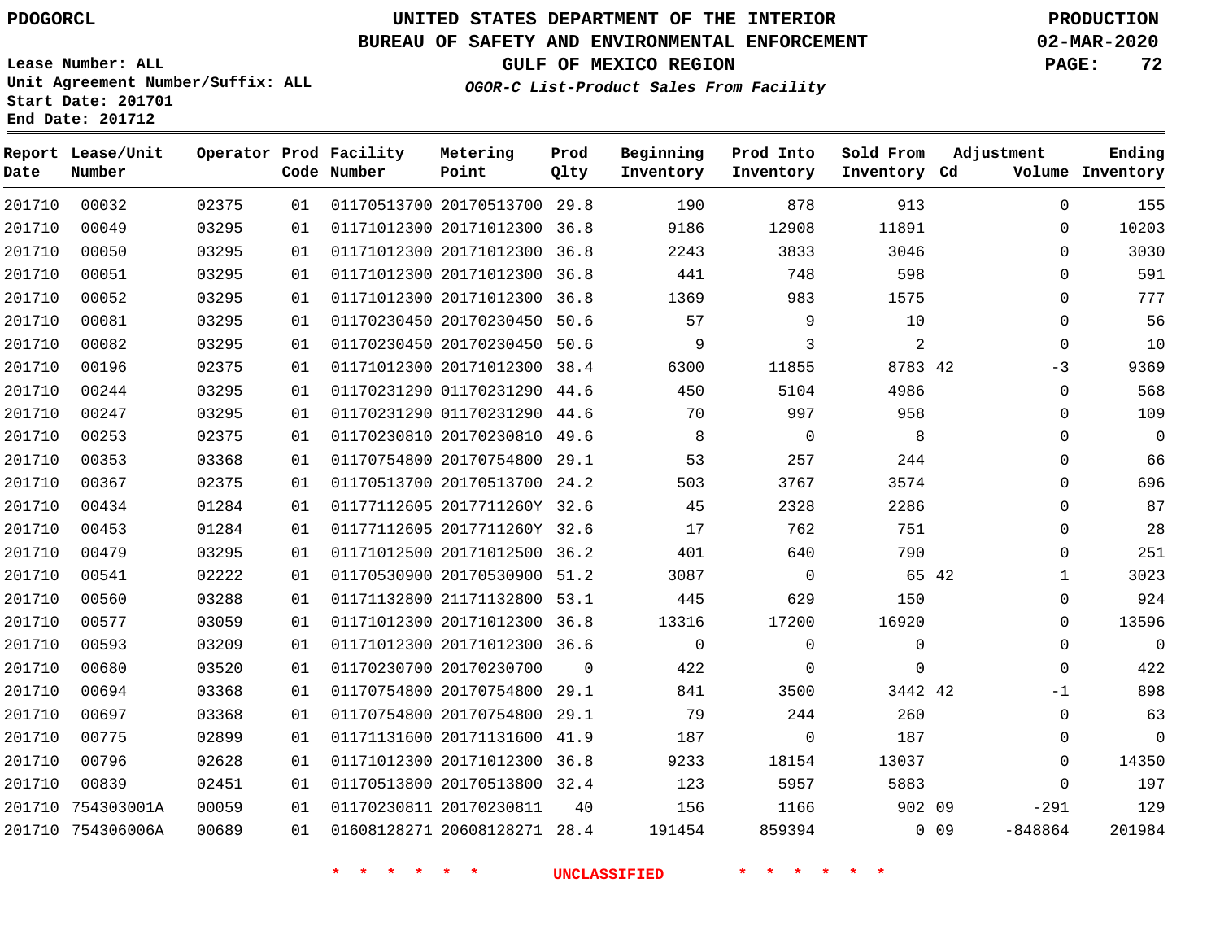PDOGORCL

Lease Number: ALL
Unit Agreement Number/Suffix: ALL
Start Date: 201701
End Date: 201712

# UNITED STATES DEPARTMENT OF THE INTERIOR
## BUREAU OF SAFETY AND ENVIRONMENTAL ENFORCEMENT
### GULF OF MEXICO REGION
*OGOR-C List-Product Sales From Facility*

PRODUCTION
02-MAR-2020

| Report Date | Lease/Unit Number | Operator | Prod Code | Facility Number | Metering Point | Prod Qlty | Beginning Inventory | Prod Into Inventory | Sold From Inventory | Adjustment Cd | Adjustment Volume | Ending Inventory |
|---|---|---|---|---|---|---|---|---|---|---|---|---|
| 201710 | 00032 | 02375 | 01 | 01170513700 | 20170513700 | 29.8 | 190 | 878 | 913 | | 0 | 155 |
| 201710 | 00049 | 03295 | 01 | 01171012300 | 20171012300 | 36.8 | 9186 | 12908 | 11891 | | 0 | 10203 |
| 201710 | 00050 | 03295 | 01 | 01171012300 | 20171012300 | 36.8 | 2243 | 3833 | 3046 | | 0 | 3030 |
| 201710 | 00051 | 03295 | 01 | 01171012300 | 20171012300 | 36.8 | 441 | 748 | 598 | | 0 | 591 |
| 201710 | 00052 | 03295 | 01 | 01171012300 | 20171012300 | 36.8 | 1369 | 983 | 1575 | | 0 | 777 |
| 201710 | 00081 | 03295 | 01 | 01170230450 | 20170230450 | 50.6 | 57 | 9 | 10 | | 0 | 56 |
| 201710 | 00082 | 03295 | 01 | 01170230450 | 20170230450 | 50.6 | 9 | 3 | 2 | | 0 | 10 |
| 201710 | 00196 | 02375 | 01 | 01171012300 | 20171012300 | 38.4 | 6300 | 11855 | 8783 | 42 | -3 | 9369 |
| 201710 | 00244 | 03295 | 01 | 01170231290 | 01170231290 | 44.6 | 450 | 5104 | 4986 | | 0 | 568 |
| 201710 | 00247 | 03295 | 01 | 01170231290 | 01170231290 | 44.6 | 70 | 997 | 958 | | 0 | 109 |
| 201710 | 00253 | 02375 | 01 | 01170230810 | 20170230810 | 49.6 | 8 | 0 | 8 | | 0 | 0 |
| 201710 | 00353 | 03368 | 01 | 01170754800 | 20170754800 | 29.1 | 53 | 257 | 244 | | 0 | 66 |
| 201710 | 00367 | 02375 | 01 | 01170513700 | 20170513700 | 24.2 | 503 | 3767 | 3574 | | 0 | 696 |
| 201710 | 00434 | 01284 | 01 | 01177112605 | 2017711260Y | 32.6 | 45 | 2328 | 2286 | | 0 | 87 |
| 201710 | 00453 | 01284 | 01 | 01177112605 | 2017711260Y | 32.6 | 17 | 762 | 751 | | 0 | 28 |
| 201710 | 00479 | 03295 | 01 | 01171012500 | 20171012500 | 36.2 | 401 | 640 | 790 | | 0 | 251 |
| 201710 | 00541 | 02222 | 01 | 01170530900 | 20170530900 | 51.2 | 3087 | 0 | 65 | 42 | 1 | 3023 |
| 201710 | 00560 | 03288 | 01 | 01171132800 | 21171132800 | 53.1 | 445 | 629 | 150 | | 0 | 924 |
| 201710 | 00577 | 03059 | 01 | 01171012300 | 20171012300 | 36.8 | 13316 | 17200 | 16920 | | 0 | 13596 |
| 201710 | 00593 | 03209 | 01 | 01171012300 | 20171012300 | 36.6 | 0 | 0 | 0 | | 0 | 0 |
| 201710 | 00680 | 03520 | 01 | 01170230700 | 20170230700 | 0 | 422 | 0 | 0 | | 0 | 422 |
| 201710 | 00694 | 03368 | 01 | 01170754800 | 20170754800 | 29.1 | 841 | 3500 | 3442 | 42 | -1 | 898 |
| 201710 | 00697 | 03368 | 01 | 01170754800 | 20170754800 | 29.1 | 79 | 244 | 260 | | 0 | 63 |
| 201710 | 00775 | 02899 | 01 | 01171131600 | 20171131600 | 41.9 | 187 | 0 | 187 | | 0 | 0 |
| 201710 | 00796 | 02628 | 01 | 01171012300 | 20171012300 | 36.8 | 9233 | 18154 | 13037 | | 0 | 14350 |
| 201710 | 00839 | 02451 | 01 | 01170513800 | 20170513800 | 32.4 | 123 | 5957 | 5883 | | 0 | 197 |
| 201710 | 754303001A | 00059 | 01 | 01170230811 | 20170230811 | 40 | 156 | 1166 | 902 | 09 | -291 | 129 |
| 201710 | 754306006A | 00689 | 01 | 01608128271 | 20608128271 | 28.4 | 191454 | 859394 | 0 | 09 | -848864 | 201984 |

* * * * * * UNCLASSIFIED * * * * * *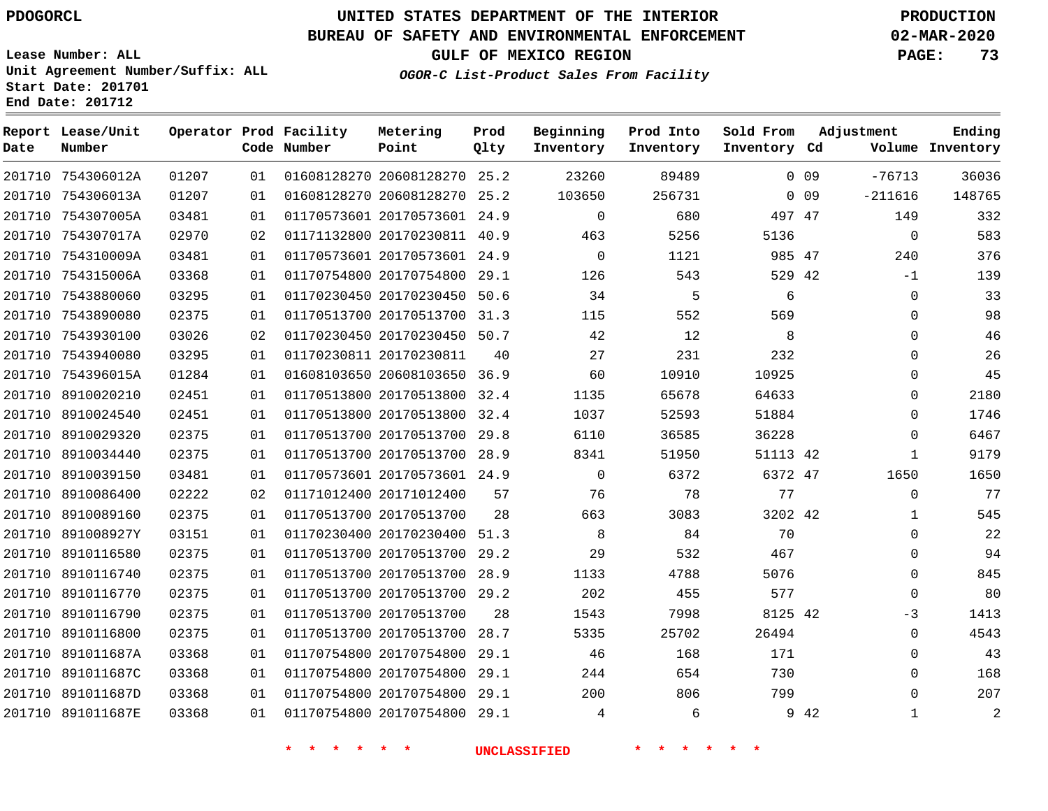PDOGORCL

# UNITED STATES DEPARTMENT OF THE INTERIOR
## BUREAU OF SAFETY AND ENVIRONMENTAL ENFORCEMENT
### GULF OF MEXICO REGION

*OGOR-C List-Product Sales From Facility*

PRODUCTION
02-MAR-2020

Lease Number: ALL
Unit Agreement Number/Suffix: ALL
Start Date: 201701
End Date: 201712

| Report Date | Lease/Unit Number | Operator | Prod Code | Facility Number | Metering Point | Prod Qlty | Beginning Inventory | Prod Into Inventory | Sold From Inventory | Adjustment Cd | Adjustment Volume | Ending Inventory |
|---|---|---|---|---|---|---|---|---|---|---|---|---|
| 201710 | 754306012A | 01207 | 01 | 01608128270 | 20608128270 | 25.2 | 23260 | 89489 | 0 | 09 | -76713 | 36036 |
| 201710 | 754306013A | 01207 | 01 | 01608128270 | 20608128270 | 25.2 | 103650 | 256731 | 0 | 09 | -211616 | 148765 |
| 201710 | 754307005A | 03481 | 01 | 01170573601 | 20170573601 | 24.9 | 0 | 680 | 497 | 47 | 149 | 332 |
| 201710 | 754307017A | 02970 | 02 | 01171132800 | 20170230811 | 40.9 | 463 | 5256 | 5136 | | 0 | 583 |
| 201710 | 754310009A | 03481 | 01 | 01170573601 | 20170573601 | 24.9 | 0 | 1121 | 985 | 47 | 240 | 376 |
| 201710 | 754315006A | 03368 | 01 | 01170754800 | 20170754800 | 29.1 | 126 | 543 | 529 | 42 | -1 | 139 |
| 201710 | 7543880060 | 03295 | 01 | 01170230450 | 20170230450 | 50.6 | 34 | 5 | 6 | | 0 | 33 |
| 201710 | 7543890080 | 02375 | 01 | 01170513700 | 20170513700 | 31.3 | 115 | 552 | 569 | | 0 | 98 |
| 201710 | 7543930100 | 03026 | 02 | 01170230450 | 20170230450 | 50.7 | 42 | 12 | 8 | | 0 | 46 |
| 201710 | 7543940080 | 03295 | 01 | 01170230811 | 20170230811 | 40 | 27 | 231 | 232 | | 0 | 26 |
| 201710 | 754396015A | 01284 | 01 | 01608103650 | 20608103650 | 36.9 | 60 | 10910 | 10925 | | 0 | 45 |
| 201710 | 8910020210 | 02451 | 01 | 01170513800 | 20170513800 | 32.4 | 1135 | 65678 | 64633 | | 0 | 2180 |
| 201710 | 8910024540 | 02451 | 01 | 01170513800 | 20170513800 | 32.4 | 1037 | 52593 | 51884 | | 0 | 1746 |
| 201710 | 8910029320 | 02375 | 01 | 01170513700 | 20170513700 | 29.8 | 6110 | 36585 | 36228 | | 0 | 6467 |
| 201710 | 8910034440 | 02375 | 01 | 01170513700 | 20170513700 | 28.9 | 8341 | 51950 | 51113 | 42 | 1 | 9179 |
| 201710 | 8910039150 | 03481 | 01 | 01170573601 | 20170573601 | 24.9 | 0 | 6372 | 6372 | 47 | 1650 | 1650 |
| 201710 | 8910086400 | 02222 | 02 | 01171012400 | 20171012400 | 57 | 76 | 78 | 77 | | 0 | 77 |
| 201710 | 8910089160 | 02375 | 01 | 01170513700 | 20170513700 | 28 | 663 | 3083 | 3202 | 42 | 1 | 545 |
| 201710 | 891008927Y | 03151 | 01 | 01170230400 | 20170230400 | 51.3 | 8 | 84 | 70 | | 0 | 22 |
| 201710 | 8910116580 | 02375 | 01 | 01170513700 | 20170513700 | 29.2 | 29 | 532 | 467 | | 0 | 94 |
| 201710 | 8910116740 | 02375 | 01 | 01170513700 | 20170513700 | 28.9 | 1133 | 4788 | 5076 | | 0 | 845 |
| 201710 | 8910116770 | 02375 | 01 | 01170513700 | 20170513700 | 29.2 | 202 | 455 | 577 | | 0 | 80 |
| 201710 | 8910116790 | 02375 | 01 | 01170513700 | 20170513700 | 28 | 1543 | 7998 | 8125 | 42 | -3 | 1413 |
| 201710 | 8910116800 | 02375 | 01 | 01170513700 | 20170513700 | 28.7 | 5335 | 25702 | 26494 | | 0 | 4543 |
| 201710 | 891011687A | 03368 | 01 | 01170754800 | 20170754800 | 29.1 | 46 | 168 | 171 | | 0 | 43 |
| 201710 | 891011687C | 03368 | 01 | 01170754800 | 20170754800 | 29.1 | 244 | 654 | 730 | | 0 | 168 |
| 201710 | 891011687D | 03368 | 01 | 01170754800 | 20170754800 | 29.1 | 200 | 806 | 799 | | 0 | 207 |
| 201710 | 891011687E | 03368 | 01 | 01170754800 | 20170754800 | 29.1 | 4 | 6 | 9 | 42 | 1 | 2 |

\* \* \* \* \* \* UNCLASSIFIED \* \* \* \* \* \*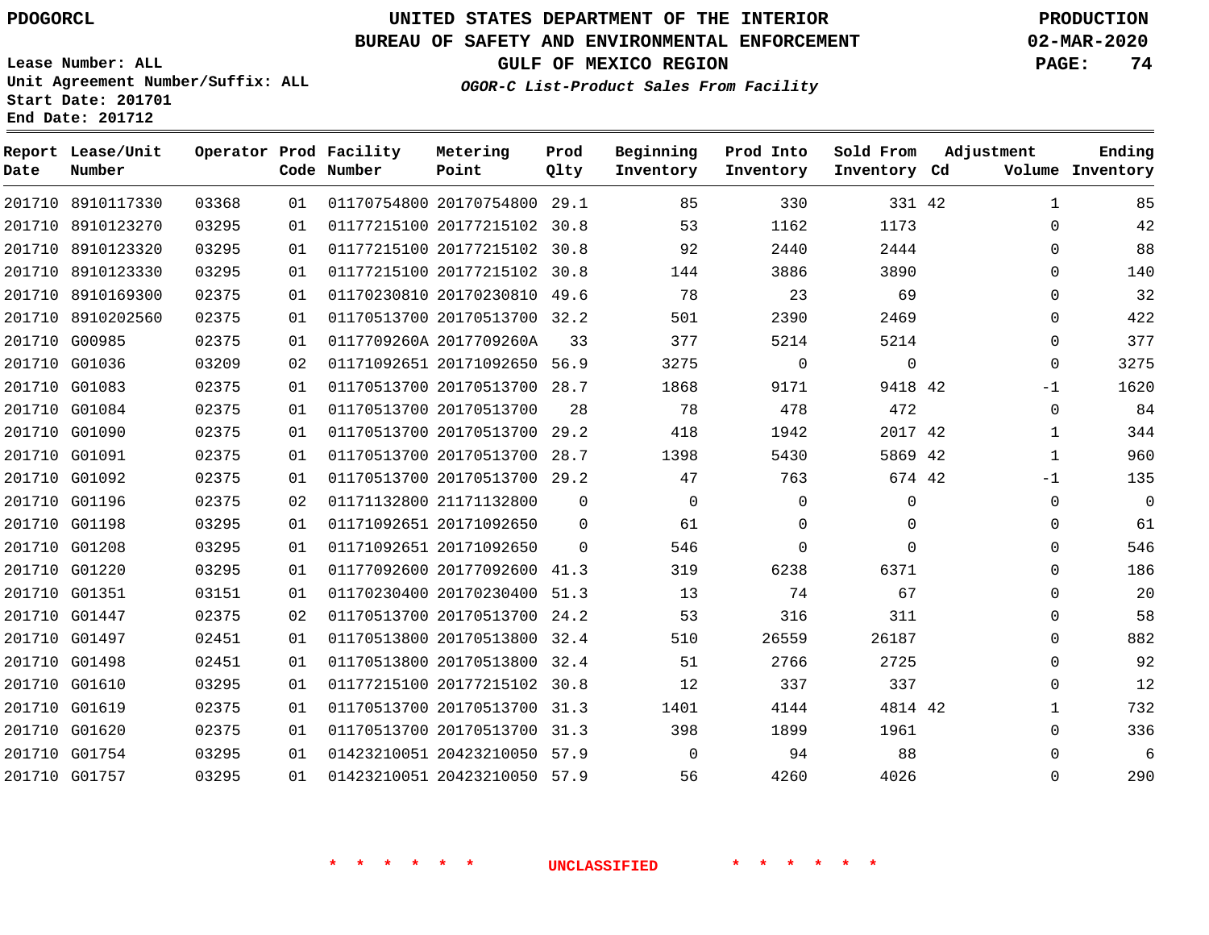PDOGORCL

# UNITED STATES DEPARTMENT OF THE INTERIOR
## BUREAU OF SAFETY AND ENVIRONMENTAL ENFORCEMENT
### GULF OF MEXICO REGION
*OGOR-C List-Product Sales From Facility*

PRODUCTION
02-MAR-2020

Lease Number: ALL
Unit Agreement Number/Suffix: ALL
Start Date: 201701
End Date: 201712

| Report Date | Lease/Unit Number | Operator | Prod Code | Facility Number | Metering Point | Prod Qlty | Beginning Inventory | Prod Into Inventory | Sold From Inventory | Adjustment Cd | Adjustment Volume | Ending Inventory |
|---|---|---|---|---|---|---|---|---|---|---|---|---|
| 201710 | 8910117330 | 03368 | 01 | 01170754800 | 20170754800 | 29.1 | 85 | 330 | 331 | 42 | 1 | 85 |
| 201710 | 8910123270 | 03295 | 01 | 01177215100 | 20177215102 | 30.8 | 53 | 1162 | 1173 | | 0 | 42 |
| 201710 | 8910123320 | 03295 | 01 | 01177215100 | 20177215102 | 30.8 | 92 | 2440 | 2444 | | 0 | 88 |
| 201710 | 8910123330 | 03295 | 01 | 01177215100 | 20177215102 | 30.8 | 144 | 3886 | 3890 | | 0 | 140 |
| 201710 | 8910169300 | 02375 | 01 | 01170230810 | 20170230810 | 49.6 | 78 | 23 | 69 | | 0 | 32 |
| 201710 | 8910202560 | 02375 | 01 | 01170513700 | 20170513700 | 32.2 | 501 | 2390 | 2469 | | 0 | 422 |
| 201710 | G00985 | 02375 | 01 | 0117709260A | 2017709260A | 33 | 377 | 5214 | 5214 | | 0 | 377 |
| 201710 | G01036 | 03209 | 02 | 01171092651 | 20171092650 | 56.9 | 3275 | 0 | 0 | | 0 | 3275 |
| 201710 | G01083 | 02375 | 01 | 01170513700 | 20170513700 | 28.7 | 1868 | 9171 | 9418 | 42 | -1 | 1620 |
| 201710 | G01084 | 02375 | 01 | 01170513700 | 20170513700 | 28 | 78 | 478 | 472 | | 0 | 84 |
| 201710 | G01090 | 02375 | 01 | 01170513700 | 20170513700 | 29.2 | 418 | 1942 | 2017 | 42 | 1 | 344 |
| 201710 | G01091 | 02375 | 01 | 01170513700 | 20170513700 | 28.7 | 1398 | 5430 | 5869 | 42 | 1 | 960 |
| 201710 | G01092 | 02375 | 01 | 01170513700 | 20170513700 | 29.2 | 47 | 763 | 674 | 42 | -1 | 135 |
| 201710 | G01196 | 02375 | 02 | 01171132800 | 21171132800 | 0 | 0 | 0 | 0 | | 0 | 0 |
| 201710 | G01198 | 03295 | 01 | 01171092651 | 20171092650 | 0 | 61 | 0 | 0 | | 0 | 61 |
| 201710 | G01208 | 03295 | 01 | 01171092651 | 20171092650 | 0 | 546 | 0 | 0 | | 0 | 546 |
| 201710 | G01220 | 03295 | 01 | 01177092600 | 20177092600 | 41.3 | 319 | 6238 | 6371 | | 0 | 186 |
| 201710 | G01351 | 03151 | 01 | 01170230400 | 20170230400 | 51.3 | 13 | 74 | 67 | | 0 | 20 |
| 201710 | G01447 | 02375 | 02 | 01170513700 | 20170513700 | 24.2 | 53 | 316 | 311 | | 0 | 58 |
| 201710 | G01497 | 02451 | 01 | 01170513800 | 20170513800 | 32.4 | 510 | 26559 | 26187 | | 0 | 882 |
| 201710 | G01498 | 02451 | 01 | 01170513800 | 20170513800 | 32.4 | 51 | 2766 | 2725 | | 0 | 92 |
| 201710 | G01610 | 03295 | 01 | 01177215100 | 20177215102 | 30.8 | 12 | 337 | 337 | | 0 | 12 |
| 201710 | G01619 | 02375 | 01 | 01170513700 | 20170513700 | 31.3 | 1401 | 4144 | 4814 | 42 | 1 | 732 |
| 201710 | G01620 | 02375 | 01 | 01170513700 | 20170513700 | 31.3 | 398 | 1899 | 1961 | | 0 | 336 |
| 201710 | G01754 | 03295 | 01 | 01423210051 | 20423210050 | 57.9 | 0 | 94 | 88 | | 0 | 6 |
| 201710 | G01757 | 03295 | 01 | 01423210051 | 20423210050 | 57.9 | 56 | 4260 | 4026 | | 0 | 290 |

* * * * * * UNCLASSIFIED * * * * * *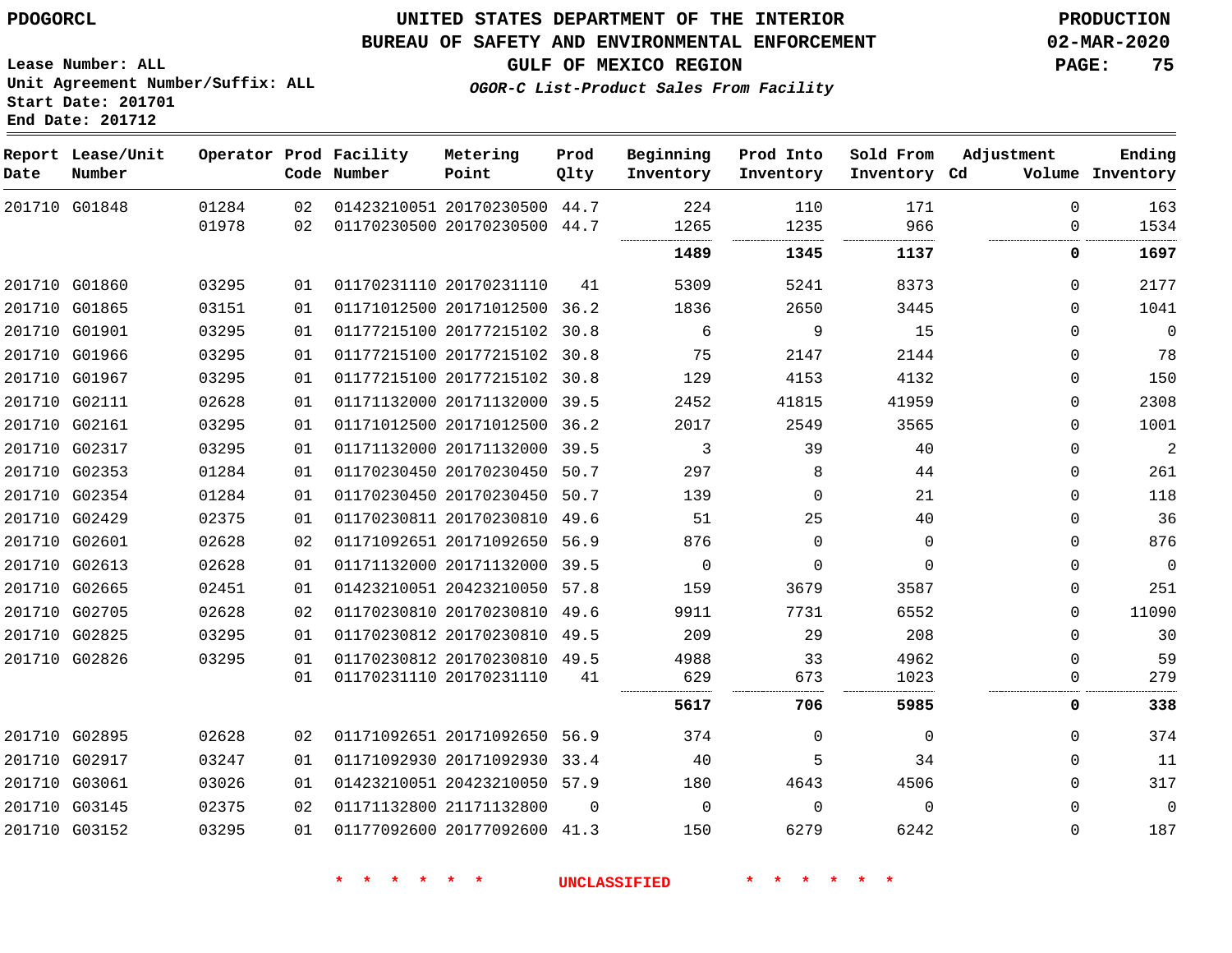PDOGORCL

# UNITED STATES DEPARTMENT OF THE INTERIOR
## BUREAU OF SAFETY AND ENVIRONMENTAL ENFORCEMENT
### GULF OF MEXICO REGION
*OGOR-C List-Product Sales From Facility*

PRODUCTION
02-MAR-2020

Lease Number: ALL
Unit Agreement Number/Suffix: ALL
Start Date: 201701
End Date: 201712

| Report Date | Lease/Unit Number | Operator | Prod Code | Facility Number | Metering Point | Prod Qlty | Beginning Inventory | Prod Into Inventory | Sold From Inventory | Adjustment Cd | Adjustment Volume | Ending Inventory |
|---|---|---|---|---|---|---|---|---|---|---|---|---|
| 201710 | G01848 | 01284 | 02 | 01423210051 | 20170230500 | 44.7 | 224 | 110 | 171 | | 0 | 163 |
| | | 01978 | 02 | 01170230500 | 20170230500 | 44.7 | 1265 | 1235 | 966 | | 0 | 1534 |
| | | | | | | | **1489** | **1345** | **1137** | | **0** | **1697** |
| 201710 | G01860 | 03295 | 01 | 01170231110 | 20170231110 | 41 | 5309 | 5241 | 8373 | | 0 | 2177 |
| 201710 | G01865 | 03151 | 01 | 01171012500 | 20171012500 | 36.2 | 1836 | 2650 | 3445 | | 0 | 1041 |
| 201710 | G01901 | 03295 | 01 | 01177215100 | 20177215102 | 30.8 | 6 | 9 | 15 | | 0 | 0 |
| 201710 | G01966 | 03295 | 01 | 01177215100 | 20177215102 | 30.8 | 75 | 2147 | 2144 | | 0 | 78 |
| 201710 | G01967 | 03295 | 01 | 01177215100 | 20177215102 | 30.8 | 129 | 4153 | 4132 | | 0 | 150 |
| 201710 | G02111 | 02628 | 01 | 01171132000 | 20171132000 | 39.5 | 2452 | 41815 | 41959 | | 0 | 2308 |
| 201710 | G02161 | 03295 | 01 | 01171012500 | 20171012500 | 36.2 | 2017 | 2549 | 3565 | | 0 | 1001 |
| 201710 | G02317 | 03295 | 01 | 01171132000 | 20171132000 | 39.5 | 3 | 39 | 40 | | 0 | 2 |
| 201710 | G02353 | 01284 | 01 | 01170230450 | 20170230450 | 50.7 | 297 | 8 | 44 | | 0 | 261 |
| 201710 | G02354 | 01284 | 01 | 01170230450 | 20170230450 | 50.7 | 139 | 0 | 21 | | 0 | 118 |
| 201710 | G02429 | 02375 | 01 | 01170230811 | 20170230810 | 49.6 | 51 | 25 | 40 | | 0 | 36 |
| 201710 | G02601 | 02628 | 02 | 01171092651 | 20171092650 | 56.9 | 876 | 0 | 0 | | 0 | 876 |
| 201710 | G02613 | 02628 | 01 | 01171132000 | 20171132000 | 39.5 | 0 | 0 | 0 | | 0 | 0 |
| 201710 | G02665 | 02451 | 01 | 01423210051 | 20423210050 | 57.8 | 159 | 3679 | 3587 | | 0 | 251 |
| 201710 | G02705 | 02628 | 02 | 01170230810 | 20170230810 | 49.6 | 9911 | 7731 | 6552 | | 0 | 11090 |
| 201710 | G02825 | 03295 | 01 | 01170230812 | 20170230810 | 49.5 | 209 | 29 | 208 | | 0 | 30 |
| 201710 | G02826 | 03295 | 01 | 01170230812 | 20170230810 | 49.5 | 4988 | 33 | 4962 | | 0 | 59 |
| | | | 01 | 01170231110 | 20170231110 | 41 | 629 | 673 | 1023 | | 0 | 279 |
| | | | | | | | **5617** | **706** | **5985** | | **0** | **338** |
| 201710 | G02895 | 02628 | 02 | 01171092651 | 20171092650 | 56.9 | 374 | 0 | 0 | | 0 | 374 |
| 201710 | G02917 | 03247 | 01 | 01171092930 | 20171092930 | 33.4 | 40 | 5 | 34 | | 0 | 11 |
| 201710 | G03061 | 03026 | 01 | 01423210051 | 20423210050 | 57.9 | 180 | 4643 | 4506 | | 0 | 317 |
| 201710 | G03145 | 02375 | 02 | 01171132800 | 21171132800 | 0 | 0 | 0 | 0 | | 0 | 0 |
| 201710 | G03152 | 03295 | 01 | 01177092600 | 20177092600 | 41.3 | 150 | 6279 | 6242 | | 0 | 187 |

\* \* \* \* \* \* UNCLASSIFIED \* \* \* \* \* \*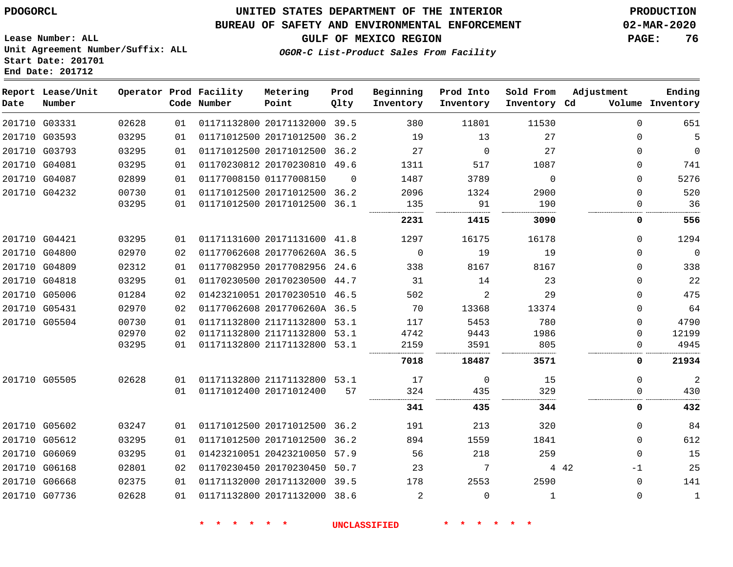PDOGORCL

# UNITED STATES DEPARTMENT OF THE INTERIOR
## BUREAU OF SAFETY AND ENVIRONMENTAL ENFORCEMENT
### GULF OF MEXICO REGION
*OGOR-C List-Product Sales From Facility*

PRODUCTION
02-MAR-2020

Lease Number: ALL
Unit Agreement Number/Suffix: ALL
Start Date: 201701
End Date: 201712

| Report Date | Lease/Unit Number | Operator | Prod Code | Facility Number | Metering Point | Prod Qlty | Beginning Inventory | Prod Into Inventory | Sold From Inventory | Adjustment Cd | Volume | Ending Inventory |
|---|---|---|---|---|---|---|---|---|---|---|---|---|
| 201710 | G03331 | 02628 | 01 | 01171132800 | 20171132000 | 39.5 | 380 | 11801 | 11530 | | 0 | 651 |
| 201710 | G03593 | 03295 | 01 | 01171012500 | 20171012500 | 36.2 | 19 | 13 | 27 | | 0 | 5 |
| 201710 | G03793 | 03295 | 01 | 01171012500 | 20171012500 | 36.2 | 27 | 0 | 27 | | 0 | 0 |
| 201710 | G04081 | 03295 | 01 | 01170230812 | 20170230810 | 49.6 | 1311 | 517 | 1087 | | 0 | 741 |
| 201710 | G04087 | 02899 | 01 | 01177008150 | 01177008150 | 0 | 1487 | 3789 | 0 | | 0 | 5276 |
| 201710 | G04232 | 00730 | 01 | 01171012500 | 20171012500 | 36.2 | 2096 | 1324 | 2900 | | 0 | 520 |
| | | 03295 | 01 | 01171012500 | 20171012500 | 36.1 | 135 | 91 | 190 | | 0 | 36 |
| | | | | | | | **2231** | **1415** | **3090** | | **0** | **556** |
| 201710 | G04421 | 03295 | 01 | 01171131600 | 20171131600 | 41.8 | 1297 | 16175 | 16178 | | 0 | 1294 |
| 201710 | G04800 | 02970 | 02 | 01177062608 | 2017706260A | 36.5 | 0 | 19 | 19 | | 0 | 0 |
| 201710 | G04809 | 02312 | 01 | 01177082950 | 20177082956 | 24.6 | 338 | 8167 | 8167 | | 0 | 338 |
| 201710 | G04818 | 03295 | 01 | 01170230500 | 20170230500 | 44.7 | 31 | 14 | 23 | | 0 | 22 |
| 201710 | G05006 | 01284 | 02 | 01423210051 | 20170230510 | 46.5 | 502 | 2 | 29 | | 0 | 475 |
| 201710 | G05431 | 02970 | 02 | 01177062608 | 2017706260A | 36.5 | 70 | 13368 | 13374 | | 0 | 64 |
| 201710 | G05504 | 00730 | 01 | 01171132800 | 21171132800 | 53.1 | 117 | 5453 | 780 | | 0 | 4790 |
| | | 02970 | 02 | 01171132800 | 21171132800 | 53.1 | 4742 | 9443 | 1986 | | 0 | 12199 |
| | | 03295 | 01 | 01171132800 | 21171132800 | 53.1 | 2159 | 3591 | 805 | | 0 | 4945 |
| | | | | | | | **7018** | **18487** | **3571** | | **0** | **21934** |
| 201710 | G05505 | 02628 | 01 | 01171132800 | 21171132800 | 53.1 | 17 | 0 | 15 | | 0 | 2 |
| | | | 01 | 01171012400 | 20171012400 | 57 | 324 | 435 | 329 | | 0 | 430 |
| | | | | | | | **341** | **435** | **344** | | **0** | **432** |
| 201710 | G05602 | 03247 | 01 | 01171012500 | 20171012500 | 36.2 | 191 | 213 | 320 | | 0 | 84 |
| 201710 | G05612 | 03295 | 01 | 01171012500 | 20171012500 | 36.2 | 894 | 1559 | 1841 | | 0 | 612 |
| 201710 | G06069 | 03295 | 01 | 01423210051 | 20423210050 | 57.9 | 56 | 218 | 259 | | 0 | 15 |
| 201710 | G06168 | 02801 | 02 | 01170230450 | 20170230450 | 50.7 | 23 | 7 | 4 | 42 | -1 | 25 |
| 201710 | G06668 | 02375 | 01 | 01171132000 | 20171132000 | 39.5 | 178 | 2553 | 2590 | | 0 | 141 |
| 201710 | G07736 | 02628 | 01 | 01171132800 | 20171132000 | 38.6 | 2 | 0 | 1 | | 0 | 1 |

\* \* \* \* \* \* UNCLASSIFIED \* \* \* \* \* \*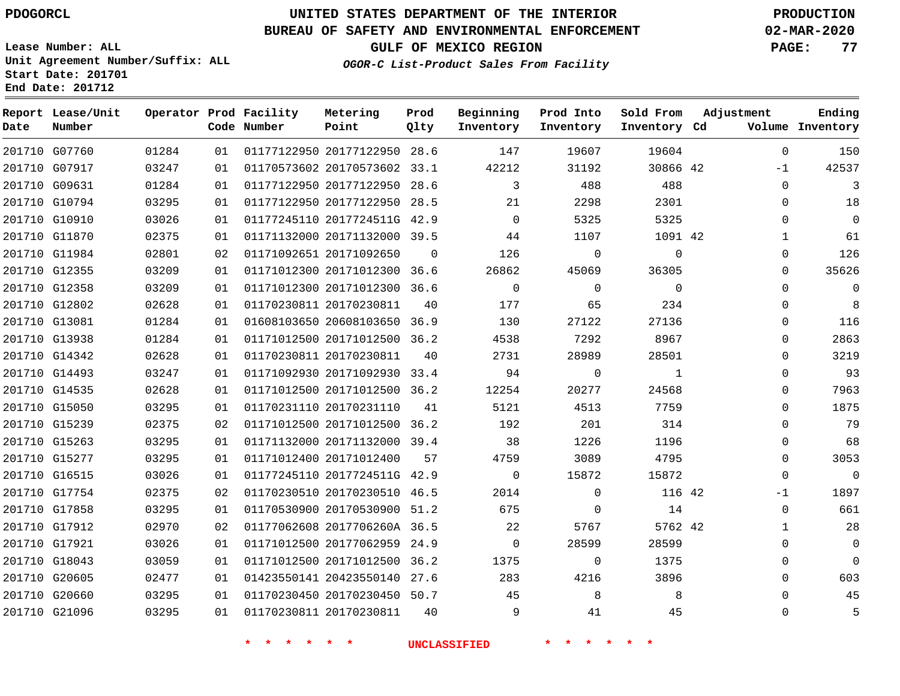PDOGORCL

# UNITED STATES DEPARTMENT OF THE INTERIOR
## BUREAU OF SAFETY AND ENVIRONMENTAL ENFORCEMENT
### GULF OF MEXICO REGION
*OGOR-C List-Product Sales From Facility*

PRODUCTION
02-MAR-2020

Lease Number: ALL
Unit Agreement Number/Suffix: ALL
Start Date: 201701
End Date: 201712

| Report Date | Lease/Unit Number | Operator | Prod Code | Facility Number | Metering Point | Prod Qlty | Beginning Inventory | Prod Into Inventory | Sold From Inventory | Adjustment Cd | Volume | Ending Inventory |
|---|---|---|---|---|---|---|---|---|---|---|---|---|
| 201710 | G07760 | 01284 | 01 | 01177122950 | 20177122950 | 28.6 | 147 | 19607 | 19604 | | 0 | 150 |
| 201710 | G07917 | 03247 | 01 | 01170573602 | 20170573602 | 33.1 | 42212 | 31192 | 30866 | 42 | -1 | 42537 |
| 201710 | G09631 | 01284 | 01 | 01177122950 | 20177122950 | 28.6 | 3 | 488 | 488 | | 0 | 3 |
| 201710 | G10794 | 03295 | 01 | 01177122950 | 20177122950 | 28.5 | 21 | 2298 | 2301 | | 0 | 18 |
| 201710 | G10910 | 03026 | 01 | 01177245110 | 2017724511G | 42.9 | 0 | 5325 | 5325 | | 0 | 0 |
| 201710 | G11870 | 02375 | 01 | 01171132000 | 20171132000 | 39.5 | 44 | 1107 | 1091 | 42 | 1 | 61 |
| 201710 | G11984 | 02801 | 02 | 01171092651 | 20171092650 | 0 | 126 | 0 | 0 | | 0 | 126 |
| 201710 | G12355 | 03209 | 01 | 01171012300 | 20171012300 | 36.6 | 26862 | 45069 | 36305 | | 0 | 35626 |
| 201710 | G12358 | 03209 | 01 | 01171012300 | 20171012300 | 36.6 | 0 | 0 | 0 | | 0 | 0 |
| 201710 | G12802 | 02628 | 01 | 01170230811 | 20170230811 | 40 | 177 | 65 | 234 | | 0 | 8 |
| 201710 | G13081 | 01284 | 01 | 01608103650 | 20608103650 | 36.9 | 130 | 27122 | 27136 | | 0 | 116 |
| 201710 | G13938 | 01284 | 01 | 01171012500 | 20171012500 | 36.2 | 4538 | 7292 | 8967 | | 0 | 2863 |
| 201710 | G14342 | 02628 | 01 | 01170230811 | 20170230811 | 40 | 2731 | 28989 | 28501 | | 0 | 3219 |
| 201710 | G14493 | 03247 | 01 | 01171092930 | 20171092930 | 33.4 | 94 | 0 | 1 | | 0 | 93 |
| 201710 | G14535 | 02628 | 01 | 01171012500 | 20171012500 | 36.2 | 12254 | 20277 | 24568 | | 0 | 7963 |
| 201710 | G15050 | 03295 | 01 | 01170231110 | 20170231110 | 41 | 5121 | 4513 | 7759 | | 0 | 1875 |
| 201710 | G15239 | 02375 | 02 | 01171012500 | 20171012500 | 36.2 | 192 | 201 | 314 | | 0 | 79 |
| 201710 | G15263 | 03295 | 01 | 01171132000 | 20171132000 | 39.4 | 38 | 1226 | 1196 | | 0 | 68 |
| 201710 | G15277 | 03295 | 01 | 01171012400 | 20171012400 | 57 | 4759 | 3089 | 4795 | | 0 | 3053 |
| 201710 | G16515 | 03026 | 01 | 01177245110 | 2017724511G | 42.9 | 0 | 15872 | 15872 | | 0 | 0 |
| 201710 | G17754 | 02375 | 02 | 01170230510 | 20170230510 | 46.5 | 2014 | 0 | 116 | 42 | -1 | 1897 |
| 201710 | G17858 | 03295 | 01 | 01170530900 | 20170530900 | 51.2 | 675 | 0 | 14 | | 0 | 661 |
| 201710 | G17912 | 02970 | 02 | 01177062608 | 2017706260A | 36.5 | 22 | 5767 | 5762 | 42 | 1 | 28 |
| 201710 | G17921 | 03026 | 01 | 01171012500 | 20177062959 | 24.9 | 0 | 28599 | 28599 | | 0 | 0 |
| 201710 | G18043 | 03059 | 01 | 01171012500 | 20171012500 | 36.2 | 1375 | 0 | 1375 | | 0 | 0 |
| 201710 | G20605 | 02477 | 01 | 01423550141 | 20423550140 | 27.6 | 283 | 4216 | 3896 | | 0 | 603 |
| 201710 | G20660 | 03295 | 01 | 01170230450 | 20170230450 | 50.7 | 45 | 8 | 8 | | 0 | 45 |
| 201710 | G21096 | 03295 | 01 | 01170230811 | 20170230811 | 40 | 9 | 41 | 45 | | 0 | 5 |

\* \* \* \* \* \* UNCLASSIFIED \* \* \* \* \* \*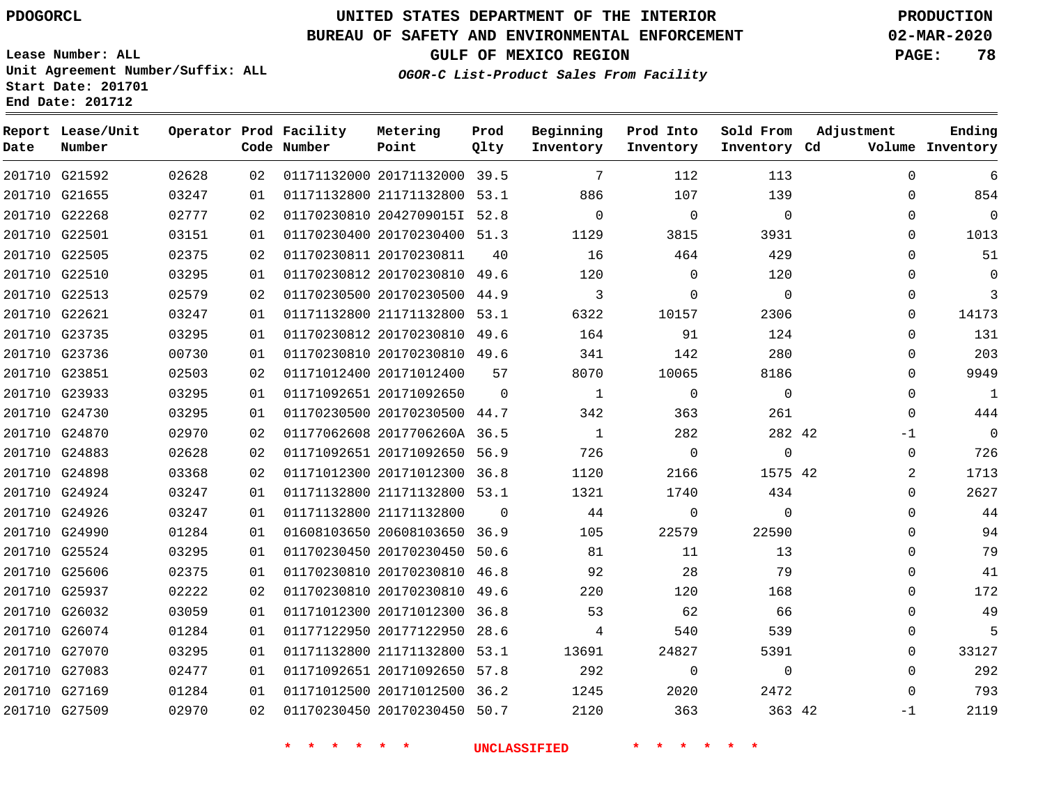PDOGORCL

# UNITED STATES DEPARTMENT OF THE INTERIOR
## BUREAU OF SAFETY AND ENVIRONMENTAL ENFORCEMENT
### GULF OF MEXICO REGION
*OGOR-C List-Product Sales From Facility*

PRODUCTION
02-MAR-2020

Lease Number: ALL
Unit Agreement Number/Suffix: ALL
Start Date: 201701
End Date: 201712

| Report Date | Lease/Unit Number | Operator | Prod Code | Facility Number | Metering Point | Prod Qlty | Beginning Inventory | Prod Into Inventory | Sold From Inventory | Adjustment Cd | Adjustment Volume | Ending Inventory |
|---|---|---|---|---|---|---|---|---|---|---|---|---|
| 201710 | G21592 | 02628 | 02 | 01171132000 | 20171132000 | 39.5 | 7 | 112 | 113 | | 0 | 6 |
| 201710 | G21655 | 03247 | 01 | 01171132800 | 21171132800 | 53.1 | 886 | 107 | 139 | | 0 | 854 |
| 201710 | G22268 | 02777 | 02 | 01170230810 | 2042709015I | 52.8 | 0 | 0 | 0 | | 0 | 0 |
| 201710 | G22501 | 03151 | 01 | 01170230400 | 20170230400 | 51.3 | 1129 | 3815 | 3931 | | 0 | 1013 |
| 201710 | G22505 | 02375 | 02 | 01170230811 | 20170230811 | 40 | 16 | 464 | 429 | | 0 | 51 |
| 201710 | G22510 | 03295 | 01 | 01170230812 | 20170230810 | 49.6 | 120 | 0 | 120 | | 0 | 0 |
| 201710 | G22513 | 02579 | 02 | 01170230500 | 20170230500 | 44.9 | 3 | 0 | 0 | | 0 | 3 |
| 201710 | G22621 | 03247 | 01 | 01171132800 | 21171132800 | 53.1 | 6322 | 10157 | 2306 | | 0 | 14173 |
| 201710 | G23735 | 03295 | 01 | 01170230812 | 20170230810 | 49.6 | 164 | 91 | 124 | | 0 | 131 |
| 201710 | G23736 | 00730 | 01 | 01170230810 | 20170230810 | 49.6 | 341 | 142 | 280 | | 0 | 203 |
| 201710 | G23851 | 02503 | 02 | 01171012400 | 20171012400 | 57 | 8070 | 10065 | 8186 | | 0 | 9949 |
| 201710 | G23933 | 03295 | 01 | 01171092651 | 20171092650 | 0 | 1 | 0 | 0 | | 0 | 1 |
| 201710 | G24730 | 03295 | 01 | 01170230500 | 20170230500 | 44.7 | 342 | 363 | 261 | | 0 | 444 |
| 201710 | G24870 | 02970 | 02 | 01177062608 | 2017706260A | 36.5 | 1 | 282 | 282 | 42 | -1 | 0 |
| 201710 | G24883 | 02628 | 02 | 01171092651 | 20171092650 | 56.9 | 726 | 0 | 0 | | 0 | 726 |
| 201710 | G24898 | 03368 | 02 | 01171012300 | 20171012300 | 36.8 | 1120 | 2166 | 1575 | 42 | 2 | 1713 |
| 201710 | G24924 | 03247 | 01 | 01171132800 | 21171132800 | 53.1 | 1321 | 1740 | 434 | | 0 | 2627 |
| 201710 | G24926 | 03247 | 01 | 01171132800 | 21171132800 | 0 | 44 | 0 | 0 | | 0 | 44 |
| 201710 | G24990 | 01284 | 01 | 01608103650 | 20608103650 | 36.9 | 105 | 22579 | 22590 | | 0 | 94 |
| 201710 | G25524 | 03295 | 01 | 01170230450 | 20170230450 | 50.6 | 81 | 11 | 13 | | 0 | 79 |
| 201710 | G25606 | 02375 | 01 | 01170230810 | 20170230810 | 46.8 | 92 | 28 | 79 | | 0 | 41 |
| 201710 | G25937 | 02222 | 02 | 01170230810 | 20170230810 | 49.6 | 220 | 120 | 168 | | 0 | 172 |
| 201710 | G26032 | 03059 | 01 | 01171012300 | 20171012300 | 36.8 | 53 | 62 | 66 | | 0 | 49 |
| 201710 | G26074 | 01284 | 01 | 01177122950 | 20177122950 | 28.6 | 4 | 540 | 539 | | 0 | 5 |
| 201710 | G27070 | 03295 | 01 | 01171132800 | 21171132800 | 53.1 | 13691 | 24827 | 5391 | | 0 | 33127 |
| 201710 | G27083 | 02477 | 01 | 01171092651 | 20171092650 | 57.8 | 292 | 0 | 0 | | 0 | 292 |
| 201710 | G27169 | 01284 | 01 | 01171012500 | 20171012500 | 36.2 | 1245 | 2020 | 2472 | | 0 | 793 |
| 201710 | G27509 | 02970 | 02 | 01170230450 | 20170230450 | 50.7 | 2120 | 363 | 363 | 42 | -1 | 2119 |

* * * * * * UNCLASSIFIED * * * * * *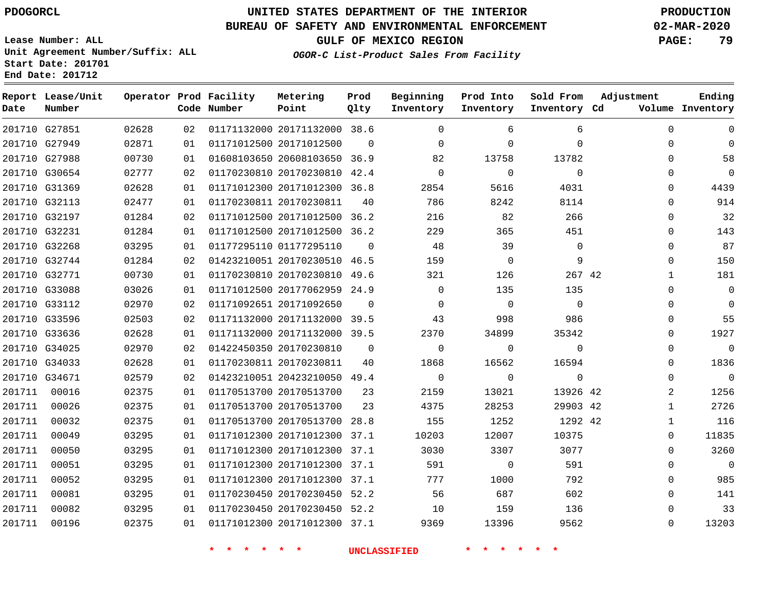PDOGORCL

# UNITED STATES DEPARTMENT OF THE INTERIOR
## BUREAU OF SAFETY AND ENVIRONMENTAL ENFORCEMENT
### GULF OF MEXICO REGION
*OGOR-C List-Product Sales From Facility*

PRODUCTION
02-MAR-2020

Lease Number: ALL
Unit Agreement Number/Suffix: ALL
Start Date: 201701
End Date: 201712

| Report Date | Lease/Unit Number | Operator | Prod Code | Facility Number | Metering Point | Prod Qlty | Beginning Inventory | Prod Into Inventory | Sold From Inventory | Adjustment Cd | Adjustment Volume | Ending Inventory |
|---|---|---|---|---|---|---|---|---|---|---|---|---|
| 201710 | G27851 | 02628 | 02 | 01171132000 | 20171132000 | 38.6 | 0 | 6 | 6 | | 0 | 0 |
| 201710 | G27949 | 02871 | 01 | 01171012500 | 20171012500 | 0 | 0 | 0 | 0 | | 0 | 0 |
| 201710 | G27988 | 00730 | 01 | 01608103650 | 20608103650 | 36.9 | 82 | 13758 | 13782 | | 0 | 58 |
| 201710 | G30654 | 02777 | 02 | 01170230810 | 20170230810 | 42.4 | 0 | 0 | 0 | | 0 | 0 |
| 201710 | G31369 | 02628 | 01 | 01171012300 | 20171012300 | 36.8 | 2854 | 5616 | 4031 | | 0 | 4439 |
| 201710 | G32113 | 02477 | 01 | 01170230811 | 20170230811 | 40 | 786 | 8242 | 8114 | | 0 | 914 |
| 201710 | G32197 | 01284 | 02 | 01171012500 | 20171012500 | 36.2 | 216 | 82 | 266 | | 0 | 32 |
| 201710 | G32231 | 01284 | 01 | 01171012500 | 20171012500 | 36.2 | 229 | 365 | 451 | | 0 | 143 |
| 201710 | G32268 | 03295 | 01 | 01177295110 | 01177295110 | 0 | 48 | 39 | 0 | | 0 | 87 |
| 201710 | G32744 | 01284 | 02 | 01423210051 | 20170230510 | 46.5 | 159 | 0 | 9 | | 0 | 150 |
| 201710 | G32771 | 00730 | 01 | 01170230810 | 20170230810 | 49.6 | 321 | 126 | 267 | 42 | 1 | 181 |
| 201710 | G33088 | 03026 | 01 | 01171012500 | 20177062959 | 24.9 | 0 | 135 | 135 | | 0 | 0 |
| 201710 | G33112 | 02970 | 02 | 01171092651 | 20171092650 | 0 | 0 | 0 | 0 | | 0 | 0 |
| 201710 | G33596 | 02503 | 02 | 01171132000 | 20171132000 | 39.5 | 43 | 998 | 986 | | 0 | 55 |
| 201710 | G33636 | 02628 | 01 | 01171132000 | 20171132000 | 39.5 | 2370 | 34899 | 35342 | | 0 | 1927 |
| 201710 | G34025 | 02970 | 02 | 01422450350 | 20170230810 | 0 | 0 | 0 | 0 | | 0 | 0 |
| 201710 | G34033 | 02628 | 01 | 01170230811 | 20170230811 | 40 | 1868 | 16562 | 16594 | | 0 | 1836 |
| 201710 | G34671 | 02579 | 02 | 01423210051 | 20423210050 | 49.4 | 0 | 0 | 0 | | 0 | 0 |
| 201711 | 00016 | 02375 | 01 | 01170513700 | 20170513700 | 23 | 2159 | 13021 | 13926 | 42 | 2 | 1256 |
| 201711 | 00026 | 02375 | 01 | 01170513700 | 20170513700 | 23 | 4375 | 28253 | 29903 | 42 | 1 | 2726 |
| 201711 | 00032 | 02375 | 01 | 01170513700 | 20170513700 | 28.8 | 155 | 1252 | 1292 | 42 | 1 | 116 |
| 201711 | 00049 | 03295 | 01 | 01171012300 | 20171012300 | 37.1 | 10203 | 12007 | 10375 | | 0 | 11835 |
| 201711 | 00050 | 03295 | 01 | 01171012300 | 20171012300 | 37.1 | 3030 | 3307 | 3077 | | 0 | 3260 |
| 201711 | 00051 | 03295 | 01 | 01171012300 | 20171012300 | 37.1 | 591 | 0 | 591 | | 0 | 0 |
| 201711 | 00052 | 03295 | 01 | 01171012300 | 20171012300 | 37.1 | 777 | 1000 | 792 | | 0 | 985 |
| 201711 | 00081 | 03295 | 01 | 01170230450 | 20170230450 | 52.2 | 56 | 687 | 602 | | 0 | 141 |
| 201711 | 00082 | 03295 | 01 | 01170230450 | 20170230450 | 52.2 | 10 | 159 | 136 | | 0 | 33 |
| 201711 | 00196 | 02375 | 01 | 01171012300 | 20171012300 | 37.1 | 9369 | 13396 | 9562 | | 0 | 13203 |

* * * * * * UNCLASSIFIED * * * * * *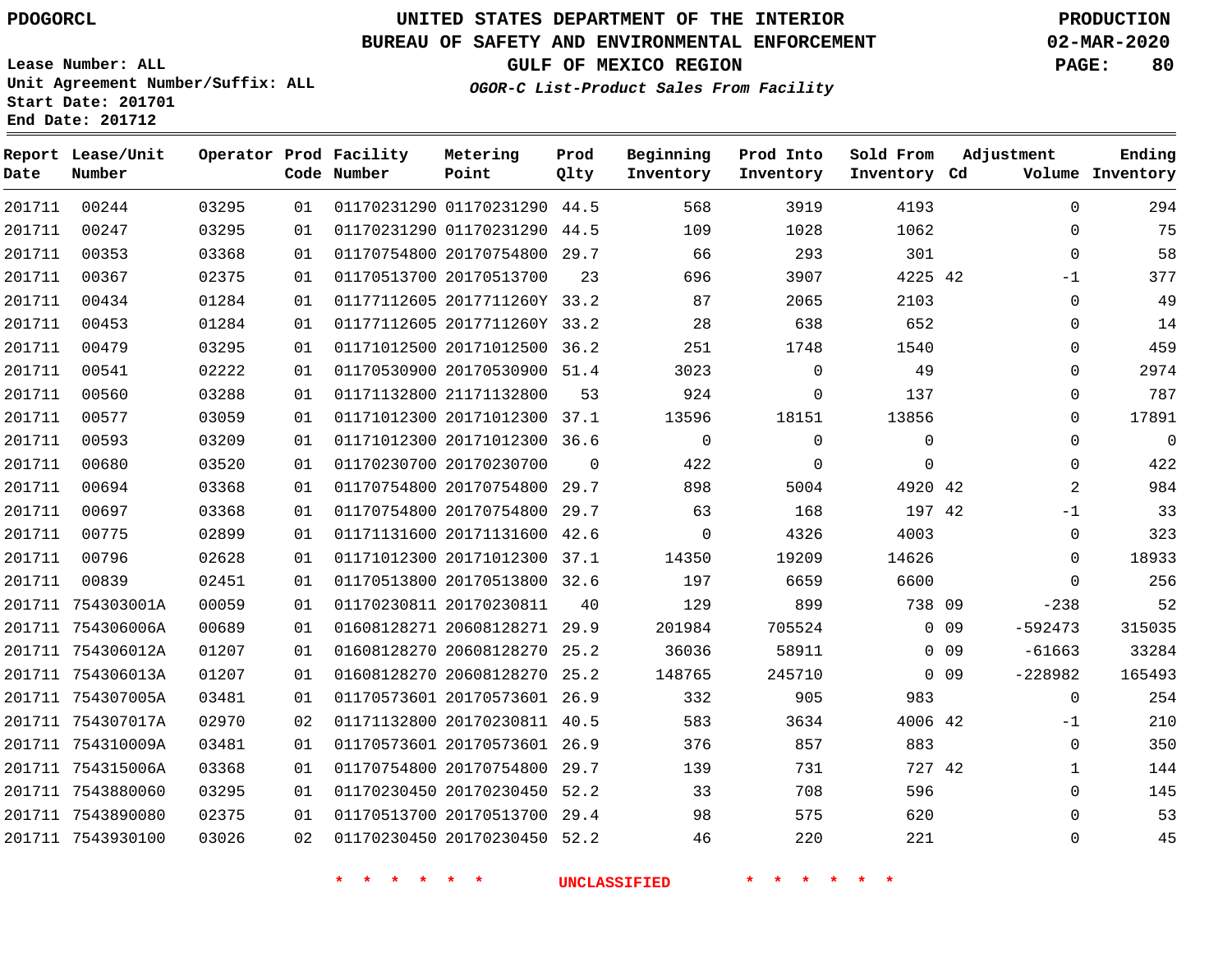PDOGORCL

# UNITED STATES DEPARTMENT OF THE INTERIOR
## BUREAU OF SAFETY AND ENVIRONMENTAL ENFORCEMENT
### GULF OF MEXICO REGION

*OGOR-C List-Product Sales From Facility*

PRODUCTION
02-MAR-2020

Lease Number: ALL
Unit Agreement Number/Suffix: ALL
Start Date: 201701
End Date: 201712

| Report Date | Lease/Unit Number | Operator | Prod Code | Facility Number | Metering Point | Prod Qlty | Beginning Inventory | Prod Into Inventory | Sold From Inventory | Adjustment Cd | Volume | Ending Inventory |
|---|---|---|---|---|---|---|---|---|---|---|---|---|
| 201711 | 00244 | 03295 | 01 | 01170231290 | 01170231290 | 44.5 | 568 | 3919 | 4193 | | 0 | 294 |
| 201711 | 00247 | 03295 | 01 | 01170231290 | 01170231290 | 44.5 | 109 | 1028 | 1062 | | 0 | 75 |
| 201711 | 00353 | 03368 | 01 | 01170754800 | 20170754800 | 29.7 | 66 | 293 | 301 | | 0 | 58 |
| 201711 | 00367 | 02375 | 01 | 01170513700 | 20170513700 | 23 | 696 | 3907 | 4225 | 42 | -1 | 377 |
| 201711 | 00434 | 01284 | 01 | 01177112605 | 2017711260Y | 33.2 | 87 | 2065 | 2103 | | 0 | 49 |
| 201711 | 00453 | 01284 | 01 | 01177112605 | 2017711260Y | 33.2 | 28 | 638 | 652 | | 0 | 14 |
| 201711 | 00479 | 03295 | 01 | 01171012500 | 20171012500 | 36.2 | 251 | 1748 | 1540 | | 0 | 459 |
| 201711 | 00541 | 02222 | 01 | 01170530900 | 20170530900 | 51.4 | 3023 | 0 | 49 | | 0 | 2974 |
| 201711 | 00560 | 03288 | 01 | 01171132800 | 21171132800 | 53 | 924 | 0 | 137 | | 0 | 787 |
| 201711 | 00577 | 03059 | 01 | 01171012300 | 20171012300 | 37.1 | 13596 | 18151 | 13856 | | 0 | 17891 |
| 201711 | 00593 | 03209 | 01 | 01171012300 | 20171012300 | 36.6 | 0 | 0 | 0 | | 0 | 0 |
| 201711 | 00680 | 03520 | 01 | 01170230700 | 20170230700 | 0 | 422 | 0 | 0 | | 0 | 422 |
| 201711 | 00694 | 03368 | 01 | 01170754800 | 20170754800 | 29.7 | 898 | 5004 | 4920 | 42 | 2 | 984 |
| 201711 | 00697 | 03368 | 01 | 01170754800 | 20170754800 | 29.7 | 63 | 168 | 197 | 42 | -1 | 33 |
| 201711 | 00775 | 02899 | 01 | 01171131600 | 20171131600 | 42.6 | 0 | 4326 | 4003 | | 0 | 323 |
| 201711 | 00796 | 02628 | 01 | 01171012300 | 20171012300 | 37.1 | 14350 | 19209 | 14626 | | 0 | 18933 |
| 201711 | 00839 | 02451 | 01 | 01170513800 | 20170513800 | 32.6 | 197 | 6659 | 6600 | | 0 | 256 |
| 201711 | 754303001A | 00059 | 01 | 01170230811 | 20170230811 | 40 | 129 | 899 | 738 | 09 | -238 | 52 |
| 201711 | 754306006A | 00689 | 01 | 01608128271 | 20608128271 | 29.9 | 201984 | 705524 | 0 | 09 | -592473 | 315035 |
| 201711 | 754306012A | 01207 | 01 | 01608128270 | 20608128270 | 25.2 | 36036 | 58911 | 0 | 09 | -61663 | 33284 |
| 201711 | 754306013A | 01207 | 01 | 01608128270 | 20608128270 | 25.2 | 148765 | 245710 | 0 | 09 | -228982 | 165493 |
| 201711 | 754307005A | 03481 | 01 | 01170573601 | 20170573601 | 26.9 | 332 | 905 | 983 | | 0 | 254 |
| 201711 | 754307017A | 02970 | 02 | 01171132800 | 20170230811 | 40.5 | 583 | 3634 | 4006 | 42 | -1 | 210 |
| 201711 | 754310009A | 03481 | 01 | 01170573601 | 20170573601 | 26.9 | 376 | 857 | 883 | | 0 | 350 |
| 201711 | 754315006A | 03368 | 01 | 01170754800 | 20170754800 | 29.7 | 139 | 731 | 727 | 42 | 1 | 144 |
| 201711 | 7543880060 | 03295 | 01 | 01170230450 | 20170230450 | 52.2 | 33 | 708 | 596 | | 0 | 145 |
| 201711 | 7543890080 | 02375 | 01 | 01170513700 | 20170513700 | 29.4 | 98 | 575 | 620 | | 0 | 53 |
| 201711 | 7543930100 | 03026 | 02 | 01170230450 | 20170230450 | 52.2 | 46 | 220 | 221 | | 0 | 45 |

* * * * * * UNCLASSIFIED * * * * * *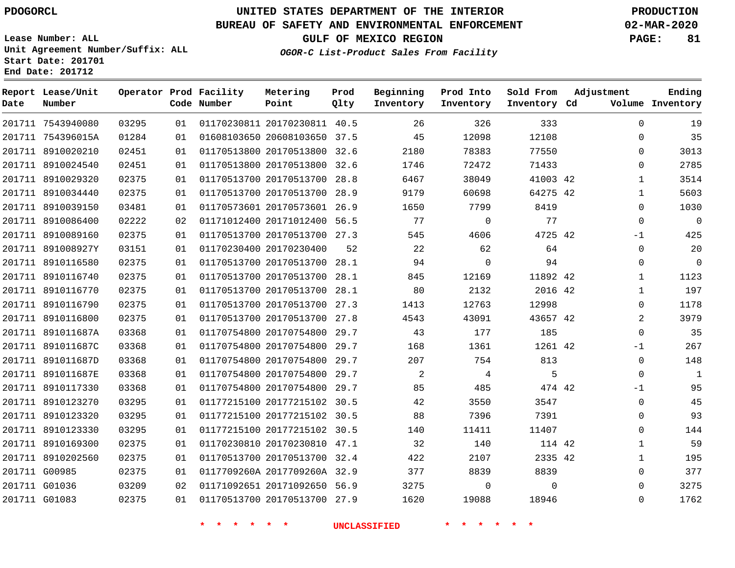PDOGORCL

Lease Number: ALL
Unit Agreement Number/Suffix: ALL
Start Date: 201701
End Date: 201712

# UNITED STATES DEPARTMENT OF THE INTERIOR
## BUREAU OF SAFETY AND ENVIRONMENTAL ENFORCEMENT
### GULF OF MEXICO REGION
*OGOR-C List-Product Sales From Facility*

PRODUCTION
02-MAR-2020

| Report Date | Lease/Unit Number | Operator | Prod Code | Facility Number | Metering Point | Prod Qlty | Beginning Inventory | Prod Into Inventory | Sold From Inventory | Adjustment Cd | Volume | Ending Inventory |
|---|---|---|---|---|---|---|---|---|---|---|---|---|
| 201711 | 7543940080 | 03295 | 01 | 01170230811 | 20170230811 | 40.5 | 26 | 326 | 333 | | 0 | 19 |
| 201711 | 754396015A | 01284 | 01 | 01608103650 | 20608103650 | 37.5 | 45 | 12098 | 12108 | | 0 | 35 |
| 201711 | 8910020210 | 02451 | 01 | 01170513800 | 20170513800 | 32.6 | 2180 | 78383 | 77550 | | 0 | 3013 |
| 201711 | 8910024540 | 02451 | 01 | 01170513800 | 20170513800 | 32.6 | 1746 | 72472 | 71433 | | 0 | 2785 |
| 201711 | 8910029320 | 02375 | 01 | 01170513700 | 20170513700 | 28.8 | 6467 | 38049 | 41003 | 42 | 1 | 3514 |
| 201711 | 8910034440 | 02375 | 01 | 01170513700 | 20170513700 | 28.9 | 9179 | 60698 | 64275 | 42 | 1 | 5603 |
| 201711 | 8910039150 | 03481 | 01 | 01170573601 | 20170573601 | 26.9 | 1650 | 7799 | 8419 | | 0 | 1030 |
| 201711 | 8910086400 | 02222 | 02 | 01171012400 | 20171012400 | 56.5 | 77 | 0 | 77 | | 0 | 0 |
| 201711 | 8910089160 | 02375 | 01 | 01170513700 | 20170513700 | 27.3 | 545 | 4606 | 4725 | 42 | -1 | 425 |
| 201711 | 891008927Y | 03151 | 01 | 01170230400 | 20170230400 | 52 | 22 | 62 | 64 | | 0 | 20 |
| 201711 | 8910116580 | 02375 | 01 | 01170513700 | 20170513700 | 28.1 | 94 | 0 | 94 | | 0 | 0 |
| 201711 | 8910116740 | 02375 | 01 | 01170513700 | 20170513700 | 28.1 | 845 | 12169 | 11892 | 42 | 1 | 1123 |
| 201711 | 8910116770 | 02375 | 01 | 01170513700 | 20170513700 | 28.1 | 80 | 2132 | 2016 | 42 | 1 | 197 |
| 201711 | 8910116790 | 02375 | 01 | 01170513700 | 20170513700 | 27.3 | 1413 | 12763 | 12998 | | 0 | 1178 |
| 201711 | 8910116800 | 02375 | 01 | 01170513700 | 20170513700 | 27.8 | 4543 | 43091 | 43657 | 42 | 2 | 3979 |
| 201711 | 891011687A | 03368 | 01 | 01170754800 | 20170754800 | 29.7 | 43 | 177 | 185 | | 0 | 35 |
| 201711 | 891011687C | 03368 | 01 | 01170754800 | 20170754800 | 29.7 | 168 | 1361 | 1261 | 42 | -1 | 267 |
| 201711 | 891011687D | 03368 | 01 | 01170754800 | 20170754800 | 29.7 | 207 | 754 | 813 | | 0 | 148 |
| 201711 | 891011687E | 03368 | 01 | 01170754800 | 20170754800 | 29.7 | 2 | 4 | 5 | | 0 | 1 |
| 201711 | 8910117330 | 03368 | 01 | 01170754800 | 20170754800 | 29.7 | 85 | 485 | 474 | 42 | -1 | 95 |
| 201711 | 8910123270 | 03295 | 01 | 01177215100 | 20177215102 | 30.5 | 42 | 3550 | 3547 | | 0 | 45 |
| 201711 | 8910123320 | 03295 | 01 | 01177215100 | 20177215102 | 30.5 | 88 | 7396 | 7391 | | 0 | 93 |
| 201711 | 8910123330 | 03295 | 01 | 01177215100 | 20177215102 | 30.5 | 140 | 11411 | 11407 | | 0 | 144 |
| 201711 | 8910169300 | 02375 | 01 | 01170230810 | 20170230810 | 47.1 | 32 | 140 | 114 | 42 | 1 | 59 |
| 201711 | 8910202560 | 02375 | 01 | 01170513700 | 20170513700 | 32.4 | 422 | 2107 | 2335 | 42 | 1 | 195 |
| 201711 | G00985 | 02375 | 01 | 0117709260A | 2017709260A | 32.9 | 377 | 8839 | 8839 | | 0 | 377 |
| 201711 | G01036 | 03209 | 02 | 01171092651 | 20171092650 | 56.9 | 3275 | 0 | 0 | | 0 | 3275 |
| 201711 | G01083 | 02375 | 01 | 01170513700 | 20170513700 | 27.9 | 1620 | 19088 | 18946 | | 0 | 1762 |

* * * * * * UNCLASSIFIED * * * * * *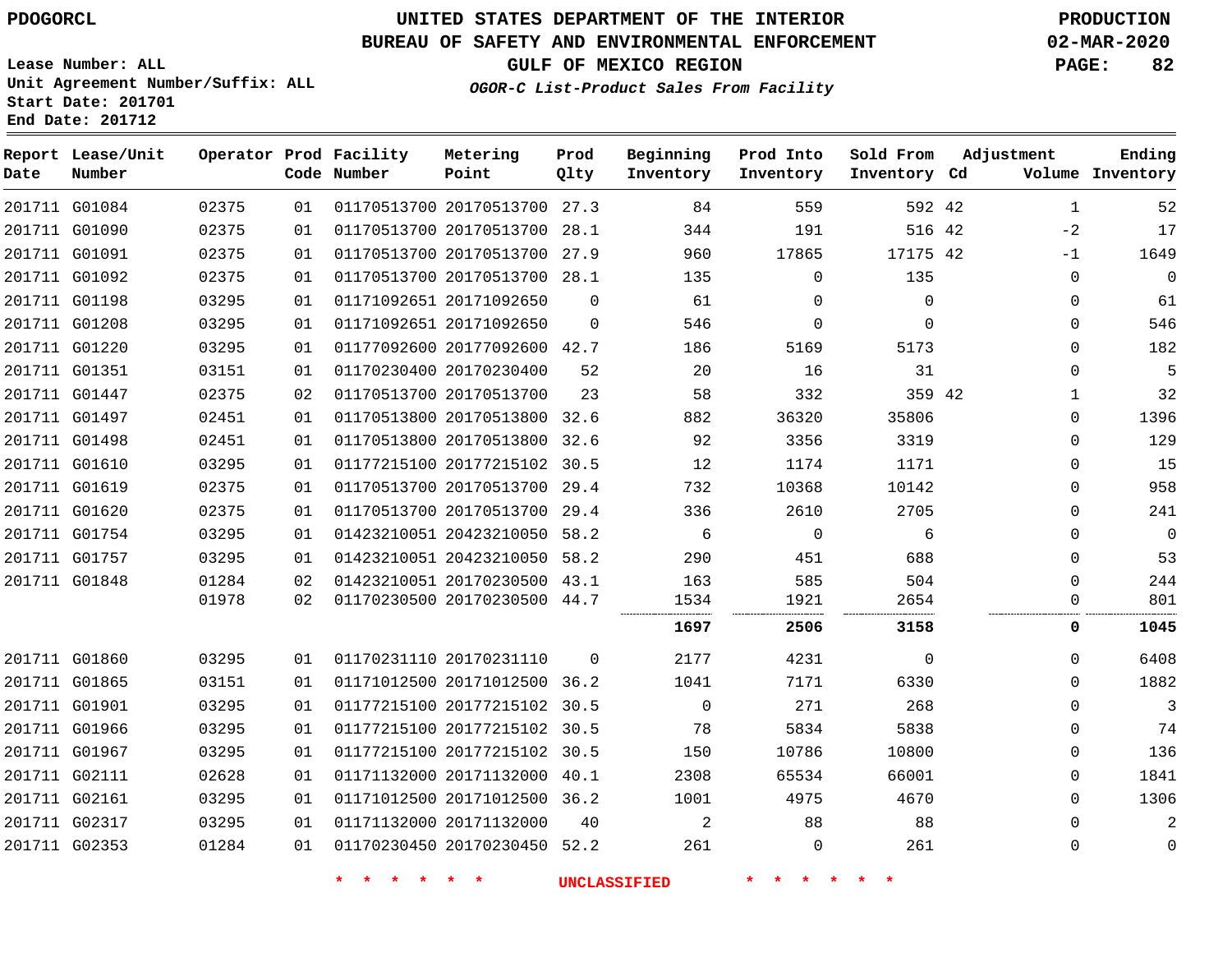PDOGORCL

# UNITED STATES DEPARTMENT OF THE INTERIOR
## BUREAU OF SAFETY AND ENVIRONMENTAL ENFORCEMENT
### GULF OF MEXICO REGION
*OGOR-C List-Product Sales From Facility*

PRODUCTION
02-MAR-2020

Lease Number: ALL
Unit Agreement Number/Suffix: ALL
Start Date: 201701
End Date: 201712

| Report Date | Lease/Unit Number | Operator | Prod Code | Facility Number | Metering Point | Prod Qlty | Beginning Inventory | Prod Into Inventory | Sold From Inventory | Adjustment Cd | Adjustment Volume | Ending Inventory |
|---|---|---|---|---|---|---|---|---|---|---|---|---|
| 201711 | G01084 | 02375 | 01 | 01170513700 | 20170513700 | 27.3 | 84 | 559 | 592 | 42 | 1 | 52 |
| 201711 | G01090 | 02375 | 01 | 01170513700 | 20170513700 | 28.1 | 344 | 191 | 516 | 42 | -2 | 17 |
| 201711 | G01091 | 02375 | 01 | 01170513700 | 20170513700 | 27.9 | 960 | 17865 | 17175 | 42 | -1 | 1649 |
| 201711 | G01092 | 02375 | 01 | 01170513700 | 20170513700 | 28.1 | 135 | 0 | 135 | | 0 | 0 |
| 201711 | G01198 | 03295 | 01 | 01171092651 | 20171092650 | 0 | 61 | 0 | 0 | | 0 | 61 |
| 201711 | G01208 | 03295 | 01 | 01171092651 | 20171092650 | 0 | 546 | 0 | 0 | | 0 | 546 |
| 201711 | G01220 | 03295 | 01 | 01177092600 | 20177092600 | 42.7 | 186 | 5169 | 5173 | | 0 | 182 |
| 201711 | G01351 | 03151 | 01 | 01170230400 | 20170230400 | 52 | 20 | 16 | 31 | | 0 | 5 |
| 201711 | G01447 | 02375 | 02 | 01170513700 | 20170513700 | 23 | 58 | 332 | 359 | 42 | 1 | 32 |
| 201711 | G01497 | 02451 | 01 | 01170513800 | 20170513800 | 32.6 | 882 | 36320 | 35806 | | 0 | 1396 |
| 201711 | G01498 | 02451 | 01 | 01170513800 | 20170513800 | 32.6 | 92 | 3356 | 3319 | | 0 | 129 |
| 201711 | G01610 | 03295 | 01 | 01177215100 | 20177215102 | 30.5 | 12 | 1174 | 1171 | | 0 | 15 |
| 201711 | G01619 | 02375 | 01 | 01170513700 | 20170513700 | 29.4 | 732 | 10368 | 10142 | | 0 | 958 |
| 201711 | G01620 | 02375 | 01 | 01170513700 | 20170513700 | 29.4 | 336 | 2610 | 2705 | | 0 | 241 |
| 201711 | G01754 | 03295 | 01 | 01423210051 | 20423210050 | 58.2 | 6 | 0 | 6 | | 0 | 0 |
| 201711 | G01757 | 03295 | 01 | 01423210051 | 20423210050 | 58.2 | 290 | 451 | 688 | | 0 | 53 |
| 201711 | G01848 | 01284 | 02 | 01423210051 | 20170230500 | 43.1 | 163 | 585 | 504 | | 0 | 244 |
| | | 01978 | 02 | 01170230500 | 20170230500 | 44.7 | 1534 | 1921 | 2654 | | 0 | 801 |
| | | | | | | | **1697** | **2506** | **3158** | | **0** | **1045** |
| 201711 | G01860 | 03295 | 01 | 01170231110 | 20170231110 | 0 | 2177 | 4231 | 0 | | 0 | 6408 |
| 201711 | G01865 | 03151 | 01 | 01171012500 | 20171012500 | 36.2 | 1041 | 7171 | 6330 | | 0 | 1882 |
| 201711 | G01901 | 03295 | 01 | 01177215100 | 20177215102 | 30.5 | 0 | 271 | 268 | | 0 | 3 |
| 201711 | G01966 | 03295 | 01 | 01177215100 | 20177215102 | 30.5 | 78 | 5834 | 5838 | | 0 | 74 |
| 201711 | G01967 | 03295 | 01 | 01177215100 | 20177215102 | 30.5 | 150 | 10786 | 10800 | | 0 | 136 |
| 201711 | G02111 | 02628 | 01 | 01171132000 | 20171132000 | 40.1 | 2308 | 65534 | 66001 | | 0 | 1841 |
| 201711 | G02161 | 03295 | 01 | 01171012500 | 20171012500 | 36.2 | 1001 | 4975 | 4670 | | 0 | 1306 |
| 201711 | G02317 | 03295 | 01 | 01171132000 | 20171132000 | 40 | 2 | 88 | 88 | | 0 | 2 |
| 201711 | G02353 | 01284 | 01 | 01170230450 | 20170230450 | 52.2 | 261 | 0 | 261 | | 0 | 0 |

\* \* \* \* \* \* UNCLASSIFIED \* \* \* \* \* \*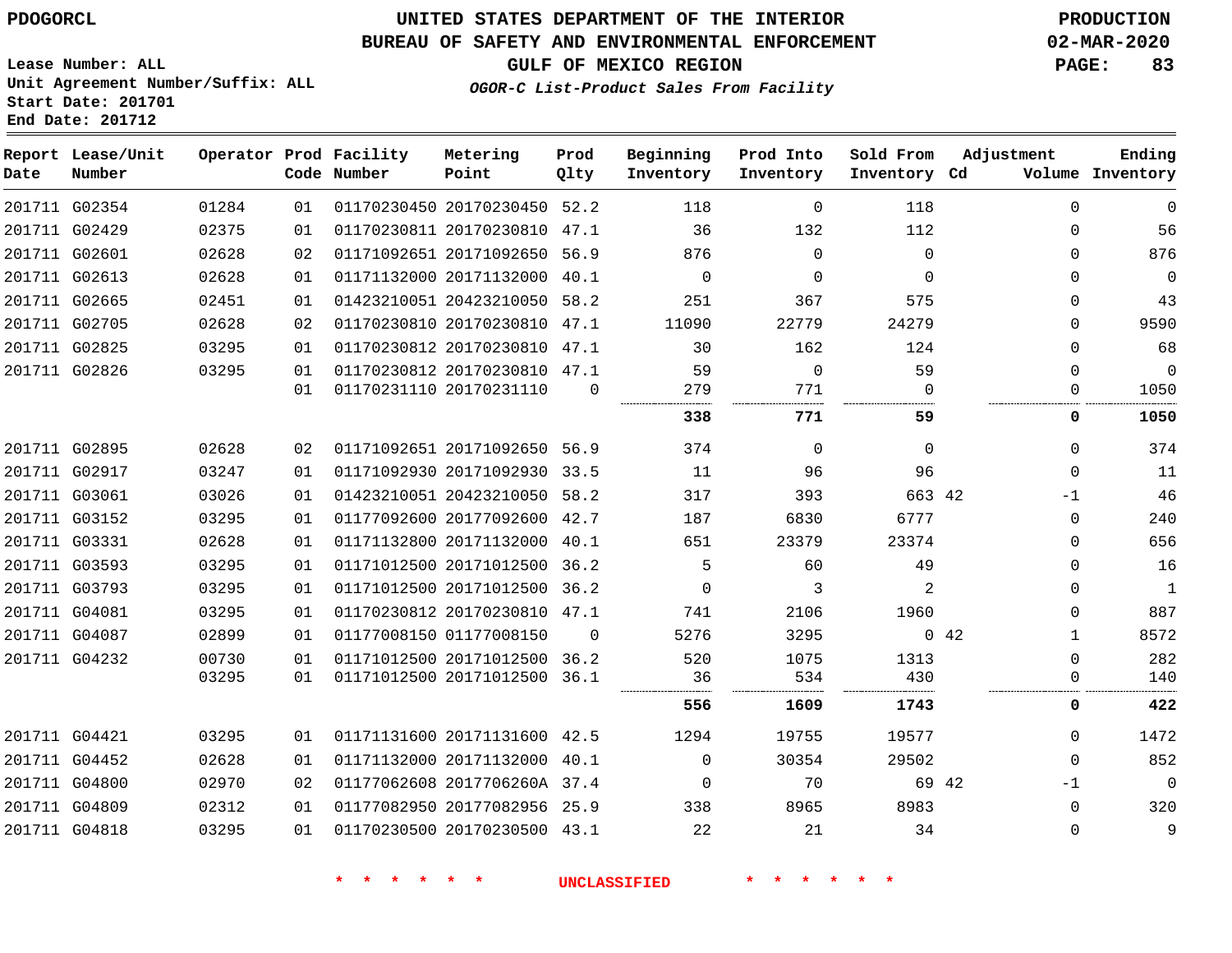PDOGORCL

Lease Number: ALL
Unit Agreement Number/Suffix: ALL
Start Date: 201701
End Date: 201712

# UNITED STATES DEPARTMENT OF THE INTERIOR
## BUREAU OF SAFETY AND ENVIRONMENTAL ENFORCEMENT
### GULF OF MEXICO REGION
*OGOR-C List-Product Sales From Facility*

PRODUCTION
02-MAR-2020

| Report Date | Lease/Unit Number | Operator | Prod Code | Facility Number | Metering Point | Prod Qlty | Beginning Inventory | Prod Into Inventory | Sold From Inventory | Adjustment Cd | Adjustment Volume | Ending Inventory |
|---|---|---|---|---|---|---|---|---|---|---|---|---|
| 201711 | G02354 | 01284 | 01 | 01170230450 | 20170230450 | 52.2 | 118 | 0 | 118 | | 0 | 0 |
| 201711 | G02429 | 02375 | 01 | 01170230811 | 20170230810 | 47.1 | 36 | 132 | 112 | | 0 | 56 |
| 201711 | G02601 | 02628 | 02 | 01171092651 | 20171092650 | 56.9 | 876 | 0 | 0 | | 0 | 876 |
| 201711 | G02613 | 02628 | 01 | 01171132000 | 20171132000 | 40.1 | 0 | 0 | 0 | | 0 | 0 |
| 201711 | G02665 | 02451 | 01 | 01423210051 | 20423210050 | 58.2 | 251 | 367 | 575 | | 0 | 43 |
| 201711 | G02705 | 02628 | 02 | 01170230810 | 20170230810 | 47.1 | 11090 | 22779 | 24279 | | 0 | 9590 |
| 201711 | G02825 | 03295 | 01 | 01170230812 | 20170230810 | 47.1 | 30 | 162 | 124 | | 0 | 68 |
| 201711 | G02826 | 03295 | 01 | 01170230812 | 20170230810 | 47.1 | 59 | 0 | 59 | | 0 | 0 |
| | | | 01 | 01170231110 | 20170231110 | 0 | 279 | 771 | 0 | | 0 | 1050 |
| | | | | | | | **338** | **771** | **59** | | **0** | **1050** |
| 201711 | G02895 | 02628 | 02 | 01171092651 | 20171092650 | 56.9 | 374 | 0 | 0 | | 0 | 374 |
| 201711 | G02917 | 03247 | 01 | 01171092930 | 20171092930 | 33.5 | 11 | 96 | 96 | | 0 | 11 |
| 201711 | G03061 | 03026 | 01 | 01423210051 | 20423210050 | 58.2 | 317 | 393 | 663 | 42 | -1 | 46 |
| 201711 | G03152 | 03295 | 01 | 01177092600 | 20177092600 | 42.7 | 187 | 6830 | 6777 | | 0 | 240 |
| 201711 | G03331 | 02628 | 01 | 01171132800 | 20171132000 | 40.1 | 651 | 23379 | 23374 | | 0 | 656 |
| 201711 | G03593 | 03295 | 01 | 01171012500 | 20171012500 | 36.2 | 5 | 60 | 49 | | 0 | 16 |
| 201711 | G03793 | 03295 | 01 | 01171012500 | 20171012500 | 36.2 | 0 | 3 | 2 | | 0 | 1 |
| 201711 | G04081 | 03295 | 01 | 01170230812 | 20170230810 | 47.1 | 741 | 2106 | 1960 | | 0 | 887 |
| 201711 | G04087 | 02899 | 01 | 01177008150 | 01177008150 | 0 | 5276 | 3295 | 0 | 42 | 1 | 8572 |
| 201711 | G04232 | 00730 | 01 | 01171012500 | 20171012500 | 36.2 | 520 | 1075 | 1313 | | 0 | 282 |
| | | 03295 | 01 | 01171012500 | 20171012500 | 36.1 | 36 | 534 | 430 | | 0 | 140 |
| | | | | | | | **556** | **1609** | **1743** | | **0** | **422** |
| 201711 | G04421 | 03295 | 01 | 01171131600 | 20171131600 | 42.5 | 1294 | 19755 | 19577 | | 0 | 1472 |
| 201711 | G04452 | 02628 | 01 | 01171132000 | 20171132000 | 40.1 | 0 | 30354 | 29502 | | 0 | 852 |
| 201711 | G04800 | 02970 | 02 | 01177062608 | 2017706260A | 37.4 | 0 | 70 | 69 | 42 | -1 | 0 |
| 201711 | G04809 | 02312 | 01 | 01177082950 | 20177082956 | 25.9 | 338 | 8965 | 8983 | | 0 | 320 |
| 201711 | G04818 | 03295 | 01 | 01170230500 | 20170230500 | 43.1 | 22 | 21 | 34 | | 0 | 9 |

\* \* \* \* \* \* UNCLASSIFIED \* \* \* \* \* \*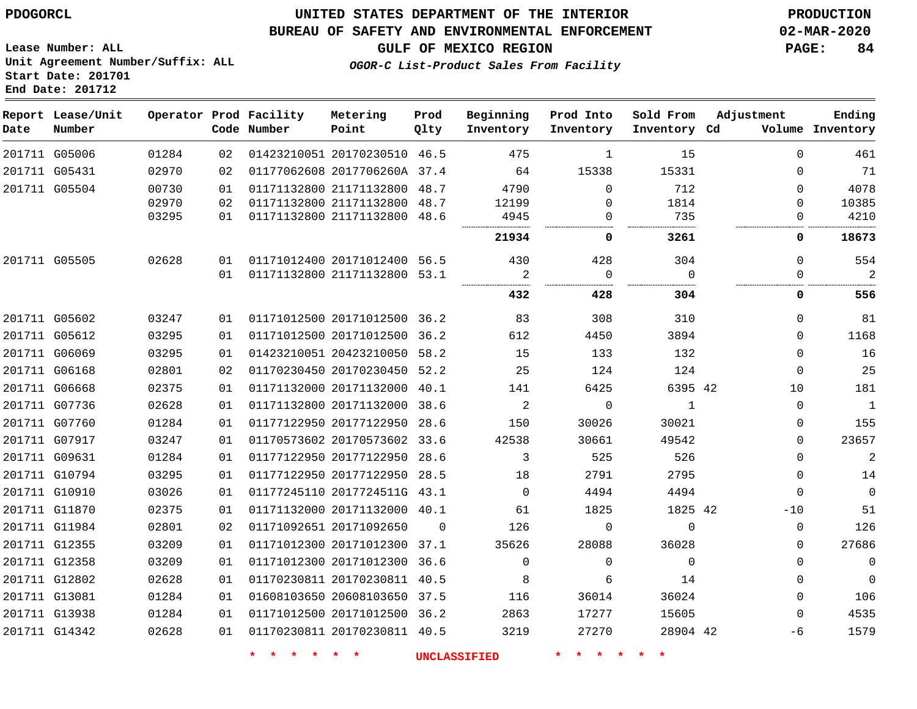PDOGORCL

# UNITED STATES DEPARTMENT OF THE INTERIOR
## BUREAU OF SAFETY AND ENVIRONMENTAL ENFORCEMENT
### GULF OF MEXICO REGION
*OGOR-C List-Product Sales From Facility*

PRODUCTION
02-MAR-2020

Lease Number: ALL
Unit Agreement Number/Suffix: ALL
Start Date: 201701
End Date: 201712

| Report Date | Lease/Unit Number | Operator | Prod Code | Facility Number | Metering Point | Prod Qlty | Beginning Inventory | Prod Into Inventory | Sold From Inventory | Adjustment Cd | Volume | Ending Inventory |
|---|---|---|---|---|---|---|---|---|---|---|---|---|
| 201711 | G05006 | 01284 | 02 | 01423210051 | 20170230510 | 46.5 | 475 | 1 | 15 | | 0 | 461 |
| 201711 | G05431 | 02970 | 02 | 01177062608 | 2017706260A | 37.4 | 64 | 15338 | 15331 | | 0 | 71 |
| 201711 | G05504 | 00730 | 01 | 01171132800 | 21171132800 | 48.7 | 4790 | 0 | 712 | | 0 | 4078 |
| | | 02970 | 02 | 01171132800 | 21171132800 | 48.7 | 12199 | 0 | 1814 | | 0 | 10385 |
| | | 03295 | 01 | 01171132800 | 21171132800 | 48.6 | 4945 | 0 | 735 | | 0 | 4210 |
| | | | | | | | **21934** | **0** | **3261** | | **0** | **18673** |
| 201711 | G05505 | 02628 | 01 | 01171012400 | 20171012400 | 56.5 | 430 | 428 | 304 | | 0 | 554 |
| | | | 01 | 01171132800 | 21171132800 | 53.1 | 2 | 0 | 0 | | 0 | 2 |
| | | | | | | | **432** | **428** | **304** | | **0** | **556** |
| 201711 | G05602 | 03247 | 01 | 01171012500 | 20171012500 | 36.2 | 83 | 308 | 310 | | 0 | 81 |
| 201711 | G05612 | 03295 | 01 | 01171012500 | 20171012500 | 36.2 | 612 | 4450 | 3894 | | 0 | 1168 |
| 201711 | G06069 | 03295 | 01 | 01423210051 | 20423210050 | 58.2 | 15 | 133 | 132 | | 0 | 16 |
| 201711 | G06168 | 02801 | 02 | 01170230450 | 20170230450 | 52.2 | 25 | 124 | 124 | | 0 | 25 |
| 201711 | G06668 | 02375 | 01 | 01171132000 | 20171132000 | 40.1 | 141 | 6425 | 6395 | 42 | 10 | 181 |
| 201711 | G07736 | 02628 | 01 | 01171132800 | 20171132000 | 38.6 | 2 | 0 | 1 | | 0 | 1 |
| 201711 | G07760 | 01284 | 01 | 01177122950 | 20177122950 | 28.6 | 150 | 30026 | 30021 | | 0 | 155 |
| 201711 | G07917 | 03247 | 01 | 01170573602 | 20170573602 | 33.6 | 42538 | 30661 | 49542 | | 0 | 23657 |
| 201711 | G09631 | 01284 | 01 | 01177122950 | 20177122950 | 28.6 | 3 | 525 | 526 | | 0 | 2 |
| 201711 | G10794 | 03295 | 01 | 01177122950 | 20177122950 | 28.5 | 18 | 2791 | 2795 | | 0 | 14 |
| 201711 | G10910 | 03026 | 01 | 01177245110 | 2017724511G | 43.1 | 0 | 4494 | 4494 | | 0 | 0 |
| 201711 | G11870 | 02375 | 01 | 01171132000 | 20171132000 | 40.1 | 61 | 1825 | 1825 | 42 | -10 | 51 |
| 201711 | G11984 | 02801 | 02 | 01171092651 | 20171092650 | 0 | 126 | 0 | 0 | | 0 | 126 |
| 201711 | G12355 | 03209 | 01 | 01171012300 | 20171012300 | 37.1 | 35626 | 28088 | 36028 | | 0 | 27686 |
| 201711 | G12358 | 03209 | 01 | 01171012300 | 20171012300 | 36.6 | 0 | 0 | 0 | | 0 | 0 |
| 201711 | G12802 | 02628 | 01 | 01170230811 | 20170230811 | 40.5 | 8 | 6 | 14 | | 0 | 0 |
| 201711 | G13081 | 01284 | 01 | 01608103650 | 20608103650 | 37.5 | 116 | 36014 | 36024 | | 0 | 106 |
| 201711 | G13938 | 01284 | 01 | 01171012500 | 20171012500 | 36.2 | 2863 | 17277 | 15605 | | 0 | 4535 |
| 201711 | G14342 | 02628 | 01 | 01170230811 | 20170230811 | 40.5 | 3219 | 27270 | 28904 | 42 | -6 | 1579 |

* * * * * * UNCLASSIFIED * * * * * *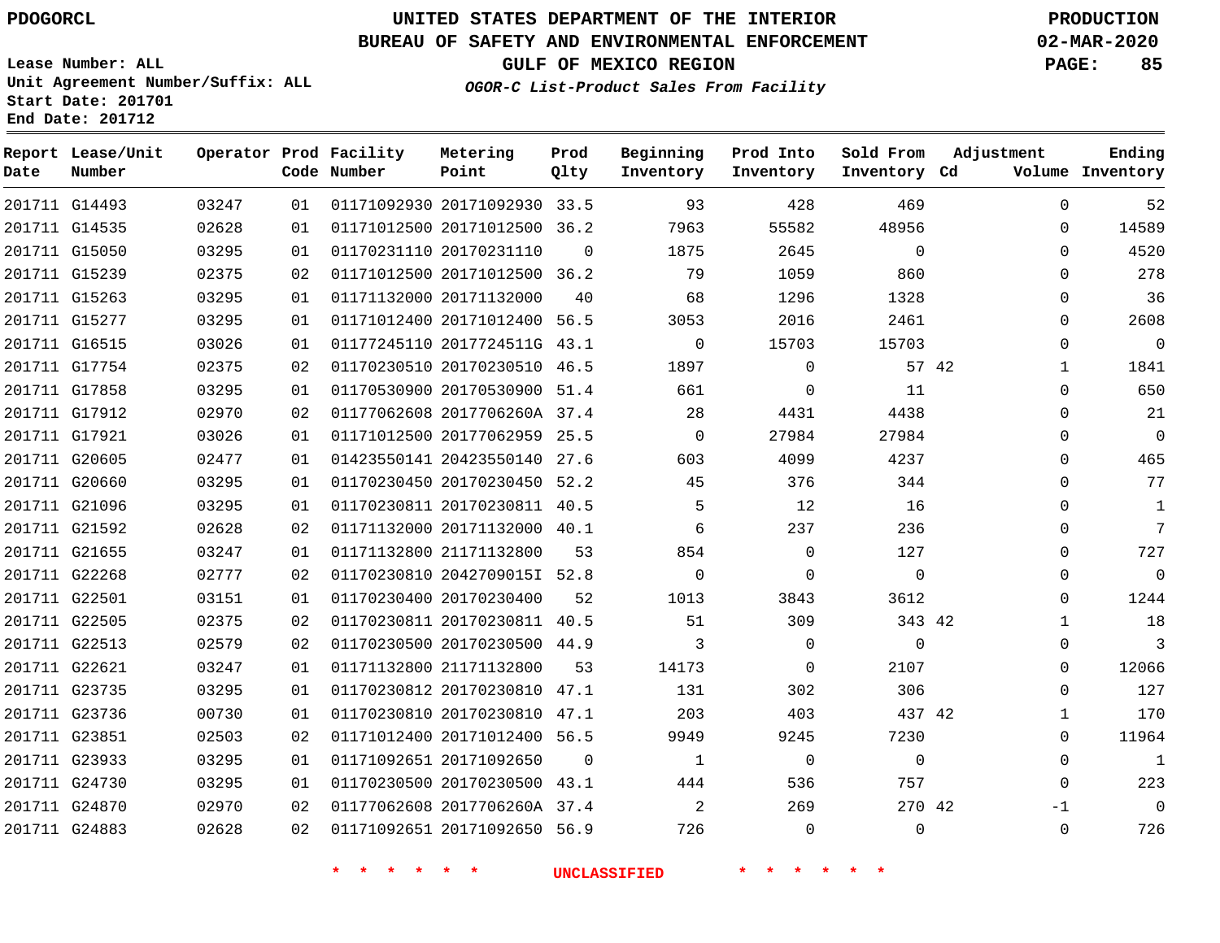PDOGORCL

# UNITED STATES DEPARTMENT OF THE INTERIOR
## BUREAU OF SAFETY AND ENVIRONMENTAL ENFORCEMENT
### GULF OF MEXICO REGION
*OGOR-C List-Product Sales From Facility*

PRODUCTION
02-MAR-2020

Lease Number: ALL
Unit Agreement Number/Suffix: ALL
Start Date: 201701
End Date: 201712

| Report Date | Lease/Unit Number | Operator | Prod Code | Facility Number | Metering Point | Prod Qlty | Beginning Inventory | Prod Into Inventory | Sold From Inventory | Adjustment Cd | Adjustment Volume | Ending Inventory |
|---|---|---|---|---|---|---|---|---|---|---|---|---|
| 201711 | G14493 | 03247 | 01 | 01171092930 | 20171092930 | 33.5 | 93 | 428 | 469 | | 0 | 52 |
| 201711 | G14535 | 02628 | 01 | 01171012500 | 20171012500 | 36.2 | 7963 | 55582 | 48956 | | 0 | 14589 |
| 201711 | G15050 | 03295 | 01 | 01170231110 | 20170231110 | 0 | 1875 | 2645 | 0 | | 0 | 4520 |
| 201711 | G15239 | 02375 | 02 | 01171012500 | 20171012500 | 36.2 | 79 | 1059 | 860 | | 0 | 278 |
| 201711 | G15263 | 03295 | 01 | 01171132000 | 20171132000 | 40 | 68 | 1296 | 1328 | | 0 | 36 |
| 201711 | G15277 | 03295 | 01 | 01171012400 | 20171012400 | 56.5 | 3053 | 2016 | 2461 | | 0 | 2608 |
| 201711 | G16515 | 03026 | 01 | 01177245110 | 2017724511G | 43.1 | 0 | 15703 | 15703 | | 0 | 0 |
| 201711 | G17754 | 02375 | 02 | 01170230510 | 20170230510 | 46.5 | 1897 | 0 | 57 | 42 | 1 | 1841 |
| 201711 | G17858 | 03295 | 01 | 01170530900 | 20170530900 | 51.4 | 661 | 0 | 11 | | 0 | 650 |
| 201711 | G17912 | 02970 | 02 | 01177062608 | 2017706260A | 37.4 | 28 | 4431 | 4438 | | 0 | 21 |
| 201711 | G17921 | 03026 | 01 | 01171012500 | 20177062959 | 25.5 | 0 | 27984 | 27984 | | 0 | 0 |
| 201711 | G20605 | 02477 | 01 | 01423550141 | 20423550140 | 27.6 | 603 | 4099 | 4237 | | 0 | 465 |
| 201711 | G20660 | 03295 | 01 | 01170230450 | 20170230450 | 52.2 | 45 | 376 | 344 | | 0 | 77 |
| 201711 | G21096 | 03295 | 01 | 01170230811 | 20170230811 | 40.5 | 5 | 12 | 16 | | 0 | 1 |
| 201711 | G21592 | 02628 | 02 | 01171132000 | 20171132000 | 40.1 | 6 | 237 | 236 | | 0 | 7 |
| 201711 | G21655 | 03247 | 01 | 01171132800 | 21171132800 | 53 | 854 | 0 | 127 | | 0 | 727 |
| 201711 | G22268 | 02777 | 02 | 01170230810 | 2042709015I | 52.8 | 0 | 0 | 0 | | 0 | 0 |
| 201711 | G22501 | 03151 | 01 | 01170230400 | 20170230400 | 52 | 1013 | 3843 | 3612 | | 0 | 1244 |
| 201711 | G22505 | 02375 | 02 | 01170230811 | 20170230811 | 40.5 | 51 | 309 | 343 | 42 | 1 | 18 |
| 201711 | G22513 | 02579 | 02 | 01170230500 | 20170230500 | 44.9 | 3 | 0 | 0 | | 0 | 3 |
| 201711 | G22621 | 03247 | 01 | 01171132800 | 21171132800 | 53 | 14173 | 0 | 2107 | | 0 | 12066 |
| 201711 | G23735 | 03295 | 01 | 01170230812 | 20170230810 | 47.1 | 131 | 302 | 306 | | 0 | 127 |
| 201711 | G23736 | 00730 | 01 | 01170230810 | 20170230810 | 47.1 | 203 | 403 | 437 | 42 | 1 | 170 |
| 201711 | G23851 | 02503 | 02 | 01171012400 | 20171012400 | 56.5 | 9949 | 9245 | 7230 | | 0 | 11964 |
| 201711 | G23933 | 03295 | 01 | 01171092651 | 20171092650 | 0 | 1 | 0 | 0 | | 0 | 1 |
| 201711 | G24730 | 03295 | 01 | 01170230500 | 20170230500 | 43.1 | 444 | 536 | 757 | | 0 | 223 |
| 201711 | G24870 | 02970 | 02 | 01177062608 | 2017706260A | 37.4 | 2 | 269 | 270 | 42 | -1 | 0 |
| 201711 | G24883 | 02628 | 02 | 01171092651 | 20171092650 | 56.9 | 726 | 0 | 0 | | 0 | 726 |

\* \* \* \* \* \* UNCLASSIFIED \* \* \* \* \* \*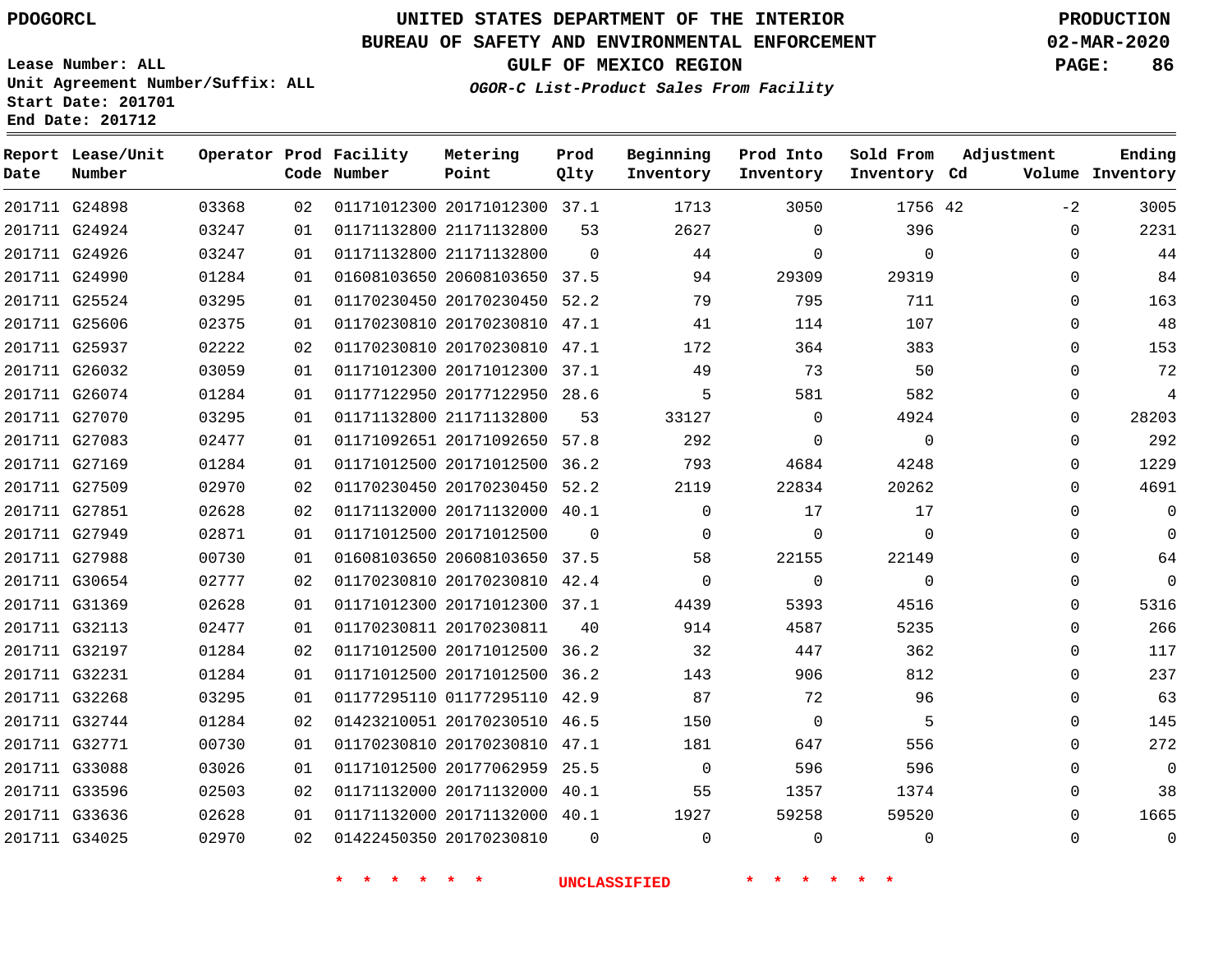PDOGORCL

# UNITED STATES DEPARTMENT OF THE INTERIOR
## BUREAU OF SAFETY AND ENVIRONMENTAL ENFORCEMENT
### GULF OF MEXICO REGION
*OGOR-C List-Product Sales From Facility*

PRODUCTION
02-MAR-2020

Lease Number: ALL
Unit Agreement Number/Suffix: ALL
Start Date: 201701
End Date: 201712

| Report Date | Lease/Unit Number | Operator | Prod Code | Facility Number | Metering Point | Prod Qlty | Beginning Inventory | Prod Into Inventory | Sold From Inventory | Adjustment Cd | Adjustment Volume | Ending Inventory |
|---|---|---|---|---|---|---|---|---|---|---|---|---|
| 201711 | G24898 | 03368 | 02 | 01171012300 | 20171012300 | 37.1 | 1713 | 3050 | 1756 | 42 | -2 | 3005 |
| 201711 | G24924 | 03247 | 01 | 01171132800 | 21171132800 | 53 | 2627 | 0 | 396 | | 0 | 2231 |
| 201711 | G24926 | 03247 | 01 | 01171132800 | 21171132800 | 0 | 44 | 0 | 0 | | 0 | 44 |
| 201711 | G24990 | 01284 | 01 | 01608103650 | 20608103650 | 37.5 | 94 | 29309 | 29319 | | 0 | 84 |
| 201711 | G25524 | 03295 | 01 | 01170230450 | 20170230450 | 52.2 | 79 | 795 | 711 | | 0 | 163 |
| 201711 | G25606 | 02375 | 01 | 01170230810 | 20170230810 | 47.1 | 41 | 114 | 107 | | 0 | 48 |
| 201711 | G25937 | 02222 | 02 | 01170230810 | 20170230810 | 47.1 | 172 | 364 | 383 | | 0 | 153 |
| 201711 | G26032 | 03059 | 01 | 01171012300 | 20171012300 | 37.1 | 49 | 73 | 50 | | 0 | 72 |
| 201711 | G26074 | 01284 | 01 | 01177122950 | 20177122950 | 28.6 | 5 | 581 | 582 | | 0 | 4 |
| 201711 | G27070 | 03295 | 01 | 01171132800 | 21171132800 | 53 | 33127 | 0 | 4924 | | 0 | 28203 |
| 201711 | G27083 | 02477 | 01 | 01171092651 | 20171092650 | 57.8 | 292 | 0 | 0 | | 0 | 292 |
| 201711 | G27169 | 01284 | 01 | 01171012500 | 20171012500 | 36.2 | 793 | 4684 | 4248 | | 0 | 1229 |
| 201711 | G27509 | 02970 | 02 | 01170230450 | 20170230450 | 52.2 | 2119 | 22834 | 20262 | | 0 | 4691 |
| 201711 | G27851 | 02628 | 02 | 01171132000 | 20171132000 | 40.1 | 0 | 17 | 17 | | 0 | 0 |
| 201711 | G27949 | 02871 | 01 | 01171012500 | 20171012500 | 0 | 0 | 0 | 0 | | 0 | 0 |
| 201711 | G27988 | 00730 | 01 | 01608103650 | 20608103650 | 37.5 | 58 | 22155 | 22149 | | 0 | 64 |
| 201711 | G30654 | 02777 | 02 | 01170230810 | 20170230810 | 42.4 | 0 | 0 | 0 | | 0 | 0 |
| 201711 | G31369 | 02628 | 01 | 01171012300 | 20171012300 | 37.1 | 4439 | 5393 | 4516 | | 0 | 5316 |
| 201711 | G32113 | 02477 | 01 | 01170230811 | 20170230811 | 40 | 914 | 4587 | 5235 | | 0 | 266 |
| 201711 | G32197 | 01284 | 02 | 01171012500 | 20171012500 | 36.2 | 32 | 447 | 362 | | 0 | 117 |
| 201711 | G32231 | 01284 | 01 | 01171012500 | 20171012500 | 36.2 | 143 | 906 | 812 | | 0 | 237 |
| 201711 | G32268 | 03295 | 01 | 01177295110 | 01177295110 | 42.9 | 87 | 72 | 96 | | 0 | 63 |
| 201711 | G32744 | 01284 | 02 | 01423210051 | 20170230510 | 46.5 | 150 | 0 | 5 | | 0 | 145 |
| 201711 | G32771 | 00730 | 01 | 01170230810 | 20170230810 | 47.1 | 181 | 647 | 556 | | 0 | 272 |
| 201711 | G33088 | 03026 | 01 | 01171012500 | 20177062959 | 25.5 | 0 | 596 | 596 | | 0 | 0 |
| 201711 | G33596 | 02503 | 02 | 01171132000 | 20171132000 | 40.1 | 55 | 1357 | 1374 | | 0 | 38 |
| 201711 | G33636 | 02628 | 01 | 01171132000 | 20171132000 | 40.1 | 1927 | 59258 | 59520 | | 0 | 1665 |
| 201711 | G34025 | 02970 | 02 | 01422450350 | 20170230810 | 0 | 0 | 0 | 0 | | 0 | 0 |

* * * * * * UNCLASSIFIED * * * * * *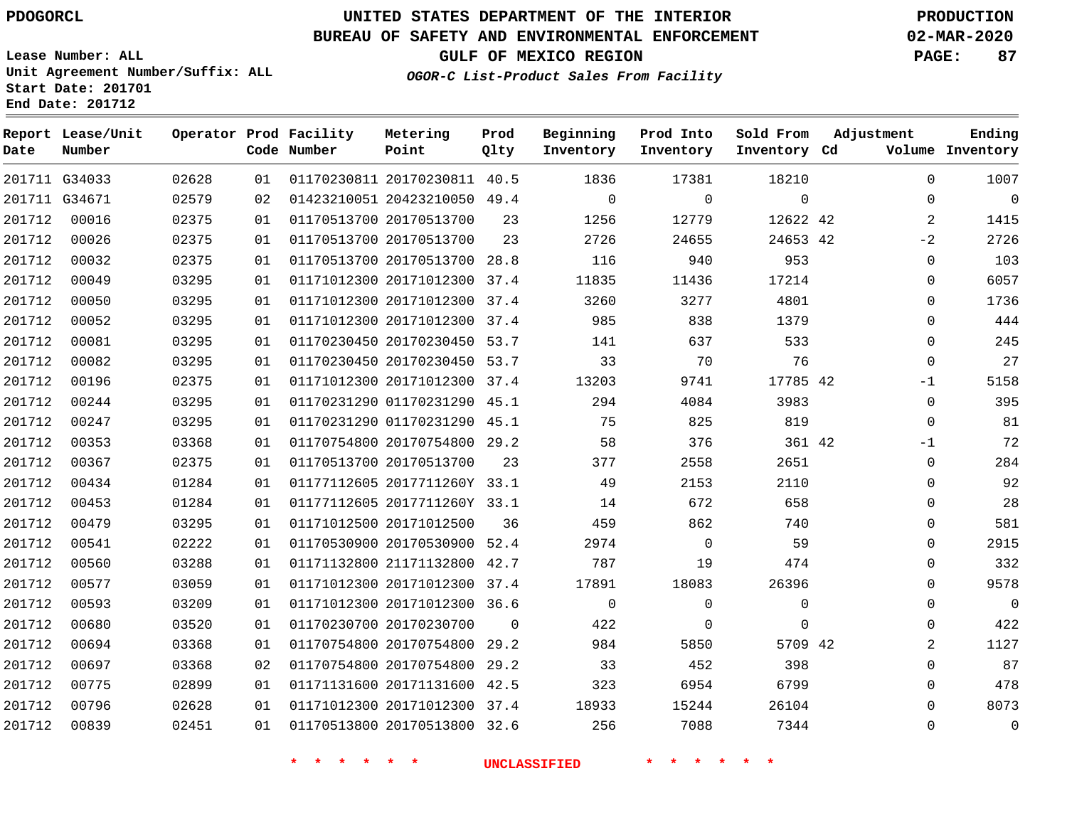PDOGORCL

# UNITED STATES DEPARTMENT OF THE INTERIOR
## BUREAU OF SAFETY AND ENVIRONMENTAL ENFORCEMENT
### GULF OF MEXICO REGION
*OGOR-C List-Product Sales From Facility*

PRODUCTION
02-MAR-2020

Lease Number: ALL
Unit Agreement Number/Suffix: ALL
Start Date: 201701
End Date: 201712

| Report Date | Lease/Unit Number | Operator | Prod Code | Facility Number | Metering Point | Prod Qlty | Beginning Inventory | Prod Into Inventory | Sold From Inventory | Adjustment Cd | Volume | Ending Inventory |
|---|---|---|---|---|---|---|---|---|---|---|---|---|
| 201711 | G34033 | 02628 | 01 | 01170230811 | 20170230811 | 40.5 | 1836 | 17381 | 18210 | | 0 | 1007 |
| 201711 | G34671 | 02579 | 02 | 01423210051 | 20423210050 | 49.4 | 0 | 0 | 0 | | 0 | 0 |
| 201712 | 00016 | 02375 | 01 | 01170513700 | 20170513700 | 23 | 1256 | 12779 | 12622 | 42 | 2 | 1415 |
| 201712 | 00026 | 02375 | 01 | 01170513700 | 20170513700 | 23 | 2726 | 24655 | 24653 | 42 | -2 | 2726 |
| 201712 | 00032 | 02375 | 01 | 01170513700 | 20170513700 | 28.8 | 116 | 940 | 953 | | 0 | 103 |
| 201712 | 00049 | 03295 | 01 | 01171012300 | 20171012300 | 37.4 | 11835 | 11436 | 17214 | | 0 | 6057 |
| 201712 | 00050 | 03295 | 01 | 01171012300 | 20171012300 | 37.4 | 3260 | 3277 | 4801 | | 0 | 1736 |
| 201712 | 00052 | 03295 | 01 | 01171012300 | 20171012300 | 37.4 | 985 | 838 | 1379 | | 0 | 444 |
| 201712 | 00081 | 03295 | 01 | 01170230450 | 20170230450 | 53.7 | 141 | 637 | 533 | | 0 | 245 |
| 201712 | 00082 | 03295 | 01 | 01170230450 | 20170230450 | 53.7 | 33 | 70 | 76 | | 0 | 27 |
| 201712 | 00196 | 02375 | 01 | 01171012300 | 20171012300 | 37.4 | 13203 | 9741 | 17785 | 42 | -1 | 5158 |
| 201712 | 00244 | 03295 | 01 | 01170231290 | 01170231290 | 45.1 | 294 | 4084 | 3983 | | 0 | 395 |
| 201712 | 00247 | 03295 | 01 | 01170231290 | 01170231290 | 45.1 | 75 | 825 | 819 | | 0 | 81 |
| 201712 | 00353 | 03368 | 01 | 01170754800 | 20170754800 | 29.2 | 58 | 376 | 361 | 42 | -1 | 72 |
| 201712 | 00367 | 02375 | 01 | 01170513700 | 20170513700 | 23 | 377 | 2558 | 2651 | | 0 | 284 |
| 201712 | 00434 | 01284 | 01 | 01177112605 | 2017711260Y | 33.1 | 49 | 2153 | 2110 | | 0 | 92 |
| 201712 | 00453 | 01284 | 01 | 01177112605 | 2017711260Y | 33.1 | 14 | 672 | 658 | | 0 | 28 |
| 201712 | 00479 | 03295 | 01 | 01171012500 | 20171012500 | 36 | 459 | 862 | 740 | | 0 | 581 |
| 201712 | 00541 | 02222 | 01 | 01170530900 | 20170530900 | 52.4 | 2974 | 0 | 59 | | 0 | 2915 |
| 201712 | 00560 | 03288 | 01 | 01171132800 | 21171132800 | 42.7 | 787 | 19 | 474 | | 0 | 332 |
| 201712 | 00577 | 03059 | 01 | 01171012300 | 20171012300 | 37.4 | 17891 | 18083 | 26396 | | 0 | 9578 |
| 201712 | 00593 | 03209 | 01 | 01171012300 | 20171012300 | 36.6 | 0 | 0 | 0 | | 0 | 0 |
| 201712 | 00680 | 03520 | 01 | 01170230700 | 20170230700 | 0 | 422 | 0 | 0 | | 0 | 422 |
| 201712 | 00694 | 03368 | 01 | 01170754800 | 20170754800 | 29.2 | 984 | 5850 | 5709 | 42 | 2 | 1127 |
| 201712 | 00697 | 03368 | 02 | 01170754800 | 20170754800 | 29.2 | 33 | 452 | 398 | | 0 | 87 |
| 201712 | 00775 | 02899 | 01 | 01171131600 | 20171131600 | 42.5 | 323 | 6954 | 6799 | | 0 | 478 |
| 201712 | 00796 | 02628 | 01 | 01171012300 | 20171012300 | 37.4 | 18933 | 15244 | 26104 | | 0 | 8073 |
| 201712 | 00839 | 02451 | 01 | 01170513800 | 20170513800 | 32.6 | 256 | 7088 | 7344 | | 0 | 0 |

* * * * * * UNCLASSIFIED * * * * * *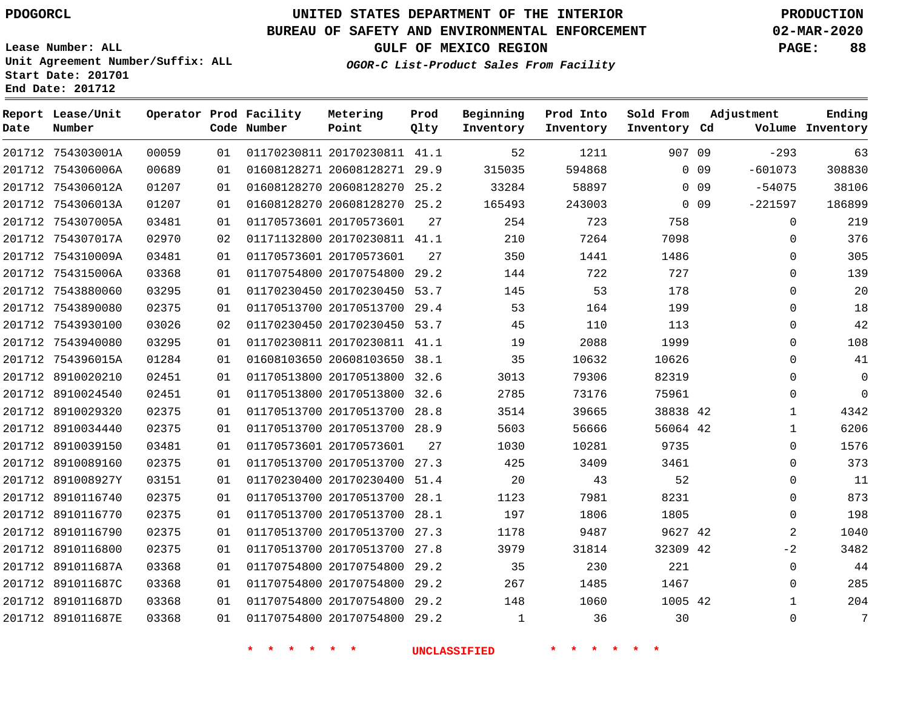PDOGORCL

# UNITED STATES DEPARTMENT OF THE INTERIOR
## BUREAU OF SAFETY AND ENVIRONMENTAL ENFORCEMENT
### GULF OF MEXICO REGION

*OGOR-C List-Product Sales From Facility*

PRODUCTION
02-MAR-2020

Lease Number: ALL
Unit Agreement Number/Suffix: ALL
Start Date: 201701
End Date: 201712

| Report Date | Lease/Unit Number | Operator | Prod Code | Facility Number | Metering Point | Prod Qlty | Beginning Inventory | Prod Into Inventory | Sold From Inventory | Adjustment Cd | Adjustment Volume | Ending Inventory |
|---|---|---|---|---|---|---|---|---|---|---|---|---|
| 201712 | 754303001A | 00059 | 01 | 01170230811 | 20170230811 | 41.1 | 52 | 1211 | 907 | 09 | -293 | 63 |
| 201712 | 754306006A | 00689 | 01 | 01608128271 | 20608128271 | 29.9 | 315035 | 594868 | 0 | 09 | -601073 | 308830 |
| 201712 | 754306012A | 01207 | 01 | 01608128270 | 20608128270 | 25.2 | 33284 | 58897 | 0 | 09 | -54075 | 38106 |
| 201712 | 754306013A | 01207 | 01 | 01608128270 | 20608128270 | 25.2 | 165493 | 243003 | 0 | 09 | -221597 | 186899 |
| 201712 | 754307005A | 03481 | 01 | 01170573601 | 20170573601 | 27 | 254 | 723 | 758 | | 0 | 219 |
| 201712 | 754307017A | 02970 | 02 | 01171132800 | 20170230811 | 41.1 | 210 | 7264 | 7098 | | 0 | 376 |
| 201712 | 754310009A | 03481 | 01 | 01170573601 | 20170573601 | 27 | 350 | 1441 | 1486 | | 0 | 305 |
| 201712 | 754315006A | 03368 | 01 | 01170754800 | 20170754800 | 29.2 | 144 | 722 | 727 | | 0 | 139 |
| 201712 | 7543880060 | 03295 | 01 | 01170230450 | 20170230450 | 53.7 | 145 | 53 | 178 | | 0 | 20 |
| 201712 | 7543890080 | 02375 | 01 | 01170513700 | 20170513700 | 29.4 | 53 | 164 | 199 | | 0 | 18 |
| 201712 | 7543930100 | 03026 | 02 | 01170230450 | 20170230450 | 53.7 | 45 | 110 | 113 | | 0 | 42 |
| 201712 | 7543940080 | 03295 | 01 | 01170230811 | 20170230811 | 41.1 | 19 | 2088 | 1999 | | 0 | 108 |
| 201712 | 754396015A | 01284 | 01 | 01608103650 | 20608103650 | 38.1 | 35 | 10632 | 10626 | | 0 | 41 |
| 201712 | 8910020210 | 02451 | 01 | 01170513800 | 20170513800 | 32.6 | 3013 | 79306 | 82319 | | 0 | 0 |
| 201712 | 8910024540 | 02451 | 01 | 01170513800 | 20170513800 | 32.6 | 2785 | 73176 | 75961 | | 0 | 0 |
| 201712 | 8910029320 | 02375 | 01 | 01170513700 | 20170513700 | 28.8 | 3514 | 39665 | 38838 | 42 | 1 | 4342 |
| 201712 | 8910034440 | 02375 | 01 | 01170513700 | 20170513700 | 28.9 | 5603 | 56666 | 56064 | 42 | 1 | 6206 |
| 201712 | 8910039150 | 03481 | 01 | 01170573601 | 20170573601 | 27 | 1030 | 10281 | 9735 | | 0 | 1576 |
| 201712 | 8910089160 | 02375 | 01 | 01170513700 | 20170513700 | 27.3 | 425 | 3409 | 3461 | | 0 | 373 |
| 201712 | 891008927Y | 03151 | 01 | 01170230400 | 20170230400 | 51.4 | 20 | 43 | 52 | | 0 | 11 |
| 201712 | 8910116740 | 02375 | 01 | 01170513700 | 20170513700 | 28.1 | 1123 | 7981 | 8231 | | 0 | 873 |
| 201712 | 8910116770 | 02375 | 01 | 01170513700 | 20170513700 | 28.1 | 197 | 1806 | 1805 | | 0 | 198 |
| 201712 | 8910116790 | 02375 | 01 | 01170513700 | 20170513700 | 27.3 | 1178 | 9487 | 9627 | 42 | 2 | 1040 |
| 201712 | 8910116800 | 02375 | 01 | 01170513700 | 20170513700 | 27.8 | 3979 | 31814 | 32309 | 42 | -2 | 3482 |
| 201712 | 891011687A | 03368 | 01 | 01170754800 | 20170754800 | 29.2 | 35 | 230 | 221 | | 0 | 44 |
| 201712 | 891011687C | 03368 | 01 | 01170754800 | 20170754800 | 29.2 | 267 | 1485 | 1467 | | 0 | 285 |
| 201712 | 891011687D | 03368 | 01 | 01170754800 | 20170754800 | 29.2 | 148 | 1060 | 1005 | 42 | 1 | 204 |
| 201712 | 891011687E | 03368 | 01 | 01170754800 | 20170754800 | 29.2 | 1 | 36 | 30 | | 0 | 7 |

\* \* \* \* \* \* UNCLASSIFIED \* \* \* \* \* \*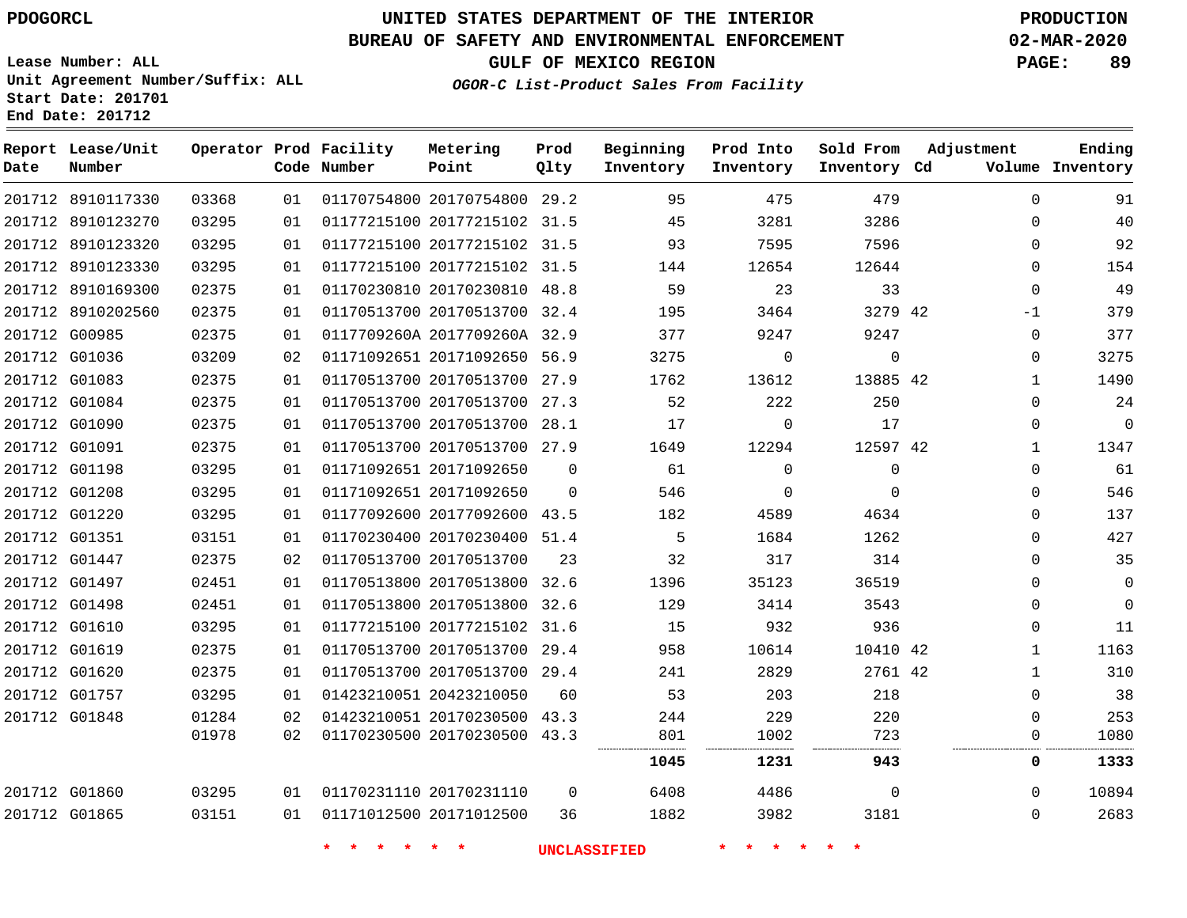PDOGORCL

# UNITED STATES DEPARTMENT OF THE INTERIOR
## BUREAU OF SAFETY AND ENVIRONMENTAL ENFORCEMENT
### GULF OF MEXICO REGION
*OGOR-C List-Product Sales From Facility*

PRODUCTION
02-MAR-2020

Lease Number: ALL
Unit Agreement Number/Suffix: ALL
Start Date: 201701
End Date: 201712

| Report Date | Lease/Unit Number | Operator | Prod Code | Facility Number | Metering Point | Prod Qlty | Beginning Inventory | Prod Into Inventory | Sold From Inventory | Adjustment Cd | Volume | Ending Inventory |
|---|---|---|---|---|---|---|---|---|---|---|---|---|
| 201712 | 8910117330 | 03368 | 01 | 01170754800 | 20170754800 | 29.2 | 95 | 475 | 479 | | 0 | 91 |
| 201712 | 8910123270 | 03295 | 01 | 01177215100 | 20177215102 | 31.5 | 45 | 3281 | 3286 | | 0 | 40 |
| 201712 | 8910123320 | 03295 | 01 | 01177215100 | 20177215102 | 31.5 | 93 | 7595 | 7596 | | 0 | 92 |
| 201712 | 8910123330 | 03295 | 01 | 01177215100 | 20177215102 | 31.5 | 144 | 12654 | 12644 | | 0 | 154 |
| 201712 | 8910169300 | 02375 | 01 | 01170230810 | 20170230810 | 48.8 | 59 | 23 | 33 | | 0 | 49 |
| 201712 | 8910202560 | 02375 | 01 | 01170513700 | 20170513700 | 32.4 | 195 | 3464 | 3279 | 42 | -1 | 379 |
| 201712 | G00985 | 02375 | 01 | 0117709260A | 2017709260A | 32.9 | 377 | 9247 | 9247 | | 0 | 377 |
| 201712 | G01036 | 03209 | 02 | 01171092651 | 20171092650 | 56.9 | 3275 | 0 | 0 | | 0 | 3275 |
| 201712 | G01083 | 02375 | 01 | 01170513700 | 20170513700 | 27.9 | 1762 | 13612 | 13885 | 42 | 1 | 1490 |
| 201712 | G01084 | 02375 | 01 | 01170513700 | 20170513700 | 27.3 | 52 | 222 | 250 | | 0 | 24 |
| 201712 | G01090 | 02375 | 01 | 01170513700 | 20170513700 | 28.1 | 17 | 0 | 17 | | 0 | 0 |
| 201712 | G01091 | 02375 | 01 | 01170513700 | 20170513700 | 27.9 | 1649 | 12294 | 12597 | 42 | 1 | 1347 |
| 201712 | G01198 | 03295 | 01 | 01171092651 | 20171092650 | 0 | 61 | 0 | 0 | | 0 | 61 |
| 201712 | G01208 | 03295 | 01 | 01171092651 | 20171092650 | 0 | 546 | 0 | 0 | | 0 | 546 |
| 201712 | G01220 | 03295 | 01 | 01177092600 | 20177092600 | 43.5 | 182 | 4589 | 4634 | | 0 | 137 |
| 201712 | G01351 | 03151 | 01 | 01170230400 | 20170230400 | 51.4 | 5 | 1684 | 1262 | | 0 | 427 |
| 201712 | G01447 | 02375 | 02 | 01170513700 | 20170513700 | 23 | 32 | 317 | 314 | | 0 | 35 |
| 201712 | G01497 | 02451 | 01 | 01170513800 | 20170513800 | 32.6 | 1396 | 35123 | 36519 | | 0 | 0 |
| 201712 | G01498 | 02451 | 01 | 01170513800 | 20170513800 | 32.6 | 129 | 3414 | 3543 | | 0 | 0 |
| 201712 | G01610 | 03295 | 01 | 01177215100 | 20177215102 | 31.6 | 15 | 932 | 936 | | 0 | 11 |
| 201712 | G01619 | 02375 | 01 | 01170513700 | 20170513700 | 29.4 | 958 | 10614 | 10410 | 42 | 1 | 1163 |
| 201712 | G01620 | 02375 | 01 | 01170513700 | 20170513700 | 29.4 | 241 | 2829 | 2761 | 42 | 1 | 310 |
| 201712 | G01757 | 03295 | 01 | 01423210051 | 20423210050 | 60 | 53 | 203 | 218 | | 0 | 38 |
| 201712 | G01848 | 01284 | 02 | 01423210051 | 20170230500 | 43.3 | 244 | 229 | 220 | | 0 | 253 |
| | | 01978 | 02 | 01170230500 | 20170230500 | 43.3 | 801 | 1002 | 723 | | 0 | 1080 |
| | | | | | | | **1045** | **1231** | **943** | | **0** | **1333** |
| 201712 | G01860 | 03295 | 01 | 01170231110 | 20170231110 | 0 | 6408 | 4486 | 0 | | 0 | 10894 |
| 201712 | G01865 | 03151 | 01 | 01171012500 | 20171012500 | 36 | 1882 | 3982 | 3181 | | 0 | 2683 |

\* \* \* \* \* \* UNCLASSIFIED \* \* \* \* \* \*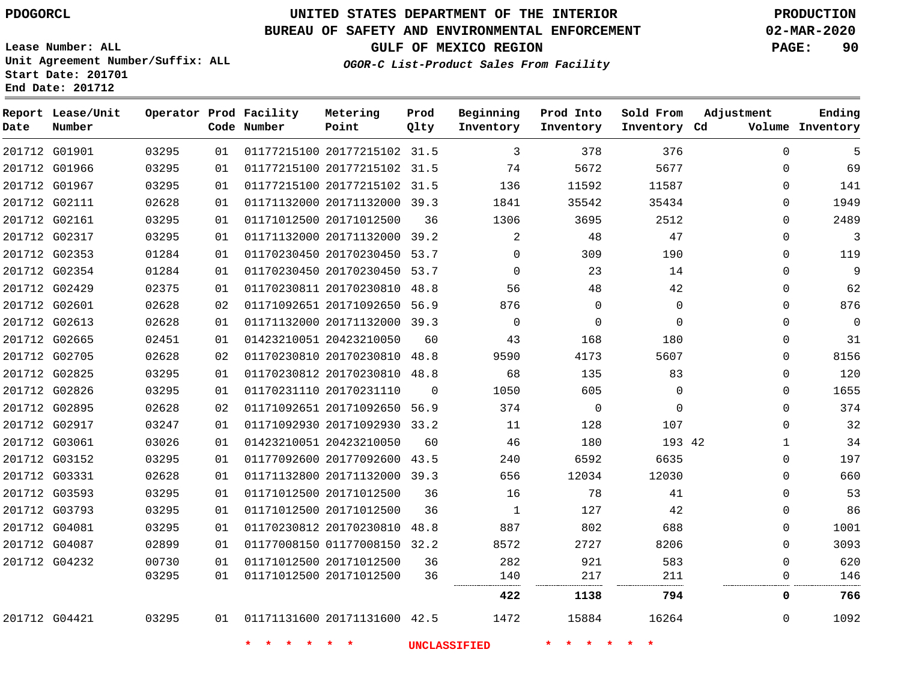PDOGORCL

# UNITED STATES DEPARTMENT OF THE INTERIOR
## BUREAU OF SAFETY AND ENVIRONMENTAL ENFORCEMENT
### GULF OF MEXICO REGION

*OGOR-C List-Product Sales From Facility*

PRODUCTION
02-MAR-2020

Lease Number: ALL
Unit Agreement Number/Suffix: ALL
Start Date: 201701
End Date: 201712

| Report Date | Lease/Unit Number | Operator | Prod Code | Facility Number | Metering Point | Prod Qlty | Beginning Inventory | Prod Into Inventory | Sold From Inventory | Adjustment Cd | Adjustment Volume | Ending Inventory |
|---|---|---|---|---|---|---|---|---|---|---|---|---|
| 201712 | G01901 | 03295 | 01 | 01177215100 | 20177215102 | 31.5 | 3 | 378 | 376 | | 0 | 5 |
| 201712 | G01966 | 03295 | 01 | 01177215100 | 20177215102 | 31.5 | 74 | 5672 | 5677 | | 0 | 69 |
| 201712 | G01967 | 03295 | 01 | 01177215100 | 20177215102 | 31.5 | 136 | 11592 | 11587 | | 0 | 141 |
| 201712 | G02111 | 02628 | 01 | 01171132000 | 20171132000 | 39.3 | 1841 | 35542 | 35434 | | 0 | 1949 |
| 201712 | G02161 | 03295 | 01 | 01171012500 | 20171012500 | 36 | 1306 | 3695 | 2512 | | 0 | 2489 |
| 201712 | G02317 | 03295 | 01 | 01171132000 | 20171132000 | 39.2 | 2 | 48 | 47 | | 0 | 3 |
| 201712 | G02353 | 01284 | 01 | 01170230450 | 20170230450 | 53.7 | 0 | 309 | 190 | | 0 | 119 |
| 201712 | G02354 | 01284 | 01 | 01170230450 | 20170230450 | 53.7 | 0 | 23 | 14 | | 0 | 9 |
| 201712 | G02429 | 02375 | 01 | 01170230811 | 20170230810 | 48.8 | 56 | 48 | 42 | | 0 | 62 |
| 201712 | G02601 | 02628 | 02 | 01171092651 | 20171092650 | 56.9 | 876 | 0 | 0 | | 0 | 876 |
| 201712 | G02613 | 02628 | 01 | 01171132000 | 20171132000 | 39.3 | 0 | 0 | 0 | | 0 | 0 |
| 201712 | G02665 | 02451 | 01 | 01423210051 | 20423210050 | 60 | 43 | 168 | 180 | | 0 | 31 |
| 201712 | G02705 | 02628 | 02 | 01170230810 | 20170230810 | 48.8 | 9590 | 4173 | 5607 | | 0 | 8156 |
| 201712 | G02825 | 03295 | 01 | 01170230812 | 20170230810 | 48.8 | 68 | 135 | 83 | | 0 | 120 |
| 201712 | G02826 | 03295 | 01 | 01170231110 | 20170231110 | 0 | 1050 | 605 | 0 | | 0 | 1655 |
| 201712 | G02895 | 02628 | 02 | 01171092651 | 20171092650 | 56.9 | 374 | 0 | 0 | | 0 | 374 |
| 201712 | G02917 | 03247 | 01 | 01171092930 | 20171092930 | 33.2 | 11 | 128 | 107 | | 0 | 32 |
| 201712 | G03061 | 03026 | 01 | 01423210051 | 20423210050 | 60 | 46 | 180 | 193 | 42 | 1 | 34 |
| 201712 | G03152 | 03295 | 01 | 01177092600 | 20177092600 | 43.5 | 240 | 6592 | 6635 | | 0 | 197 |
| 201712 | G03331 | 02628 | 01 | 01171132800 | 20171132000 | 39.3 | 656 | 12034 | 12030 | | 0 | 660 |
| 201712 | G03593 | 03295 | 01 | 01171012500 | 20171012500 | 36 | 16 | 78 | 41 | | 0 | 53 |
| 201712 | G03793 | 03295 | 01 | 01171012500 | 20171012500 | 36 | 1 | 127 | 42 | | 0 | 86 |
| 201712 | G04081 | 03295 | 01 | 01170230812 | 20170230810 | 48.8 | 887 | 802 | 688 | | 0 | 1001 |
| 201712 | G04087 | 02899 | 01 | 01177008150 | 01177008150 | 32.2 | 8572 | 2727 | 8206 | | 0 | 3093 |
| 201712 | G04232 | 00730 | 01 | 01171012500 | 20171012500 | 36 | 282 | 921 | 583 | | 0 | 620 |
| | | 03295 | 01 | 01171012500 | 20171012500 | 36 | 140 | 217 | 211 | | 0 | 146 |
| | | | | | | | **422** | **1138** | **794** | | **0** | **766** |
| 201712 | G04421 | 03295 | 01 | 01171131600 | 20171131600 | 42.5 | 1472 | 15884 | 16264 | | 0 | 1092 |

\* \* \* \* \* \* UNCLASSIFIED \* \* \* \* \* \*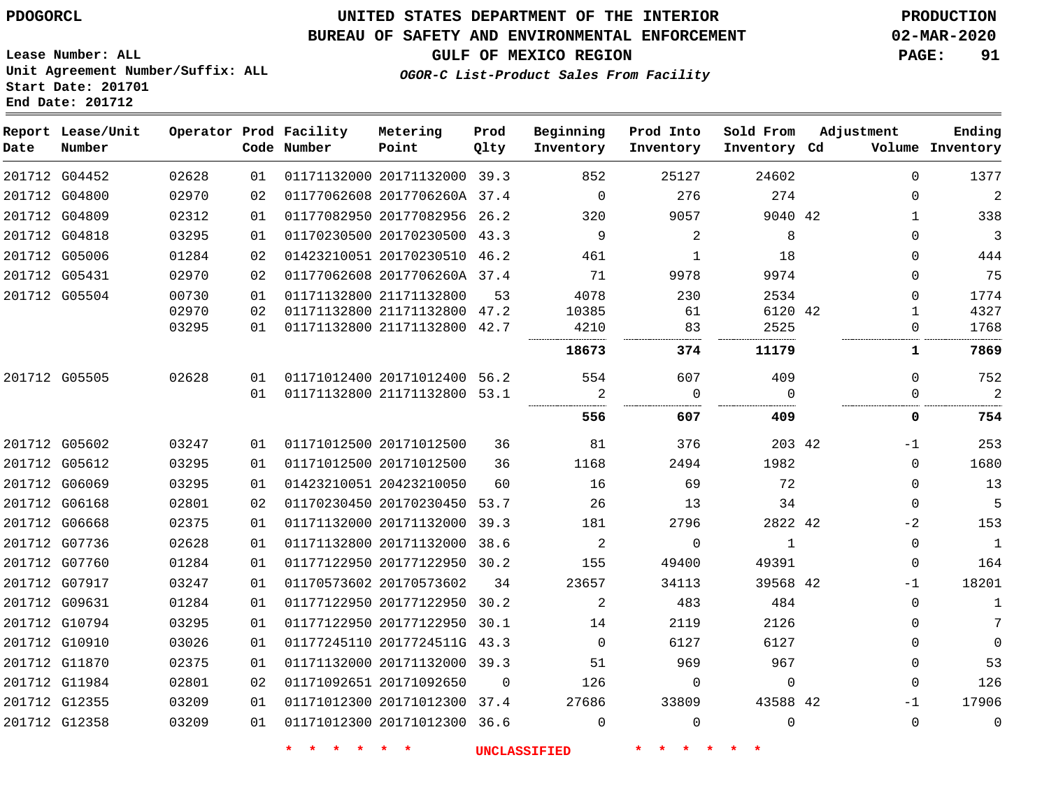PDOGORCL

# UNITED STATES DEPARTMENT OF THE INTERIOR
## BUREAU OF SAFETY AND ENVIRONMENTAL ENFORCEMENT
### GULF OF MEXICO REGION

*OGOR-C List-Product Sales From Facility*

PRODUCTION
02-MAR-2020

Lease Number: ALL
Unit Agreement Number/Suffix: ALL
Start Date: 201701
End Date: 201712

| Report Date | Lease/Unit Number | Operator | Prod Code | Facility Number | Metering Point | Prod Qlty | Beginning Inventory | Prod Into Inventory | Sold From Inventory | Adjustment Cd | Adjustment Volume | Ending Inventory |
|---|---|---|---|---|---|---|---|---|---|---|---|---|
| 201712 | G04452 | 02628 | 01 | 01171132000 | 20171132000 | 39.3 | 852 | 25127 | 24602 | | 0 | 1377 |
| 201712 | G04800 | 02970 | 02 | 01177062608 | 2017706260A | 37.4 | 0 | 276 | 274 | | 0 | 2 |
| 201712 | G04809 | 02312 | 01 | 01177082950 | 20177082956 | 26.2 | 320 | 9057 | 9040 | 42 | 1 | 338 |
| 201712 | G04818 | 03295 | 01 | 01170230500 | 20170230500 | 43.3 | 9 | 2 | 8 | | 0 | 3 |
| 201712 | G05006 | 01284 | 02 | 01423210051 | 20170230510 | 46.2 | 461 | 1 | 18 | | 0 | 444 |
| 201712 | G05431 | 02970 | 02 | 01177062608 | 2017706260A | 37.4 | 71 | 9978 | 9974 | | 0 | 75 |
| 201712 | G05504 | 00730 | 01 | 01171132800 | 21171132800 | 53 | 4078 | 230 | 2534 | | 0 | 1774 |
| | | 02970 | 02 | 01171132800 | 21171132800 | 47.2 | 10385 | 61 | 6120 | 42 | 1 | 4327 |
| | | 03295 | 01 | 01171132800 | 21171132800 | 42.7 | 4210 | 83 | 2525 | | 0 | 1768 |
| | | | | | | | **18673** | **374** | **11179** | | **1** | **7869** |
| 201712 | G05505 | 02628 | 01 | 01171012400 | 20171012400 | 56.2 | 554 | 607 | 409 | | 0 | 752 |
| | | | 01 | 01171132800 | 21171132800 | 53.1 | 2 | 0 | 0 | | 0 | 2 |
| | | | | | | | **556** | **607** | **409** | | **0** | **754** |
| 201712 | G05602 | 03247 | 01 | 01171012500 | 20171012500 | 36 | 81 | 376 | 203 | 42 | -1 | 253 |
| 201712 | G05612 | 03295 | 01 | 01171012500 | 20171012500 | 36 | 1168 | 2494 | 1982 | | 0 | 1680 |
| 201712 | G06069 | 03295 | 01 | 01423210051 | 20423210050 | 60 | 16 | 69 | 72 | | 0 | 13 |
| 201712 | G06168 | 02801 | 02 | 01170230450 | 20170230450 | 53.7 | 26 | 13 | 34 | | 0 | 5 |
| 201712 | G06668 | 02375 | 01 | 01171132000 | 20171132000 | 39.3 | 181 | 2796 | 2822 | 42 | -2 | 153 |
| 201712 | G07736 | 02628 | 01 | 01171132800 | 20171132000 | 38.6 | 2 | 0 | 1 | | 0 | 1 |
| 201712 | G07760 | 01284 | 01 | 01177122950 | 20177122950 | 30.2 | 155 | 49400 | 49391 | | 0 | 164 |
| 201712 | G07917 | 03247 | 01 | 01170573602 | 20170573602 | 34 | 23657 | 34113 | 39568 | 42 | -1 | 18201 |
| 201712 | G09631 | 01284 | 01 | 01177122950 | 20177122950 | 30.2 | 2 | 483 | 484 | | 0 | 1 |
| 201712 | G10794 | 03295 | 01 | 01177122950 | 20177122950 | 30.1 | 14 | 2119 | 2126 | | 0 | 7 |
| 201712 | G10910 | 03026 | 01 | 01177245110 | 2017724511G | 43.3 | 0 | 6127 | 6127 | | 0 | 0 |
| 201712 | G11870 | 02375 | 01 | 01171132000 | 20171132000 | 39.3 | 51 | 969 | 967 | | 0 | 53 |
| 201712 | G11984 | 02801 | 02 | 01171092651 | 20171092650 | 0 | 126 | 0 | 0 | | 0 | 126 |
| 201712 | G12355 | 03209 | 01 | 01171012300 | 20171012300 | 37.4 | 27686 | 33809 | 43588 | 42 | -1 | 17906 |
| 201712 | G12358 | 03209 | 01 | 01171012300 | 20171012300 | 36.6 | 0 | 0 | 0 | | 0 | 0 |

* * * * * * UNCLASSIFIED * * * * * *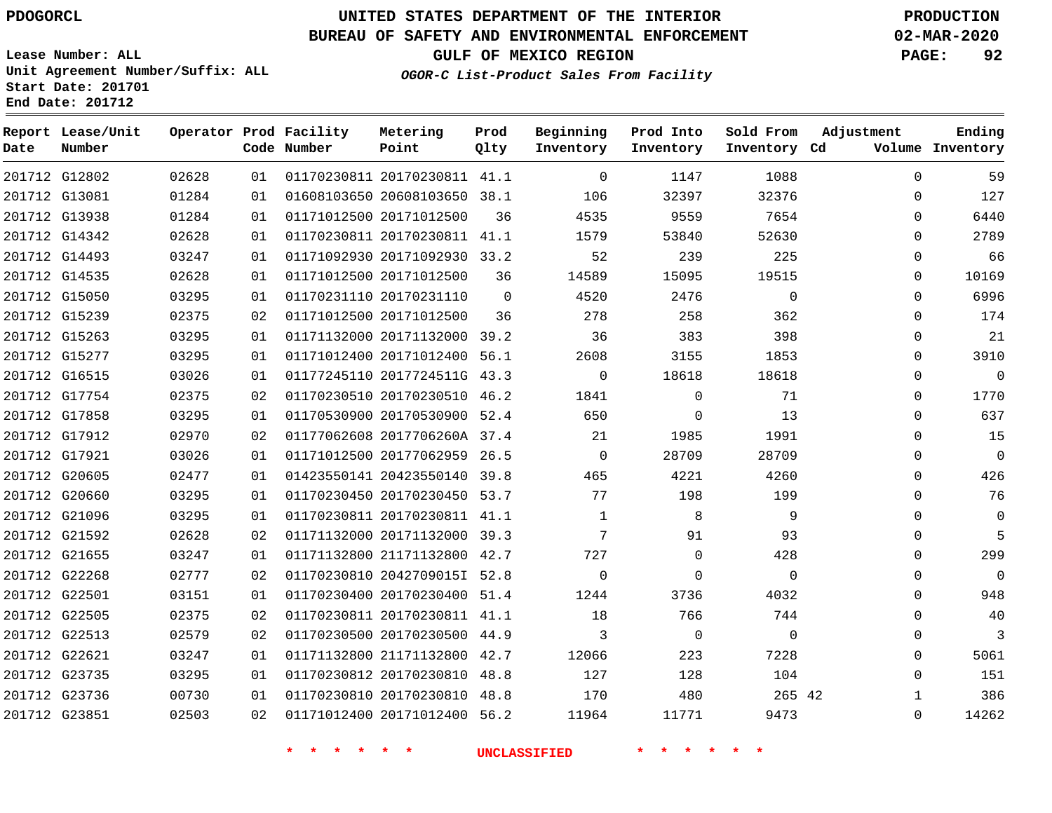PDOGORCL

# UNITED STATES DEPARTMENT OF THE INTERIOR
## BUREAU OF SAFETY AND ENVIRONMENTAL ENFORCEMENT
### GULF OF MEXICO REGION
*OGOR-C List-Product Sales From Facility*

PRODUCTION
02-MAR-2020
PAGE: 92

Lease Number: ALL
Unit Agreement Number/Suffix: ALL
Start Date: 201701
End Date: 201712

| Report Date | Lease/Unit Number | Operator | Prod Code | Facility Number | Metering Point | Prod Qlty | Beginning Inventory | Prod Into Inventory | Sold From Inventory | Adjustment Cd | Volume | Ending Inventory |
|---|---|---|---|---|---|---|---|---|---|---|---|---|
| 201712 | G12802 | 02628 | 01 | 01170230811 | 20170230811 | 41.1 | 0 | 1147 | 1088 | | 0 | 59 |
| 201712 | G13081 | 01284 | 01 | 01608103650 | 20608103650 | 38.1 | 106 | 32397 | 32376 | | 0 | 127 |
| 201712 | G13938 | 01284 | 01 | 01171012500 | 20171012500 | 36 | 4535 | 9559 | 7654 | | 0 | 6440 |
| 201712 | G14342 | 02628 | 01 | 01170230811 | 20170230811 | 41.1 | 1579 | 53840 | 52630 | | 0 | 2789 |
| 201712 | G14493 | 03247 | 01 | 01171092930 | 20171092930 | 33.2 | 52 | 239 | 225 | | 0 | 66 |
| 201712 | G14535 | 02628 | 01 | 01171012500 | 20171012500 | 36 | 14589 | 15095 | 19515 | | 0 | 10169 |
| 201712 | G15050 | 03295 | 01 | 01170231110 | 20170231110 | 0 | 4520 | 2476 | 0 | | 0 | 6996 |
| 201712 | G15239 | 02375 | 02 | 01171012500 | 20171012500 | 36 | 278 | 258 | 362 | | 0 | 174 |
| 201712 | G15263 | 03295 | 01 | 01171132000 | 20171132000 | 39.2 | 36 | 383 | 398 | | 0 | 21 |
| 201712 | G15277 | 03295 | 01 | 01171012400 | 20171012400 | 56.1 | 2608 | 3155 | 1853 | | 0 | 3910 |
| 201712 | G16515 | 03026 | 01 | 01177245110 | 2017724511G | 43.3 | 0 | 18618 | 18618 | | 0 | 0 |
| 201712 | G17754 | 02375 | 02 | 01170230510 | 20170230510 | 46.2 | 1841 | 0 | 71 | | 0 | 1770 |
| 201712 | G17858 | 03295 | 01 | 01170530900 | 20170530900 | 52.4 | 650 | 0 | 13 | | 0 | 637 |
| 201712 | G17912 | 02970 | 02 | 01177062608 | 2017706260A | 37.4 | 21 | 1985 | 1991 | | 0 | 15 |
| 201712 | G17921 | 03026 | 01 | 01171012500 | 20177062959 | 26.5 | 0 | 28709 | 28709 | | 0 | 0 |
| 201712 | G20605 | 02477 | 01 | 01423550141 | 20423550140 | 39.8 | 465 | 4221 | 4260 | | 0 | 426 |
| 201712 | G20660 | 03295 | 01 | 01170230450 | 20170230450 | 53.7 | 77 | 198 | 199 | | 0 | 76 |
| 201712 | G21096 | 03295 | 01 | 01170230811 | 20170230811 | 41.1 | 1 | 8 | 9 | | 0 | 0 |
| 201712 | G21592 | 02628 | 02 | 01171132000 | 20171132000 | 39.3 | 7 | 91 | 93 | | 0 | 5 |
| 201712 | G21655 | 03247 | 01 | 01171132800 | 21171132800 | 42.7 | 727 | 0 | 428 | | 0 | 299 |
| 201712 | G22268 | 02777 | 02 | 01170230810 | 2042709015I | 52.8 | 0 | 0 | 0 | | 0 | 0 |
| 201712 | G22501 | 03151 | 01 | 01170230400 | 20170230400 | 51.4 | 1244 | 3736 | 4032 | | 0 | 948 |
| 201712 | G22505 | 02375 | 02 | 01170230811 | 20170230811 | 41.1 | 18 | 766 | 744 | | 0 | 40 |
| 201712 | G22513 | 02579 | 02 | 01170230500 | 20170230500 | 44.9 | 3 | 0 | 0 | | 0 | 3 |
| 201712 | G22621 | 03247 | 01 | 01171132800 | 21171132800 | 42.7 | 12066 | 223 | 7228 | | 0 | 5061 |
| 201712 | G23735 | 03295 | 01 | 01170230812 | 20170230810 | 48.8 | 127 | 128 | 104 | | 0 | 151 |
| 201712 | G23736 | 00730 | 01 | 01170230810 | 20170230810 | 48.8 | 170 | 480 | 265 | 42 | 1 | 386 |
| 201712 | G23851 | 02503 | 02 | 01171012400 | 20171012400 | 56.2 | 11964 | 11771 | 9473 | | 0 | 14262 |

* * * * * * UNCLASSIFIED * * * * * *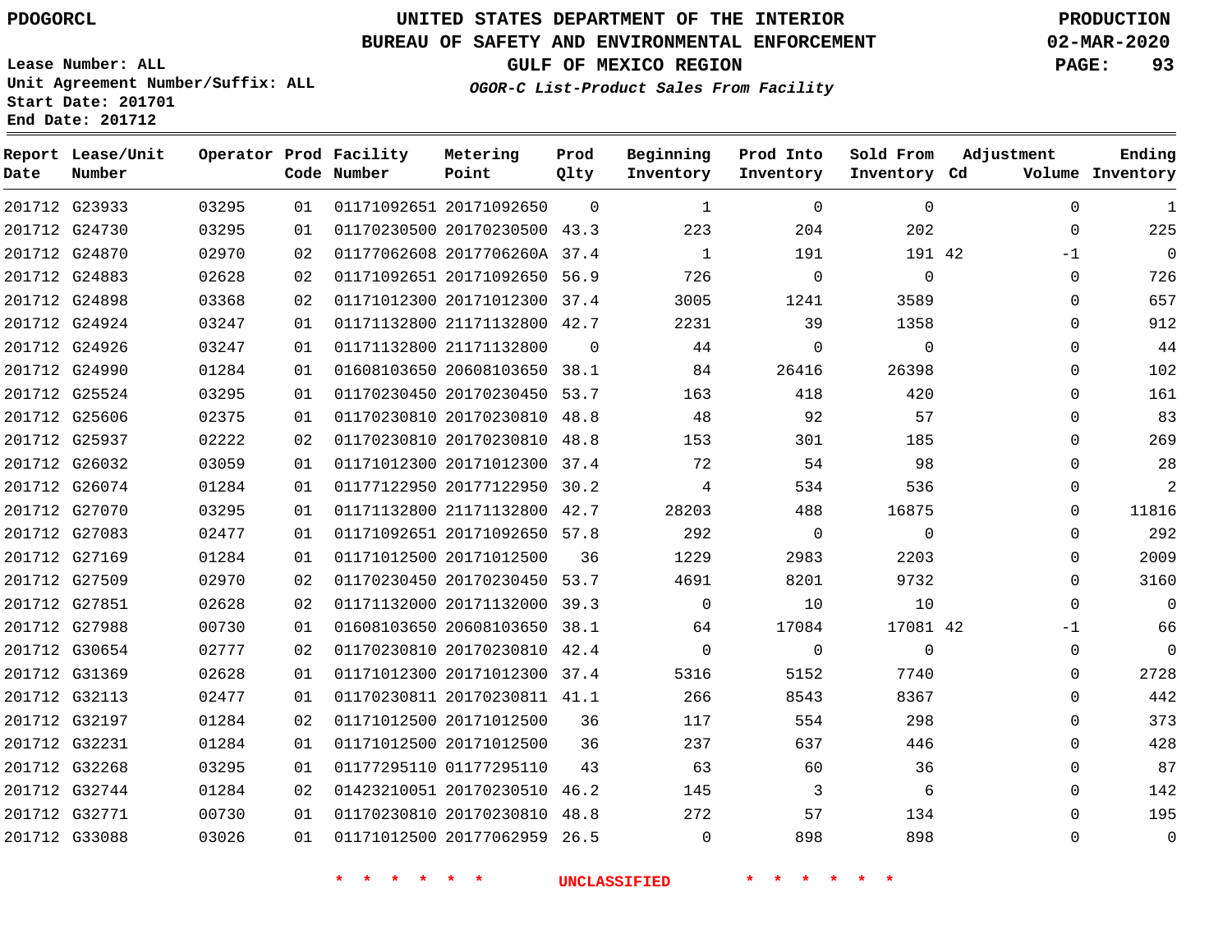PDOGORCL

# UNITED STATES DEPARTMENT OF THE INTERIOR
## BUREAU OF SAFETY AND ENVIRONMENTAL ENFORCEMENT
### GULF OF MEXICO REGION
*OGOR-C List-Product Sales From Facility*

PRODUCTION
02-MAR-2020

Lease Number: ALL
Unit Agreement Number/Suffix: ALL
Start Date: 201701
End Date: 201712

| Report Date | Lease/Unit Number | Operator | Prod Code | Facility Number | Metering Point | Prod Qlty | Beginning Inventory | Prod Into Inventory | Sold From Inventory | Adjustment Cd | Adjustment Volume | Ending Inventory |
|---|---|---|---|---|---|---|---|---|---|---|---|---|
| 201712 | G23933 | 03295 | 01 | 01171092651 | 20171092650 | 0 | 1 | 0 | 0 | | 0 | 1 |
| 201712 | G24730 | 03295 | 01 | 01170230500 | 20170230500 | 43.3 | 223 | 204 | 202 | | 0 | 225 |
| 201712 | G24870 | 02970 | 02 | 01177062608 | 2017706260A | 37.4 | 1 | 191 | 191 | 42 | -1 | 0 |
| 201712 | G24883 | 02628 | 02 | 01171092651 | 20171092650 | 56.9 | 726 | 0 | 0 | | 0 | 726 |
| 201712 | G24898 | 03368 | 02 | 01171012300 | 20171012300 | 37.4 | 3005 | 1241 | 3589 | | 0 | 657 |
| 201712 | G24924 | 03247 | 01 | 01171132800 | 21171132800 | 42.7 | 2231 | 39 | 1358 | | 0 | 912 |
| 201712 | G24926 | 03247 | 01 | 01171132800 | 21171132800 | 0 | 44 | 0 | 0 | | 0 | 44 |
| 201712 | G24990 | 01284 | 01 | 01608103650 | 20608103650 | 38.1 | 84 | 26416 | 26398 | | 0 | 102 |
| 201712 | G25524 | 03295 | 01 | 01170230450 | 20170230450 | 53.7 | 163 | 418 | 420 | | 0 | 161 |
| 201712 | G25606 | 02375 | 01 | 01170230810 | 20170230810 | 48.8 | 48 | 92 | 57 | | 0 | 83 |
| 201712 | G25937 | 02222 | 02 | 01170230810 | 20170230810 | 48.8 | 153 | 301 | 185 | | 0 | 269 |
| 201712 | G26032 | 03059 | 01 | 01171012300 | 20171012300 | 37.4 | 72 | 54 | 98 | | 0 | 28 |
| 201712 | G26074 | 01284 | 01 | 01177122950 | 20177122950 | 30.2 | 4 | 534 | 536 | | 0 | 2 |
| 201712 | G27070 | 03295 | 01 | 01171132800 | 21171132800 | 42.7 | 28203 | 488 | 16875 | | 0 | 11816 |
| 201712 | G27083 | 02477 | 01 | 01171092651 | 20171092650 | 57.8 | 292 | 0 | 0 | | 0 | 292 |
| 201712 | G27169 | 01284 | 01 | 01171012500 | 20171012500 | 36 | 1229 | 2983 | 2203 | | 0 | 2009 |
| 201712 | G27509 | 02970 | 02 | 01170230450 | 20170230450 | 53.7 | 4691 | 8201 | 9732 | | 0 | 3160 |
| 201712 | G27851 | 02628 | 02 | 01171132000 | 20171132000 | 39.3 | 0 | 10 | 10 | | 0 | 0 |
| 201712 | G27988 | 00730 | 01 | 01608103650 | 20608103650 | 38.1 | 64 | 17084 | 17081 | 42 | -1 | 66 |
| 201712 | G30654 | 02777 | 02 | 01170230810 | 20170230810 | 42.4 | 0 | 0 | 0 | | 0 | 0 |
| 201712 | G31369 | 02628 | 01 | 01171012300 | 20171012300 | 37.4 | 5316 | 5152 | 7740 | | 0 | 2728 |
| 201712 | G32113 | 02477 | 01 | 01170230811 | 20170230811 | 41.1 | 266 | 8543 | 8367 | | 0 | 442 |
| 201712 | G32197 | 01284 | 02 | 01171012500 | 20171012500 | 36 | 117 | 554 | 298 | | 0 | 373 |
| 201712 | G32231 | 01284 | 01 | 01171012500 | 20171012500 | 36 | 237 | 637 | 446 | | 0 | 428 |
| 201712 | G32268 | 03295 | 01 | 01177295110 | 01177295110 | 43 | 63 | 60 | 36 | | 0 | 87 |
| 201712 | G32744 | 01284 | 02 | 01423210051 | 20170230510 | 46.2 | 145 | 3 | 6 | | 0 | 142 |
| 201712 | G32771 | 00730 | 01 | 01170230810 | 20170230810 | 48.8 | 272 | 57 | 134 | | 0 | 195 |
| 201712 | G33088 | 03026 | 01 | 01171012500 | 20177062959 | 26.5 | 0 | 898 | 898 | | 0 | 0 |

* * * * * * UNCLASSIFIED * * * * * *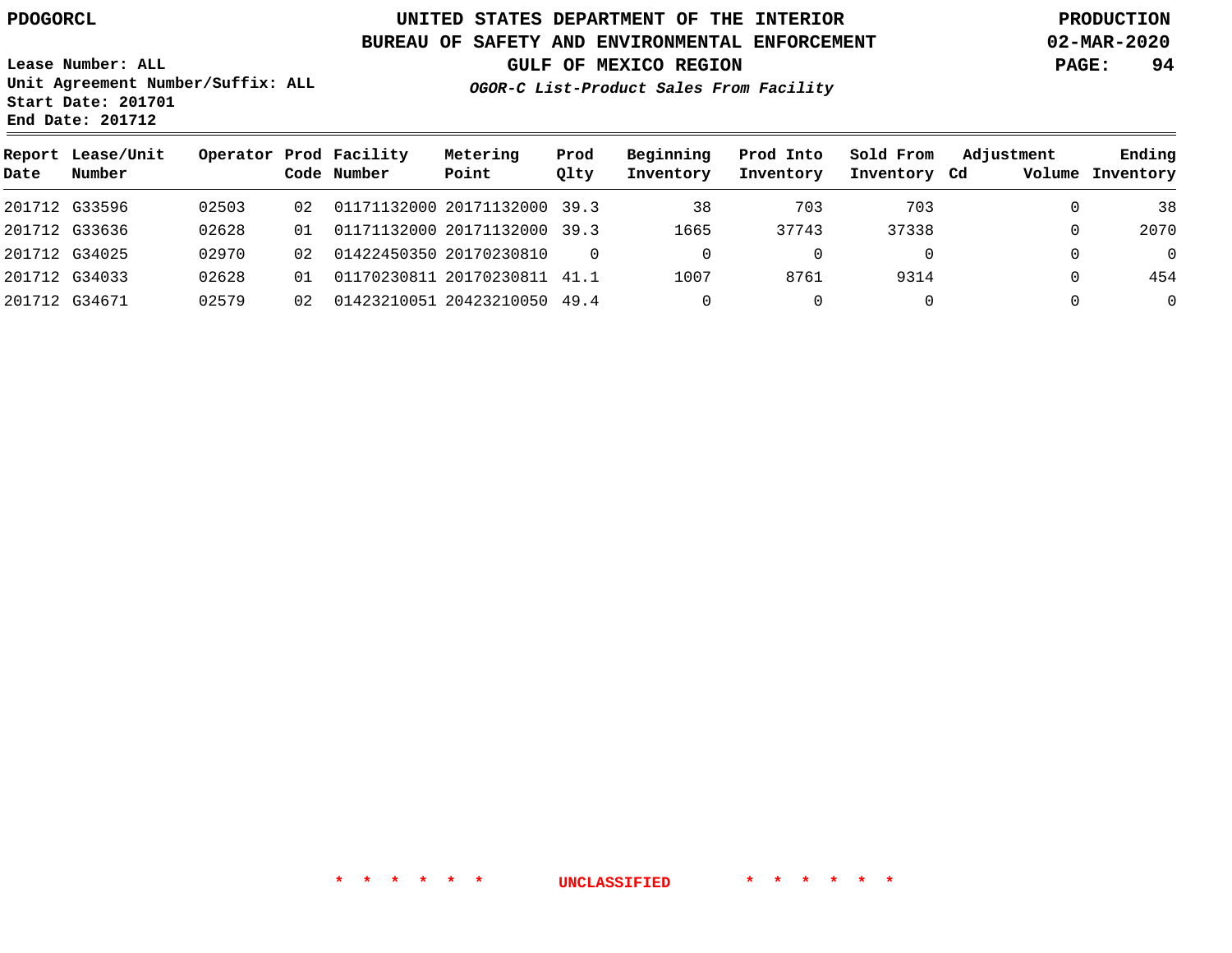PDOGORCL

# UNITED STATES DEPARTMENT OF THE INTERIOR
## BUREAU OF SAFETY AND ENVIRONMENTAL ENFORCEMENT
## GULF OF MEXICO REGION

PRODUCTION
02-MAR-2020

Lease Number: ALL
Unit Agreement Number/Suffix: ALL
Start Date: 201701
End Date: 201712

***OGOR-C List-Product Sales From Facility***

| Report Date | Lease/Unit Number | Operator | Prod Code | Facility Number | Metering Point | Prod Qlty | Beginning Inventory | Prod Into Inventory | Sold From Inventory | Adjustment Cd | Adjustment Volume | Ending Inventory |
|---|---|---|---|---|---|---|---|---|---|---|---|---|
| 201712 | G33596 | 02503 | 02 | 01171132000 | 20171132000 | 39.3 | 38 | 703 | 703 | | 0 | 38 |
| 201712 | G33636 | 02628 | 01 | 01171132000 | 20171132000 | 39.3 | 1665 | 37743 | 37338 | | 0 | 2070 |
| 201712 | G34025 | 02970 | 02 | 01422450350 | 20170230810 | 0 | 0 | 0 | 0 | | 0 | 0 |
| 201712 | G34033 | 02628 | 01 | 01170230811 | 20170230811 | 41.1 | 1007 | 8761 | 9314 | | 0 | 454 |
| 201712 | G34671 | 02579 | 02 | 01423210051 | 20423210050 | 49.4 | 0 | 0 | 0 | | 0 | 0 |

* * * * * * UNCLASSIFIED * * * * * *